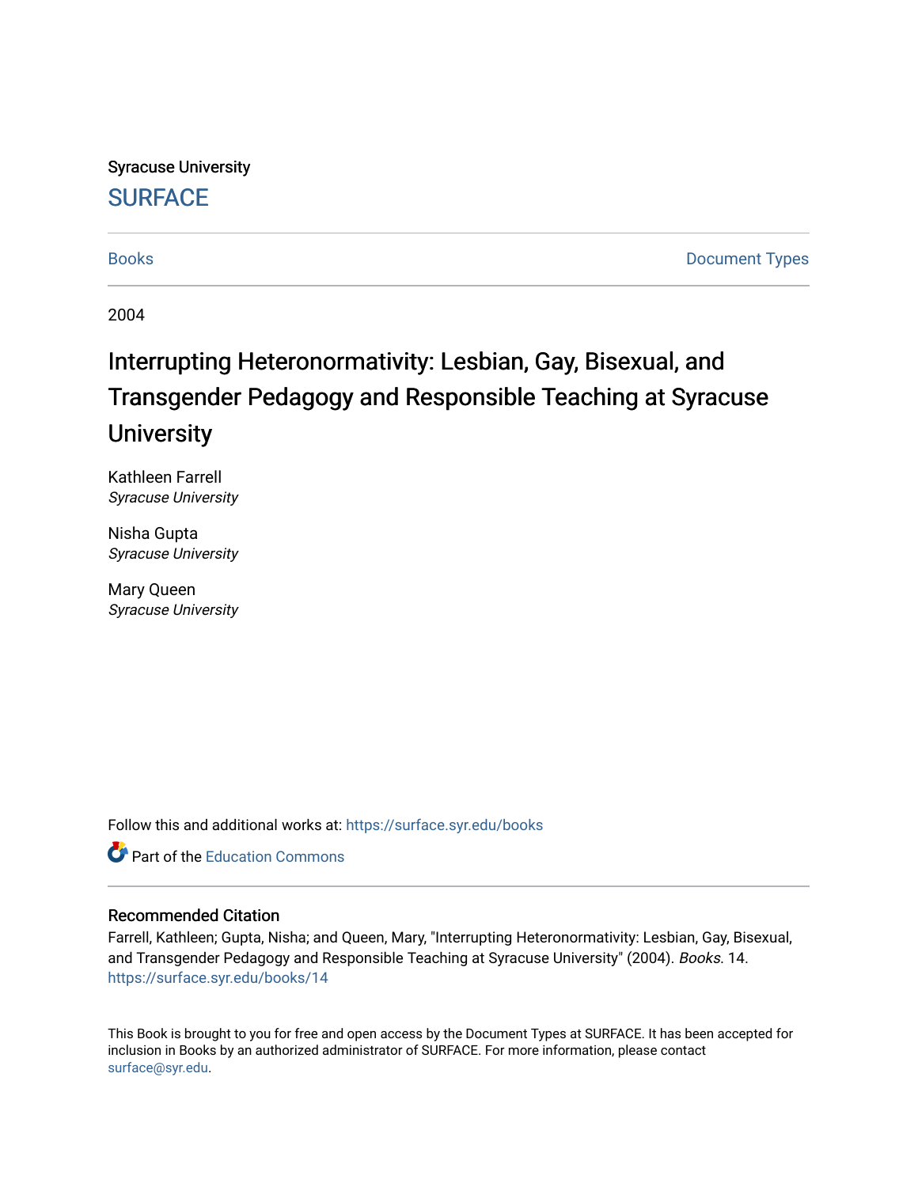Syracuse University

SURFACE

Books

Document Types

2004

# Interrupting Heteronormativity: Lesbian, Gay, Bisexual, and Transgender Pedagogy and Responsible Teaching at Syracuse University

Kathleen Farrell
*Syracuse University*

Nisha Gupta
*Syracuse University*

Mary Queen
*Syracuse University*

Follow this and additional works at: https://surface.syr.edu/books

Part of the Education Commons

## Recommended Citation

Farrell, Kathleen; Gupta, Nisha; and Queen, Mary, "Interrupting Heteronormativity: Lesbian, Gay, Bisexual, and Transgender Pedagogy and Responsible Teaching at Syracuse University" (2004). *Books*. 14.
https://surface.syr.edu/books/14

This Book is brought to you for free and open access by the Document Types at SURFACE. It has been accepted for inclusion in Books by an authorized administrator of SURFACE. For more information, please contact surface@syr.edu.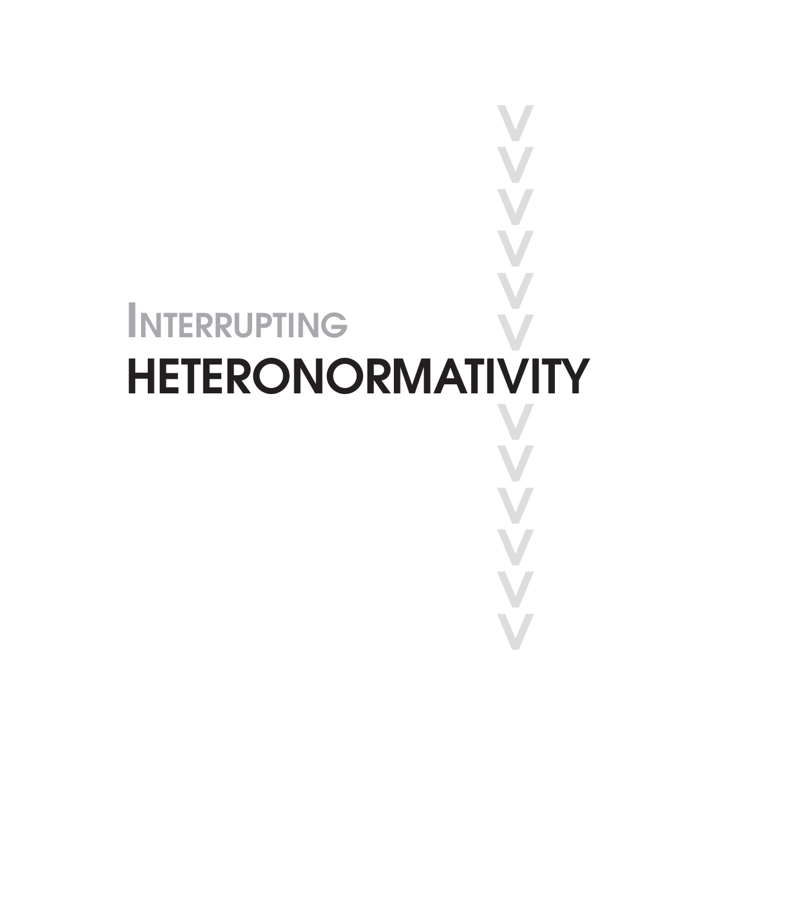# Interrupting Heteronormativity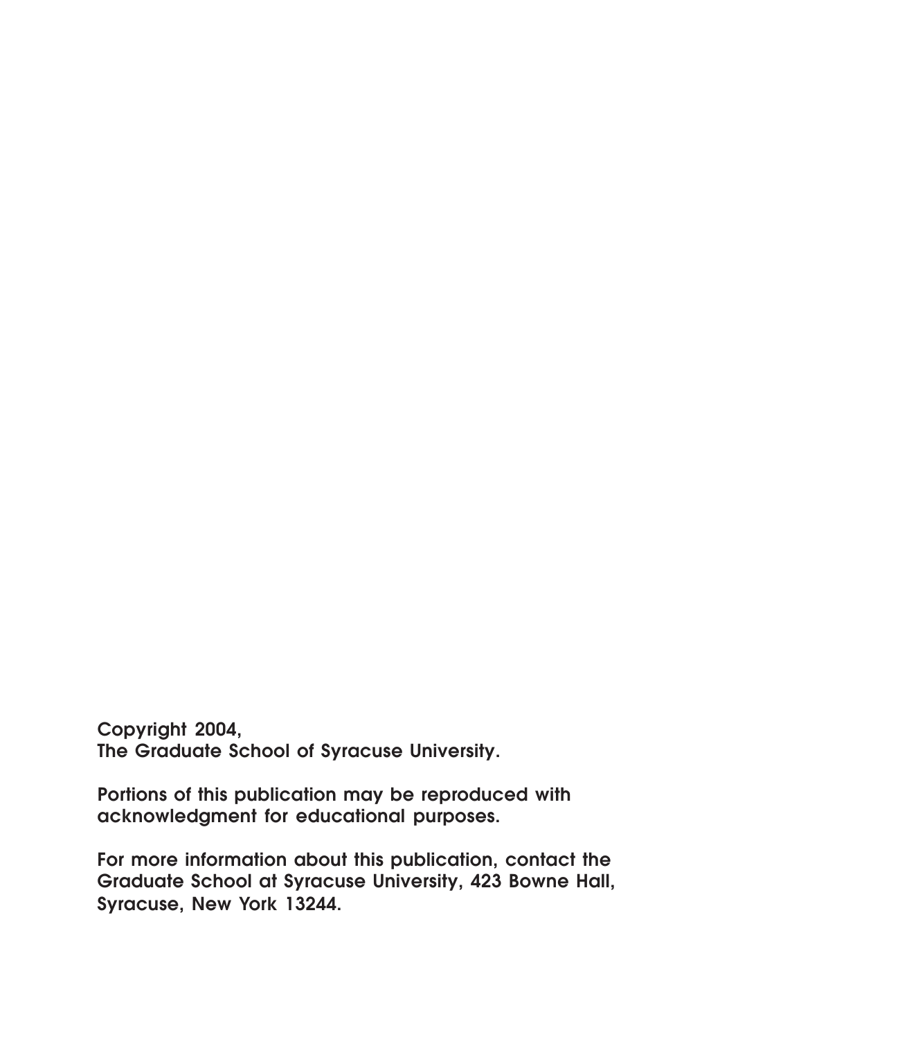Copyright 2004,
The Graduate School of Syracuse University.

Portions of this publication may be reproduced with acknowledgment for educational purposes.

For more information about this publication, contact the Graduate School at Syracuse University, 423 Bowne Hall, Syracuse, New York 13244.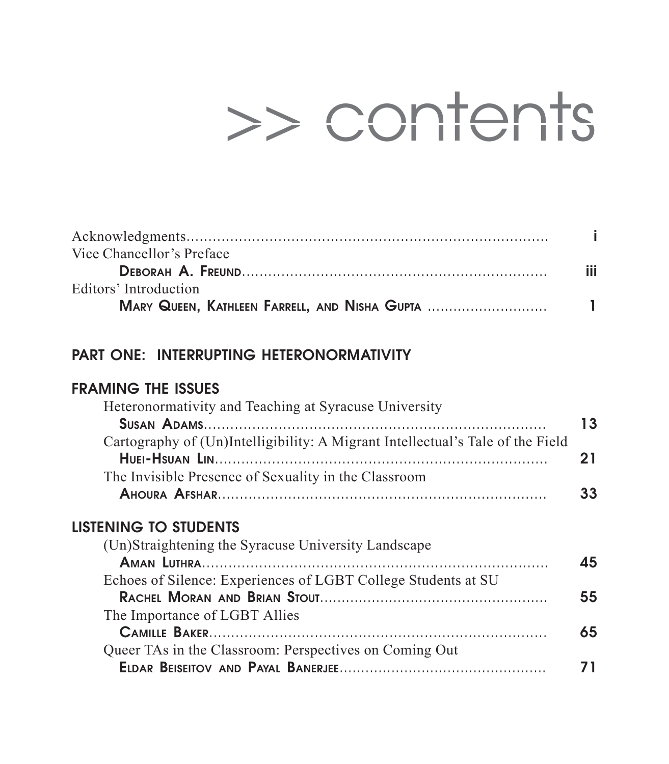# >> contents

Acknowledgments........................................................................ i

Vice Chancellor's Preface

**Deborah A. Freund**................................................................ iii

Editors' Introduction

**Mary Queen, Kathleen Farrell, and Nisha Gupta** ........................... 1

## PART ONE: INTERRUPTING HETERONORMATIVITY

### FRAMING THE ISSUES

Heteronormativity and Teaching at Syracuse University

**Susan Adams**........................................................................ 13

Cartography of (Un)Intelligibility: A Migrant Intellectual's Tale of the Field

**Huei-Hsuan Lin**...................................................................... 21

The Invisible Presence of Sexuality in the Classroom

**Ahoura Afshar**....................................................................... 33

### LISTENING TO STUDENTS

(Un)Straightening the Syracuse University Landscape

**Aman Luthra**.......................................................................... 45

Echoes of Silence: Experiences of LGBT College Students at SU

**Rachel Moran and Brian Stout**................................................... 55

The Importance of LGBT Allies

**Camille Baker**........................................................................ 65

Queer TAs in the Classroom: Perspectives on Coming Out

**Eldar Beiseitov and Payal Banerjee**.............................................. 71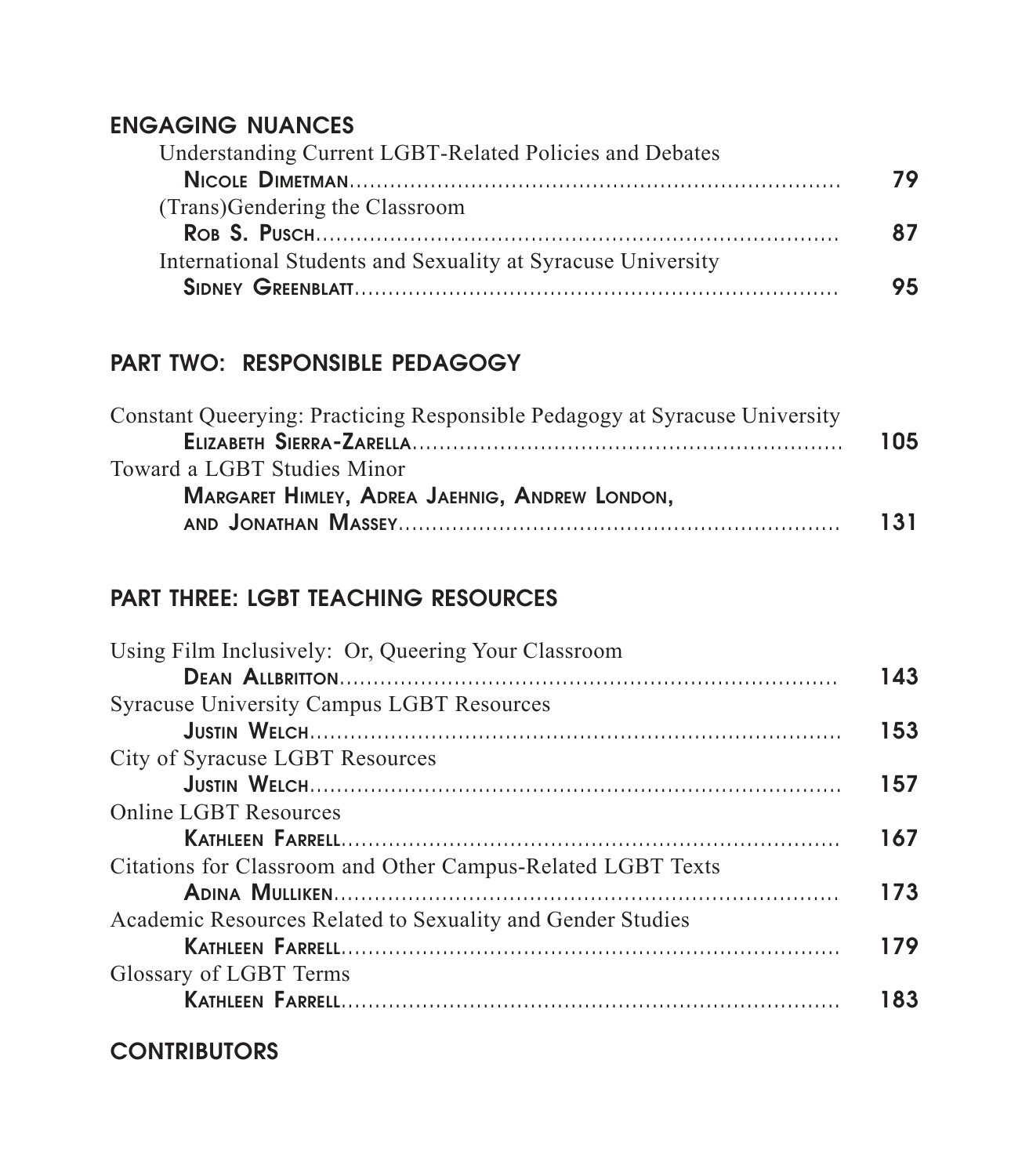## ENGAGING NUANCES

Understanding Current LGBT-Related Policies and Debates
**Nicole Dimetman** ........ 79

(Trans)Gendering the Classroom
**Rob S. Pusch** ........ 87

International Students and Sexuality at Syracuse University
**Sidney Greenblatt** ........ 95

## PART TWO: RESPONSIBLE PEDAGOGY

Constant Queerying: Practicing Responsible Pedagogy at Syracuse University
**Elizabeth Sierra-Zarella** ........ 105

Toward a LGBT Studies Minor
**Margaret Himley, Adrea Jaehnig, Andrew London, and Jonathan Massey** ........ 131

## PART THREE: LGBT TEACHING RESOURCES

Using Film Inclusively: Or, Queering Your Classroom
**Dean Allbritton** ........ 143

Syracuse University Campus LGBT Resources
**Justin Welch** ........ 153

City of Syracuse LGBT Resources
**Justin Welch** ........ 157

Online LGBT Resources
**Kathleen Farrell** ........ 167

Citations for Classroom and Other Campus-Related LGBT Texts
**Adina Mulliken** ........ 173

Academic Resources Related to Sexuality and Gender Studies
**Kathleen Farrell** ........ 179

Glossary of LGBT Terms
**Kathleen Farrell** ........ 183

## CONTRIBUTORS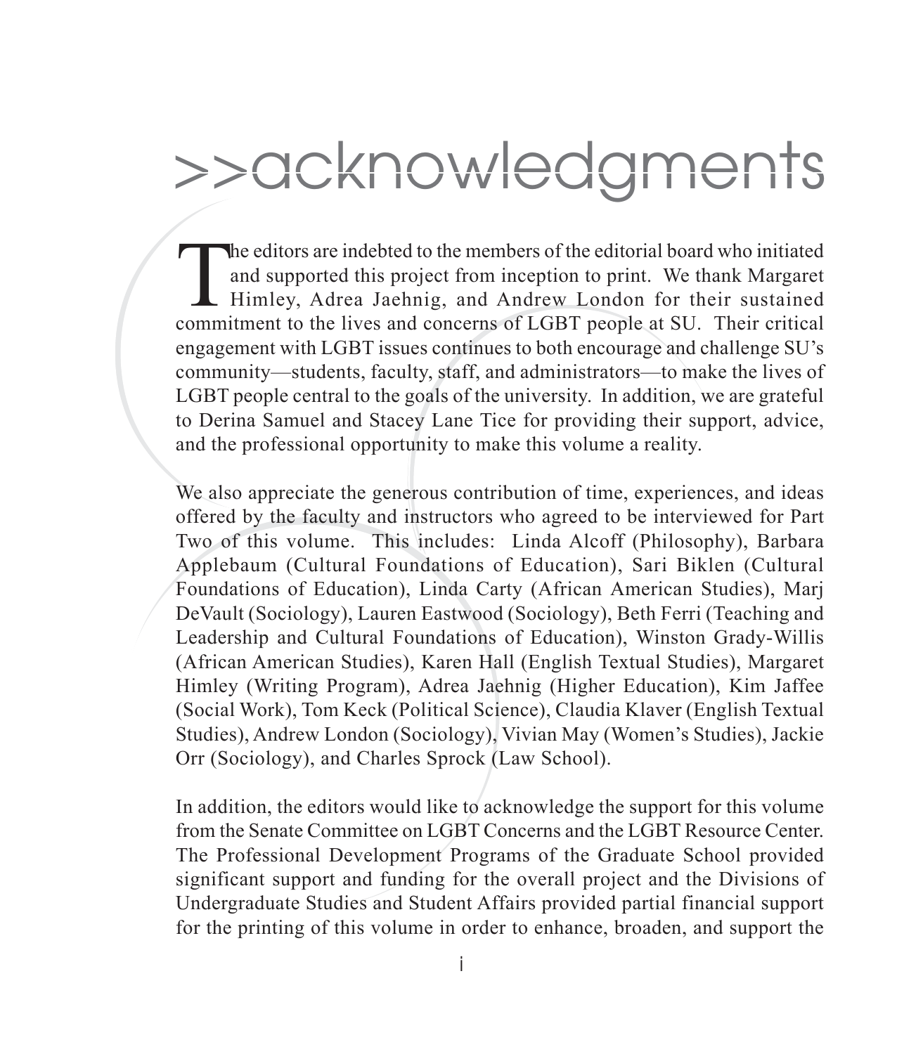# >>acknowledgments

The editors are indebted to the members of the editorial board who initiated and supported this project from inception to print. We thank Margaret Himley, Adrea Jaehnig, and Andrew London for their sustained commitment to the lives and concerns of LGBT people at SU. Their critical engagement with LGBT issues continues to both encourage and challenge SU's community—students, faculty, staff, and administrators—to make the lives of LGBT people central to the goals of the university. In addition, we are grateful to Derina Samuel and Stacey Lane Tice for providing their support, advice, and the professional opportunity to make this volume a reality.

We also appreciate the generous contribution of time, experiences, and ideas offered by the faculty and instructors who agreed to be interviewed for Part Two of this volume. This includes: Linda Alcoff (Philosophy), Barbara Applebaum (Cultural Foundations of Education), Sari Biklen (Cultural Foundations of Education), Linda Carty (African American Studies), Marj DeVault (Sociology), Lauren Eastwood (Sociology), Beth Ferri (Teaching and Leadership and Cultural Foundations of Education), Winston Grady-Willis (African American Studies), Karen Hall (English Textual Studies), Margaret Himley (Writing Program), Adrea Jaehnig (Higher Education), Kim Jaffee (Social Work), Tom Keck (Political Science), Claudia Klaver (English Textual Studies), Andrew London (Sociology), Vivian May (Women's Studies), Jackie Orr (Sociology), and Charles Sprock (Law School).

In addition, the editors would like to acknowledge the support for this volume from the Senate Committee on LGBT Concerns and the LGBT Resource Center. The Professional Development Programs of the Graduate School provided significant support and funding for the overall project and the Divisions of Undergraduate Studies and Student Affairs provided partial financial support for the printing of this volume in order to enhance, broaden, and support the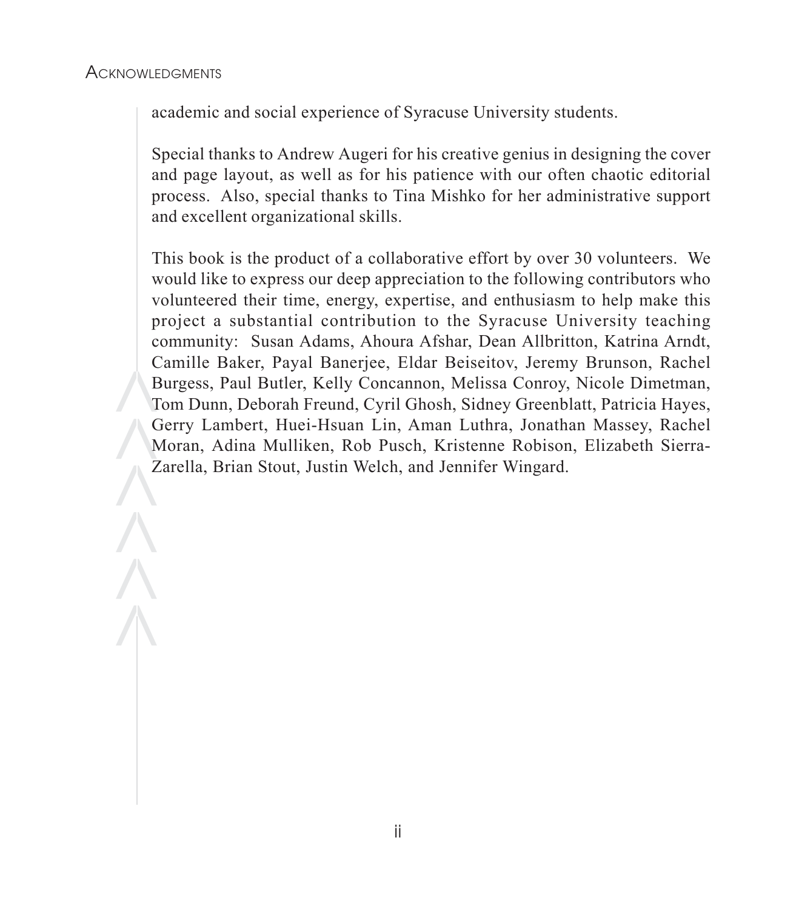academic and social experience of Syracuse University students.

Special thanks to Andrew Augeri for his creative genius in designing the cover and page layout, as well as for his patience with our often chaotic editorial process. Also, special thanks to Tina Mishko for her administrative support and excellent organizational skills.

This book is the product of a collaborative effort by over 30 volunteers. We would like to express our deep appreciation to the following contributors who volunteered their time, energy, expertise, and enthusiasm to help make this project a substantial contribution to the Syracuse University teaching community: Susan Adams, Ahoura Afshar, Dean Allbritton, Katrina Arndt, Camille Baker, Payal Banerjee, Eldar Beiseitov, Jeremy Brunson, Rachel Burgess, Paul Butler, Kelly Concannon, Melissa Conroy, Nicole Dimetman, Tom Dunn, Deborah Freund, Cyril Ghosh, Sidney Greenblatt, Patricia Hayes, Gerry Lambert, Huei-Hsuan Lin, Aman Luthra, Jonathan Massey, Rachel Moran, Adina Mulliken, Rob Pusch, Kristenne Robison, Elizabeth Sierra-Zarella, Brian Stout, Justin Welch, and Jennifer Wingard.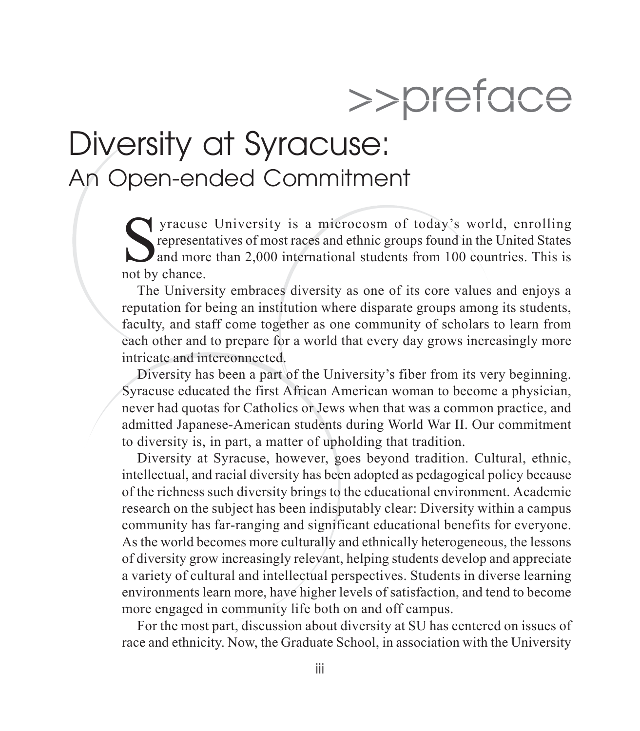# >>preface

## Diversity at Syracuse:
### An Open-ended Commitment

Syracuse University is a microcosm of today's world, enrolling representatives of most races and ethnic groups found in the United States and more than 2,000 international students from 100 countries. This is not by chance.

The University embraces diversity as one of its core values and enjoys a reputation for being an institution where disparate groups among its students, faculty, and staff come together as one community of scholars to learn from each other and to prepare for a world that every day grows increasingly more intricate and interconnected.

Diversity has been a part of the University's fiber from its very beginning. Syracuse educated the first African American woman to become a physician, never had quotas for Catholics or Jews when that was a common practice, and admitted Japanese-American students during World War II. Our commitment to diversity is, in part, a matter of upholding that tradition.

Diversity at Syracuse, however, goes beyond tradition. Cultural, ethnic, intellectual, and racial diversity has been adopted as pedagogical policy because of the richness such diversity brings to the educational environment. Academic research on the subject has been indisputably clear: Diversity within a campus community has far-ranging and significant educational benefits for everyone. As the world becomes more culturally and ethnically heterogeneous, the lessons of diversity grow increasingly relevant, helping students develop and appreciate a variety of cultural and intellectual perspectives. Students in diverse learning environments learn more, have higher levels of satisfaction, and tend to become more engaged in community life both on and off campus.

For the most part, discussion about diversity at SU has centered on issues of race and ethnicity. Now, the Graduate School, in association with the University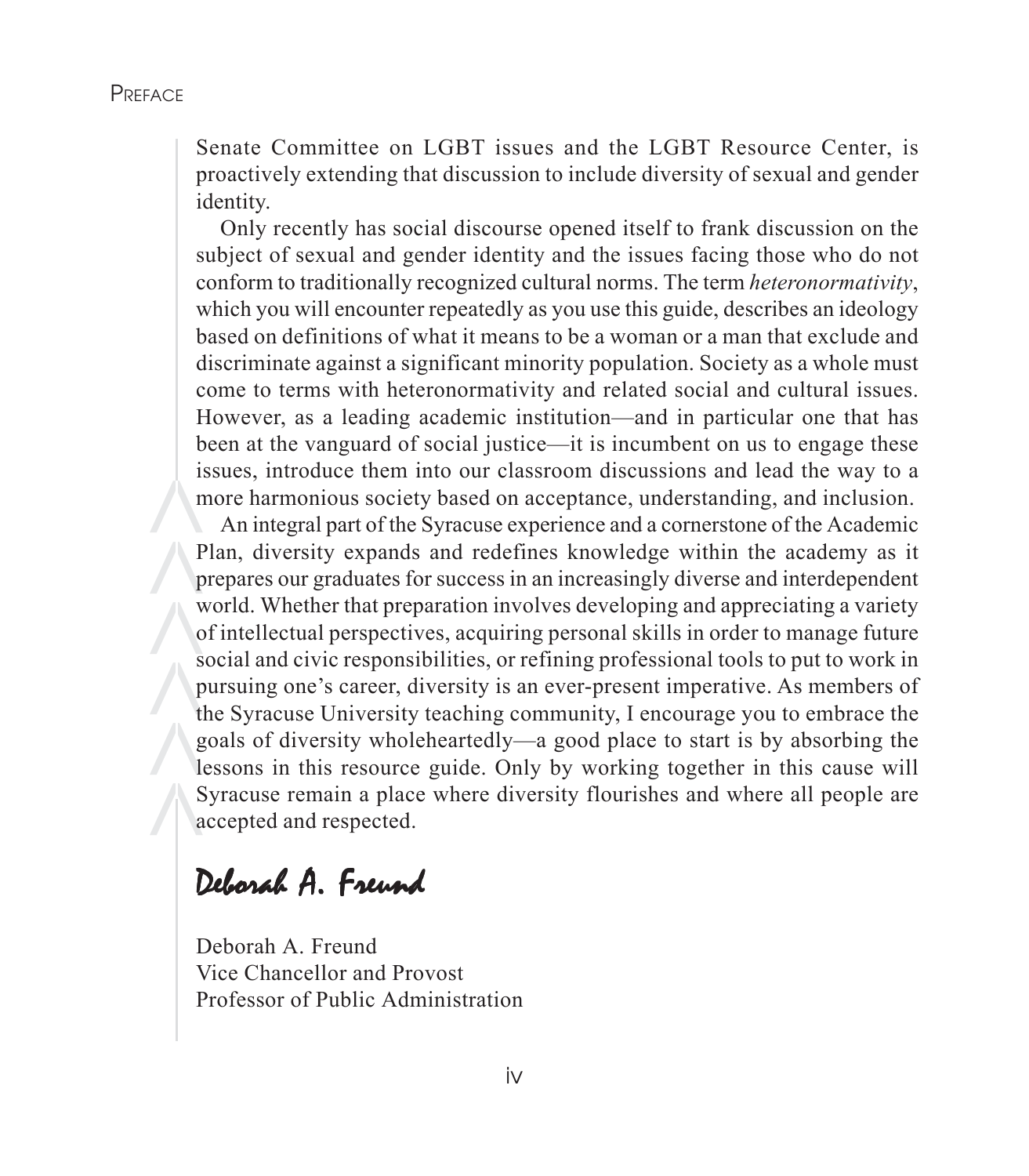Senate Committee on LGBT issues and the LGBT Resource Center, is proactively extending that discussion to include diversity of sexual and gender identity.

Only recently has social discourse opened itself to frank discussion on the subject of sexual and gender identity and the issues facing those who do not conform to traditionally recognized cultural norms. The term *heteronormativity*, which you will encounter repeatedly as you use this guide, describes an ideology based on definitions of what it means to be a woman or a man that exclude and discriminate against a significant minority population. Society as a whole must come to terms with heteronormativity and related social and cultural issues. However, as a leading academic institution—and in particular one that has been at the vanguard of social justice—it is incumbent on us to engage these issues, introduce them into our classroom discussions and lead the way to a more harmonious society based on acceptance, understanding, and inclusion.

An integral part of the Syracuse experience and a cornerstone of the Academic Plan, diversity expands and redefines knowledge within the academy as it prepares our graduates for success in an increasingly diverse and interdependent world. Whether that preparation involves developing and appreciating a variety of intellectual perspectives, acquiring personal skills in order to manage future social and civic responsibilities, or refining professional tools to put to work in pursuing one's career, diversity is an ever-present imperative. As members of the Syracuse University teaching community, I encourage you to embrace the goals of diversity wholeheartedly—a good place to start is by absorbing the lessons in this resource guide. Only by working together in this cause will Syracuse remain a place where diversity flourishes and where all people are accepted and respected.

*Deborah A. Freund*

Deborah A. Freund
Vice Chancellor and Provost
Professor of Public Administration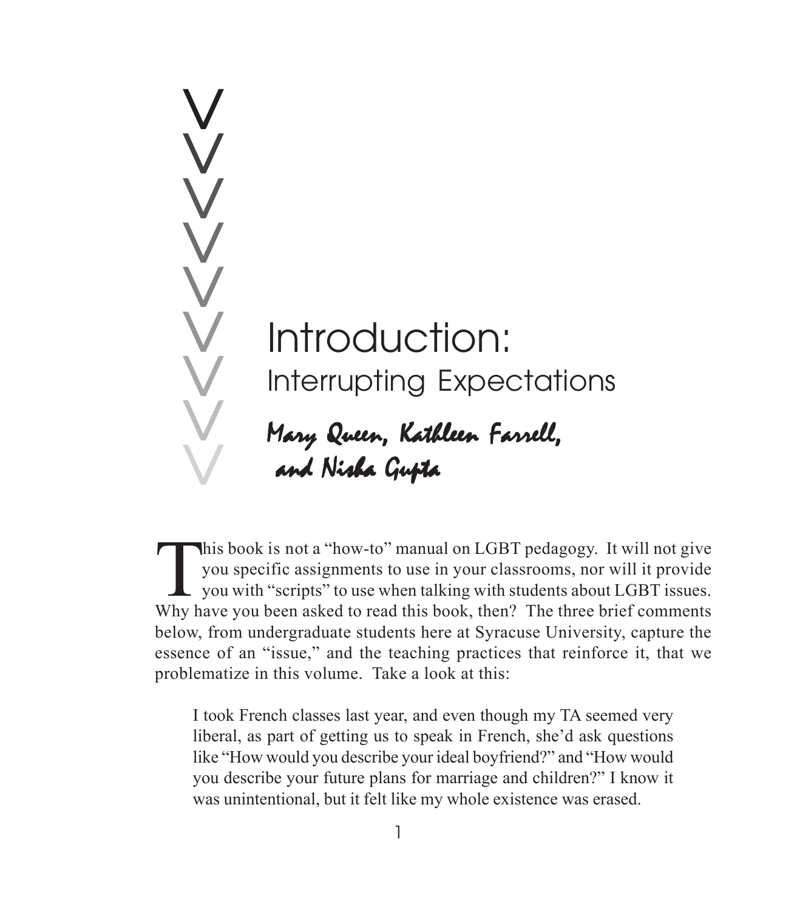# Introduction: Interrupting Expectations

*Mary Queen, Kathleen Farrell, and Nisha Gupta*

This book is not a "how-to" manual on LGBT pedagogy. It will not give you specific assignments to use in your classrooms, nor will it provide you with "scripts" to use when talking with students about LGBT issues. Why have you been asked to read this book, then? The three brief comments below, from undergraduate students here at Syracuse University, capture the essence of an "issue," and the teaching practices that reinforce it, that we problematize in this volume. Take a look at this:

> I took French classes last year, and even though my TA seemed very liberal, as part of getting us to speak in French, she'd ask questions like "How would you describe your ideal boyfriend?" and "How would you describe your future plans for marriage and children?" I know it was unintentional, but it felt like my whole existence was erased.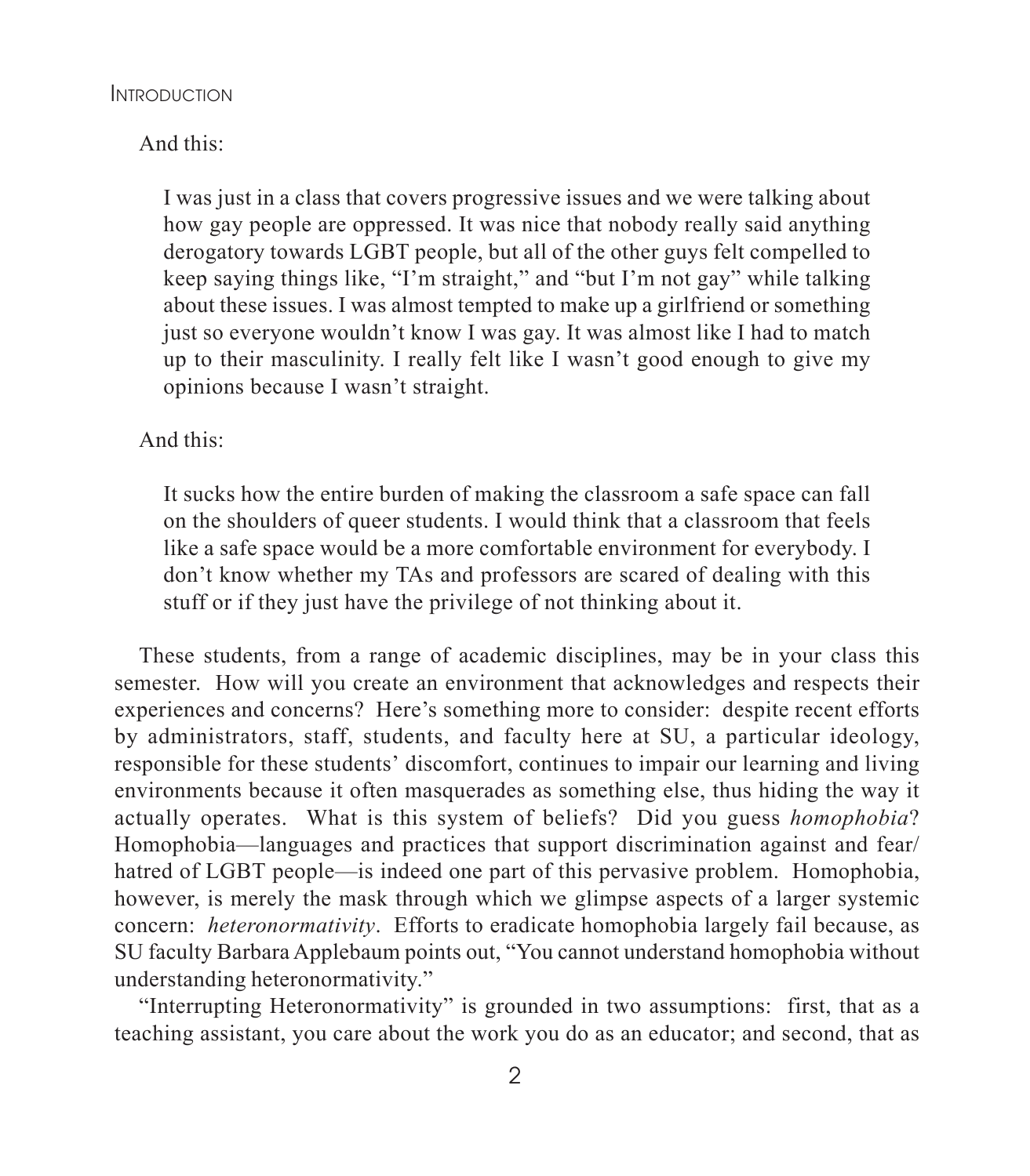And this:

> I was just in a class that covers progressive issues and we were talking about how gay people are oppressed. It was nice that nobody really said anything derogatory towards LGBT people, but all of the other guys felt compelled to keep saying things like, "I'm straight," and "but I'm not gay" while talking about these issues. I was almost tempted to make up a girlfriend or something just so everyone wouldn't know I was gay. It was almost like I had to match up to their masculinity. I really felt like I wasn't good enough to give my opinions because I wasn't straight.

And this:

> It sucks how the entire burden of making the classroom a safe space can fall on the shoulders of queer students. I would think that a classroom that feels like a safe space would be a more comfortable environment for everybody. I don't know whether my TAs and professors are scared of dealing with this stuff or if they just have the privilege of not thinking about it.

These students, from a range of academic disciplines, may be in your class this semester. How will you create an environment that acknowledges and respects their experiences and concerns? Here's something more to consider: despite recent efforts by administrators, staff, students, and faculty here at SU, a particular ideology, responsible for these students' discomfort, continues to impair our learning and living environments because it often masquerades as something else, thus hiding the way it actually operates. What is this system of beliefs? Did you guess *homophobia*? Homophobia—languages and practices that support discrimination against and fear/hatred of LGBT people—is indeed one part of this pervasive problem. Homophobia, however, is merely the mask through which we glimpse aspects of a larger systemic concern: *heteronormativity*. Efforts to eradicate homophobia largely fail because, as SU faculty Barbara Applebaum points out, "You cannot understand homophobia without understanding heteronormativity."

"Interrupting Heteronormativity" is grounded in two assumptions: first, that as a teaching assistant, you care about the work you do as an educator; and second, that as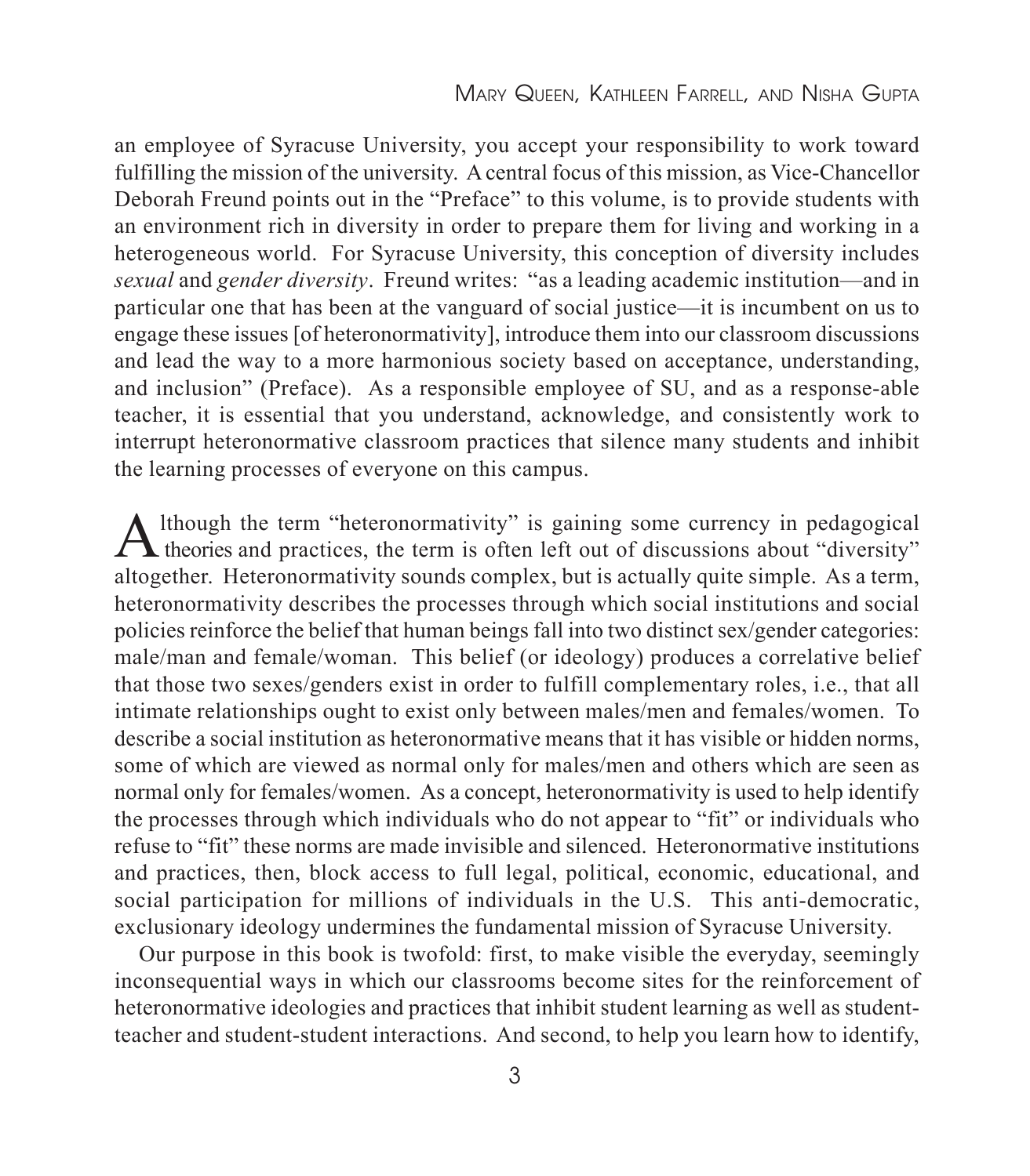an employee of Syracuse University, you accept your responsibility to work toward fulfilling the mission of the university. A central focus of this mission, as Vice-Chancellor Deborah Freund points out in the "Preface" to this volume, is to provide students with an environment rich in diversity in order to prepare them for living and working in a heterogeneous world. For Syracuse University, this conception of diversity includes *sexual* and *gender diversity*. Freund writes: "as a leading academic institution—and in particular one that has been at the vanguard of social justice—it is incumbent on us to engage these issues [of heteronormativity], introduce them into our classroom discussions and lead the way to a more harmonious society based on acceptance, understanding, and inclusion" (Preface). As a responsible employee of SU, and as a response-able teacher, it is essential that you understand, acknowledge, and consistently work to interrupt heteronormative classroom practices that silence many students and inhibit the learning processes of everyone on this campus.

Although the term "heteronormativity" is gaining some currency in pedagogical theories and practices, the term is often left out of discussions about "diversity" altogether. Heteronormativity sounds complex, but is actually quite simple. As a term, heteronormativity describes the processes through which social institutions and social policies reinforce the belief that human beings fall into two distinct sex/gender categories: male/man and female/woman. This belief (or ideology) produces a correlative belief that those two sexes/genders exist in order to fulfill complementary roles, i.e., that all intimate relationships ought to exist only between males/men and females/women. To describe a social institution as heteronormative means that it has visible or hidden norms, some of which are viewed as normal only for males/men and others which are seen as normal only for females/women. As a concept, heteronormativity is used to help identify the processes through which individuals who do not appear to "fit" or individuals who refuse to "fit" these norms are made invisible and silenced. Heteronormative institutions and practices, then, block access to full legal, political, economic, educational, and social participation for millions of individuals in the U.S. This anti-democratic, exclusionary ideology undermines the fundamental mission of Syracuse University.

Our purpose in this book is twofold: first, to make visible the everyday, seemingly inconsequential ways in which our classrooms become sites for the reinforcement of heteronormative ideologies and practices that inhibit student learning as well as student-teacher and student-student interactions. And second, to help you learn how to identify,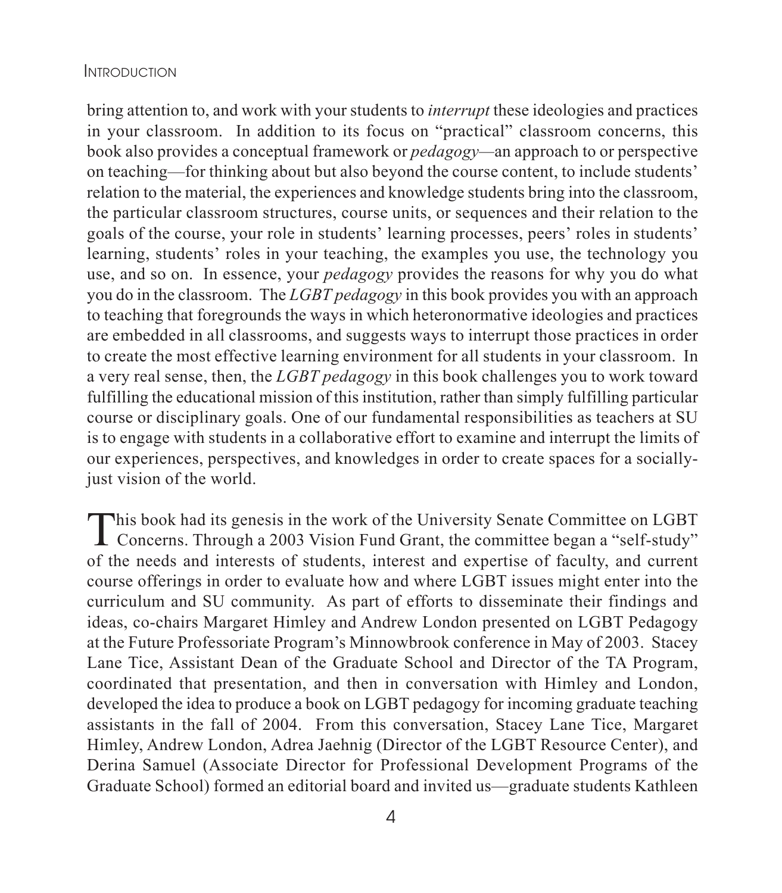bring attention to, and work with your students to *interrupt* these ideologies and practices in your classroom. In addition to its focus on "practical" classroom concerns, this book also provides a conceptual framework or *pedagogy*—an approach to or perspective on teaching—for thinking about but also beyond the course content, to include students' relation to the material, the experiences and knowledge students bring into the classroom, the particular classroom structures, course units, or sequences and their relation to the goals of the course, your role in students' learning processes, peers' roles in students' learning, students' roles in your teaching, the examples you use, the technology you use, and so on. In essence, your *pedagogy* provides the reasons for why you do what you do in the classroom. The *LGBT pedagogy* in this book provides you with an approach to teaching that foregrounds the ways in which heteronormative ideologies and practices are embedded in all classrooms, and suggests ways to interrupt those practices in order to create the most effective learning environment for all students in your classroom. In a very real sense, then, the *LGBT pedagogy* in this book challenges you to work toward fulfilling the educational mission of this institution, rather than simply fulfilling particular course or disciplinary goals. One of our fundamental responsibilities as teachers at SU is to engage with students in a collaborative effort to examine and interrupt the limits of our experiences, perspectives, and knowledges in order to create spaces for a socially-just vision of the world.

This book had its genesis in the work of the University Senate Committee on LGBT Concerns. Through a 2003 Vision Fund Grant, the committee began a "self-study" of the needs and interests of students, interest and expertise of faculty, and current course offerings in order to evaluate how and where LGBT issues might enter into the curriculum and SU community. As part of efforts to disseminate their findings and ideas, co-chairs Margaret Himley and Andrew London presented on LGBT Pedagogy at the Future Professoriate Program's Minnowbrook conference in May of 2003. Stacey Lane Tice, Assistant Dean of the Graduate School and Director of the TA Program, coordinated that presentation, and then in conversation with Himley and London, developed the idea to produce a book on LGBT pedagogy for incoming graduate teaching assistants in the fall of 2004. From this conversation, Stacey Lane Tice, Margaret Himley, Andrew London, Adrea Jaehnig (Director of the LGBT Resource Center), and Derina Samuel (Associate Director for Professional Development Programs of the Graduate School) formed an editorial board and invited us—graduate students Kathleen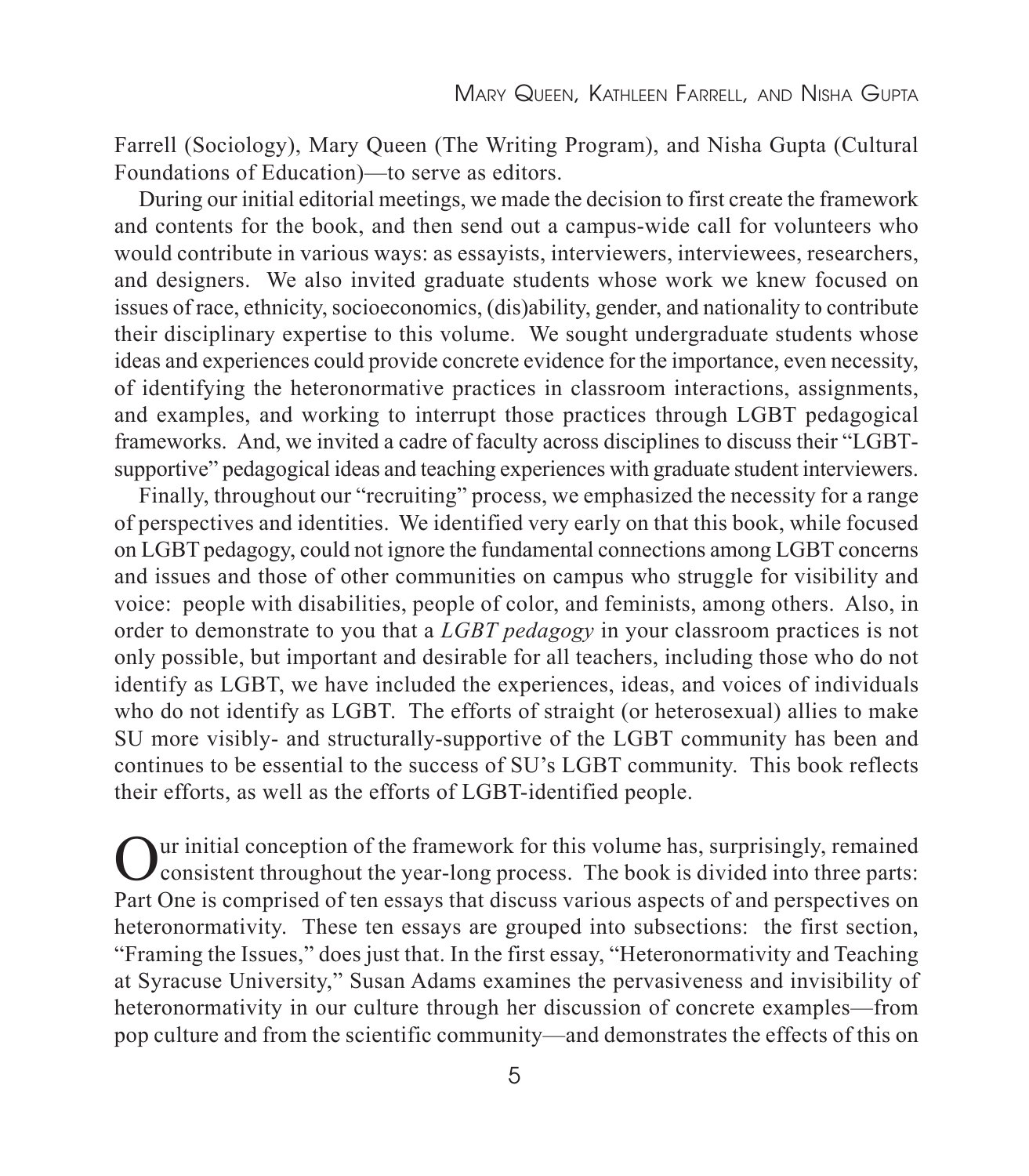Farrell (Sociology), Mary Queen (The Writing Program), and Nisha Gupta (Cultural Foundations of Education)—to serve as editors.

During our initial editorial meetings, we made the decision to first create the framework and contents for the book, and then send out a campus-wide call for volunteers who would contribute in various ways: as essayists, interviewers, interviewees, researchers, and designers. We also invited graduate students whose work we knew focused on issues of race, ethnicity, socioeconomics, (dis)ability, gender, and nationality to contribute their disciplinary expertise to this volume. We sought undergraduate students whose ideas and experiences could provide concrete evidence for the importance, even necessity, of identifying the heteronormative practices in classroom interactions, assignments, and examples, and working to interrupt those practices through LGBT pedagogical frameworks. And, we invited a cadre of faculty across disciplines to discuss their "LGBT-supportive" pedagogical ideas and teaching experiences with graduate student interviewers.

Finally, throughout our "recruiting" process, we emphasized the necessity for a range of perspectives and identities. We identified very early on that this book, while focused on LGBT pedagogy, could not ignore the fundamental connections among LGBT concerns and issues and those of other communities on campus who struggle for visibility and voice: people with disabilities, people of color, and feminists, among others. Also, in order to demonstrate to you that a *LGBT pedagogy* in your classroom practices is not only possible, but important and desirable for all teachers, including those who do not identify as LGBT, we have included the experiences, ideas, and voices of individuals who do not identify as LGBT. The efforts of straight (or heterosexual) allies to make SU more visibly- and structurally-supportive of the LGBT community has been and continues to be essential to the success of SU's LGBT community. This book reflects their efforts, as well as the efforts of LGBT-identified people.

Our initial conception of the framework for this volume has, surprisingly, remained consistent throughout the year-long process. The book is divided into three parts: Part One is comprised of ten essays that discuss various aspects of and perspectives on heteronormativity. These ten essays are grouped into subsections: the first section, "Framing the Issues," does just that. In the first essay, "Heteronormativity and Teaching at Syracuse University," Susan Adams examines the pervasiveness and invisibility of heteronormativity in our culture through her discussion of concrete examples—from pop culture and from the scientific community—and demonstrates the effects of this on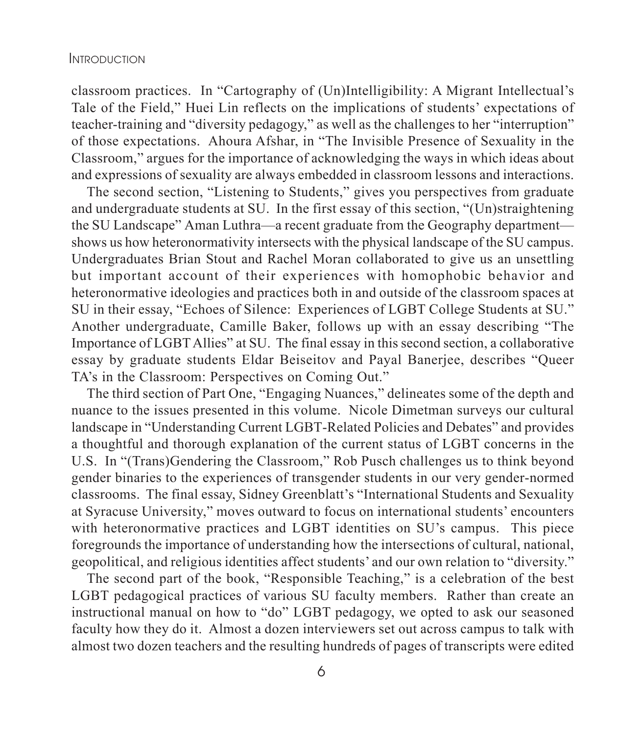classroom practices. In "Cartography of (Un)Intelligibility: A Migrant Intellectual's Tale of the Field," Huei Lin reflects on the implications of students' expectations of teacher-training and "diversity pedagogy," as well as the challenges to her "interruption" of those expectations. Ahoura Afshar, in "The Invisible Presence of Sexuality in the Classroom," argues for the importance of acknowledging the ways in which ideas about and expressions of sexuality are always embedded in classroom lessons and interactions.

The second section, "Listening to Students," gives you perspectives from graduate and undergraduate students at SU. In the first essay of this section, "(Un)straightening the SU Landscape" Aman Luthra—a recent graduate from the Geography department—shows us how heteronormativity intersects with the physical landscape of the SU campus. Undergraduates Brian Stout and Rachel Moran collaborated to give us an unsettling but important account of their experiences with homophobic behavior and heteronormative ideologies and practices both in and outside of the classroom spaces at SU in their essay, "Echoes of Silence: Experiences of LGBT College Students at SU." Another undergraduate, Camille Baker, follows up with an essay describing "The Importance of LGBT Allies" at SU. The final essay in this second section, a collaborative essay by graduate students Eldar Beiseitov and Payal Banerjee, describes "Queer TA's in the Classroom: Perspectives on Coming Out."

The third section of Part One, "Engaging Nuances," delineates some of the depth and nuance to the issues presented in this volume. Nicole Dimetman surveys our cultural landscape in "Understanding Current LGBT-Related Policies and Debates" and provides a thoughtful and thorough explanation of the current status of LGBT concerns in the U.S. In "(Trans)Gendering the Classroom," Rob Pusch challenges us to think beyond gender binaries to the experiences of transgender students in our very gender-normed classrooms. The final essay, Sidney Greenblatt's "International Students and Sexuality at Syracuse University," moves outward to focus on international students' encounters with heteronormative practices and LGBT identities on SU's campus. This piece foregrounds the importance of understanding how the intersections of cultural, national, geopolitical, and religious identities affect students' and our own relation to "diversity."

The second part of the book, "Responsible Teaching," is a celebration of the best LGBT pedagogical practices of various SU faculty members. Rather than create an instructional manual on how to "do" LGBT pedagogy, we opted to ask our seasoned faculty how they do it. Almost a dozen interviewers set out across campus to talk with almost two dozen teachers and the resulting hundreds of pages of transcripts were edited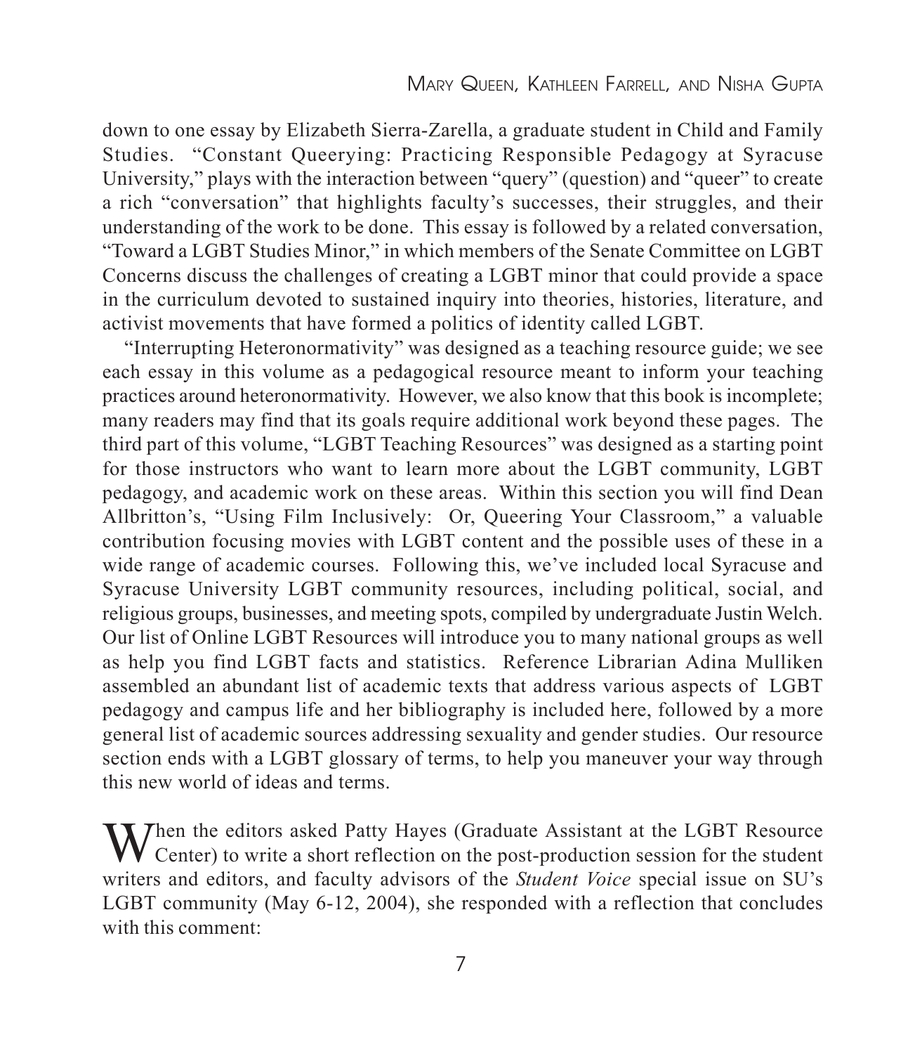down to one essay by Elizabeth Sierra-Zarella, a graduate student in Child and Family Studies. "Constant Queerying: Practicing Responsible Pedagogy at Syracuse University," plays with the interaction between "query" (question) and "queer" to create a rich "conversation" that highlights faculty's successes, their struggles, and their understanding of the work to be done. This essay is followed by a related conversation, "Toward a LGBT Studies Minor," in which members of the Senate Committee on LGBT Concerns discuss the challenges of creating a LGBT minor that could provide a space in the curriculum devoted to sustained inquiry into theories, histories, literature, and activist movements that have formed a politics of identity called LGBT.

"Interrupting Heteronormativity" was designed as a teaching resource guide; we see each essay in this volume as a pedagogical resource meant to inform your teaching practices around heteronormativity. However, we also know that this book is incomplete; many readers may find that its goals require additional work beyond these pages. The third part of this volume, "LGBT Teaching Resources" was designed as a starting point for those instructors who want to learn more about the LGBT community, LGBT pedagogy, and academic work on these areas. Within this section you will find Dean Allbritton's, "Using Film Inclusively: Or, Queering Your Classroom," a valuable contribution focusing movies with LGBT content and the possible uses of these in a wide range of academic courses. Following this, we've included local Syracuse and Syracuse University LGBT community resources, including political, social, and religious groups, businesses, and meeting spots, compiled by undergraduate Justin Welch. Our list of Online LGBT Resources will introduce you to many national groups as well as help you find LGBT facts and statistics. Reference Librarian Adina Mulliken assembled an abundant list of academic texts that address various aspects of LGBT pedagogy and campus life and her bibliography is included here, followed by a more general list of academic sources addressing sexuality and gender studies. Our resource section ends with a LGBT glossary of terms, to help you maneuver your way through this new world of ideas and terms.

When the editors asked Patty Hayes (Graduate Assistant at the LGBT Resource Center) to write a short reflection on the post-production session for the student writers and editors, and faculty advisors of the *Student Voice* special issue on SU's LGBT community (May 6-12, 2004), she responded with a reflection that concludes with this comment: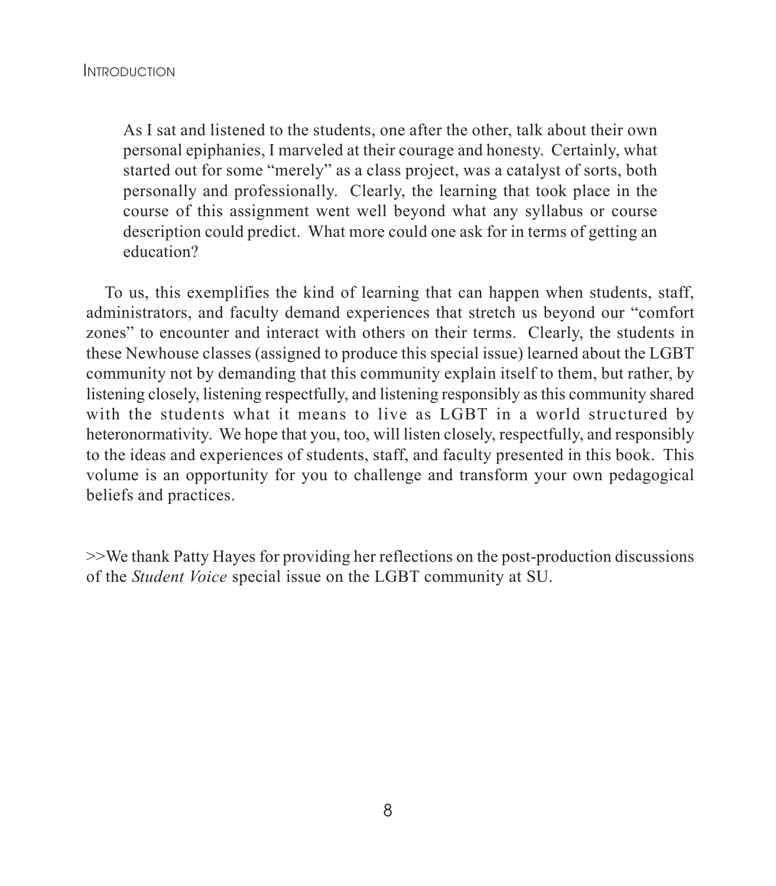> As I sat and listened to the students, one after the other, talk about their own personal epiphanies, I marveled at their courage and honesty. Certainly, what started out for some "merely" as a class project, was a catalyst of sorts, both personally and professionally. Clearly, the learning that took place in the course of this assignment went well beyond what any syllabus or course description could predict. What more could one ask for in terms of getting an education?

To us, this exemplifies the kind of learning that can happen when students, staff, administrators, and faculty demand experiences that stretch us beyond our "comfort zones" to encounter and interact with others on their terms. Clearly, the students in these Newhouse classes (assigned to produce this special issue) learned about the LGBT community not by demanding that this community explain itself to them, but rather, by listening closely, listening respectfully, and listening responsibly as this community shared with the students what it means to live as LGBT in a world structured by heteronormativity. We hope that you, too, will listen closely, respectfully, and responsibly to the ideas and experiences of students, staff, and faculty presented in this book. This volume is an opportunity for you to challenge and transform your own pedagogical beliefs and practices.

>>We thank Patty Hayes for providing her reflections on the post-production discussions of the *Student Voice* special issue on the LGBT community at SU.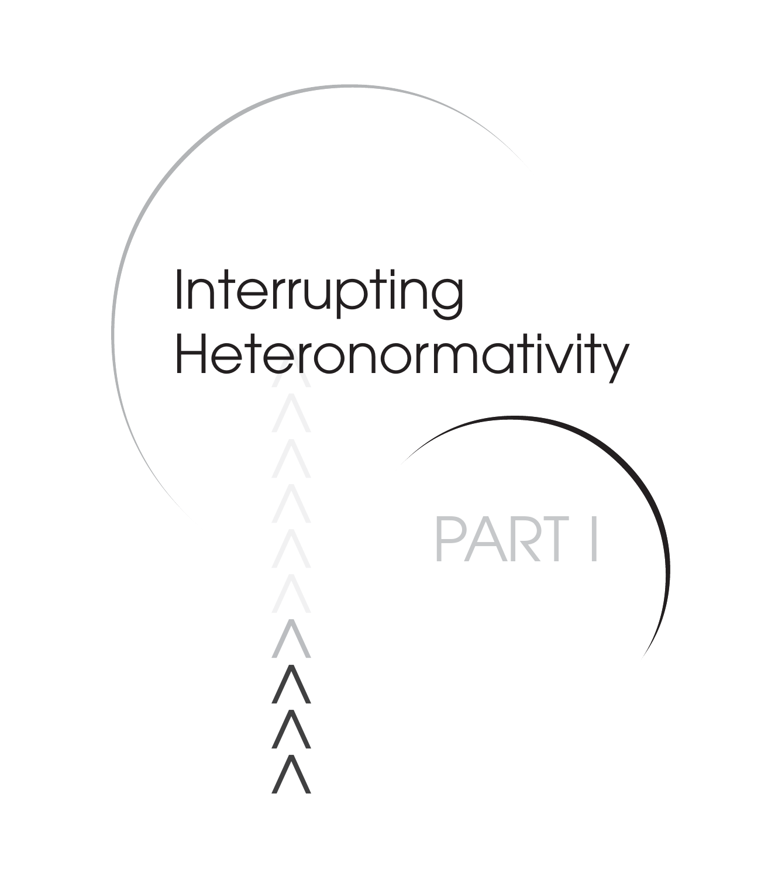# PART I

# Interrupting Heteronormativity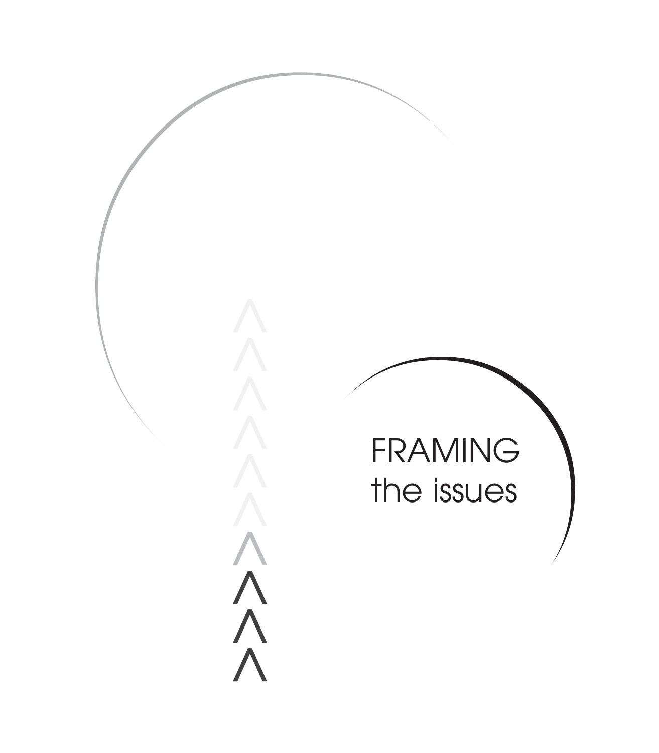# FRAMING the issues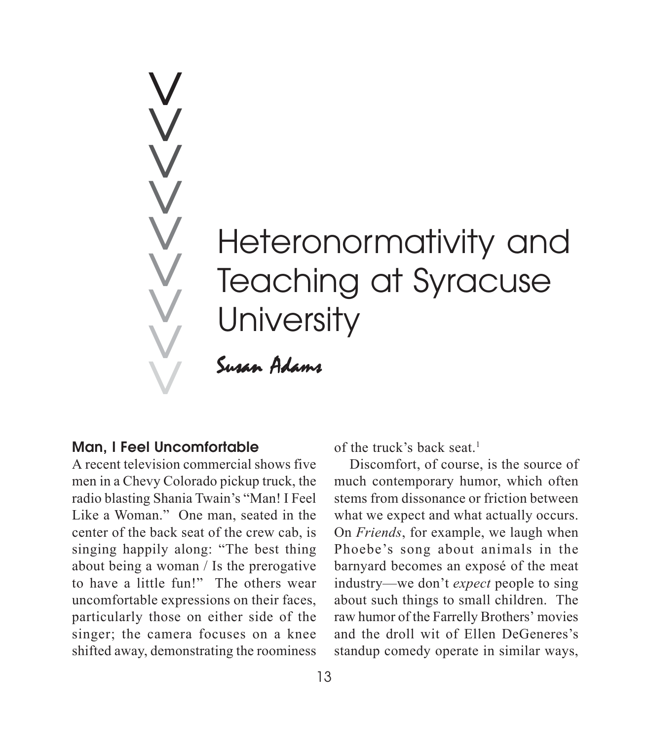# Heteronormativity and Teaching at Syracuse University

Susan Adams

## Man, I Feel Uncomfortable

A recent television commercial shows five men in a Chevy Colorado pickup truck, the radio blasting Shania Twain's "Man! I Feel Like a Woman." One man, seated in the center of the back seat of the crew cab, is singing happily along: "The best thing about being a woman / Is the prerogative to have a little fun!" The others wear uncomfortable expressions on their faces, particularly those on either side of the singer; the camera focuses on a knee shifted away, demonstrating the roominess of the truck's back seat.[1]

Discomfort, of course, is the source of much contemporary humor, which often stems from dissonance or friction between what we expect and what actually occurs. On *Friends*, for example, we laugh when Phoebe's song about animals in the barnyard becomes an exposé of the meat industry—we don't *expect* people to sing about such things to small children. The raw humor of the Farrelly Brothers' movies and the droll wit of Ellen DeGeneres's standup comedy operate in similar ways,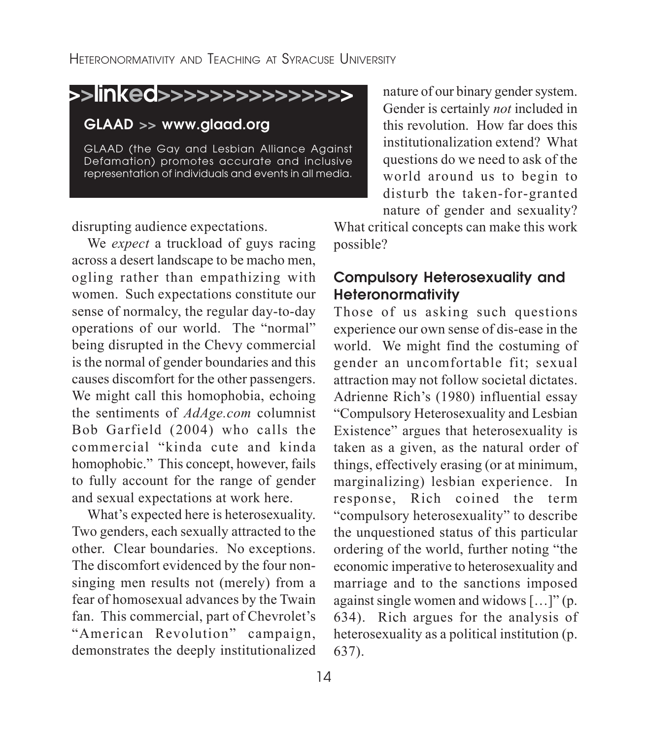**>>linked>>>>>>>>>>>>>>>>**

**GLAAD >> www.glaad.org**

GLAAD (the Gay and Lesbian Alliance Against Defamation) promotes accurate and inclusive representation of individuals and events in all media.

disrupting audience expectations.

We *expect* a truckload of guys racing across a desert landscape to be macho men, ogling rather than empathizing with women. Such expectations constitute our sense of normalcy, the regular day-to-day operations of our world. The "normal" being disrupted in the Chevy commercial is the normal of gender boundaries and this causes discomfort for the other passengers. We might call this homophobia, echoing the sentiments of *AdAge.com* columnist Bob Garfield (2004) who calls the commercial "kinda cute and kinda homophobic." This concept, however, fails to fully account for the range of gender and sexual expectations at work here.

What's expected here is heterosexuality. Two genders, each sexually attracted to the other. Clear boundaries. No exceptions. The discomfort evidenced by the four non-singing men results not (merely) from a fear of homosexual advances by the Twain fan. This commercial, part of Chevrolet's "American Revolution" campaign, demonstrates the deeply institutionalized nature of our binary gender system. Gender is certainly *not* included in this revolution. How far does this institutionalization extend? What questions do we need to ask of the world around us to begin to disturb the taken-for-granted nature of gender and sexuality? What critical concepts can make this work possible?

## Compulsory Heterosexuality and Heteronormativity

Those of us asking such questions experience our own sense of dis-ease in the world. We might find the costuming of gender an uncomfortable fit; sexual attraction may not follow societal dictates. Adrienne Rich's (1980) influential essay "Compulsory Heterosexuality and Lesbian Existence" argues that heterosexuality is taken as a given, as the natural order of things, effectively erasing (or at minimum, marginalizing) lesbian experience. In response, Rich coined the term "compulsory heterosexuality" to describe the unquestioned status of this particular ordering of the world, further noting "the economic imperative to heterosexuality and marriage and to the sanctions imposed against single women and widows [...]" (p. 634). Rich argues for the analysis of heterosexuality as a political institution (p. 637).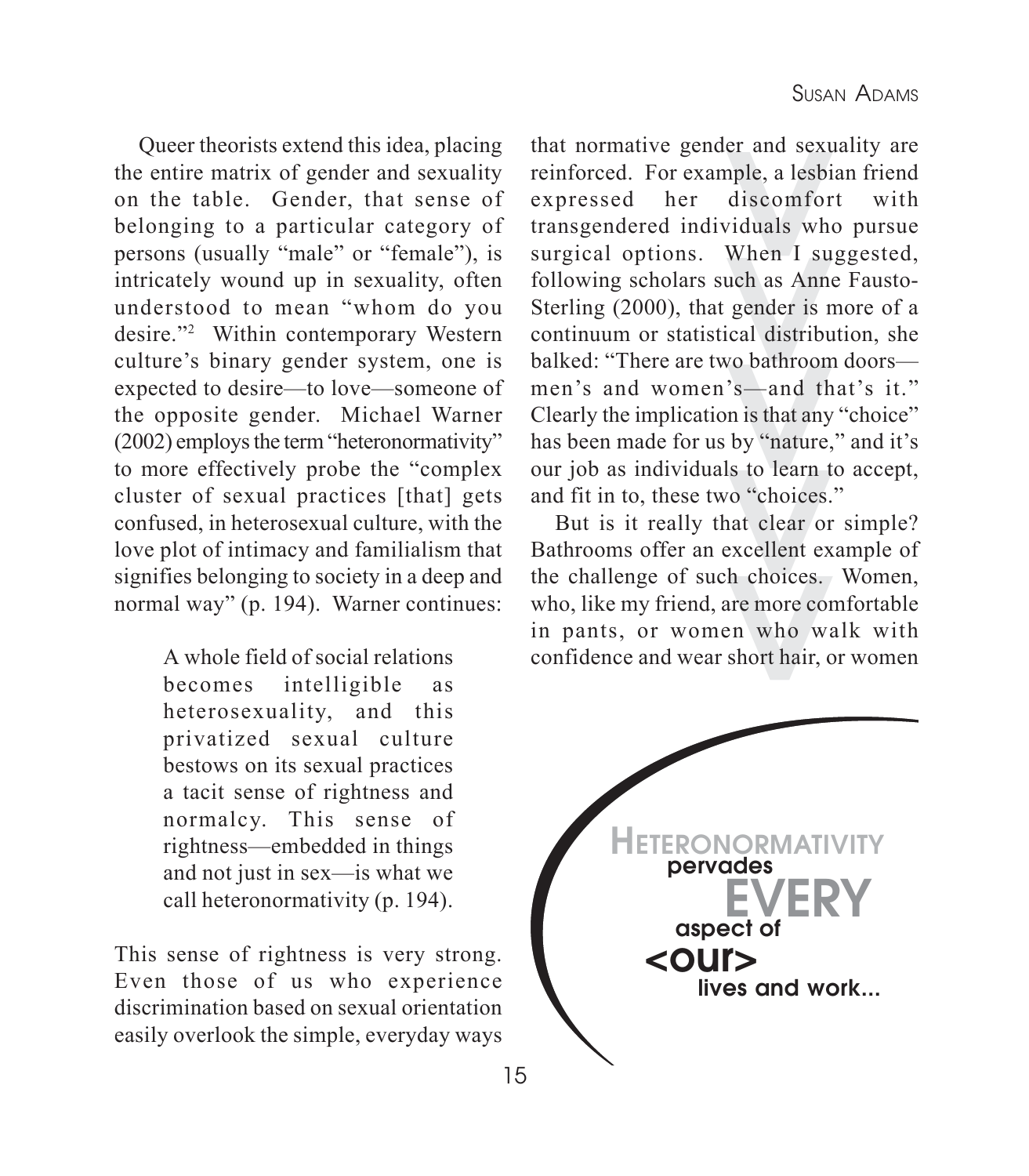Queer theorists extend this idea, placing the entire matrix of gender and sexuality on the table. Gender, that sense of belonging to a particular category of persons (usually "male" or "female"), is intricately wound up in sexuality, often understood to mean "whom do you desire."[2] Within contemporary Western culture's binary gender system, one is expected to desire—to love—someone of the opposite gender. Michael Warner (2002) employs the term "heteronormativity" to more effectively probe the "complex cluster of sexual practices [that] gets confused, in heterosexual culture, with the love plot of intimacy and familialism that signifies belonging to society in a deep and normal way" (p. 194). Warner continues:

> A whole field of social relations becomes intelligible as heterosexuality, and this privatized sexual culture bestows on its sexual practices a tacit sense of rightness and normalcy. This sense of rightness—embedded in things and not just in sex—is what we call heteronormativity (p. 194).

This sense of rightness is very strong. Even those of us who experience discrimination based on sexual orientation easily overlook the simple, everyday ways that normative gender and sexuality are reinforced. For example, a lesbian friend expressed her discomfort with transgendered individuals who pursue surgical options. When I suggested, following scholars such as Anne Fausto-Sterling (2000), that gender is more of a continuum or statistical distribution, she balked: "There are two bathroom doors—men's and women's—and that's it." Clearly the implication is that any "choice" has been made for us by "nature," and it's our job as individuals to learn to accept, and fit in to, these two "choices."

But is it really that clear or simple? Bathrooms offer an excellent example of the challenge of such choices. Women, who, like my friend, are more comfortable in pants, or women who walk with confidence and wear short hair, or women

**HETERONORMATIVITY pervades EVERY aspect of <our> lives and work...**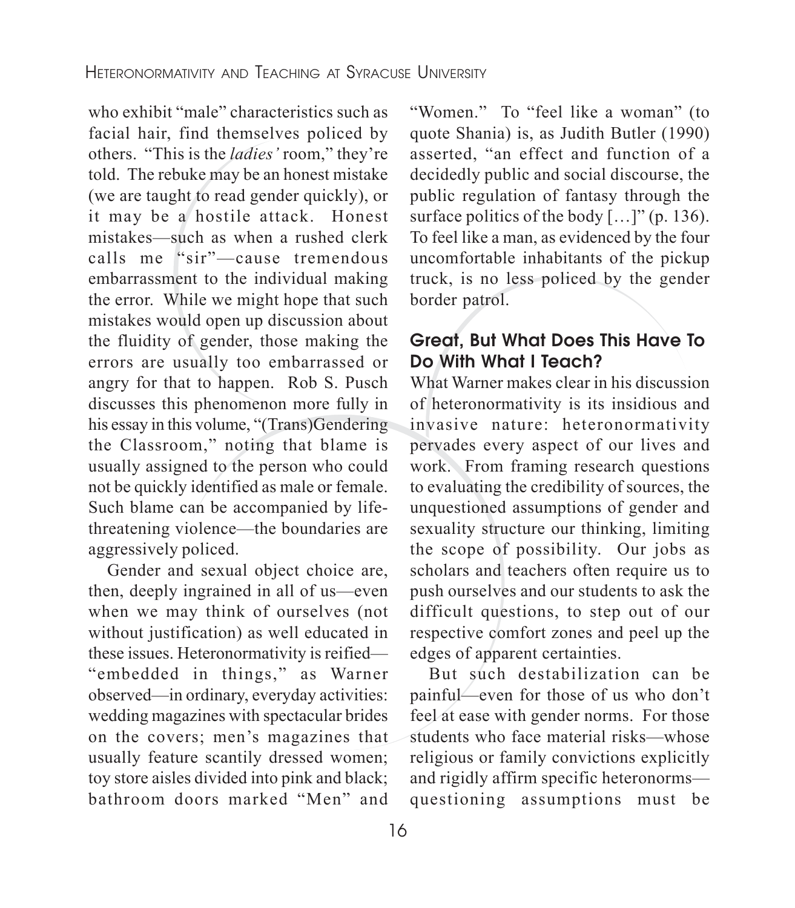who exhibit "male" characteristics such as facial hair, find themselves policed by others. "This is the *ladies'* room," they're told. The rebuke may be an honest mistake (we are taught to read gender quickly), or it may be a hostile attack. Honest mistakes—such as when a rushed clerk calls me "sir"—cause tremendous embarrassment to the individual making the error. While we might hope that such mistakes would open up discussion about the fluidity of gender, those making the errors are usually too embarrassed or angry for that to happen. Rob S. Pusch discusses this phenomenon more fully in his essay in this volume, "(Trans)Gendering the Classroom," noting that blame is usually assigned to the person who could not be quickly identified as male or female. Such blame can be accompanied by life-threatening violence—the boundaries are aggressively policed.

Gender and sexual object choice are, then, deeply ingrained in all of us—even when we may think of ourselves (not without justification) as well educated in these issues. Heteronormativity is reified—"embedded in things," as Warner observed—in ordinary, everyday activities: wedding magazines with spectacular brides on the covers; men's magazines that usually feature scantily dressed women; toy store aisles divided into pink and black; bathroom doors marked "Men" and "Women." To "feel like a woman" (to quote Shania) is, as Judith Butler (1990) asserted, "an effect and function of a decidedly public and social discourse, the public regulation of fantasy through the surface politics of the body […]" (p. 136). To feel like a man, as evidenced by the four uncomfortable inhabitants of the pickup truck, is no less policed by the gender border patrol.

## Great, But What Does This Have To Do With What I Teach?

What Warner makes clear in his discussion of heteronormativity is its insidious and invasive nature: heteronormativity pervades every aspect of our lives and work. From framing research questions to evaluating the credibility of sources, the unquestioned assumptions of gender and sexuality structure our thinking, limiting the scope of possibility. Our jobs as scholars and teachers often require us to push ourselves and our students to ask the difficult questions, to step out of our respective comfort zones and peel up the edges of apparent certainties.

But such destabilization can be painful—even for those of us who don't feel at ease with gender norms. For those students who face material risks—whose religious or family convictions explicitly and rigidly affirm specific heteronorms—questioning assumptions must be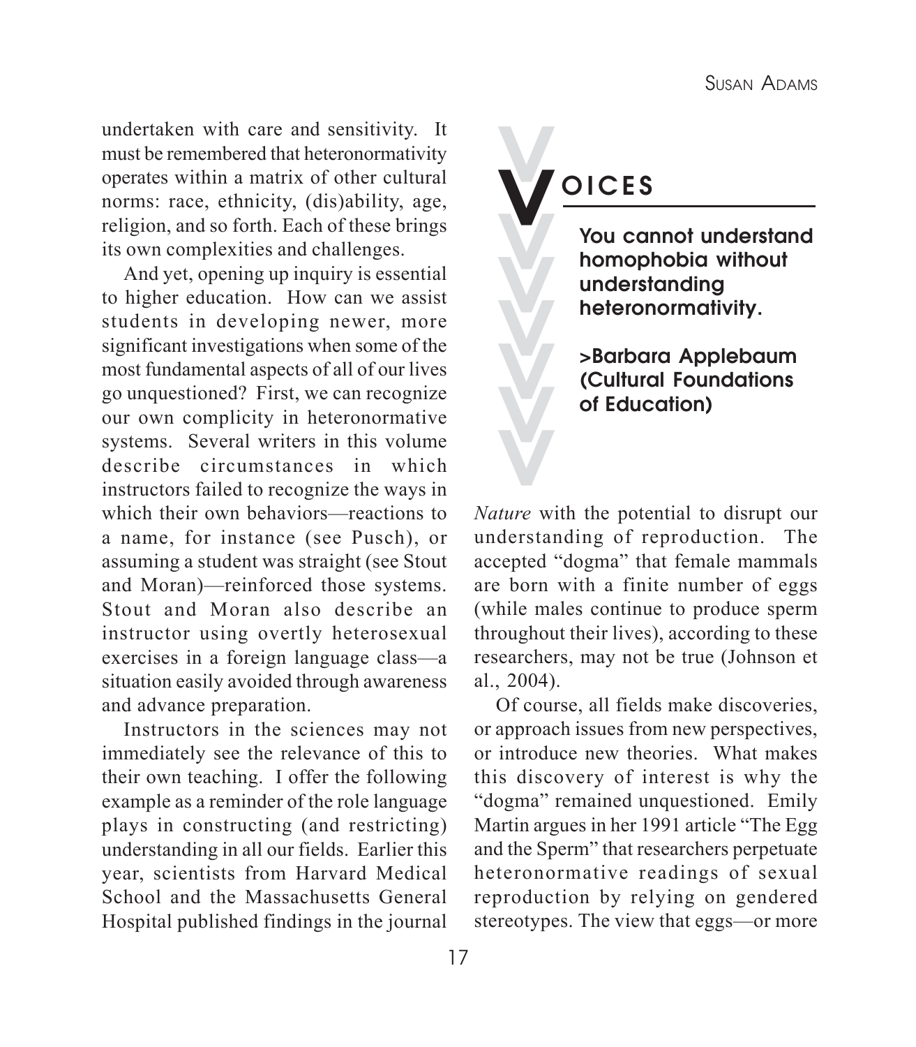undertaken with care and sensitivity. It must be remembered that heteronormativity operates within a matrix of other cultural norms: race, ethnicity, (dis)ability, age, religion, and so forth. Each of these brings its own complexities and challenges.

And yet, opening up inquiry is essential to higher education. How can we assist students in developing newer, more significant investigations when some of the most fundamental aspects of all of our lives go unquestioned? First, we can recognize our own complicity in heteronormative systems. Several writers in this volume describe circumstances in which instructors failed to recognize the ways in which their own behaviors—reactions to a name, for instance (see Pusch), or assuming a student was straight (see Stout and Moran)—reinforced those systems. Stout and Moran also describe an instructor using overtly heterosexual exercises in a foreign language class—a situation easily avoided through awareness and advance preparation.

Instructors in the sciences may not immediately see the relevance of this to their own teaching. I offer the following example as a reminder of the role language plays in constructing (and restricting) understanding in all our fields. Earlier this year, scientists from Harvard Medical School and the Massachusetts General Hospital published findings in the journal *Nature* with the potential to disrupt our understanding of reproduction. The accepted "dogma" that female mammals are born with a finite number of eggs (while males continue to produce sperm throughout their lives), according to these researchers, may not be true (Johnson et al., 2004).

> **VOICES**
>
> **You cannot understand homophobia without understanding heteronormativity.**
>
> **>Barbara Applebaum (Cultural Foundations of Education)**

Of course, all fields make discoveries, or approach issues from new perspectives, or introduce new theories. What makes this discovery of interest is why the "dogma" remained unquestioned. Emily Martin argues in her 1991 article "The Egg and the Sperm" that researchers perpetuate heteronormative readings of sexual reproduction by relying on gendered stereotypes. The view that eggs—or more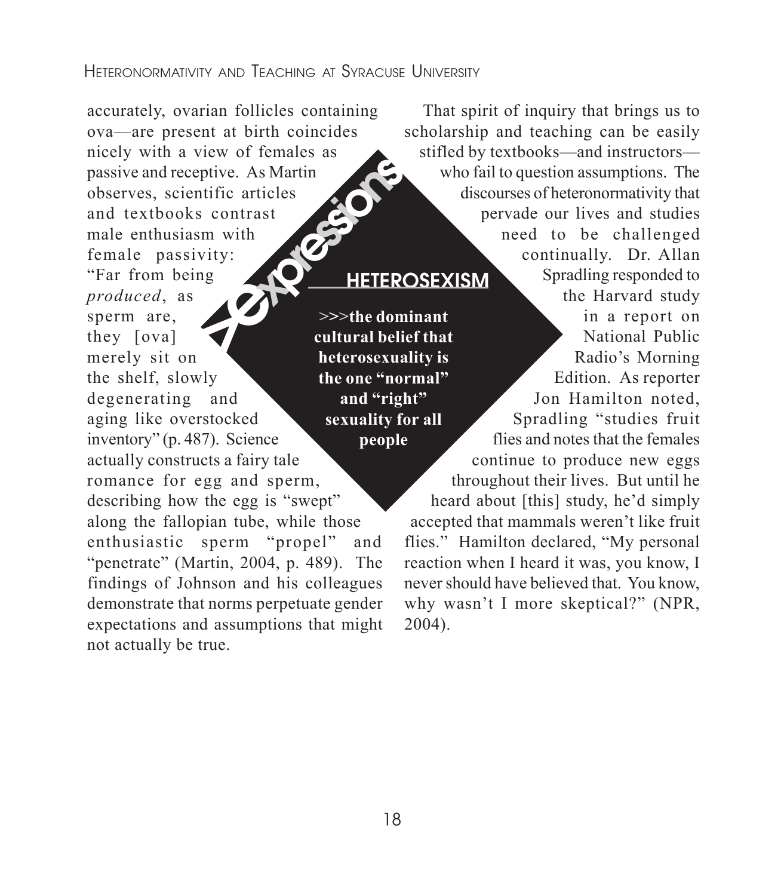accurately, ovarian follicles containing ova—are present at birth coincides nicely with a view of females as passive and receptive. As Martin observes, scientific articles and textbooks contrast male enthusiasm with female passivity: "Far from being *produced*, as sperm are, they [ova] merely sit on the shelf, slowly degenerating and aging like overstocked inventory" (p. 487). Science actually constructs a fairy tale romance for egg and sperm, describing how the egg is "swept" along the fallopian tube, while those enthusiastic sperm "propel" and "penetrate" (Martin, 2004, p. 489). The findings of Johnson and his colleagues demonstrate that norms perpetuate gender expectations and assumptions that might not actually be true.

> **Xexpressions**
>
> **HETEROSEXISM**
>
> >>>**the dominant cultural belief that heterosexuality is the one "normal" and "right" sexuality for all people**

That spirit of inquiry that brings us to scholarship and teaching can be easily stifled by textbooks—and instructors—who fail to question assumptions. The discourses of heteronormativity that pervade our lives and studies need to be challenged continually. Dr. Allan Spradling responded to the Harvard study in a report on National Public Radio's Morning Edition. As reporter Jon Hamilton noted, Spradling "studies fruit flies and notes that the females continue to produce new eggs throughout their lives. But until he heard about [this] study, he'd simply accepted that mammals weren't like fruit flies." Hamilton declared, "My personal reaction when I heard it was, you know, I never should have believed that. You know, why wasn't I more skeptical?" (NPR, 2004).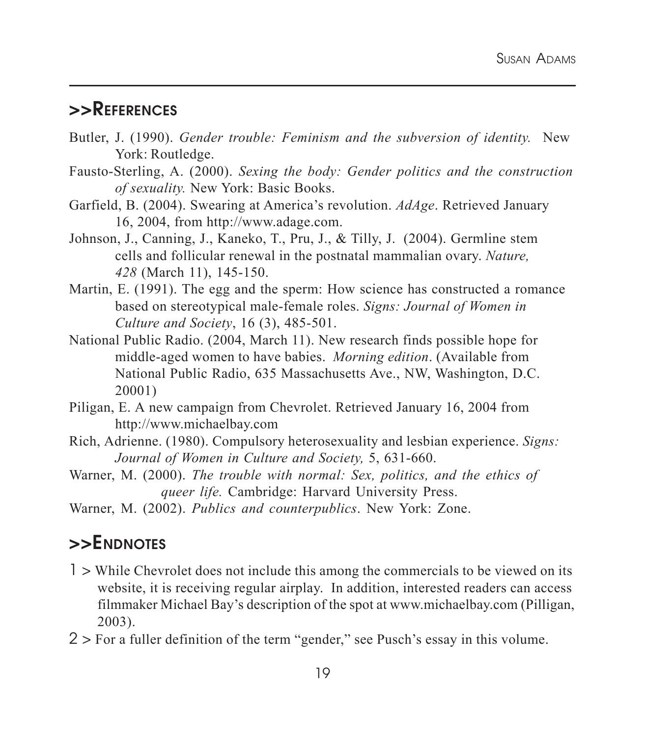## >>References

Butler, J. (1990). *Gender trouble: Feminism and the subversion of identity.* New York: Routledge.

Fausto-Sterling, A. (2000). *Sexing the body: Gender politics and the construction of sexuality.* New York: Basic Books.

Garfield, B. (2004). Swearing at America's revolution. *AdAge*. Retrieved January 16, 2004, from http://www.adage.com.

Johnson, J., Canning, J., Kaneko, T., Pru, J., & Tilly, J. (2004). Germline stem cells and follicular renewal in the postnatal mammalian ovary. *Nature, 428* (March 11), 145-150.

Martin, E. (1991). The egg and the sperm: How science has constructed a romance based on stereotypical male-female roles. *Signs: Journal of Women in Culture and Society*, 16 (3), 485-501.

National Public Radio. (2004, March 11). New research finds possible hope for middle-aged women to have babies. *Morning edition*. (Available from National Public Radio, 635 Massachusetts Ave., NW, Washington, D.C. 20001)

Piligan, E. A new campaign from Chevrolet. Retrieved January 16, 2004 from http://www.michaelbay.com

Rich, Adrienne. (1980). Compulsory heterosexuality and lesbian experience. *Signs: Journal of Women in Culture and Society,* 5, 631-660.

Warner, M. (2000). *The trouble with normal: Sex, politics, and the ethics of queer life.* Cambridge: Harvard University Press.

Warner, M. (2002). *Publics and counterpublics*. New York: Zone.

## >>Endnotes

1 > While Chevrolet does not include this among the commercials to be viewed on its website, it is receiving regular airplay. In addition, interested readers can access filmmaker Michael Bay's description of the spot at www.michaelbay.com (Pilligan, 2003).

2 > For a fuller definition of the term "gender," see Pusch's essay in this volume.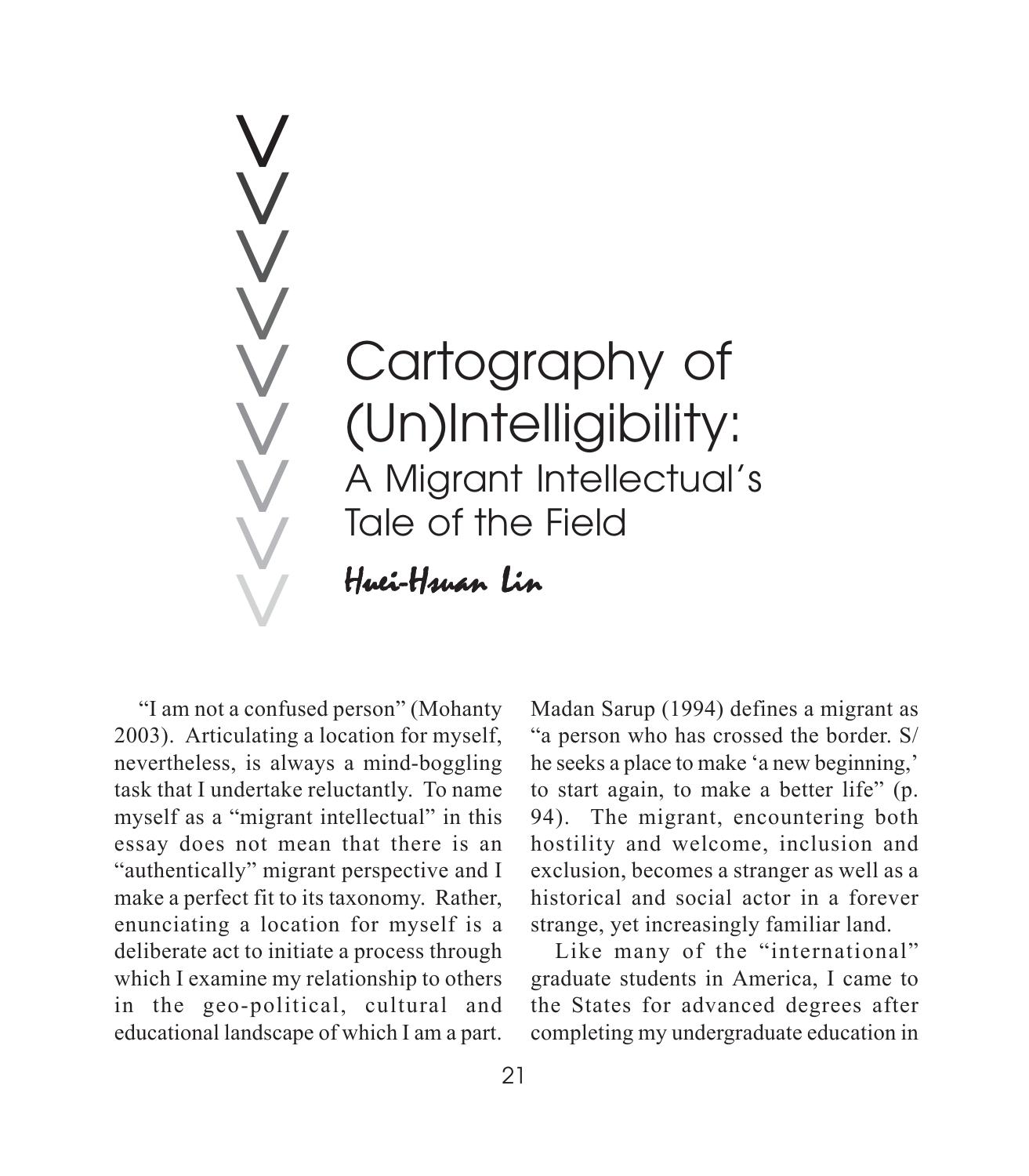# Cartography of (Un)Intelligibility: A Migrant Intellectual's Tale of the Field

## Huei-Hsuan Lin

"I am not a confused person" (Mohanty 2003). Articulating a location for myself, nevertheless, is always a mind-boggling task that I undertake reluctantly. To name myself as a "migrant intellectual" in this essay does not mean that there is an "authentically" migrant perspective and I make a perfect fit to its taxonomy. Rather, enunciating a location for myself is a deliberate act to initiate a process through which I examine my relationship to others in the geo-political, cultural and educational landscape of which I am a part. Madan Sarup (1994) defines a migrant as "a person who has crossed the border. S/he seeks a place to make 'a new beginning,' to start again, to make a better life" (p. 94). The migrant, encountering both hostility and welcome, inclusion and exclusion, becomes a stranger as well as a historical and social actor in a forever strange, yet increasingly familiar land.

Like many of the "international" graduate students in America, I came to the States for advanced degrees after completing my undergraduate education in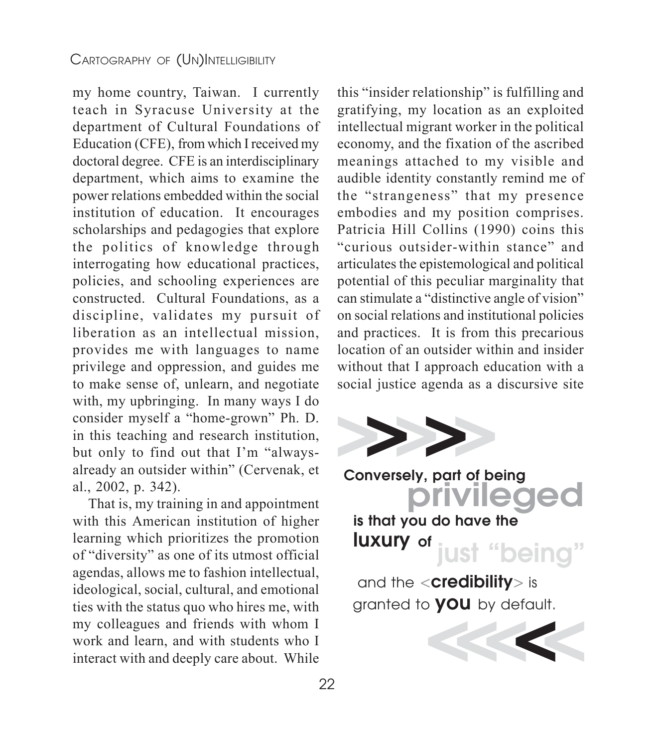my home country, Taiwan. I currently teach in Syracuse University at the department of Cultural Foundations of Education (CFE), from which I received my doctoral degree. CFE is an interdisciplinary department, which aims to examine the power relations embedded within the social institution of education. It encourages scholarships and pedagogies that explore the politics of knowledge through interrogating how educational practices, policies, and schooling experiences are constructed. Cultural Foundations, as a discipline, validates my pursuit of liberation as an intellectual mission, provides me with languages to name privilege and oppression, and guides me to make sense of, unlearn, and negotiate with, my upbringing. In many ways I do consider myself a "home-grown" Ph. D. in this teaching and research institution, but only to find out that I'm "always-already an outsider within" (Cervenak, et al., 2002, p. 342).

That is, my training in and appointment with this American institution of higher learning which prioritizes the promotion of "diversity" as one of its utmost official agendas, allows me to fashion intellectual, ideological, social, cultural, and emotional ties with the status quo who hires me, with my colleagues and friends with whom I work and learn, and with students who I interact with and deeply care about. While this "insider relationship" is fulfilling and gratifying, my location as an exploited intellectual migrant worker in the political economy, and the fixation of the ascribed meanings attached to my visible and audible identity constantly remind me of the "strangeness" that my presence embodies and my position comprises. Patricia Hill Collins (1990) coins this "curious outsider-within stance" and articulates the epistemological and political potential of this peculiar marginality that can stimulate a "distinctive angle of vision" on social relations and institutional policies and practices. It is from this precarious location of an outsider within and insider without that I approach education with a social justice agenda as a discursive site

>>>>

**Conversely, part of being privileged is that you do have the luxury of just "being" and the <credibility> is granted to you by default.**

<<<<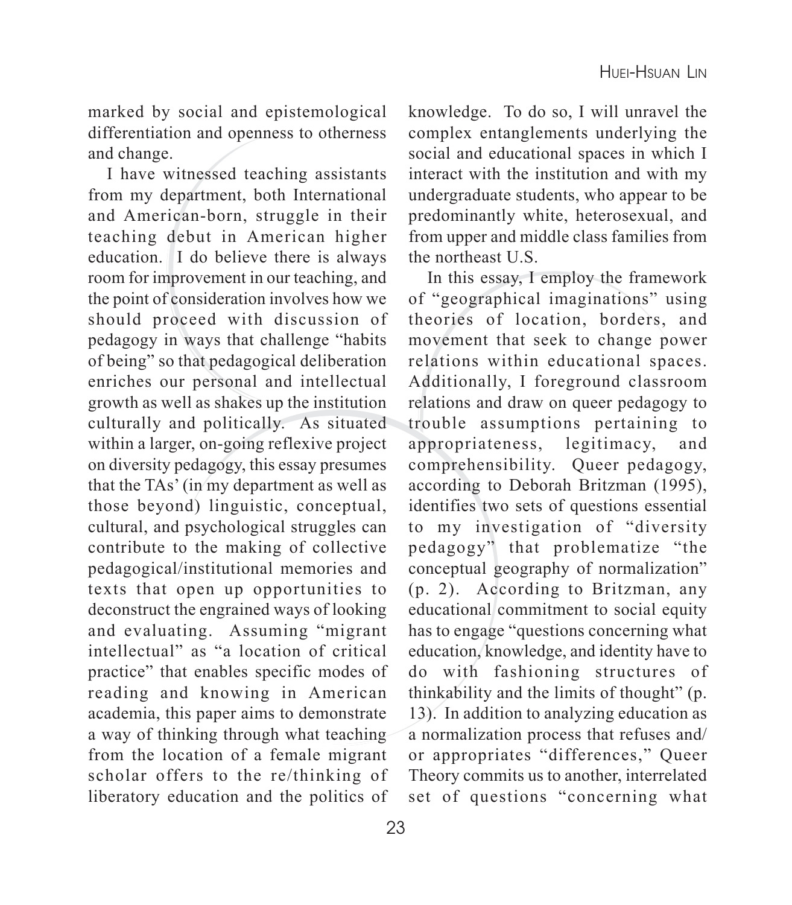marked by social and epistemological differentiation and openness to otherness and change.

I have witnessed teaching assistants from my department, both International and American-born, struggle in their teaching debut in American higher education. I do believe there is always room for improvement in our teaching, and the point of consideration involves how we should proceed with discussion of pedagogy in ways that challenge "habits of being" so that pedagogical deliberation enriches our personal and intellectual growth as well as shakes up the institution culturally and politically. As situated within a larger, on-going reflexive project on diversity pedagogy, this essay presumes that the TAs' (in my department as well as those beyond) linguistic, conceptual, cultural, and psychological struggles can contribute to the making of collective pedagogical/institutional memories and texts that open up opportunities to deconstruct the engrained ways of looking and evaluating. Assuming "migrant intellectual" as "a location of critical practice" that enables specific modes of reading and knowing in American academia, this paper aims to demonstrate a way of thinking through what teaching from the location of a female migrant scholar offers to the re/thinking of liberatory education and the politics of knowledge. To do so, I will unravel the complex entanglements underlying the social and educational spaces in which I interact with the institution and with my undergraduate students, who appear to be predominantly white, heterosexual, and from upper and middle class families from the northeast U.S.

In this essay, I employ the framework of "geographical imaginations" using theories of location, borders, and movement that seek to change power relations within educational spaces. Additionally, I foreground classroom relations and draw on queer pedagogy to trouble assumptions pertaining to appropriateness, legitimacy, and comprehensibility. Queer pedagogy, according to Deborah Britzman (1995), identifies two sets of questions essential to my investigation of "diversity pedagogy" that problematize "the conceptual geography of normalization" (p. 2). According to Britzman, any educational commitment to social equity has to engage "questions concerning what education, knowledge, and identity have to do with fashioning structures of thinkability and the limits of thought" (p. 13). In addition to analyzing education as a normalization process that refuses and/or appropriates "differences," Queer Theory commits us to another, interrelated set of questions "concerning what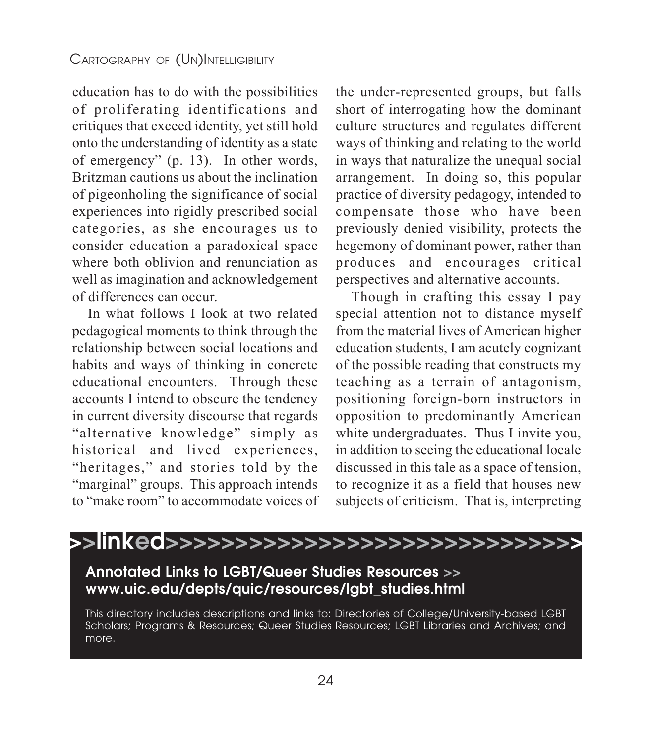education has to do with the possibilities of proliferating identifications and critiques that exceed identity, yet still hold onto the understanding of identity as a state of emergency" (p. 13). In other words, Britzman cautions us about the inclination of pigeonholing the significance of social experiences into rigidly prescribed social categories, as she encourages us to consider education a paradoxical space where both oblivion and renunciation as well as imagination and acknowledgement of differences can occur.

In what follows I look at two related pedagogical moments to think through the relationship between social locations and habits and ways of thinking in concrete educational encounters. Through these accounts I intend to obscure the tendency in current diversity discourse that regards "alternative knowledge" simply as historical and lived experiences, "heritages," and stories told by the "marginal" groups. This approach intends to "make room" to accommodate voices of the under-represented groups, but falls short of interrogating how the dominant culture structures and regulates different ways of thinking and relating to the world in ways that naturalize the unequal social arrangement. In doing so, this popular practice of diversity pedagogy, intended to compensate those who have been previously denied visibility, protects the hegemony of dominant power, rather than produces and encourages critical perspectives and alternative accounts.

Though in crafting this essay I pay special attention not to distance myself from the material lives of American higher education students, I am acutely cognizant of the possible reading that constructs my teaching as a terrain of antagonism, positioning foreign-born instructors in opposition to predominantly American white undergraduates. Thus I invite you, in addition to seeing the educational locale discussed in this tale as a space of tension, to recognize it as a field that houses new subjects of criticism. That is, interpreting

>>linked>>>>>>>>>>>>>>>>>>>>>>>>>>>>>>>

**Annotated Links to LGBT/Queer Studies Resources >>**
**www.uic.edu/depts/quic/resources/lgbt_studies.html**

This directory includes descriptions and links to: Directories of College/University-based LGBT Scholars; Programs & Resources; Queer Studies Resources; LGBT Libraries and Archives; and more.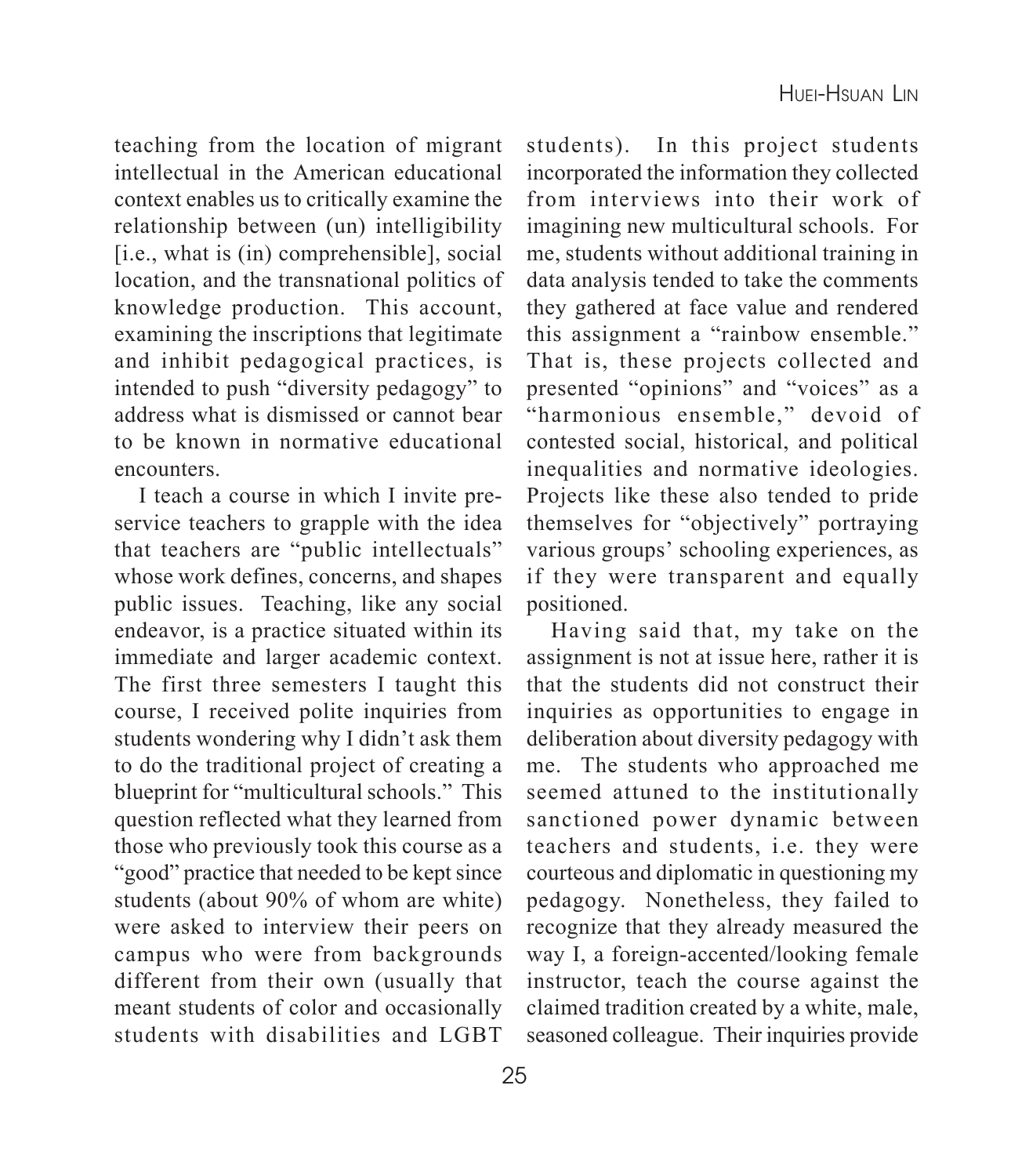teaching from the location of migrant intellectual in the American educational context enables us to critically examine the relationship between (un) intelligibility [i.e., what is (in) comprehensible], social location, and the transnational politics of knowledge production. This account, examining the inscriptions that legitimate and inhibit pedagogical practices, is intended to push "diversity pedagogy" to address what is dismissed or cannot bear to be known in normative educational encounters.

I teach a course in which I invite pre-service teachers to grapple with the idea that teachers are "public intellectuals" whose work defines, concerns, and shapes public issues. Teaching, like any social endeavor, is a practice situated within its immediate and larger academic context. The first three semesters I taught this course, I received polite inquiries from students wondering why I didn't ask them to do the traditional project of creating a blueprint for "multicultural schools." This question reflected what they learned from those who previously took this course as a "good" practice that needed to be kept since students (about 90% of whom are white) were asked to interview their peers on campus who were from backgrounds different from their own (usually that meant students of color and occasionally students with disabilities and LGBT students). In this project students incorporated the information they collected from interviews into their work of imagining new multicultural schools. For me, students without additional training in data analysis tended to take the comments they gathered at face value and rendered this assignment a "rainbow ensemble." That is, these projects collected and presented "opinions" and "voices" as a "harmonious ensemble," devoid of contested social, historical, and political inequalities and normative ideologies. Projects like these also tended to pride themselves for "objectively" portraying various groups' schooling experiences, as if they were transparent and equally positioned.

Having said that, my take on the assignment is not at issue here, rather it is that the students did not construct their inquiries as opportunities to engage in deliberation about diversity pedagogy with me. The students who approached me seemed attuned to the institutionally sanctioned power dynamic between teachers and students, i.e. they were courteous and diplomatic in questioning my pedagogy. Nonetheless, they failed to recognize that they already measured the way I, a foreign-accented/looking female instructor, teach the course against the claimed tradition created by a white, male, seasoned colleague. Their inquiries provide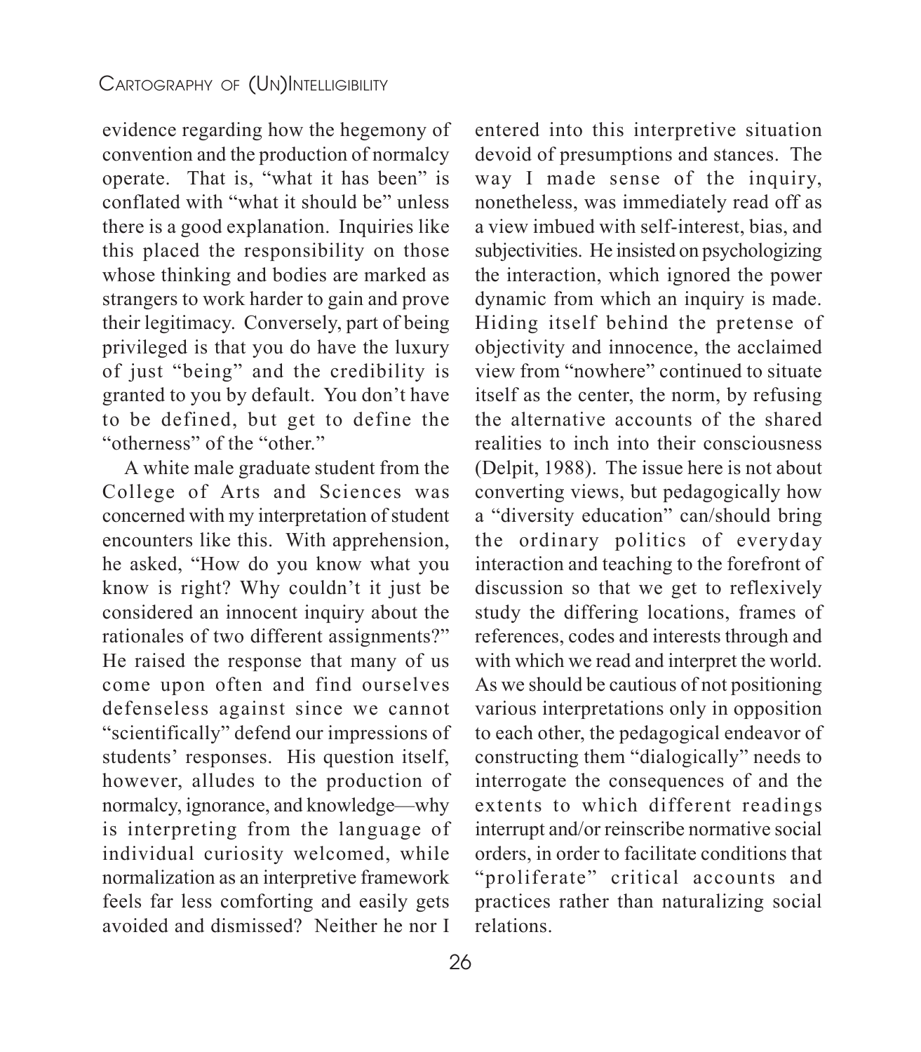evidence regarding how the hegemony of convention and the production of normalcy operate. That is, "what it has been" is conflated with "what it should be" unless there is a good explanation. Inquiries like this placed the responsibility on those whose thinking and bodies are marked as strangers to work harder to gain and prove their legitimacy. Conversely, part of being privileged is that you do have the luxury of just "being" and the credibility is granted to you by default. You don't have to be defined, but get to define the "otherness" of the "other."

A white male graduate student from the College of Arts and Sciences was concerned with my interpretation of student encounters like this. With apprehension, he asked, "How do you know what you know is right? Why couldn't it just be considered an innocent inquiry about the rationales of two different assignments?" He raised the response that many of us come upon often and find ourselves defenseless against since we cannot "scientifically" defend our impressions of students' responses. His question itself, however, alludes to the production of normalcy, ignorance, and knowledge—why is interpreting from the language of individual curiosity welcomed, while normalization as an interpretive framework feels far less comforting and easily gets avoided and dismissed? Neither he nor I entered into this interpretive situation devoid of presumptions and stances. The way I made sense of the inquiry, nonetheless, was immediately read off as a view imbued with self-interest, bias, and subjectivities. He insisted on psychologizing the interaction, which ignored the power dynamic from which an inquiry is made. Hiding itself behind the pretense of objectivity and innocence, the acclaimed view from "nowhere" continued to situate itself as the center, the norm, by refusing the alternative accounts of the shared realities to inch into their consciousness (Delpit, 1988). The issue here is not about converting views, but pedagogically how a "diversity education" can/should bring the ordinary politics of everyday interaction and teaching to the forefront of discussion so that we get to reflexively study the differing locations, frames of references, codes and interests through and with which we read and interpret the world. As we should be cautious of not positioning various interpretations only in opposition to each other, the pedagogical endeavor of constructing them "dialogically" needs to interrogate the consequences of and the extents to which different readings interrupt and/or reinscribe normative social orders, in order to facilitate conditions that "proliferate" critical accounts and practices rather than naturalizing social relations.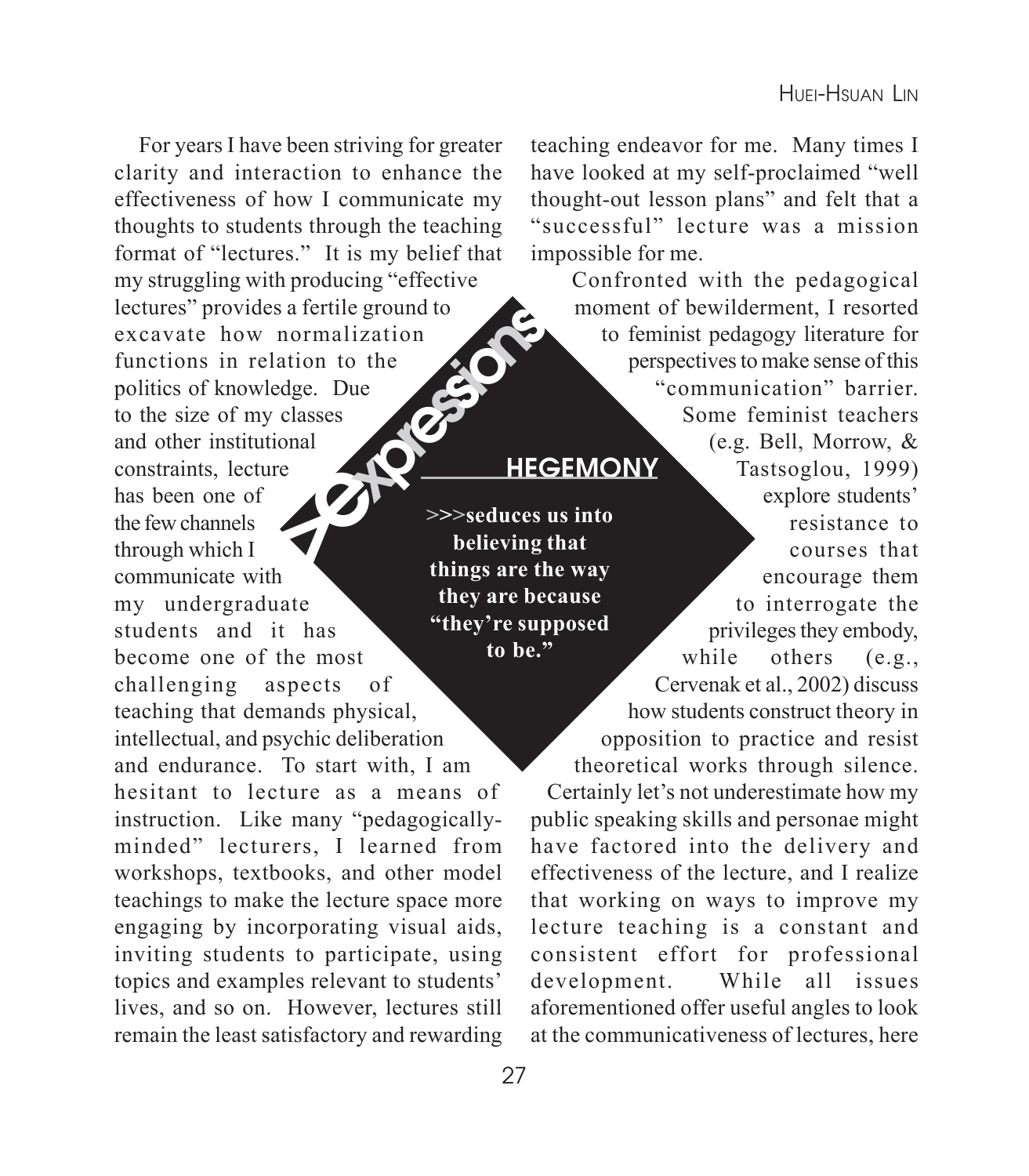For years I have been striving for greater clarity and interaction to enhance the effectiveness of how I communicate my thoughts to students through the teaching format of "lectures." It is my belief that my struggling with producing "effective lectures" provides a fertile ground to excavate how normalization functions in relation to the politics of knowledge. Due to the size of my classes and other institutional constraints, lecture has been one of the few channels through which I communicate with my undergraduate students and it has become one of the most challenging aspects of teaching that demands physical, intellectual, and psychic deliberation and endurance. To start with, I am hesitant to lecture as a means of instruction. Like many "pedagogically-minded" lecturers, I learned from workshops, textbooks, and other model teachings to make the lecture space more engaging by incorporating visual aids, inviting students to participate, using topics and examples relevant to students' lives, and so on. However, lectures still remain the least satisfactory and rewarding teaching endeavor for me. Many times I have looked at my self-proclaimed "well thought-out lesson plans" and felt that a "successful" lecture was a mission impossible for me.

> *Xexpresions*
>
> **HEGEMONY**
>
> **>>>seduces us into believing that things are the way they are because "they're supposed to be."**

Confronted with the pedagogical moment of bewilderment, I resorted to feminist pedagogy literature for perspectives to make sense of this "communication" barrier. Some feminist teachers (e.g. Bell, Morrow, & Tastsoglou, 1999) explore students' resistance to courses that encourage them to interrogate the privileges they embody, while others (e.g., Cervenak et al., 2002) discuss how students construct theory in opposition to practice and resist theoretical works through silence. Certainly let's not underestimate how my public speaking skills and personae might have factored into the delivery and effectiveness of the lecture, and I realize that working on ways to improve my lecture teaching is a constant and consistent effort for professional development. While all issues aforementioned offer useful angles to look at the communicativeness of lectures, here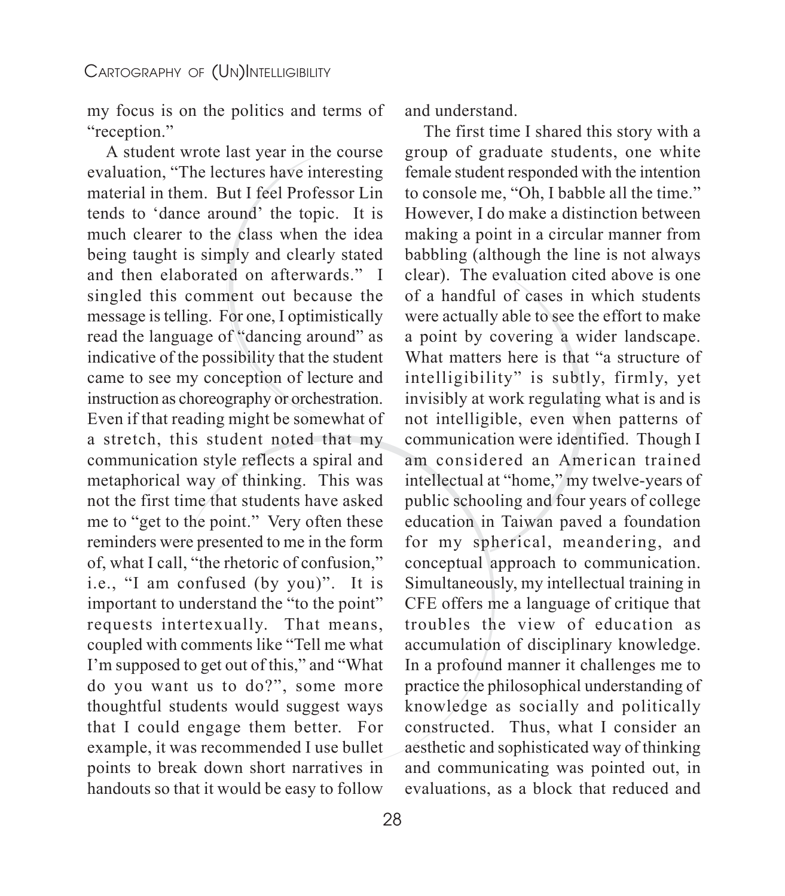my focus is on the politics and terms of "reception."

A student wrote last year in the course evaluation, "The lectures have interesting material in them. But I feel Professor Lin tends to 'dance around' the topic. It is much clearer to the class when the idea being taught is simply and clearly stated and then elaborated on afterwards." I singled this comment out because the message is telling. For one, I optimistically read the language of "dancing around" as indicative of the possibility that the student came to see my conception of lecture and instruction as choreography or orchestration. Even if that reading might be somewhat of a stretch, this student noted that my communication style reflects a spiral and metaphorical way of thinking. This was not the first time that students have asked me to "get to the point." Very often these reminders were presented to me in the form of, what I call, "the rhetoric of confusion," i.e., "I am confused (by you)". It is important to understand the "to the point" requests intertexually. That means, coupled with comments like "Tell me what I'm supposed to get out of this," and "What do you want us to do?", some more thoughtful students would suggest ways that I could engage them better. For example, it was recommended I use bullet points to break down short narratives in handouts so that it would be easy to follow and understand.

The first time I shared this story with a group of graduate students, one white female student responded with the intention to console me, "Oh, I babble all the time." However, I do make a distinction between making a point in a circular manner from babbling (although the line is not always clear). The evaluation cited above is one of a handful of cases in which students were actually able to see the effort to make a point by covering a wider landscape. What matters here is that "a structure of intelligibility" is subtly, firmly, yet invisibly at work regulating what is and is not intelligible, even when patterns of communication were identified. Though I am considered an American trained intellectual at "home," my twelve-years of public schooling and four years of college education in Taiwan paved a foundation for my spherical, meandering, and conceptual approach to communication. Simultaneously, my intellectual training in CFE offers me a language of critique that troubles the view of education as accumulation of disciplinary knowledge. In a profound manner it challenges me to practice the philosophical understanding of knowledge as socially and politically constructed. Thus, what I consider an aesthetic and sophisticated way of thinking and communicating was pointed out, in evaluations, as a block that reduced and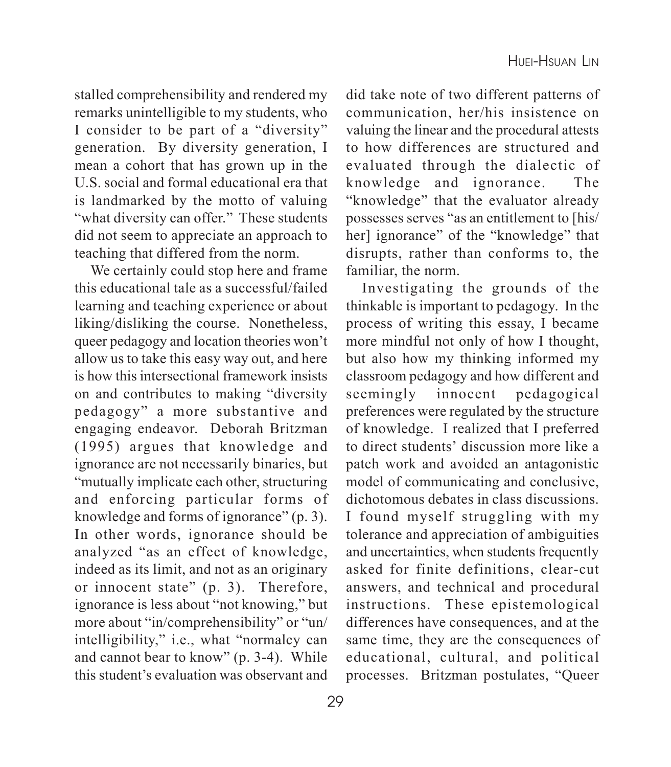stalled comprehensibility and rendered my remarks unintelligible to my students, who I consider to be part of a "diversity" generation. By diversity generation, I mean a cohort that has grown up in the U.S. social and formal educational era that is landmarked by the motto of valuing "what diversity can offer." These students did not seem to appreciate an approach to teaching that differed from the norm.

We certainly could stop here and frame this educational tale as a successful/failed learning and teaching experience or about liking/disliking the course. Nonetheless, queer pedagogy and location theories won't allow us to take this easy way out, and here is how this intersectional framework insists on and contributes to making "diversity pedagogy" a more substantive and engaging endeavor. Deborah Britzman (1995) argues that knowledge and ignorance are not necessarily binaries, but "mutually implicate each other, structuring and enforcing particular forms of knowledge and forms of ignorance" (p. 3). In other words, ignorance should be analyzed "as an effect of knowledge, indeed as its limit, and not as an originary or innocent state" (p. 3). Therefore, ignorance is less about "not knowing," but more about "in/comprehensibility" or "un/intelligibility," i.e., what "normalcy can and cannot bear to know" (p. 3-4). While this student's evaluation was observant and did take note of two different patterns of communication, her/his insistence on valuing the linear and the procedural attests to how differences are structured and evaluated through the dialectic of knowledge and ignorance. The "knowledge" that the evaluator already possesses serves "as an entitlement to [his/her] ignorance" of the "knowledge" that disrupts, rather than conforms to, the familiar, the norm.

Investigating the grounds of the thinkable is important to pedagogy. In the process of writing this essay, I became more mindful not only of how I thought, but also how my thinking informed my classroom pedagogy and how different and seemingly innocent pedagogical preferences were regulated by the structure of knowledge. I realized that I preferred to direct students' discussion more like a patch work and avoided an antagonistic model of communicating and conclusive, dichotomous debates in class discussions. I found myself struggling with my tolerance and appreciation of ambiguities and uncertainties, when students frequently asked for finite definitions, clear-cut answers, and technical and procedural instructions. These epistemological differences have consequences, and at the same time, they are the consequences of educational, cultural, and political processes. Britzman postulates, "Queer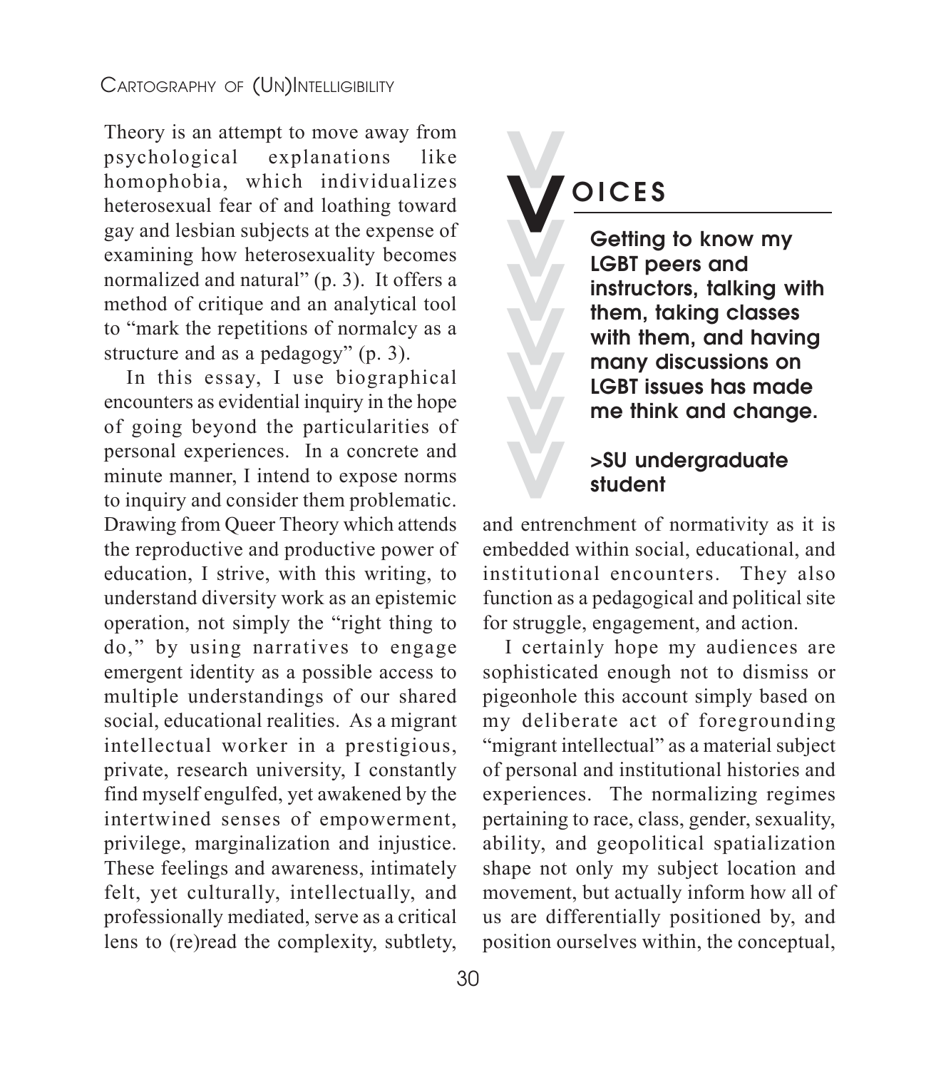Theory is an attempt to move away from psychological explanations like homophobia, which individualizes heterosexual fear of and loathing toward gay and lesbian subjects at the expense of examining how heterosexuality becomes normalized and natural" (p. 3). It offers a method of critique and an analytical tool to "mark the repetitions of normalcy as a structure and as a pedagogy" (p. 3).

In this essay, I use biographical encounters as evidential inquiry in the hope of going beyond the particularities of personal experiences. In a concrete and minute manner, I intend to expose norms to inquiry and consider them problematic. Drawing from Queer Theory which attends the reproductive and productive power of education, I strive, with this writing, to understand diversity work as an epistemic operation, not simply the "right thing to do," by using narratives to engage emergent identity as a possible access to multiple understandings of our shared social, educational realities. As a migrant intellectual worker in a prestigious, private, research university, I constantly find myself engulfed, yet awakened by the intertwined senses of empowerment, privilege, marginalization and injustice. These feelings and awareness, intimately felt, yet culturally, intellectually, and professionally mediated, serve as a critical lens to (re)read the complexity, subtlety, and entrenchment of normativity as it is embedded within social, educational, and institutional encounters. They also function as a pedagogical and political site for struggle, engagement, and action.

> **VOICES**
>
> **Getting to know my LGBT peers and instructors, talking with them, taking classes with them, and having many discussions on LGBT issues has made me think and change.**
>
> **>SU undergraduate student**

I certainly hope my audiences are sophisticated enough not to dismiss or pigeonhole this account simply based on my deliberate act of foregrounding "migrant intellectual" as a material subject of personal and institutional histories and experiences. The normalizing regimes pertaining to race, class, gender, sexuality, ability, and geopolitical spatialization shape not only my subject location and movement, but actually inform how all of us are differentially positioned by, and position ourselves within, the conceptual,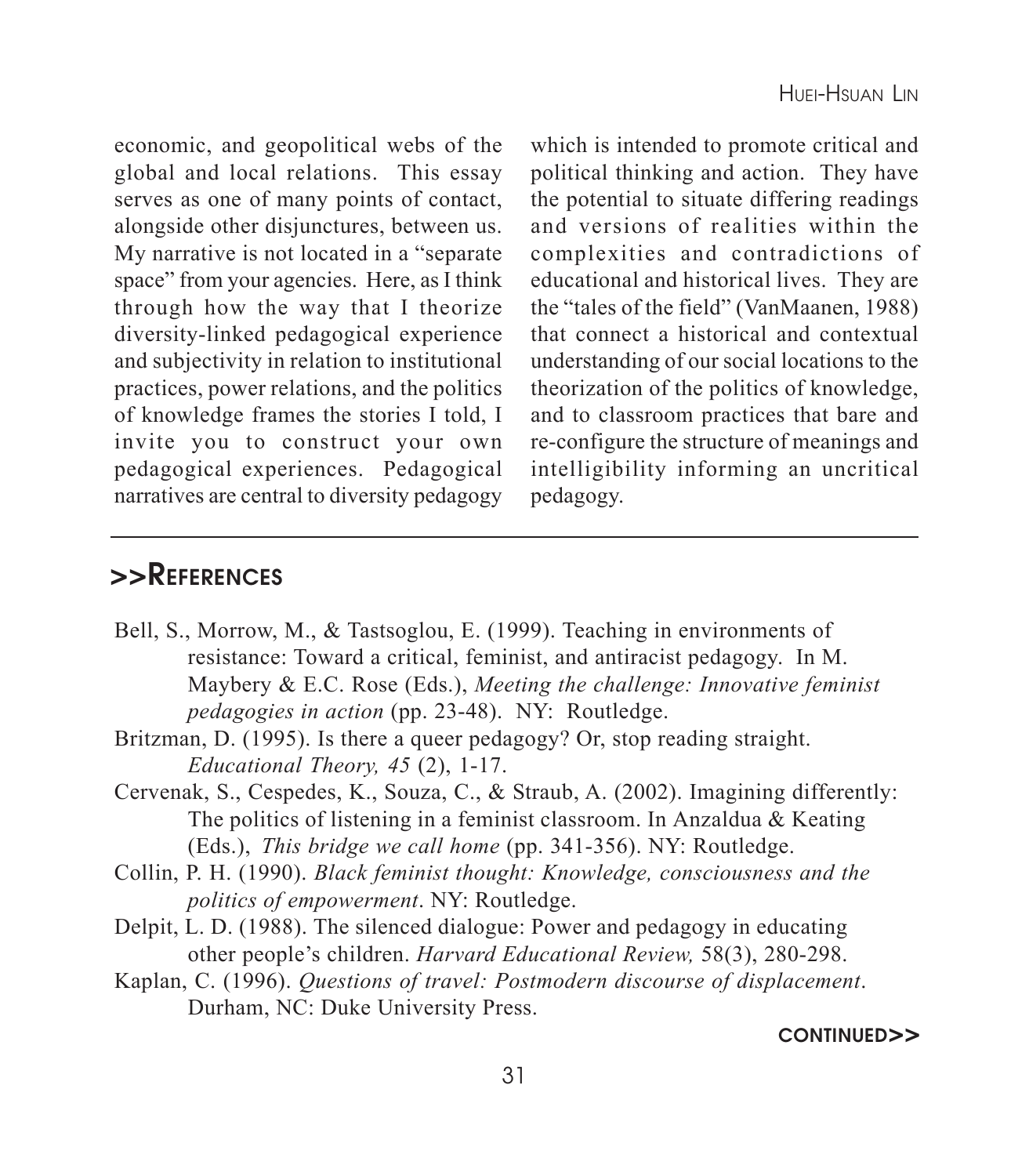economic, and geopolitical webs of the global and local relations. This essay serves as one of many points of contact, alongside other disjunctures, between us. My narrative is not located in a "separate space" from your agencies. Here, as I think through how the way that I theorize diversity-linked pedagogical experience and subjectivity in relation to institutional practices, power relations, and the politics of knowledge frames the stories I told, I invite you to construct your own pedagogical experiences. Pedagogical narratives are central to diversity pedagogy which is intended to promote critical and political thinking and action. They have the potential to situate differing readings and versions of realities within the complexities and contradictions of educational and historical lives. They are the "tales of the field" (VanMaanen, 1988) that connect a historical and contextual understanding of our social locations to the theorization of the politics of knowledge, and to classroom practices that bare and re-configure the structure of meanings and intelligibility informing an uncritical pedagogy.

## >>References

Bell, S., Morrow, M., & Tastsoglou, E. (1999). Teaching in environments of resistance: Toward a critical, feminist, and antiracist pedagogy. In M. Maybery & E.C. Rose (Eds.), *Meeting the challenge: Innovative feminist pedagogies in action* (pp. 23-48). NY: Routledge.

Britzman, D. (1995). Is there a queer pedagogy? Or, stop reading straight. *Educational Theory, 45* (2), 1-17.

Cervenak, S., Cespedes, K., Souza, C., & Straub, A. (2002). Imagining differently: The politics of listening in a feminist classroom. In Anzaldua & Keating (Eds.), *This bridge we call home* (pp. 341-356). NY: Routledge.

Collin, P. H. (1990). *Black feminist thought: Knowledge, consciousness and the politics of empowerment*. NY: Routledge.

Delpit, L. D. (1988). The silenced dialogue: Power and pedagogy in educating other people's children. *Harvard Educational Review,* 58(3), 280-298.

Kaplan, C. (1996). *Questions of travel: Postmodern discourse of displacement*. Durham, NC: Duke University Press.

CONTINUED>>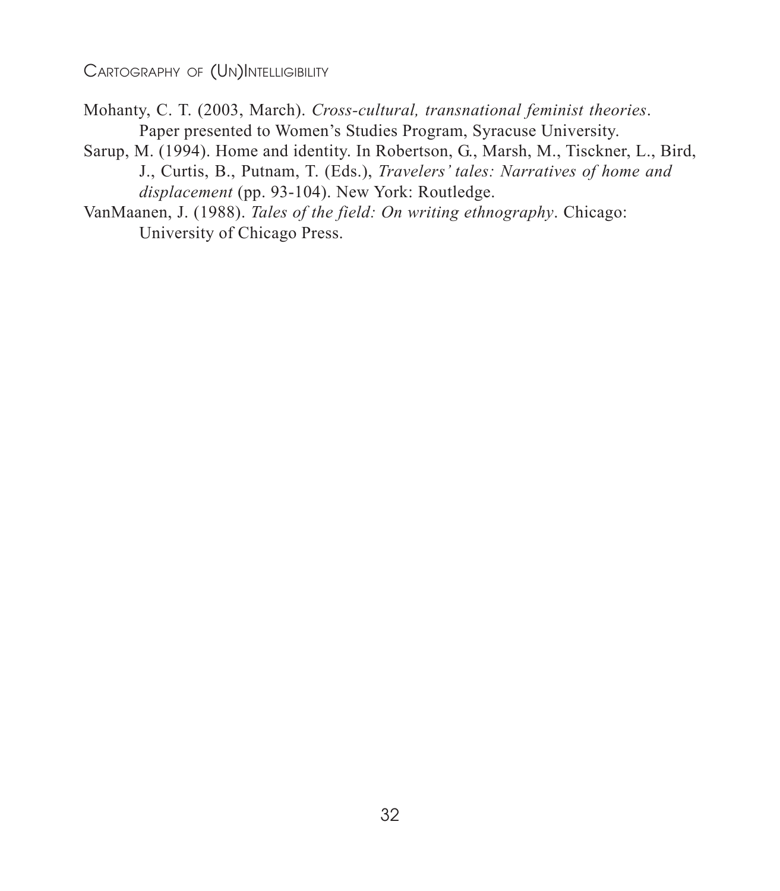Mohanty, C. T. (2003, March). *Cross-cultural, transnational feminist theories*. Paper presented to Women's Studies Program, Syracuse University.

Sarup, M. (1994). Home and identity. In Robertson, G., Marsh, M., Tisckner, L., Bird, J., Curtis, B., Putnam, T. (Eds.), *Travelers' tales: Narratives of home and displacement* (pp. 93-104). New York: Routledge.

VanMaanen, J. (1988). *Tales of the field: On writing ethnography*. Chicago: University of Chicago Press.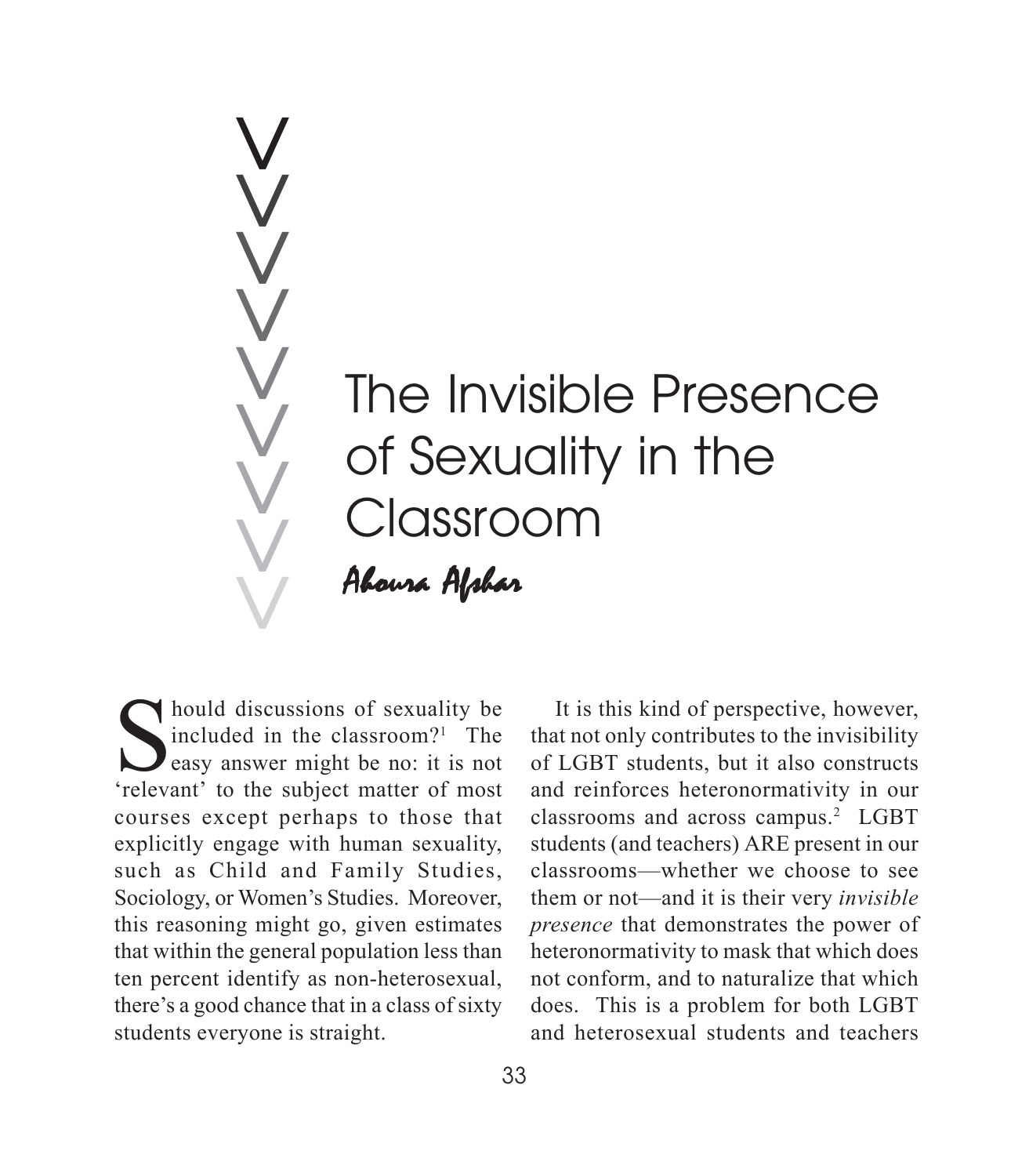# The Invisible Presence of Sexuality in the Classroom

*Ahoura Afshar*

Should discussions of sexuality be included in the classroom?[1] The easy answer might be no: it is not 'relevant' to the subject matter of most courses except perhaps to those that explicitly engage with human sexuality, such as Child and Family Studies, Sociology, or Women's Studies. Moreover, this reasoning might go, given estimates that within the general population less than ten percent identify as non-heterosexual, there's a good chance that in a class of sixty students everyone is straight.

It is this kind of perspective, however, that not only contributes to the invisibility of LGBT students, but it also constructs and reinforces heteronormativity in our classrooms and across campus.[2] LGBT students (and teachers) ARE present in our classrooms—whether we choose to see them or not—and it is their very *invisible presence* that demonstrates the power of heteronormativity to mask that which does not conform, and to naturalize that which does. This is a problem for both LGBT and heterosexual students and teachers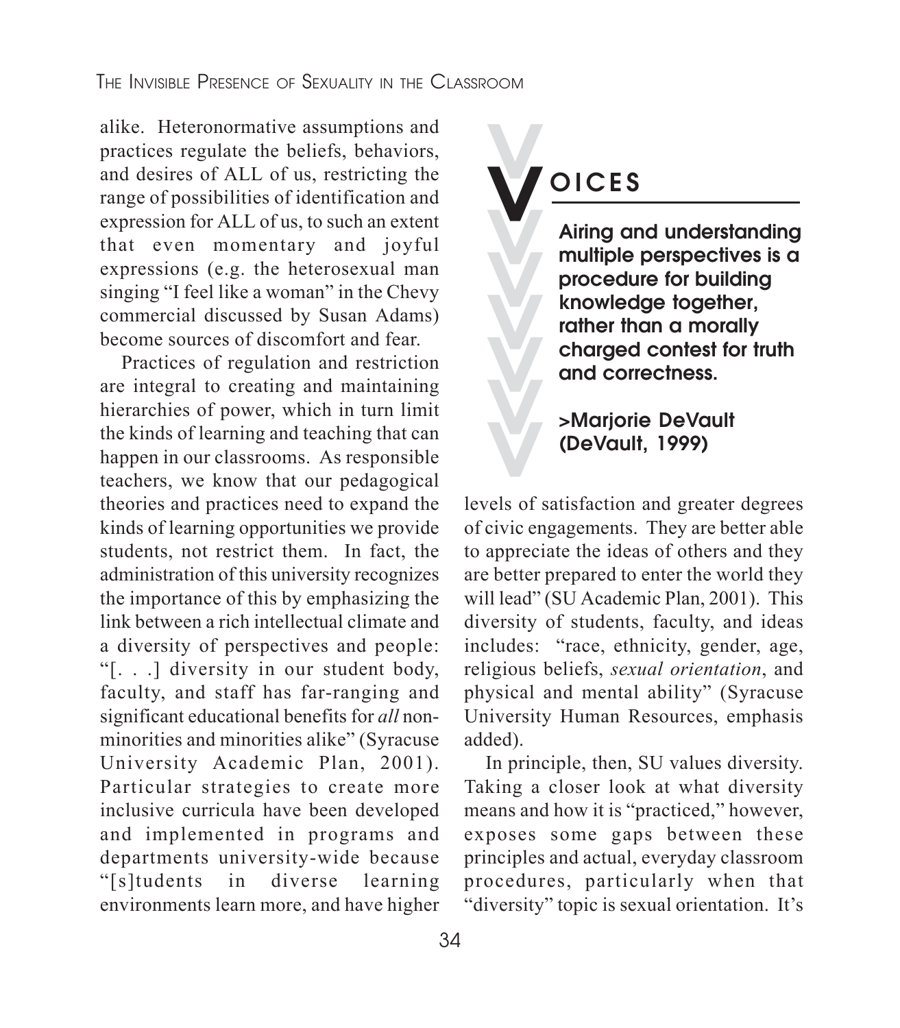alike. Heteronormative assumptions and practices regulate the beliefs, behaviors, and desires of ALL of us, restricting the range of possibilities of identification and expression for ALL of us, to such an extent that even momentary and joyful expressions (e.g. the heterosexual man singing "I feel like a woman" in the Chevy commercial discussed by Susan Adams) become sources of discomfort and fear.

Practices of regulation and restriction are integral to creating and maintaining hierarchies of power, which in turn limit the kinds of learning and teaching that can happen in our classrooms. As responsible teachers, we know that our pedagogical theories and practices need to expand the kinds of learning opportunities we provide students, not restrict them. In fact, the administration of this university recognizes the importance of this by emphasizing the link between a rich intellectual climate and a diversity of perspectives and people: "[. . .] diversity in our student body, faculty, and staff has far-ranging and significant educational benefits for *all* non-minorities and minorities alike" (Syracuse University Academic Plan, 2001). Particular strategies to create more inclusive curricula have been developed and implemented in programs and departments university-wide because "[s]tudents in diverse learning environments learn more, and have higher levels of satisfaction and greater degrees of civic engagements. They are better able to appreciate the ideas of others and they are better prepared to enter the world they will lead" (SU Academic Plan, 2001). This diversity of students, faculty, and ideas includes: "race, ethnicity, gender, age, religious beliefs, *sexual orientation*, and physical and mental ability" (Syracuse University Human Resources, emphasis added).

> **VOICES**
>
> **Airing and understanding multiple perspectives is a procedure for building knowledge together, rather than a morally charged contest for truth and correctness.**
>
> **>Marjorie DeVault (DeVault, 1999)**

In principle, then, SU values diversity. Taking a closer look at what diversity means and how it is "practiced," however, exposes some gaps between these principles and actual, everyday classroom procedures, particularly when that "diversity" topic is sexual orientation. It's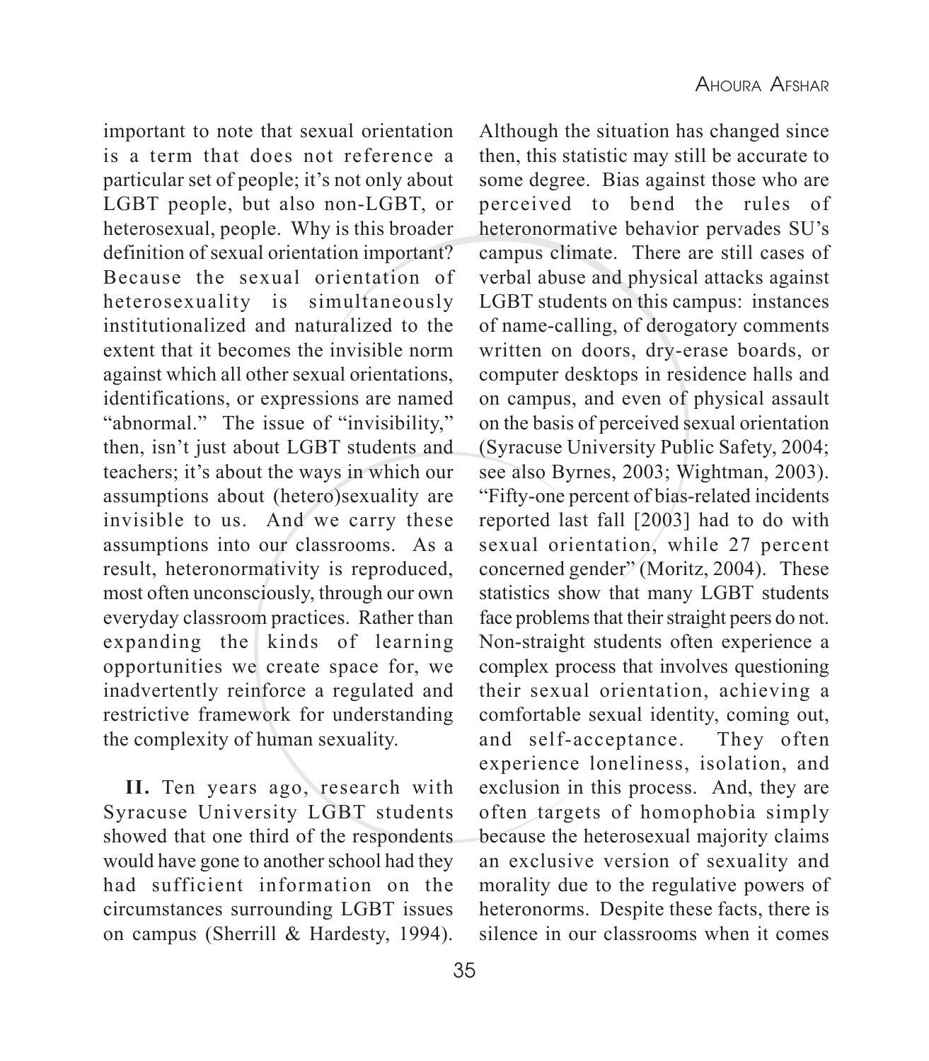important to note that sexual orientation is a term that does not reference a particular set of people; it's not only about LGBT people, but also non-LGBT, or heterosexual, people. Why is this broader definition of sexual orientation important? Because the sexual orientation of heterosexuality is simultaneously institutionalized and naturalized to the extent that it becomes the invisible norm against which all other sexual orientations, identifications, or expressions are named "abnormal." The issue of "invisibility," then, isn't just about LGBT students and teachers; it's about the ways in which our assumptions about (hetero)sexuality are invisible to us. And we carry these assumptions into our classrooms. As a result, heteronormativity is reproduced, most often unconsciously, through our own everyday classroom practices. Rather than expanding the kinds of learning opportunities we create space for, we inadvertently reinforce a regulated and restrictive framework for understanding the complexity of human sexuality.

**II.** Ten years ago, research with Syracuse University LGBT students showed that one third of the respondents would have gone to another school had they had sufficient information on the circumstances surrounding LGBT issues on campus (Sherrill & Hardesty, 1994). Although the situation has changed since then, this statistic may still be accurate to some degree. Bias against those who are perceived to bend the rules of heteronormative behavior pervades SU's campus climate. There are still cases of verbal abuse and physical attacks against LGBT students on this campus: instances of name-calling, of derogatory comments written on doors, dry-erase boards, or computer desktops in residence halls and on campus, and even of physical assault on the basis of perceived sexual orientation (Syracuse University Public Safety, 2004; see also Byrnes, 2003; Wightman, 2003). "Fifty-one percent of bias-related incidents reported last fall [2003] had to do with sexual orientation, while 27 percent concerned gender" (Moritz, 2004). These statistics show that many LGBT students face problems that their straight peers do not. Non-straight students often experience a complex process that involves questioning their sexual orientation, achieving a comfortable sexual identity, coming out, and self-acceptance. They often experience loneliness, isolation, and exclusion in this process. And, they are often targets of homophobia simply because the heterosexual majority claims an exclusive version of sexuality and morality due to the regulative powers of heteronorms. Despite these facts, there is silence in our classrooms when it comes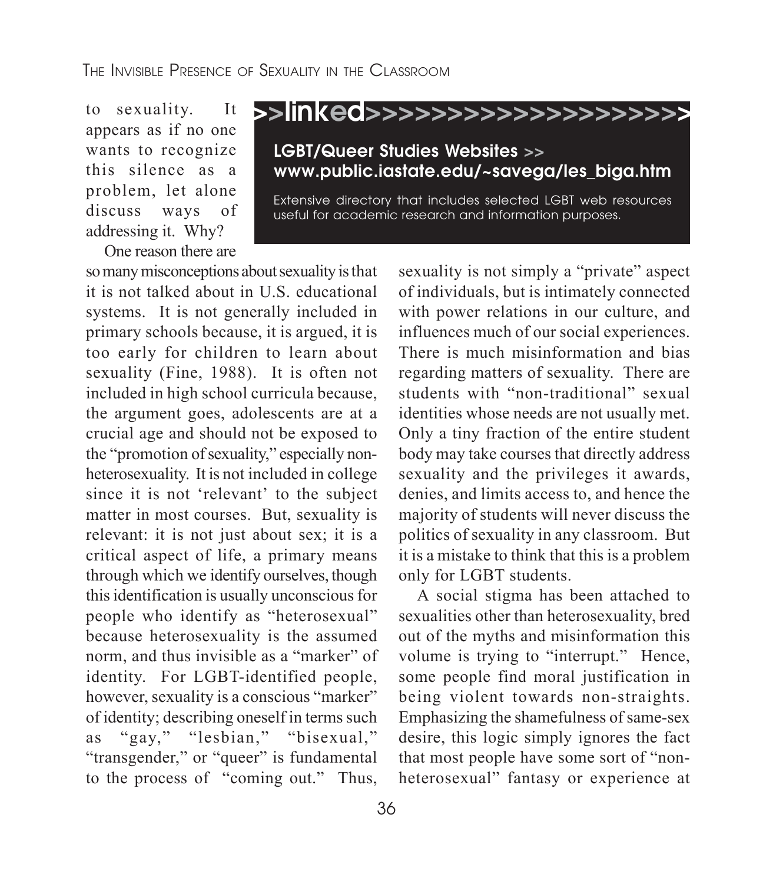to sexuality. It appears as if no one wants to recognize this silence as a problem, let alone discuss ways of addressing it. Why?

> **>>linked>>>>>>>>>>>>>>>>>>>>>**
>
> **LGBT/Queer Studies Websites >>**
> **www.public.iastate.edu/~savega/les_biga.htm**
>
> Extensive directory that includes selected LGBT web resources useful for academic research and information purposes.

One reason there are so many misconceptions about sexuality is that it is not talked about in U.S. educational systems. It is not generally included in primary schools because, it is argued, it is too early for children to learn about sexuality (Fine, 1988). It is often not included in high school curricula because, the argument goes, adolescents are at a crucial age and should not be exposed to the "promotion of sexuality," especially non-heterosexuality. It is not included in college since it is not 'relevant' to the subject matter in most courses. But, sexuality is relevant: it is not just about sex; it is a critical aspect of life, a primary means through which we identify ourselves, though this identification is usually unconscious for people who identify as "heterosexual" because heterosexuality is the assumed norm, and thus invisible as a "marker" of identity. For LGBT-identified people, however, sexuality is a conscious "marker" of identity; describing oneself in terms such as "gay," "lesbian," "bisexual," "transgender," or "queer" is fundamental to the process of "coming out." Thus, sexuality is not simply a "private" aspect of individuals, but is intimately connected with power relations in our culture, and influences much of our social experiences. There is much misinformation and bias regarding matters of sexuality. There are students with "non-traditional" sexual identities whose needs are not usually met. Only a tiny fraction of the entire student body may take courses that directly address sexuality and the privileges it awards, denies, and limits access to, and hence the majority of students will never discuss the politics of sexuality in any classroom. But it is a mistake to think that this is a problem only for LGBT students.

A social stigma has been attached to sexualities other than heterosexuality, bred out of the myths and misinformation this volume is trying to "interrupt." Hence, some people find moral justification in being violent towards non-straights. Emphasizing the shamefulness of same-sex desire, this logic simply ignores the fact that most people have some sort of "non-heterosexual" fantasy or experience at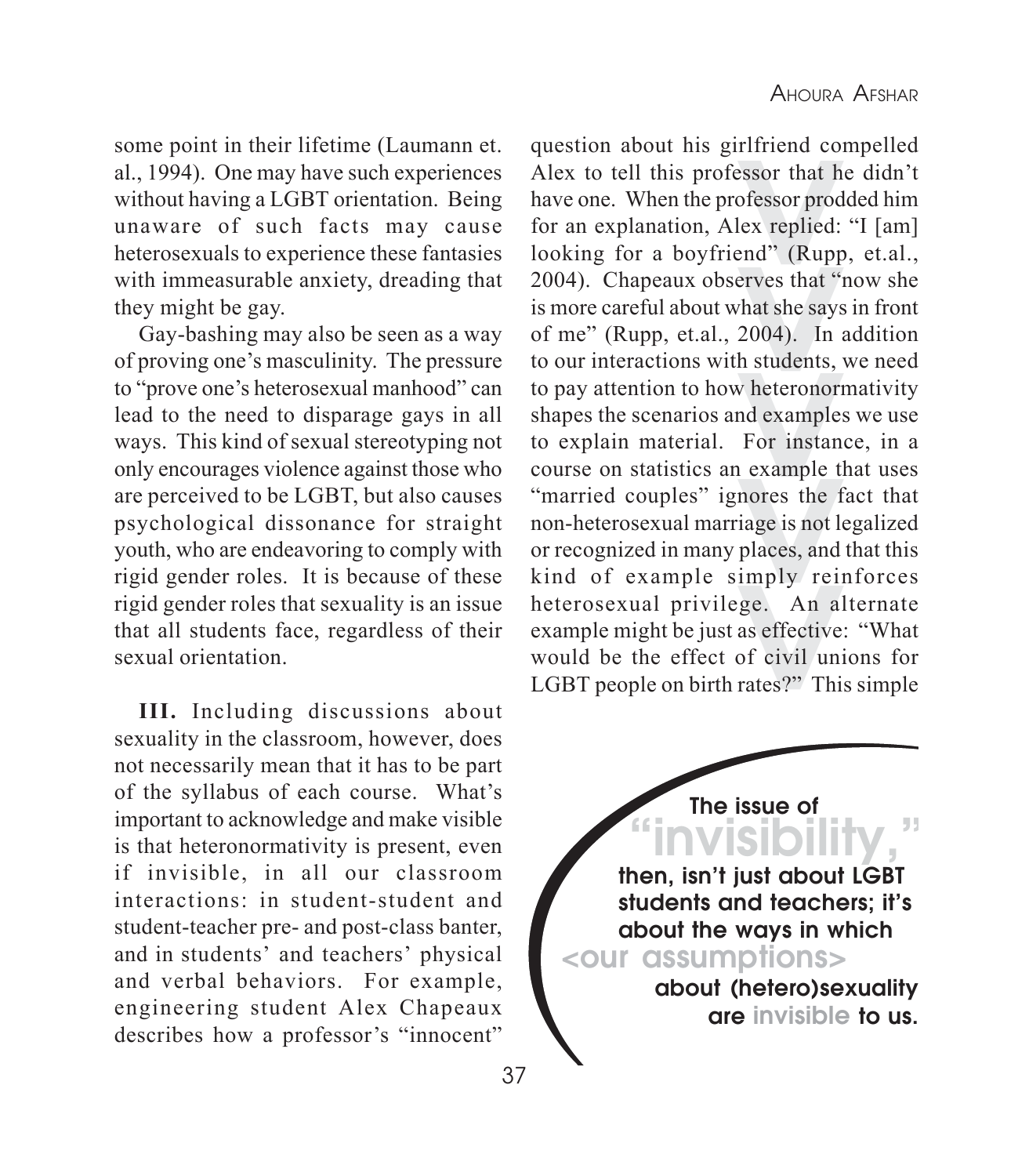some point in their lifetime (Laumann et. al., 1994). One may have such experiences without having a LGBT orientation. Being unaware of such facts may cause heterosexuals to experience these fantasies with immeasurable anxiety, dreading that they might be gay.

Gay-bashing may also be seen as a way of proving one's masculinity. The pressure to "prove one's heterosexual manhood" can lead to the need to disparage gays in all ways. This kind of sexual stereotyping not only encourages violence against those who are perceived to be LGBT, but also causes psychological dissonance for straight youth, who are endeavoring to comply with rigid gender roles. It is because of these rigid gender roles that sexuality is an issue that all students face, regardless of their sexual orientation.

**III.** Including discussions about sexuality in the classroom, however, does not necessarily mean that it has to be part of the syllabus of each course. What's important to acknowledge and make visible is that heteronormativity is present, even if invisible, in all our classroom interactions: in student-student and student-teacher pre- and post-class banter, and in students' and teachers' physical and verbal behaviors. For example, engineering student Alex Chapeaux describes how a professor's "innocent" question about his girlfriend compelled Alex to tell this professor that he didn't have one. When the professor prodded him for an explanation, Alex replied: "I [am] looking for a boyfriend" (Rupp, et.al., 2004). Chapeaux observes that "now she is more careful about what she says in front of me" (Rupp, et.al., 2004). In addition to our interactions with students, we need to pay attention to how heteronormativity shapes the scenarios and examples we use to explain material. For instance, in a course on statistics an example that uses "married couples" ignores the fact that non-heterosexual marriage is not legalized or recognized in many places, and that this kind of example simply reinforces heterosexual privilege. An alternate example might be just as effective: "What would be the effect of civil unions for LGBT people on birth rates?" This simple

> The issue of "invisibility," then, isn't just about LGBT students and teachers; it's about the ways in which <our assumptions> about (hetero)sexuality are invisible to us.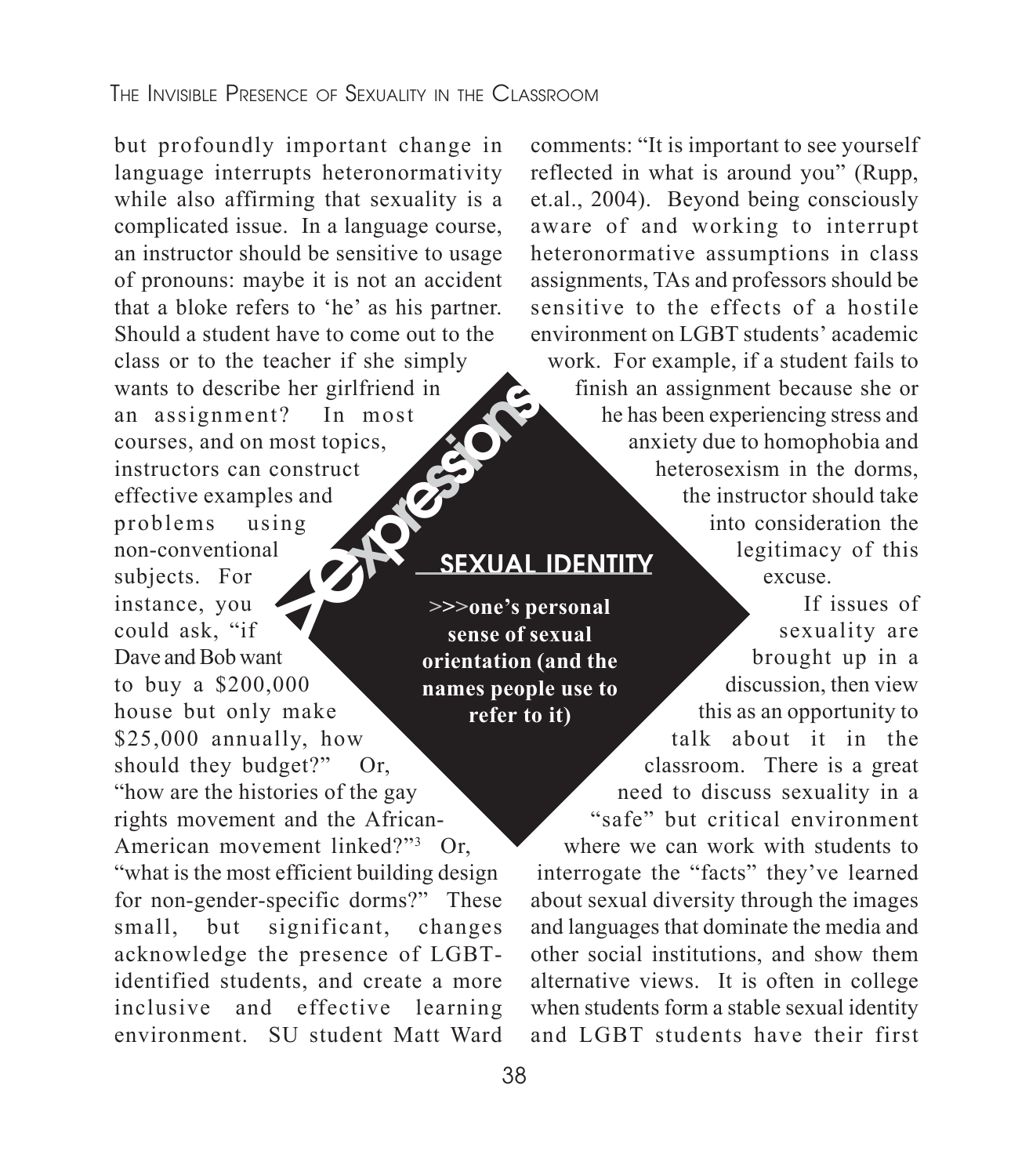but profoundly important change in language interrupts heteronormativity while also affirming that sexuality is a complicated issue. In a language course, an instructor should be sensitive to usage of pronouns: maybe it is not an accident that a bloke refers to 'he' as his partner. Should a student have to come out to the class or to the teacher if she simply wants to describe her girlfriend in an assignment? In most courses, and on most topics, instructors can construct effective examples and problems using non-conventional subjects. For instance, you could ask, "if Dave and Bob want to buy a $200,000 house but only make $25,000 annually, how should they budget?" Or, "how are the histories of the gay rights movement and the African-American movement linked?"[3] Or, "what is the most efficient building design for non-gender-specific dorms?" These small, but significant, changes acknowledge the presence of LGBT-identified students, and create a more inclusive and effective learning environment. SU student Matt Ward comments: "It is important to see yourself reflected in what is around you" (Rupp, et.al., 2004). Beyond being consciously aware of and working to interrupt heteronormative assumptions in class assignments, TAs and professors should be sensitive to the effects of a hostile environment on LGBT students' academic work. For example, if a student fails to finish an assignment because she or he has been experiencing stress and anxiety due to homophobia and heterosexism in the dorms, the instructor should take into consideration the legitimacy of this excuse.

> **Expressions**
>
> **SEXUAL IDENTITY**
>
> **>>>one's personal sense of sexual orientation (and the names people use to refer to it)**

If issues of sexuality are brought up in a discussion, then view this as an opportunity to talk about it in the classroom. There is a great need to discuss sexuality in a "safe" but critical environment where we can work with students to interrogate the "facts" they've learned about sexual diversity through the images and languages that dominate the media and other social institutions, and show them alternative views. It is often in college when students form a stable sexual identity and LGBT students have their first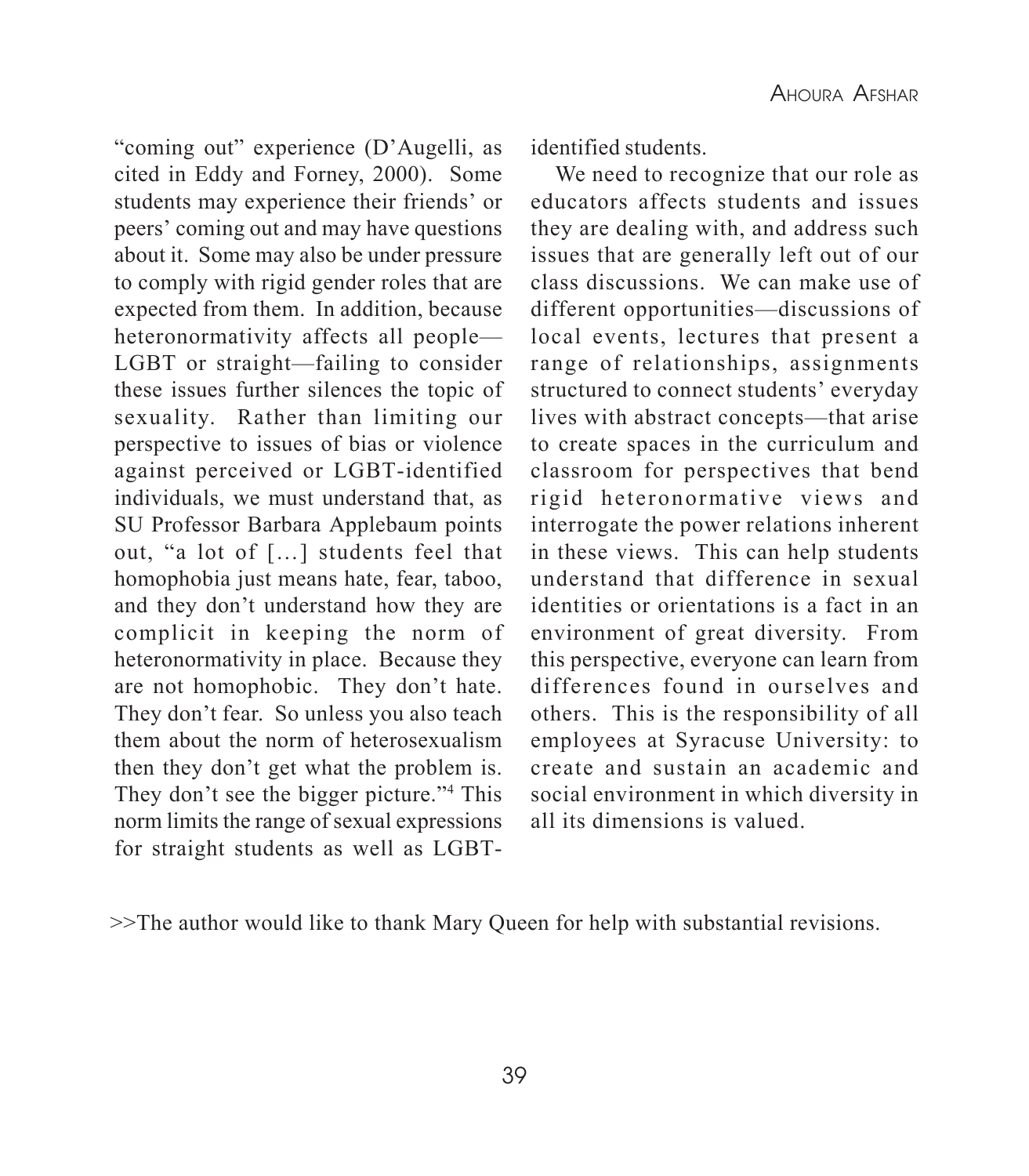"coming out" experience (D'Augelli, as cited in Eddy and Forney, 2000). Some students may experience their friends' or peers' coming out and may have questions about it. Some may also be under pressure to comply with rigid gender roles that are expected from them. In addition, because heteronormativity affects all people—LGBT or straight—failing to consider these issues further silences the topic of sexuality. Rather than limiting our perspective to issues of bias or violence against perceived or LGBT-identified individuals, we must understand that, as SU Professor Barbara Applebaum points out, "a lot of [...] students feel that homophobia just means hate, fear, taboo, and they don't understand how they are complicit in keeping the norm of heteronormativity in place. Because they are not homophobic. They don't hate. They don't fear. So unless you also teach them about the norm of heterosexualism then they don't get what the problem is. They don't see the bigger picture."[4] This norm limits the range of sexual expressions for straight students as well as LGBT-identified students.

We need to recognize that our role as educators affects students and issues they are dealing with, and address such issues that are generally left out of our class discussions. We can make use of different opportunities—discussions of local events, lectures that present a range of relationships, assignments structured to connect students' everyday lives with abstract concepts—that arise to create spaces in the curriculum and classroom for perspectives that bend rigid heteronormative views and interrogate the power relations inherent in these views. This can help students understand that difference in sexual identities or orientations is a fact in an environment of great diversity. From this perspective, everyone can learn from differences found in ourselves and others. This is the responsibility of all employees at Syracuse University: to create and sustain an academic and social environment in which diversity in all its dimensions is valued.

>>The author would like to thank Mary Queen for help with substantial revisions.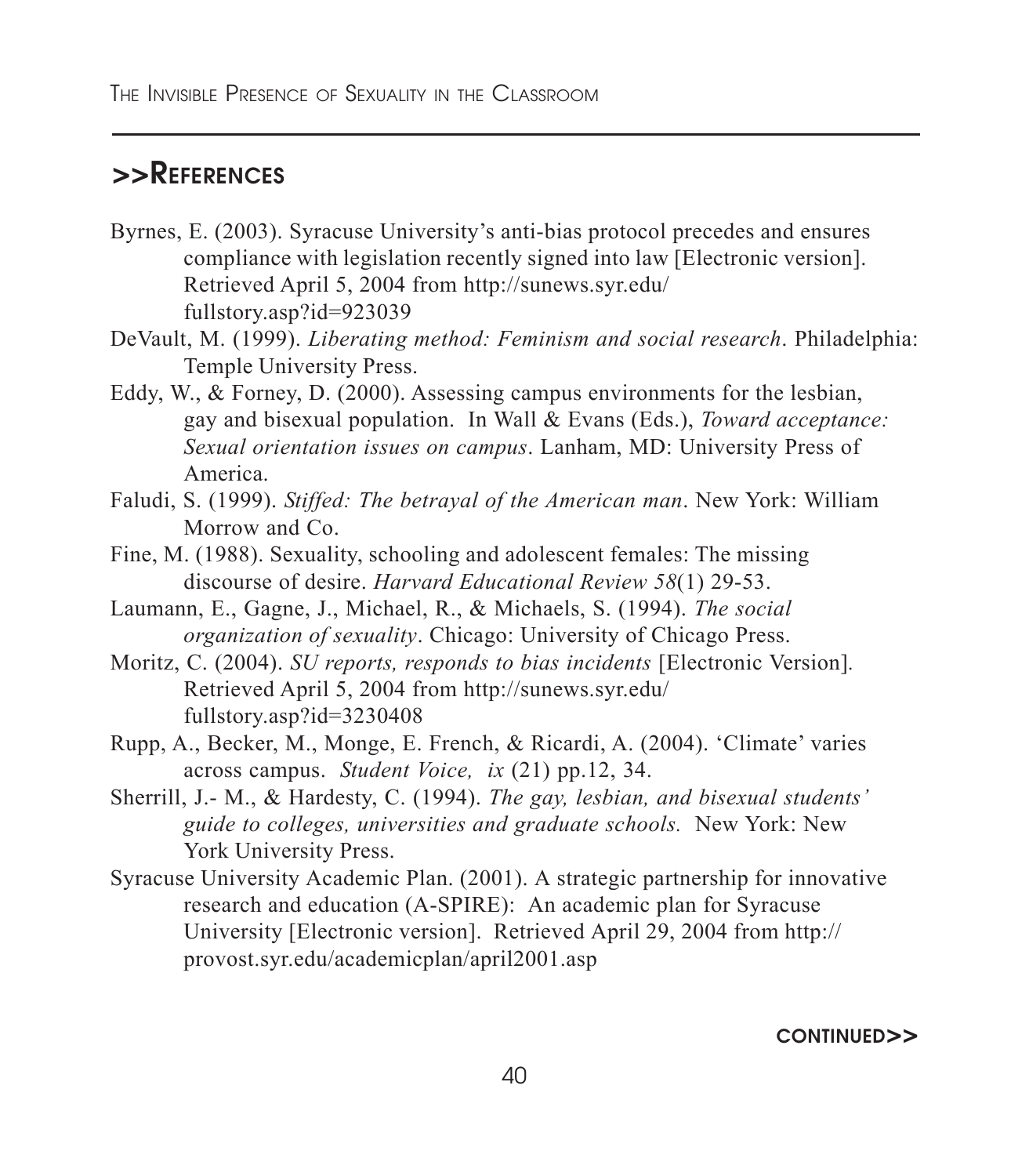## >>References

Byrnes, E. (2003). Syracuse University's anti-bias protocol precedes and ensures compliance with legislation recently signed into law [Electronic version]. Retrieved April 5, 2004 from http://sunews.syr.edu/fullstory.asp?id=923039

DeVault, M. (1999). *Liberating method: Feminism and social research*. Philadelphia: Temple University Press.

Eddy, W., & Forney, D. (2000). Assessing campus environments for the lesbian, gay and bisexual population. In Wall & Evans (Eds.), *Toward acceptance: Sexual orientation issues on campus*. Lanham, MD: University Press of America.

Faludi, S. (1999). *Stiffed: The betrayal of the American man*. New York: William Morrow and Co.

Fine, M. (1988). Sexuality, schooling and adolescent females: The missing discourse of desire. *Harvard Educational Review 58*(1) 29-53.

Laumann, E., Gagne, J., Michael, R., & Michaels, S. (1994). *The social organization of sexuality*. Chicago: University of Chicago Press.

Moritz, C. (2004). *SU reports, responds to bias incidents* [Electronic Version]. Retrieved April 5, 2004 from http://sunews.syr.edu/fullstory.asp?id=3230408

Rupp, A., Becker, M., Monge, E. French, & Ricardi, A. (2004). 'Climate' varies across campus. *Student Voice, ix* (21) pp.12, 34.

Sherrill, J.- M., & Hardesty, C. (1994). *The gay, lesbian, and bisexual students' guide to colleges, universities and graduate schools.* New York: New York University Press.

Syracuse University Academic Plan. (2001). A strategic partnership for innovative research and education (A-SPIRE): An academic plan for Syracuse University [Electronic version]. Retrieved April 29, 2004 from http://provost.syr.edu/academicplan/april2001.asp

CONTINUED>>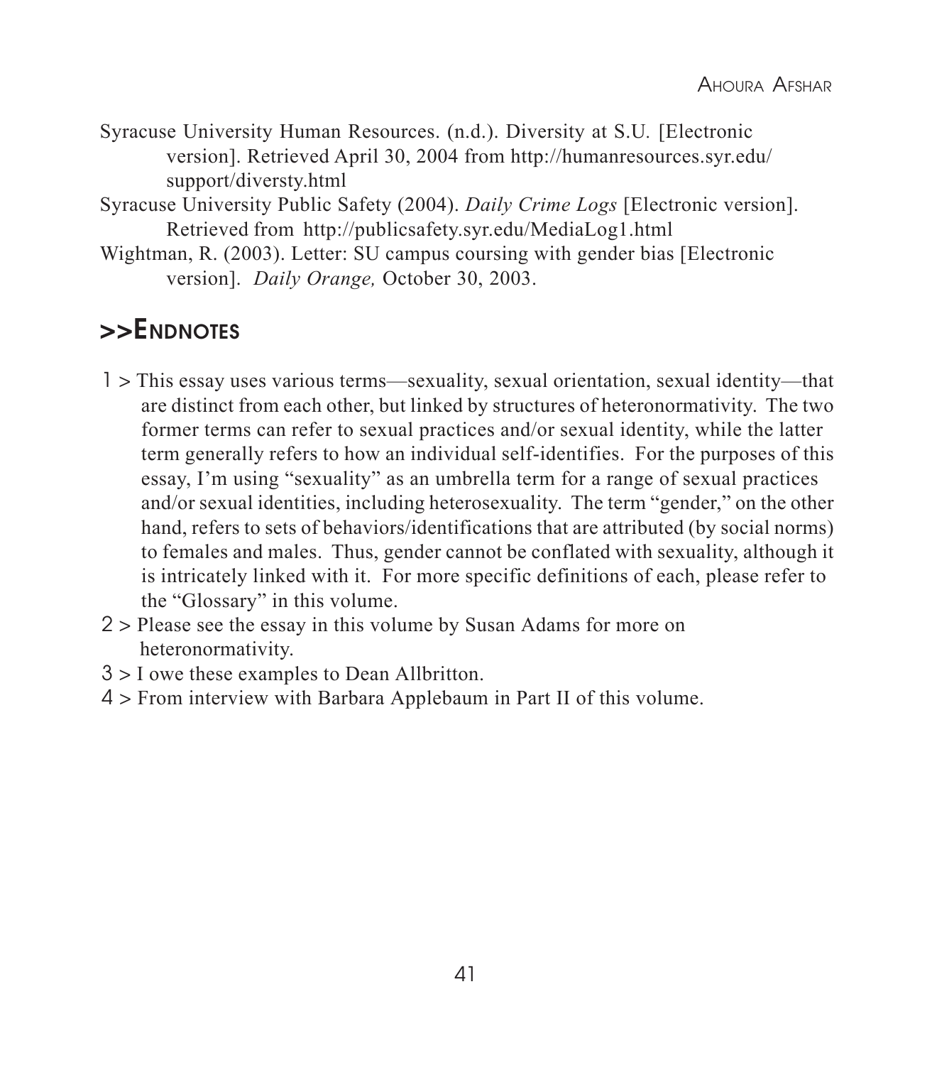Syracuse University Human Resources. (n.d.). Diversity at S.U. [Electronic version]. Retrieved April 30, 2004 from http://humanresources.syr.edu/support/diversty.html

Syracuse University Public Safety (2004). *Daily Crime Logs* [Electronic version]. Retrieved from http://publicsafety.syr.edu/MediaLog1.html

Wightman, R. (2003). Letter: SU campus coursing with gender bias [Electronic version]. *Daily Orange,* October 30, 2003.

## >>Endnotes

1 > This essay uses various terms—sexuality, sexual orientation, sexual identity—that are distinct from each other, but linked by structures of heteronormativity. The two former terms can refer to sexual practices and/or sexual identity, while the latter term generally refers to how an individual self-identifies. For the purposes of this essay, I'm using "sexuality" as an umbrella term for a range of sexual practices and/or sexual identities, including heterosexuality. The term "gender," on the other hand, refers to sets of behaviors/identifications that are attributed (by social norms) to females and males. Thus, gender cannot be conflated with sexuality, although it is intricately linked with it. For more specific definitions of each, please refer to the "Glossary" in this volume.

2 > Please see the essay in this volume by Susan Adams for more on heteronormativity.

3 > I owe these examples to Dean Allbritton.

4 > From interview with Barbara Applebaum in Part II of this volume.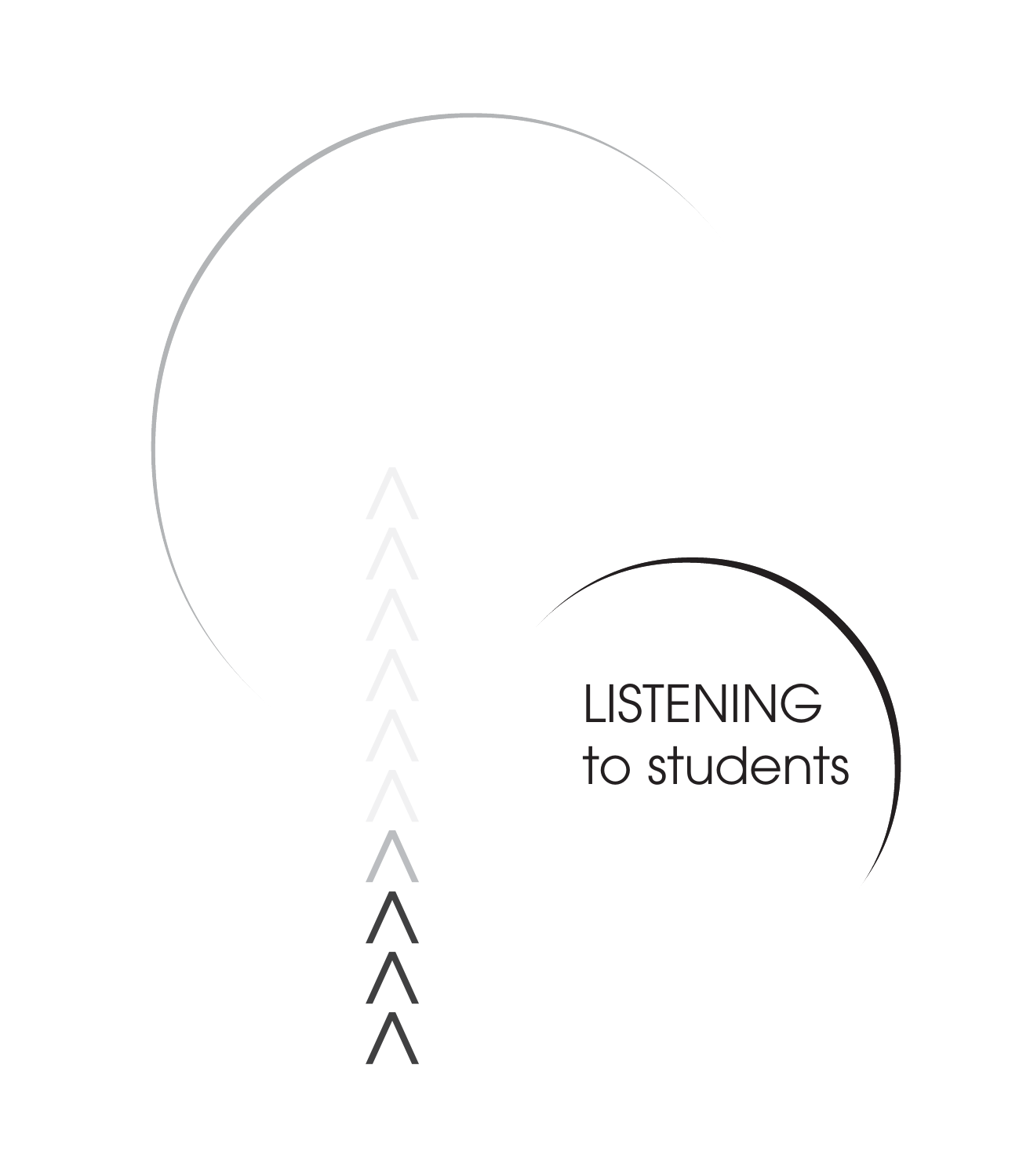# LISTENING to students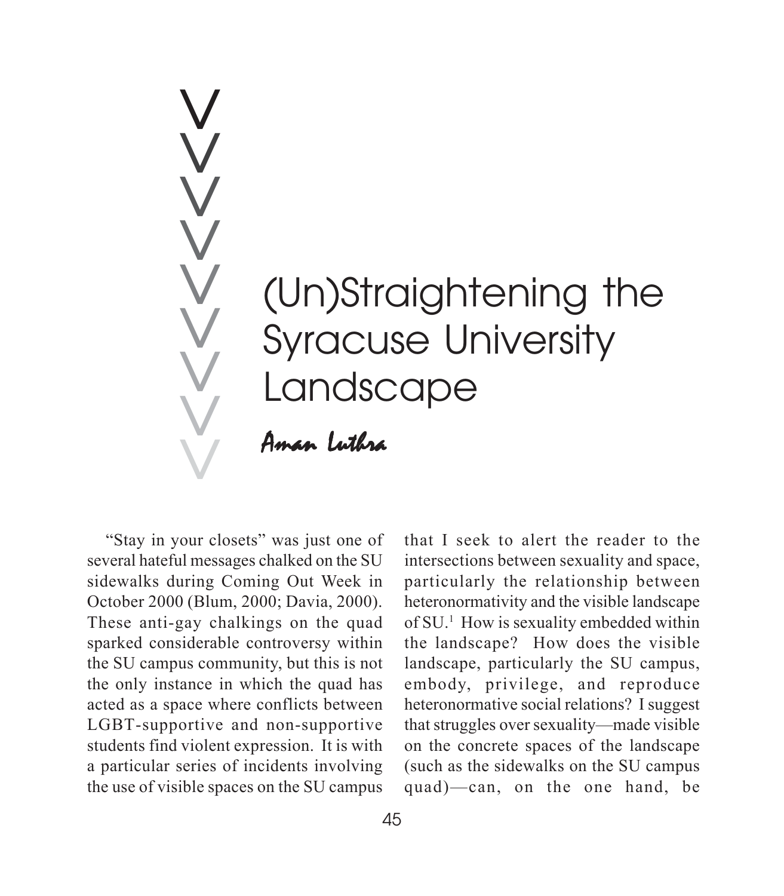# (Un)Straightening the Syracuse University Landscape

*Aman Luthra*

"Stay in your closets" was just one of several hateful messages chalked on the SU sidewalks during Coming Out Week in October 2000 (Blum, 2000; Davia, 2000). These anti-gay chalkings on the quad sparked considerable controversy within the SU campus community, but this is not the only instance in which the quad has acted as a space where conflicts between LGBT-supportive and non-supportive students find violent expression. It is with a particular series of incidents involving the use of visible spaces on the SU campus that I seek to alert the reader to the intersections between sexuality and space, particularly the relationship between heteronormativity and the visible landscape of SU.[1] How is sexuality embedded within the landscape? How does the visible landscape, particularly the SU campus, embody, privilege, and reproduce heteronormative social relations? I suggest that struggles over sexuality—made visible on the concrete spaces of the landscape (such as the sidewalks on the SU campus quad)—can, on the one hand, be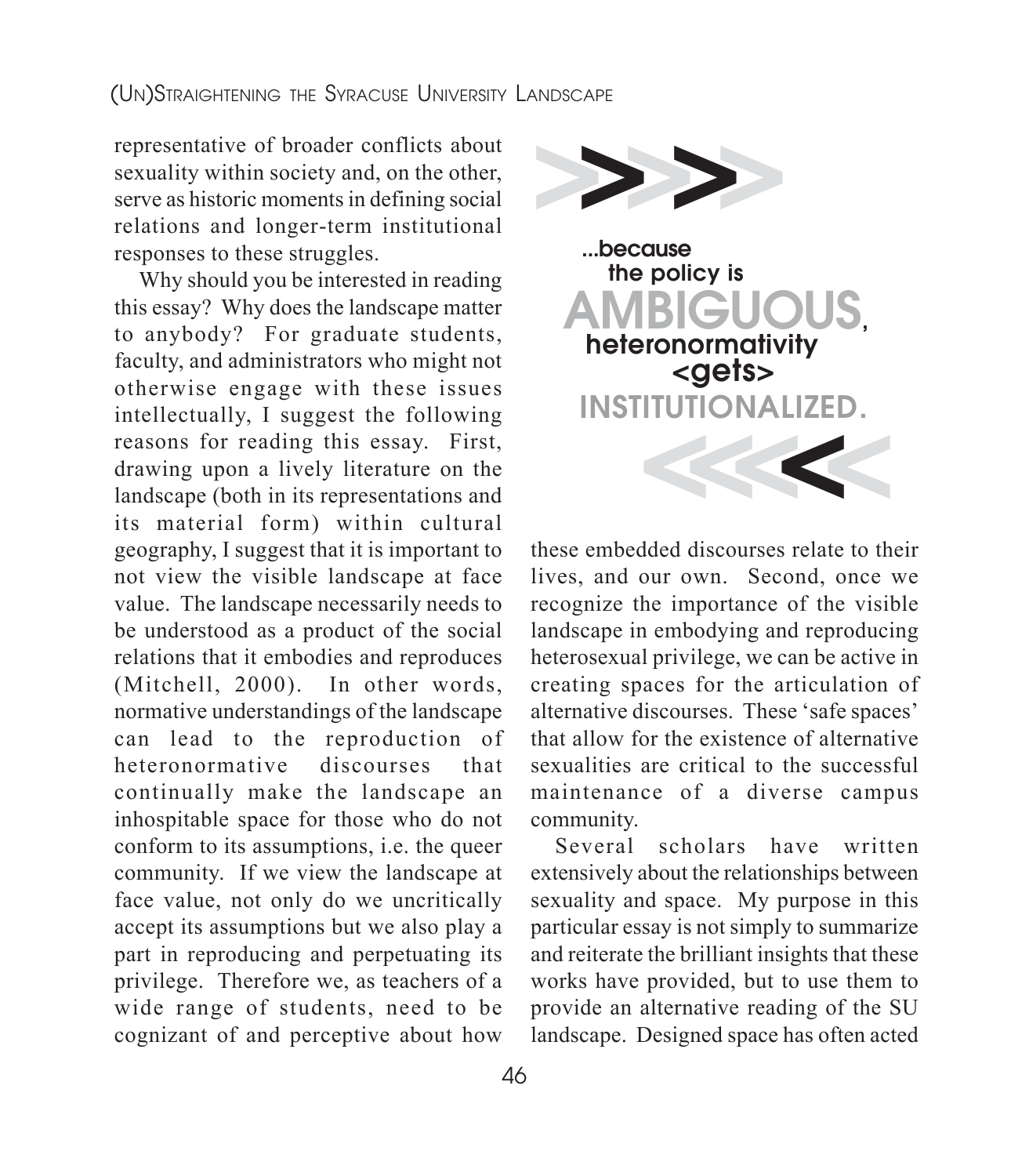representative of broader conflicts about sexuality within society and, on the other, serve as historic moments in defining social relations and longer-term institutional responses to these struggles.

Why should you be interested in reading this essay? Why does the landscape matter to anybody? For graduate students, faculty, and administrators who might not otherwise engage with these issues intellectually, I suggest the following reasons for reading this essay. First, drawing upon a lively literature on the landscape (both in its representations and its material form) within cultural geography, I suggest that it is important to not view the visible landscape at face value. The landscape necessarily needs to be understood as a product of the social relations that it embodies and reproduces (Mitchell, 2000). In other words, normative understandings of the landscape can lead to the reproduction of heteronormative discourses that continually make the landscape an inhospitable space for those who do not conform to its assumptions, i.e. the queer community. If we view the landscape at face value, not only do we uncritically accept its assumptions but we also play a part in reproducing and perpetuating its privilege. Therefore we, as teachers of a wide range of students, need to be cognizant of and perceptive about how these embedded discourses relate to their lives, and our own. Second, once we recognize the importance of the visible landscape in embodying and reproducing heterosexual privilege, we can be active in creating spaces for the articulation of alternative discourses. These 'safe spaces' that allow for the existence of alternative sexualities are critical to the successful maintenance of a diverse campus community.

> ...because the policy is **AMBIGUOUS**, heteronormativity <gets> **INSTITUTIONALIZED.**

Several scholars have written extensively about the relationships between sexuality and space. My purpose in this particular essay is not simply to summarize and reiterate the brilliant insights that these works have provided, but to use them to provide an alternative reading of the SU landscape. Designed space has often acted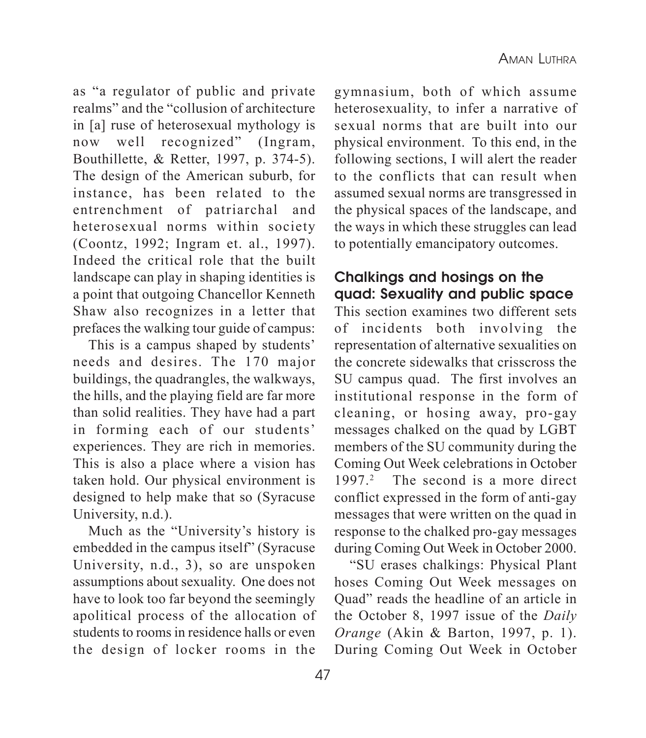as "a regulator of public and private realms" and the "collusion of architecture in [a] ruse of heterosexual mythology is now well recognized" (Ingram, Bouthillette, & Retter, 1997, p. 374-5). The design of the American suburb, for instance, has been related to the entrenchment of patriarchal and heterosexual norms within society (Coontz, 1992; Ingram et. al., 1997). Indeed the critical role that the built landscape can play in shaping identities is a point that outgoing Chancellor Kenneth Shaw also recognizes in a letter that prefaces the walking tour guide of campus:

> This is a campus shaped by students' needs and desires. The 170 major buildings, the quadrangles, the walkways, the hills, and the playing field are far more than solid realities. They have had a part in forming each of our students' experiences. They are rich in memories. This is also a place where a vision has taken hold. Our physical environment is designed to help make that so (Syracuse University, n.d.).

Much as the "University's history is embedded in the campus itself" (Syracuse University, n.d., 3), so are unspoken assumptions about sexuality. One does not have to look too far beyond the seemingly apolitical process of the allocation of students to rooms in residence halls or even the design of locker rooms in the gymnasium, both of which assume heterosexuality, to infer a narrative of sexual norms that are built into our physical environment. To this end, in the following sections, I will alert the reader to the conflicts that can result when assumed sexual norms are transgressed in the physical spaces of the landscape, and the ways in which these struggles can lead to potentially emancipatory outcomes.

## Chalkings and hosings on the quad: Sexuality and public space

This section examines two different sets of incidents both involving the representation of alternative sexualities on the concrete sidewalks that crisscross the SU campus quad. The first involves an institutional response in the form of cleaning, or hosing away, pro-gay messages chalked on the quad by LGBT members of the SU community during the Coming Out Week celebrations in October 1997.[2] The second is a more direct conflict expressed in the form of anti-gay messages that were written on the quad in response to the chalked pro-gay messages during Coming Out Week in October 2000.

"SU erases chalkings: Physical Plant hoses Coming Out Week messages on Quad" reads the headline of an article in the October 8, 1997 issue of the *Daily Orange* (Akin & Barton, 1997, p. 1). During Coming Out Week in October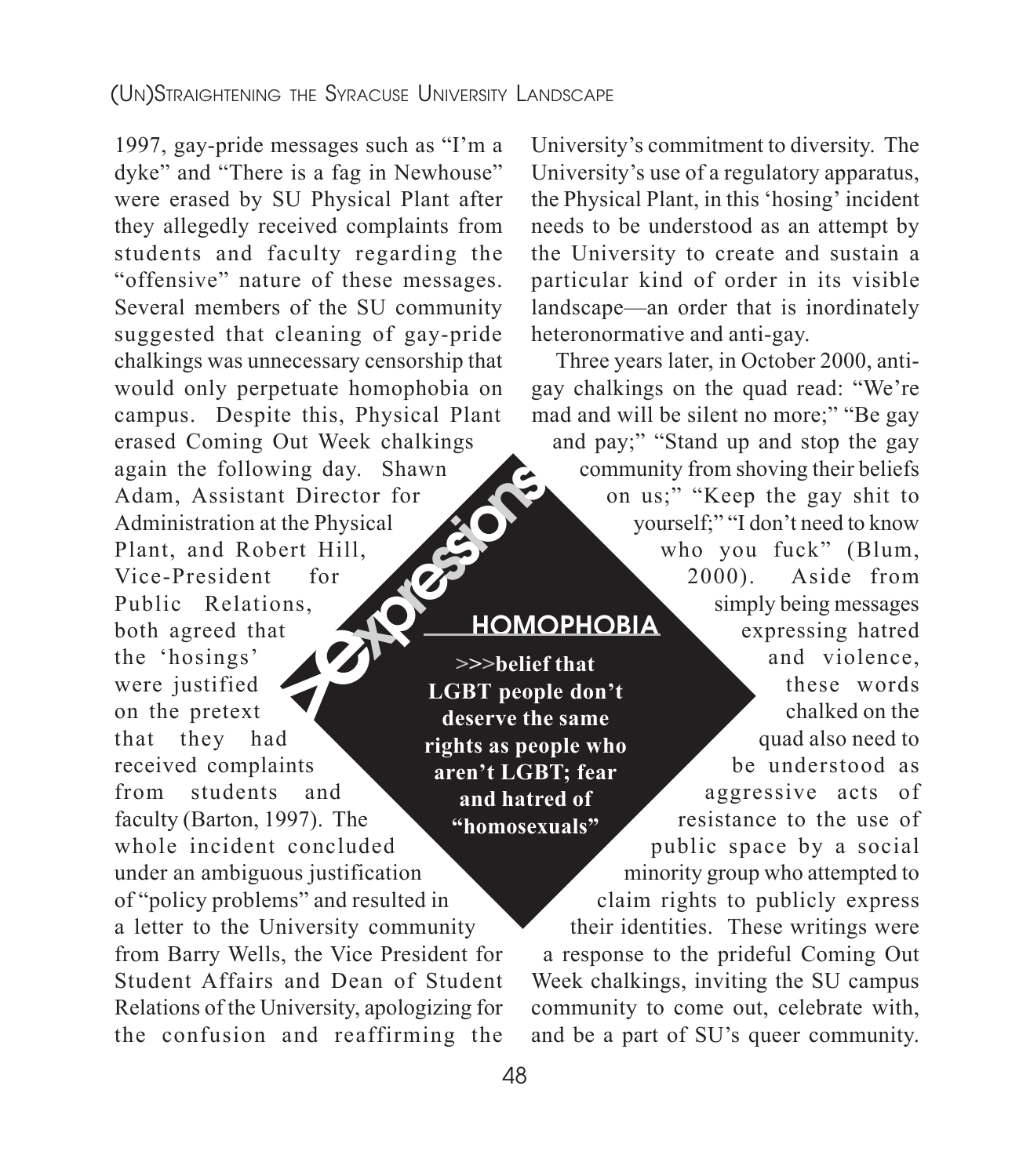1997, gay-pride messages such as "I'm a dyke" and "There is a fag in Newhouse" were erased by SU Physical Plant after they allegedly received complaints from students and faculty regarding the "offensive" nature of these messages. Several members of the SU community suggested that cleaning of gay-pride chalkings was unnecessary censorship that would only perpetuate homophobia on campus. Despite this, Physical Plant erased Coming Out Week chalkings again the following day. Shawn Adam, Assistant Director for Administration at the Physical Plant, and Robert Hill, Vice-President for Public Relations, both agreed that the 'hosings' were justified on the pretext that they had received complaints from students and faculty (Barton, 1997). The whole incident concluded under an ambiguous justification of "policy problems" and resulted in a letter to the University community from Barry Wells, the Vice President for Student Affairs and Dean of Student Relations of the University, apologizing for the confusion and reaffirming the University's commitment to diversity. The University's use of a regulatory apparatus, the Physical Plant, in this 'hosing' incident needs to be understood as an attempt by the University to create and sustain a particular kind of order in its visible landscape—an order that is inordinately heteronormative and anti-gay.

Three years later, in October 2000, anti-gay chalkings on the quad read: "We're mad and will be silent no more;" "Be gay and pay;" "Stand up and stop the gay community from shoving their beliefs on us;" "Keep the gay shit to yourself;" "I don't need to know who you fuck" (Blum, 2000). Aside from simply being messages expressing hatred and violence, these words chalked on the quad also need to be understood as aggressive acts of resistance to the use of public space by a social minority group who attempted to claim rights to publicly express their identities. These writings were a response to the prideful Coming Out Week chalkings, inviting the SU campus community to come out, celebrate with, and be a part of SU's queer community.

> xexpressions
>
> **HOMOPHOBIA**
>
> **>>>belief that LGBT people don't deserve the same rights as people who aren't LGBT; fear and hatred of "homosexuals"**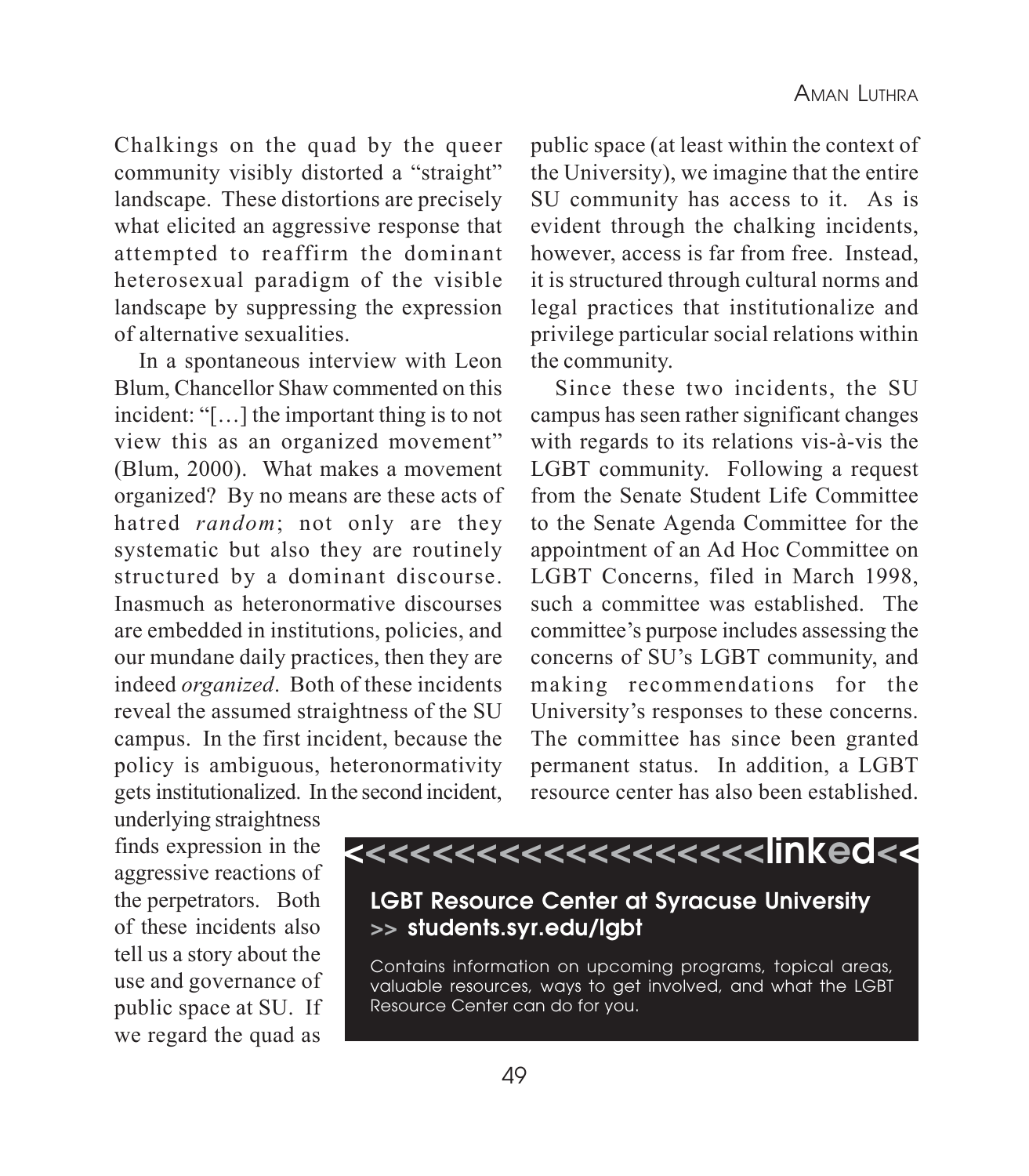Chalkings on the quad by the queer community visibly distorted a "straight" landscape. These distortions are precisely what elicited an aggressive response that attempted to reaffirm the dominant heterosexual paradigm of the visible landscape by suppressing the expression of alternative sexualities.

In a spontaneous interview with Leon Blum, Chancellor Shaw commented on this incident: "[…] the important thing is to not view this as an organized movement" (Blum, 2000). What makes a movement organized? By no means are these acts of hatred *random*; not only are they systematic but also they are routinely structured by a dominant discourse. Inasmuch as heteronormative discourses are embedded in institutions, policies, and our mundane daily practices, then they are indeed *organized*. Both of these incidents reveal the assumed straightness of the SU campus. In the first incident, because the policy is ambiguous, heteronormativity gets institutionalized. In the second incident, underlying straightness finds expression in the aggressive reactions of the perpetrators. Both of these incidents also tell us a story about the use and governance of public space at SU. If we regard the quad as public space (at least within the context of the University), we imagine that the entire SU community has access to it. As is evident through the chalking incidents, however, access is far from free. Instead, it is structured through cultural norms and legal practices that institutionalize and privilege particular social relations within the community.

Since these two incidents, the SU campus has seen rather significant changes with regards to its relations vis-à-vis the LGBT community. Following a request from the Senate Student Life Committee to the Senate Agenda Committee for the appointment of an Ad Hoc Committee on LGBT Concerns, filed in March 1998, such a committee was established. The committee's purpose includes assessing the concerns of SU's LGBT community, and making recommendations for the University's responses to these concerns. The committee has since been granted permanent status. In addition, a LGBT resource center has also been established.

<<<<<<<<<<<<<<<<<<<<linked<<

**LGBT Resource Center at Syracuse University**
**>> students.syr.edu/lgbt**

Contains information on upcoming programs, topical areas, valuable resources, ways to get involved, and what the LGBT Resource Center can do for you.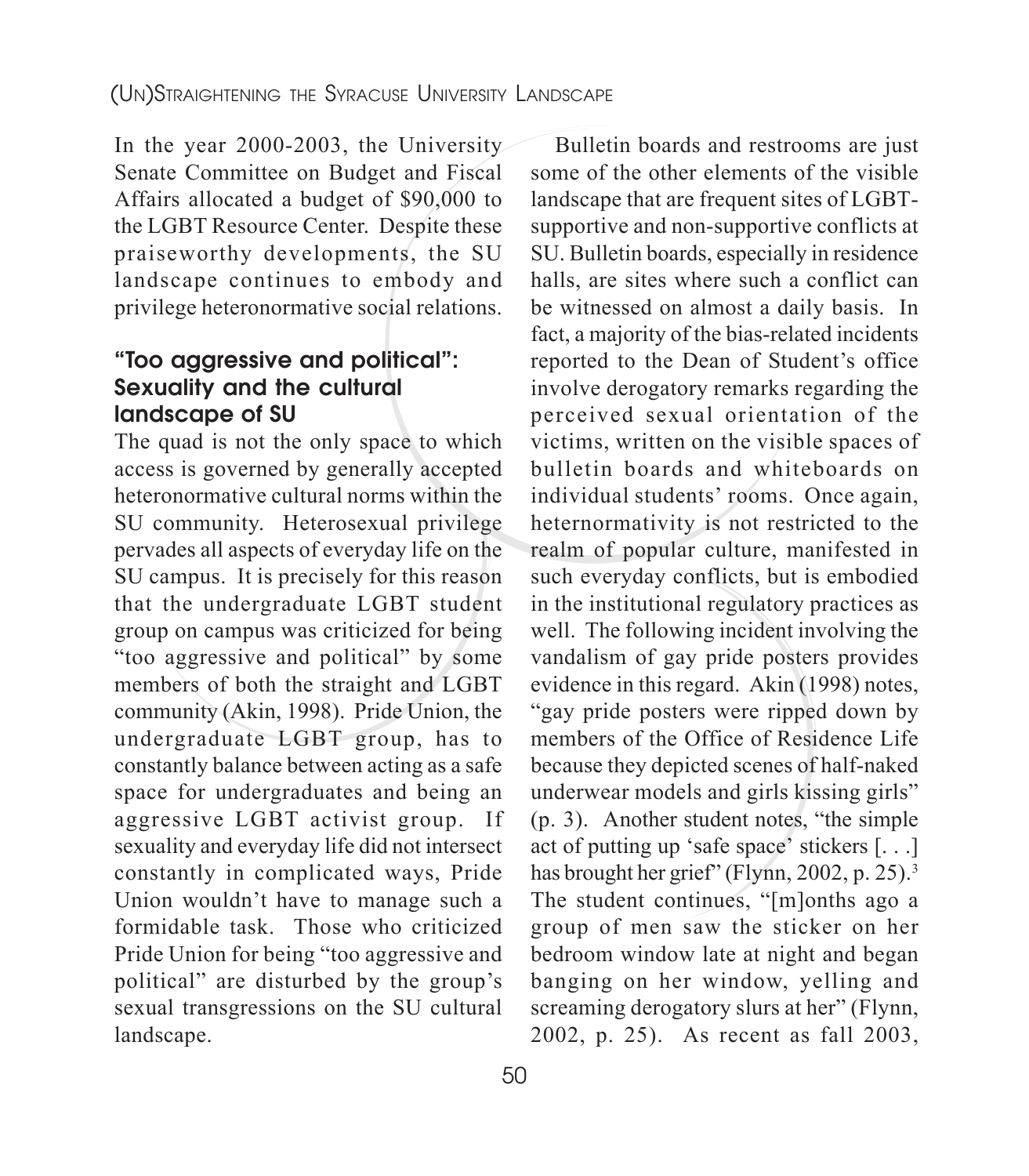In the year 2000-2003, the University Senate Committee on Budget and Fiscal Affairs allocated a budget of $90,000 to the LGBT Resource Center. Despite these praiseworthy developments, the SU landscape continues to embody and privilege heteronormative social relations.

### "Too aggressive and political": Sexuality and the cultural landscape of SU

The quad is not the only space to which access is governed by generally accepted heteronormative cultural norms within the SU community. Heterosexual privilege pervades all aspects of everyday life on the SU campus. It is precisely for this reason that the undergraduate LGBT student group on campus was criticized for being "too aggressive and political" by some members of both the straight and LGBT community (Akin, 1998). Pride Union, the undergraduate LGBT group, has to constantly balance between acting as a safe space for undergraduates and being an aggressive LGBT activist group. If sexuality and everyday life did not intersect constantly in complicated ways, Pride Union wouldn't have to manage such a formidable task. Those who criticized Pride Union for being "too aggressive and political" are disturbed by the group's sexual transgressions on the SU cultural landscape.

Bulletin boards and restrooms are just some of the other elements of the visible landscape that are frequent sites of LGBT-supportive and non-supportive conflicts at SU. Bulletin boards, especially in residence halls, are sites where such a conflict can be witnessed on almost a daily basis. In fact, a majority of the bias-related incidents reported to the Dean of Student's office involve derogatory remarks regarding the perceived sexual orientation of the victims, written on the visible spaces of bulletin boards and whiteboards on individual students' rooms. Once again, heternormativity is not restricted to the realm of popular culture, manifested in such everyday conflicts, but is embodied in the institutional regulatory practices as well. The following incident involving the vandalism of gay pride posters provides evidence in this regard. Akin (1998) notes, "gay pride posters were ripped down by members of the Office of Residence Life because they depicted scenes of half-naked underwear models and girls kissing girls" (p. 3). Another student notes, "the simple act of putting up 'safe space' stickers [. . .] has brought her grief" (Flynn, 2002, p. 25).[3] The student continues, "[m]onths ago a group of men saw the sticker on her bedroom window late at night and began banging on her window, yelling and screaming derogatory slurs at her" (Flynn, 2002, p. 25). As recent as fall 2003,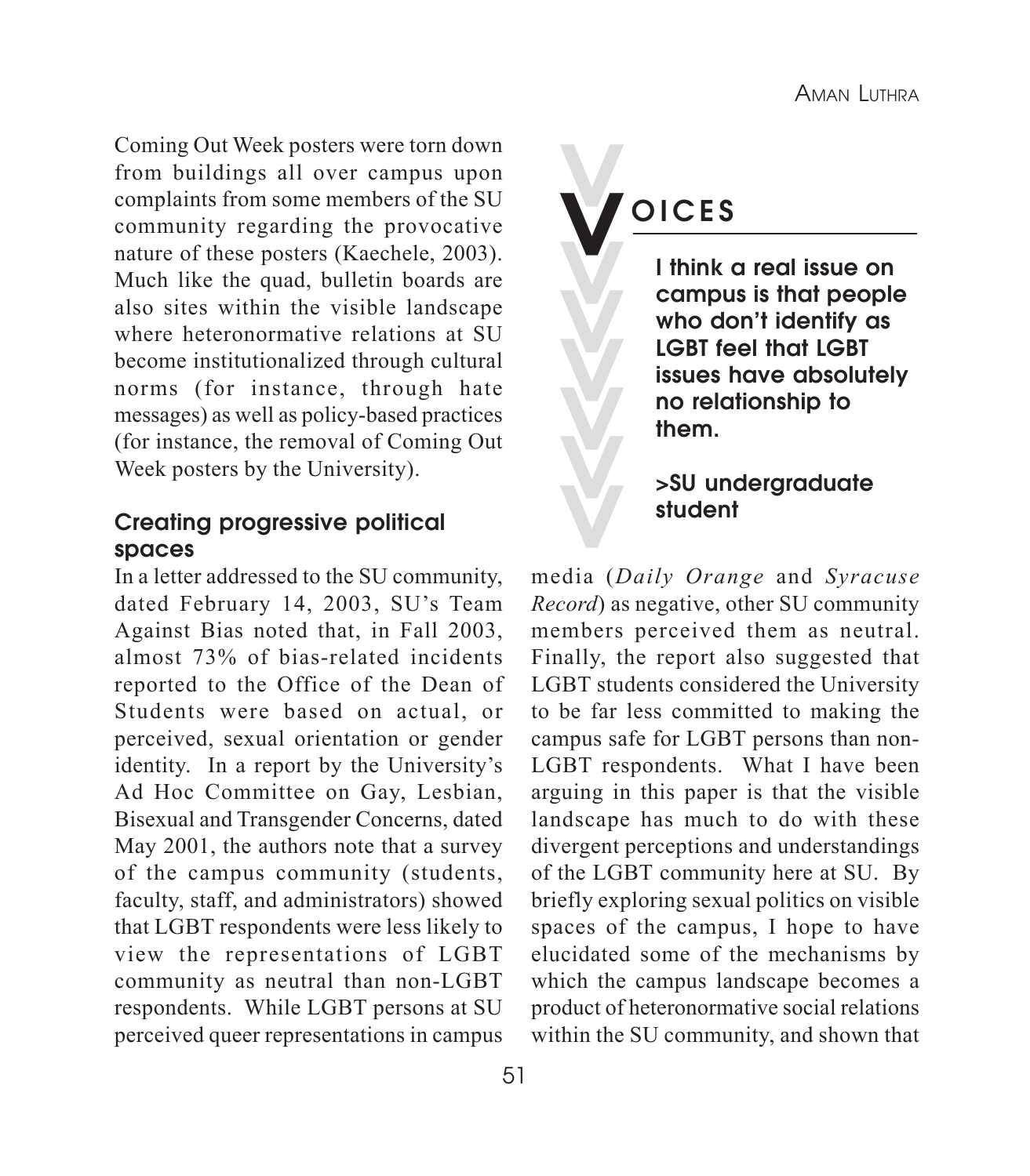Coming Out Week posters were torn down from buildings all over campus upon complaints from some members of the SU community regarding the provocative nature of these posters (Kaechele, 2003). Much like the quad, bulletin boards are also sites within the visible landscape where heteronormative relations at SU become institutionalized through cultural norms (for instance, through hate messages) as well as policy-based practices (for instance, the removal of Coming Out Week posters by the University).

> **VOICES**
>
> **I think a real issue on campus is that people who don't identify as LGBT feel that LGBT issues have absolutely no relationship to them.**
>
> **>SU undergraduate student**

### Creating progressive political spaces

In a letter addressed to the SU community, dated February 14, 2003, SU's Team Against Bias noted that, in Fall 2003, almost 73% of bias-related incidents reported to the Office of the Dean of Students were based on actual, or perceived, sexual orientation or gender identity. In a report by the University's Ad Hoc Committee on Gay, Lesbian, Bisexual and Transgender Concerns, dated May 2001, the authors note that a survey of the campus community (students, faculty, staff, and administrators) showed that LGBT respondents were less likely to view the representations of LGBT community as neutral than non-LGBT respondents. While LGBT persons at SU perceived queer representations in campus media (*Daily Orange* and *Syracuse Record*) as negative, other SU community members perceived them as neutral. Finally, the report also suggested that LGBT students considered the University to be far less committed to making the campus safe for LGBT persons than non-LGBT respondents. What I have been arguing in this paper is that the visible landscape has much to do with these divergent perceptions and understandings of the LGBT community here at SU. By briefly exploring sexual politics on visible spaces of the campus, I hope to have elucidated some of the mechanisms by which the campus landscape becomes a product of heteronormative social relations within the SU community, and shown that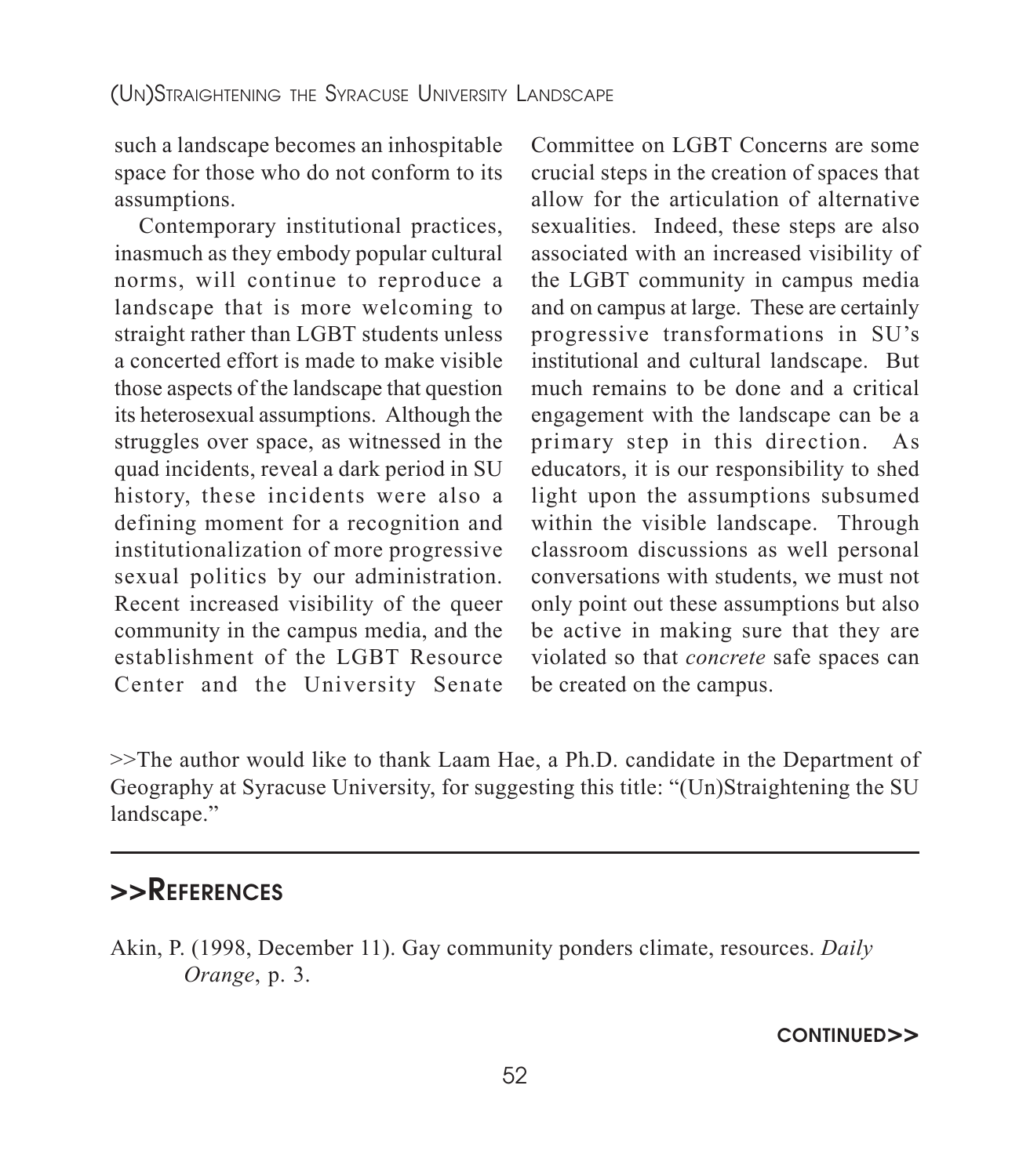such a landscape becomes an inhospitable space for those who do not conform to its assumptions.

Contemporary institutional practices, inasmuch as they embody popular cultural norms, will continue to reproduce a landscape that is more welcoming to straight rather than LGBT students unless a concerted effort is made to make visible those aspects of the landscape that question its heterosexual assumptions. Although the struggles over space, as witnessed in the quad incidents, reveal a dark period in SU history, these incidents were also a defining moment for a recognition and institutionalization of more progressive sexual politics by our administration. Recent increased visibility of the queer community in the campus media, and the establishment of the LGBT Resource Center and the University Senate Committee on LGBT Concerns are some crucial steps in the creation of spaces that allow for the articulation of alternative sexualities. Indeed, these steps are also associated with an increased visibility of the LGBT community in campus media and on campus at large. These are certainly progressive transformations in SU's institutional and cultural landscape. But much remains to be done and a critical engagement with the landscape can be a primary step in this direction. As educators, it is our responsibility to shed light upon the assumptions subsumed within the visible landscape. Through classroom discussions as well personal conversations with students, we must not only point out these assumptions but also be active in making sure that they are violated so that *concrete* safe spaces can be created on the campus.

>>The author would like to thank Laam Hae, a Ph.D. candidate in the Department of Geography at Syracuse University, for suggesting this title: "(Un)Straightening the SU landscape."

## >>References

Akin, P. (1998, December 11). Gay community ponders climate, resources. *Daily Orange*, p. 3.

CONTINUED>>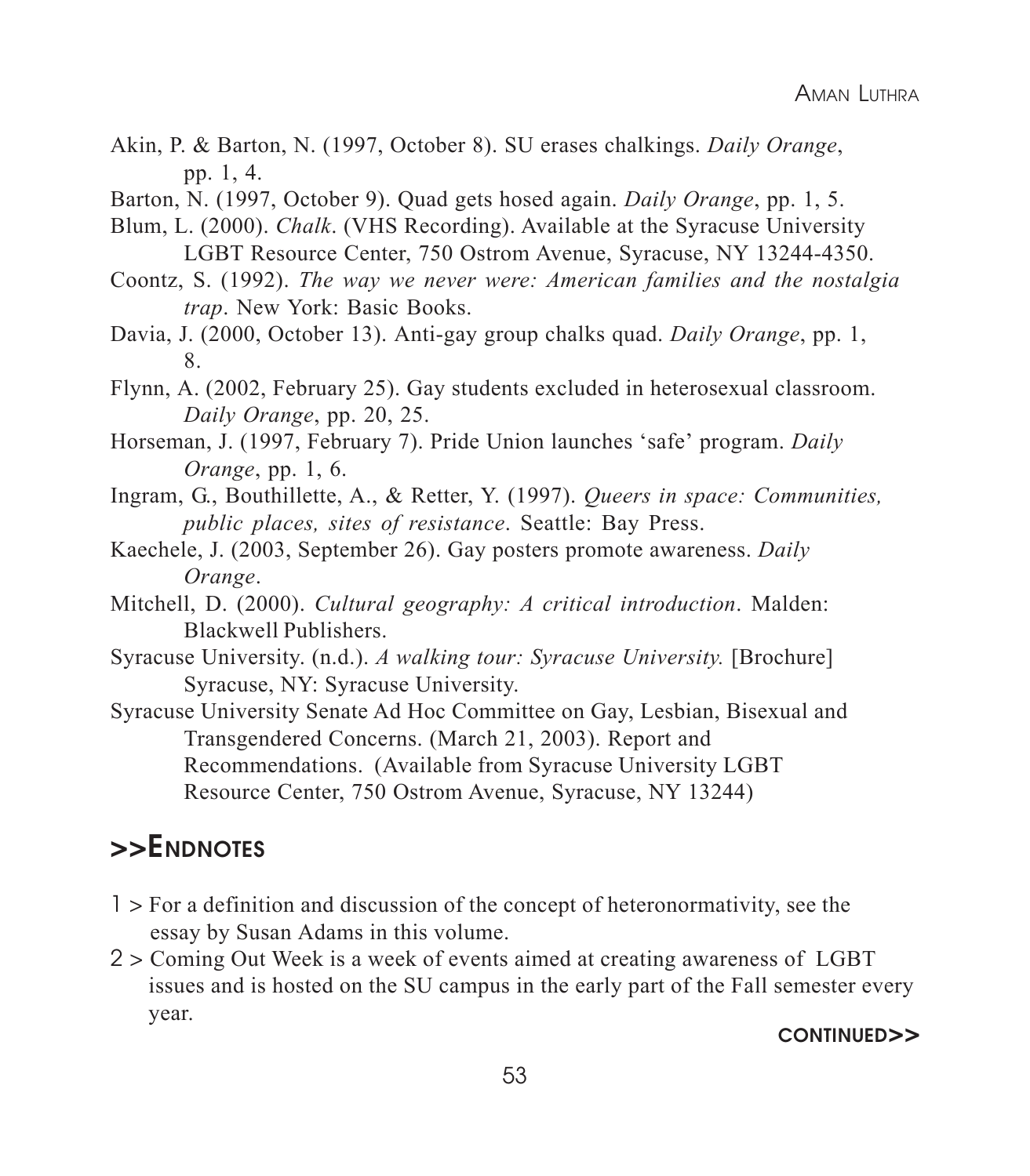Akin, P. & Barton, N. (1997, October 8). SU erases chalkings. *Daily Orange*, pp. 1, 4.

Barton, N. (1997, October 9). Quad gets hosed again. *Daily Orange*, pp. 1, 5.

Blum, L. (2000). *Chalk*. (VHS Recording). Available at the Syracuse University LGBT Resource Center, 750 Ostrom Avenue, Syracuse, NY 13244-4350.

Coontz, S. (1992). *The way we never were: American families and the nostalgia trap*. New York: Basic Books.

Davia, J. (2000, October 13). Anti-gay group chalks quad. *Daily Orange*, pp. 1, 8.

Flynn, A. (2002, February 25). Gay students excluded in heterosexual classroom. *Daily Orange*, pp. 20, 25.

Horseman, J. (1997, February 7). Pride Union launches 'safe' program. *Daily Orange*, pp. 1, 6.

Ingram, G., Bouthillette, A., & Retter, Y. (1997). *Queers in space: Communities, public places, sites of resistance*. Seattle: Bay Press.

Kaechele, J. (2003, September 26). Gay posters promote awareness. *Daily Orange*.

Mitchell, D. (2000). *Cultural geography: A critical introduction*. Malden: Blackwell Publishers.

Syracuse University. (n.d.). *A walking tour: Syracuse University.* [Brochure] Syracuse, NY: Syracuse University.

Syracuse University Senate Ad Hoc Committee on Gay, Lesbian, Bisexual and Transgendered Concerns. (March 21, 2003). Report and Recommendations. (Available from Syracuse University LGBT Resource Center, 750 Ostrom Avenue, Syracuse, NY 13244)

## >>Endnotes

1 > For a definition and discussion of the concept of heteronormativity, see the essay by Susan Adams in this volume.

2 > Coming Out Week is a week of events aimed at creating awareness of LGBT issues and is hosted on the SU campus in the early part of the Fall semester every year.

**CONTINUED>>**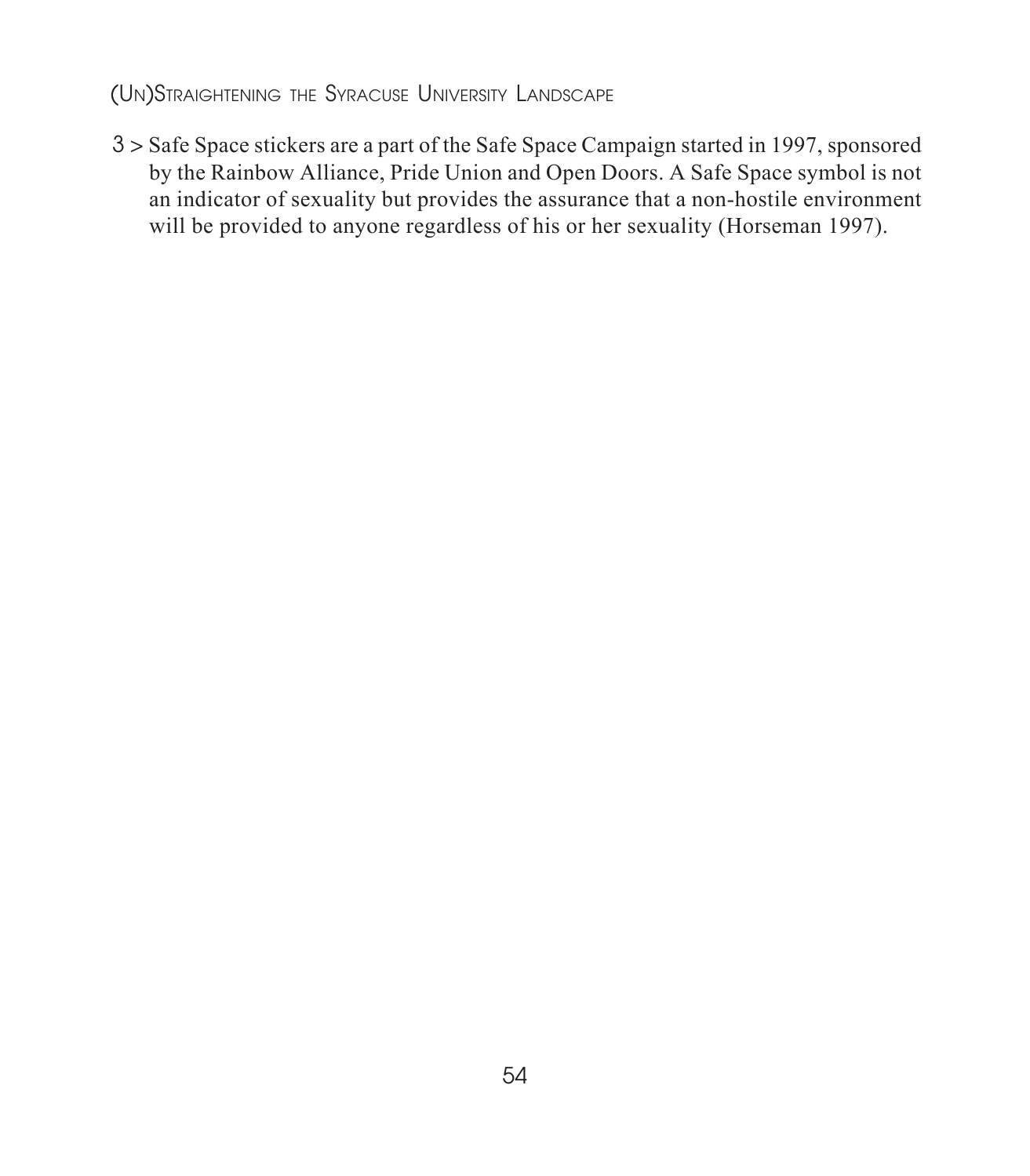3 > Safe Space stickers are a part of the Safe Space Campaign started in 1997, sponsored by the Rainbow Alliance, Pride Union and Open Doors. A Safe Space symbol is not an indicator of sexuality but provides the assurance that a non-hostile environment will be provided to anyone regardless of his or her sexuality (Horseman 1997).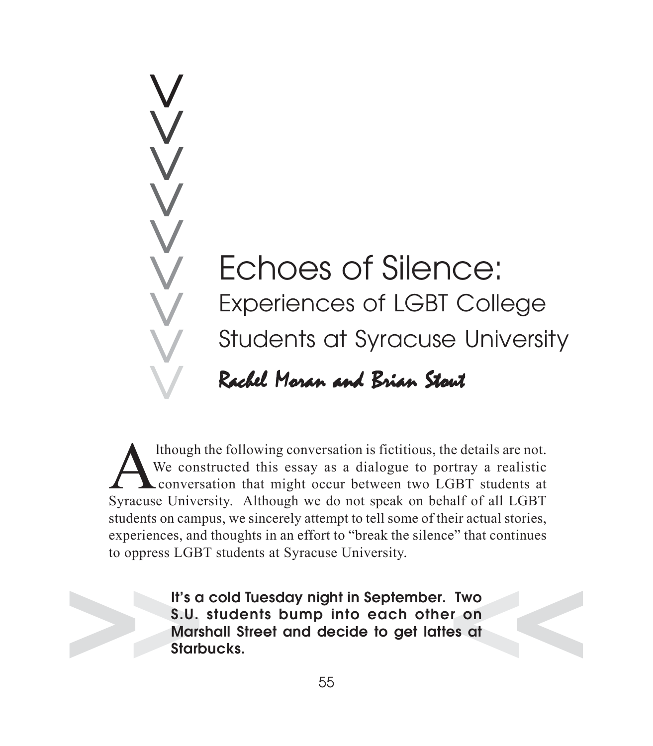# Echoes of Silence:

## Experiences of LGBT College Students at Syracuse University

*Rachel Moran and Brian Stout*

Although the following conversation is fictitious, the details are not. We constructed this essay as a dialogue to portray a realistic conversation that might occur between two LGBT students at Syracuse University. Although we do not speak on behalf of all LGBT students on campus, we sincerely attempt to tell some of their actual stories, experiences, and thoughts in an effort to "break the silence" that continues to oppress LGBT students at Syracuse University.

**It's a cold Tuesday night in September. Two S.U. students bump into each other on Marshall Street and decide to get lattes at Starbucks.**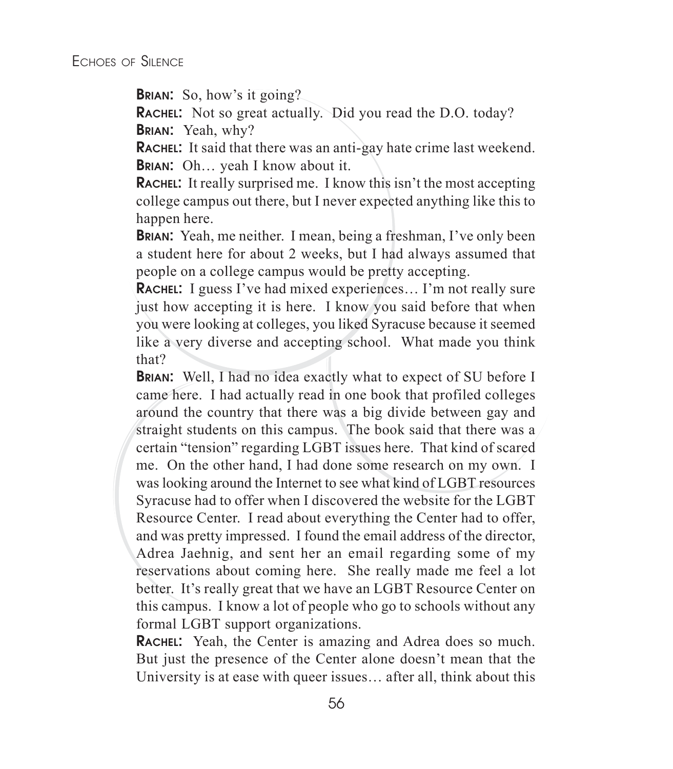**Brian:** So, how's it going?

**Rachel:** Not so great actually. Did you read the D.O. today?

**Brian:** Yeah, why?

**Rachel:** It said that there was an anti-gay hate crime last weekend.

**Brian:** Oh… yeah I know about it.

**Rachel:** It really surprised me. I know this isn't the most accepting college campus out there, but I never expected anything like this to happen here.

**Brian:** Yeah, me neither. I mean, being a freshman, I've only been a student here for about 2 weeks, but I had always assumed that people on a college campus would be pretty accepting.

**Rachel:** I guess I've had mixed experiences… I'm not really sure just how accepting it is here. I know you said before that when you were looking at colleges, you liked Syracuse because it seemed like a very diverse and accepting school. What made you think that?

**Brian:** Well, I had no idea exactly what to expect of SU before I came here. I had actually read in one book that profiled colleges around the country that there was a big divide between gay and straight students on this campus. The book said that there was a certain "tension" regarding LGBT issues here. That kind of scared me. On the other hand, I had done some research on my own. I was looking around the Internet to see what kind of LGBT resources Syracuse had to offer when I discovered the website for the LGBT Resource Center. I read about everything the Center had to offer, and was pretty impressed. I found the email address of the director, Adrea Jaehnig, and sent her an email regarding some of my reservations about coming here. She really made me feel a lot better. It's really great that we have an LGBT Resource Center on this campus. I know a lot of people who go to schools without any formal LGBT support organizations.

**Rachel:** Yeah, the Center is amazing and Adrea does so much. But just the presence of the Center alone doesn't mean that the University is at ease with queer issues… after all, think about this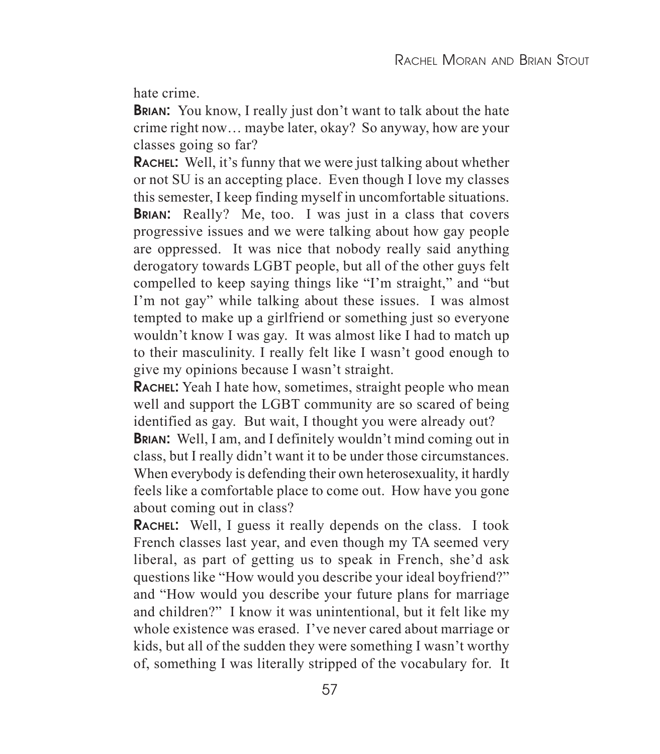hate crime.

**Brian:** You know, I really just don't want to talk about the hate crime right now… maybe later, okay? So anyway, how are your classes going so far?

**Rachel:** Well, it's funny that we were just talking about whether or not SU is an accepting place. Even though I love my classes this semester, I keep finding myself in uncomfortable situations.

**Brian:** Really? Me, too. I was just in a class that covers progressive issues and we were talking about how gay people are oppressed. It was nice that nobody really said anything derogatory towards LGBT people, but all of the other guys felt compelled to keep saying things like "I'm straight," and "but I'm not gay" while talking about these issues. I was almost tempted to make up a girlfriend or something just so everyone wouldn't know I was gay. It was almost like I had to match up to their masculinity. I really felt like I wasn't good enough to give my opinions because I wasn't straight.

**Rachel:** Yeah I hate how, sometimes, straight people who mean well and support the LGBT community are so scared of being identified as gay. But wait, I thought you were already out?

**Brian:** Well, I am, and I definitely wouldn't mind coming out in class, but I really didn't want it to be under those circumstances. When everybody is defending their own heterosexuality, it hardly feels like a comfortable place to come out. How have you gone about coming out in class?

**Rachel:** Well, I guess it really depends on the class. I took French classes last year, and even though my TA seemed very liberal, as part of getting us to speak in French, she'd ask questions like "How would you describe your ideal boyfriend?" and "How would you describe your future plans for marriage and children?" I know it was unintentional, but it felt like my whole existence was erased. I've never cared about marriage or kids, but all of the sudden they were something I wasn't worthy of, something I was literally stripped of the vocabulary for. It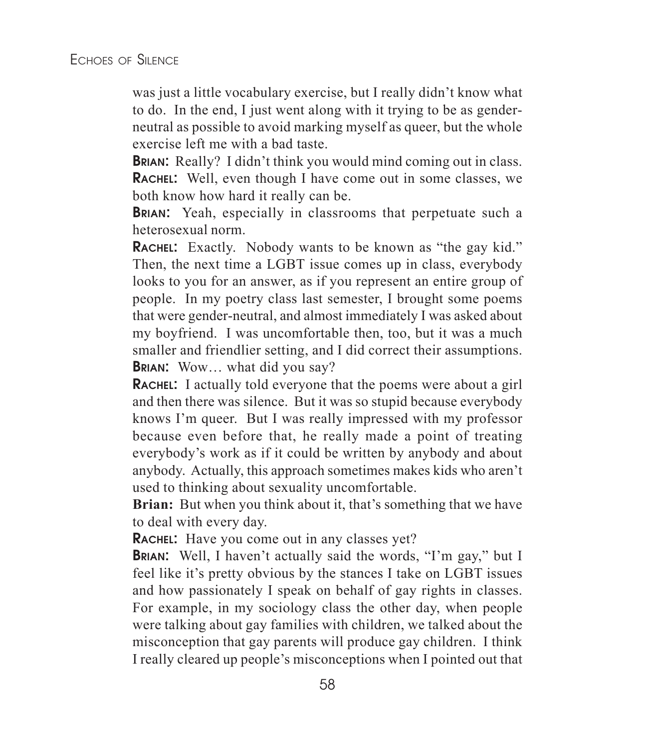was just a little vocabulary exercise, but I really didn't know what to do. In the end, I just went along with it trying to be as gender-neutral as possible to avoid marking myself as queer, but the whole exercise left me with a bad taste.

**Brian:** Really? I didn't think you would mind coming out in class.

**Rachel:** Well, even though I have come out in some classes, we both know how hard it really can be.

**Brian:** Yeah, especially in classrooms that perpetuate such a heterosexual norm.

**Rachel:** Exactly. Nobody wants to be known as "the gay kid." Then, the next time a LGBT issue comes up in class, everybody looks to you for an answer, as if you represent an entire group of people. In my poetry class last semester, I brought some poems that were gender-neutral, and almost immediately I was asked about my boyfriend. I was uncomfortable then, too, but it was a much smaller and friendlier setting, and I did correct their assumptions.

**Brian:** Wow… what did you say?

**Rachel:** I actually told everyone that the poems were about a girl and then there was silence. But it was so stupid because everybody knows I'm queer. But I was really impressed with my professor because even before that, he really made a point of treating everybody's work as if it could be written by anybody and about anybody. Actually, this approach sometimes makes kids who aren't used to thinking about sexuality uncomfortable.

**Brian:** But when you think about it, that's something that we have to deal with every day.

**Rachel:** Have you come out in any classes yet?

**Brian:** Well, I haven't actually said the words, "I'm gay," but I feel like it's pretty obvious by the stances I take on LGBT issues and how passionately I speak on behalf of gay rights in classes. For example, in my sociology class the other day, when people were talking about gay families with children, we talked about the misconception that gay parents will produce gay children. I think I really cleared up people's misconceptions when I pointed out that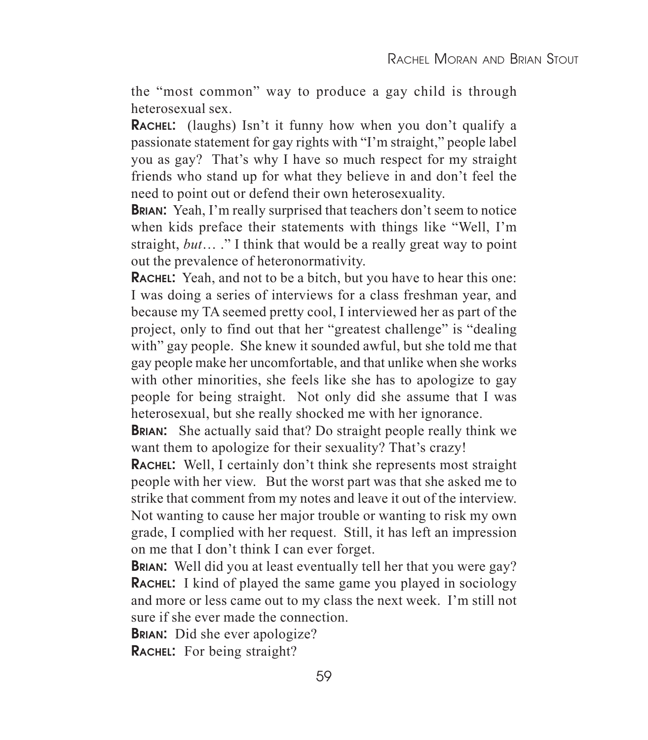the "most common" way to produce a gay child is through heterosexual sex.

**Rachel:** (laughs) Isn't it funny how when you don't qualify a passionate statement for gay rights with "I'm straight," people label you as gay? That's why I have so much respect for my straight friends who stand up for what they believe in and don't feel the need to point out or defend their own heterosexuality.

**Brian:** Yeah, I'm really surprised that teachers don't seem to notice when kids preface their statements with things like "Well, I'm straight, *but*… ." I think that would be a really great way to point out the prevalence of heteronormativity.

**Rachel:** Yeah, and not to be a bitch, but you have to hear this one: I was doing a series of interviews for a class freshman year, and because my TA seemed pretty cool, I interviewed her as part of the project, only to find out that her "greatest challenge" is "dealing with" gay people. She knew it sounded awful, but she told me that gay people make her uncomfortable, and that unlike when she works with other minorities, she feels like she has to apologize to gay people for being straight. Not only did she assume that I was heterosexual, but she really shocked me with her ignorance.

**Brian:** She actually said that? Do straight people really think we want them to apologize for their sexuality? That's crazy!

**Rachel:** Well, I certainly don't think she represents most straight people with her view. But the worst part was that she asked me to strike that comment from my notes and leave it out of the interview. Not wanting to cause her major trouble or wanting to risk my own grade, I complied with her request. Still, it has left an impression on me that I don't think I can ever forget.

**Brian:** Well did you at least eventually tell her that you were gay?

**Rachel:** I kind of played the same game you played in sociology and more or less came out to my class the next week. I'm still not sure if she ever made the connection.

**Brian:** Did she ever apologize?

**Rachel:** For being straight?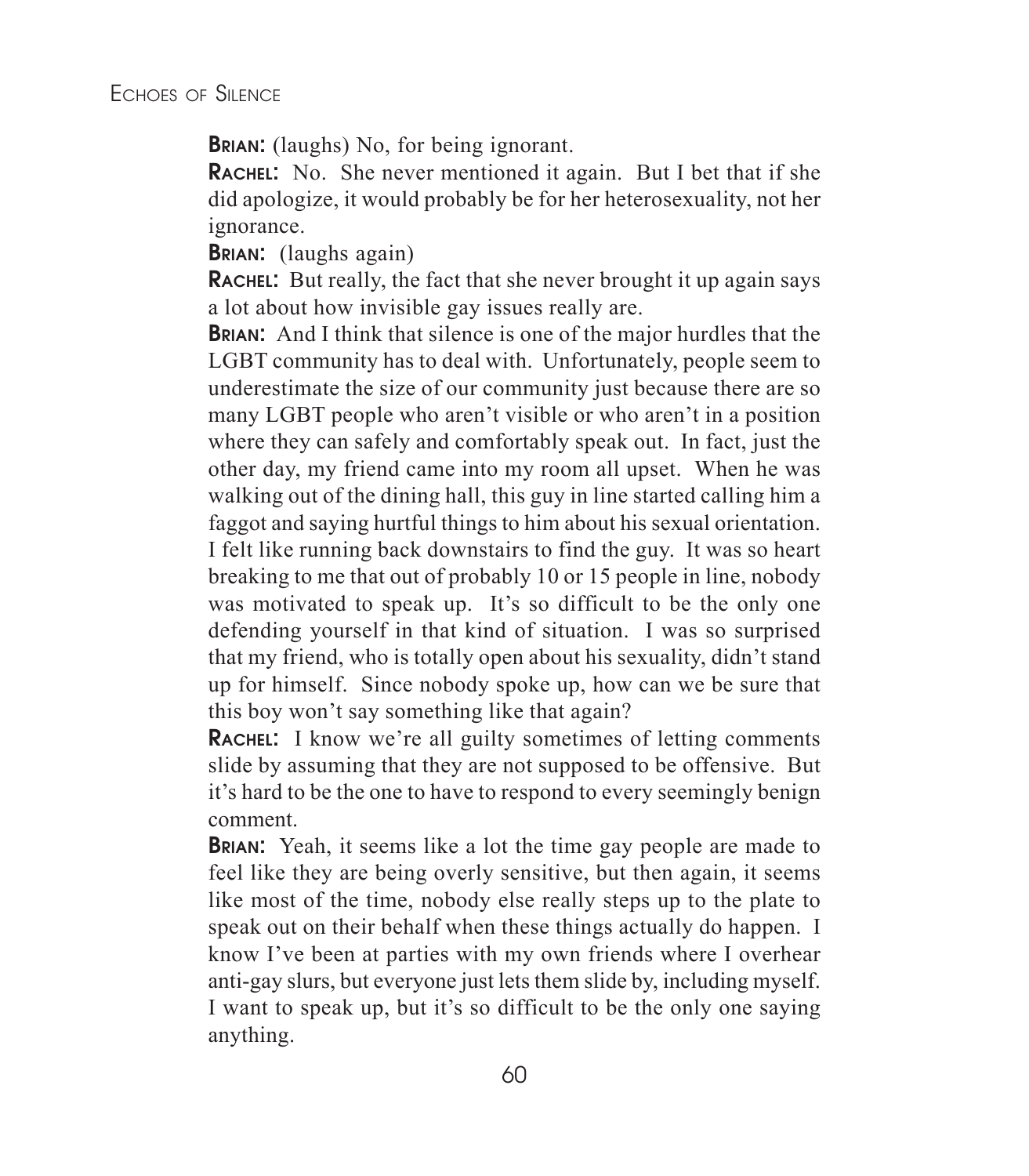**Brian:** (laughs) No, for being ignorant.

**Rachel:** No. She never mentioned it again. But I bet that if she did apologize, it would probably be for her heterosexuality, not her ignorance.

**Brian:** (laughs again)

**Rachel:** But really, the fact that she never brought it up again says a lot about how invisible gay issues really are.

**Brian:** And I think that silence is one of the major hurdles that the LGBT community has to deal with. Unfortunately, people seem to underestimate the size of our community just because there are so many LGBT people who aren't visible or who aren't in a position where they can safely and comfortably speak out. In fact, just the other day, my friend came into my room all upset. When he was walking out of the dining hall, this guy in line started calling him a faggot and saying hurtful things to him about his sexual orientation. I felt like running back downstairs to find the guy. It was so heart breaking to me that out of probably 10 or 15 people in line, nobody was motivated to speak up. It's so difficult to be the only one defending yourself in that kind of situation. I was so surprised that my friend, who is totally open about his sexuality, didn't stand up for himself. Since nobody spoke up, how can we be sure that this boy won't say something like that again?

**Rachel:** I know we're all guilty sometimes of letting comments slide by assuming that they are not supposed to be offensive. But it's hard to be the one to have to respond to every seemingly benign comment.

**Brian:** Yeah, it seems like a lot the time gay people are made to feel like they are being overly sensitive, but then again, it seems like most of the time, nobody else really steps up to the plate to speak out on their behalf when these things actually do happen. I know I've been at parties with my own friends where I overhear anti-gay slurs, but everyone just lets them slide by, including myself. I want to speak up, but it's so difficult to be the only one saying anything.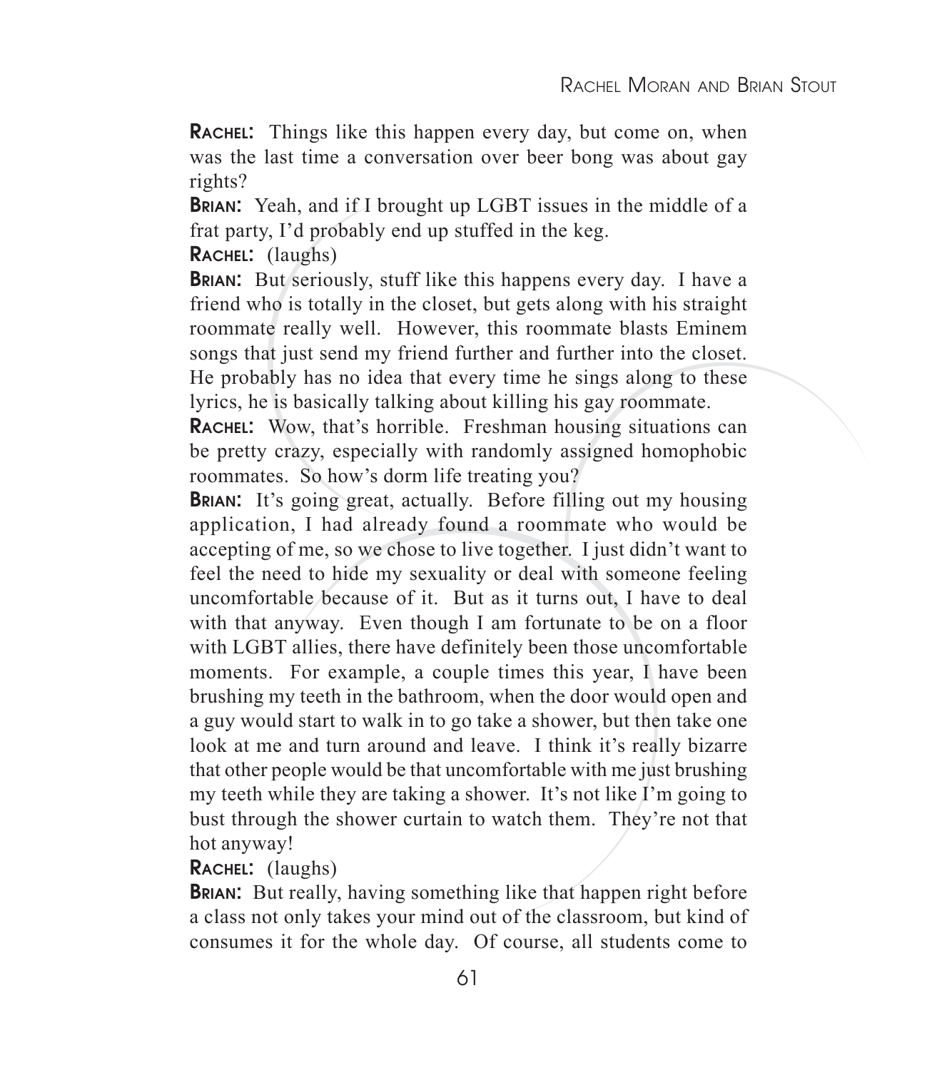**Rachel:** Things like this happen every day, but come on, when was the last time a conversation over beer bong was about gay rights?

**Brian:** Yeah, and if I brought up LGBT issues in the middle of a frat party, I'd probably end up stuffed in the keg.

**Rachel:** (laughs)

**Brian:** But seriously, stuff like this happens every day. I have a friend who is totally in the closet, but gets along with his straight roommate really well. However, this roommate blasts Eminem songs that just send my friend further and further into the closet. He probably has no idea that every time he sings along to these lyrics, he is basically talking about killing his gay roommate.

**Rachel:** Wow, that's horrible. Freshman housing situations can be pretty crazy, especially with randomly assigned homophobic roommates. So how's dorm life treating you?

**Brian:** It's going great, actually. Before filling out my housing application, I had already found a roommate who would be accepting of me, so we chose to live together. I just didn't want to feel the need to hide my sexuality or deal with someone feeling uncomfortable because of it. But as it turns out, I have to deal with that anyway. Even though I am fortunate to be on a floor with LGBT allies, there have definitely been those uncomfortable moments. For example, a couple times this year, I have been brushing my teeth in the bathroom, when the door would open and a guy would start to walk in to go take a shower, but then take one look at me and turn around and leave. I think it's really bizarre that other people would be that uncomfortable with me just brushing my teeth while they are taking a shower. It's not like I'm going to bust through the shower curtain to watch them. They're not that hot anyway!

**Rachel:** (laughs)

**Brian:** But really, having something like that happen right before a class not only takes your mind out of the classroom, but kind of consumes it for the whole day. Of course, all students come to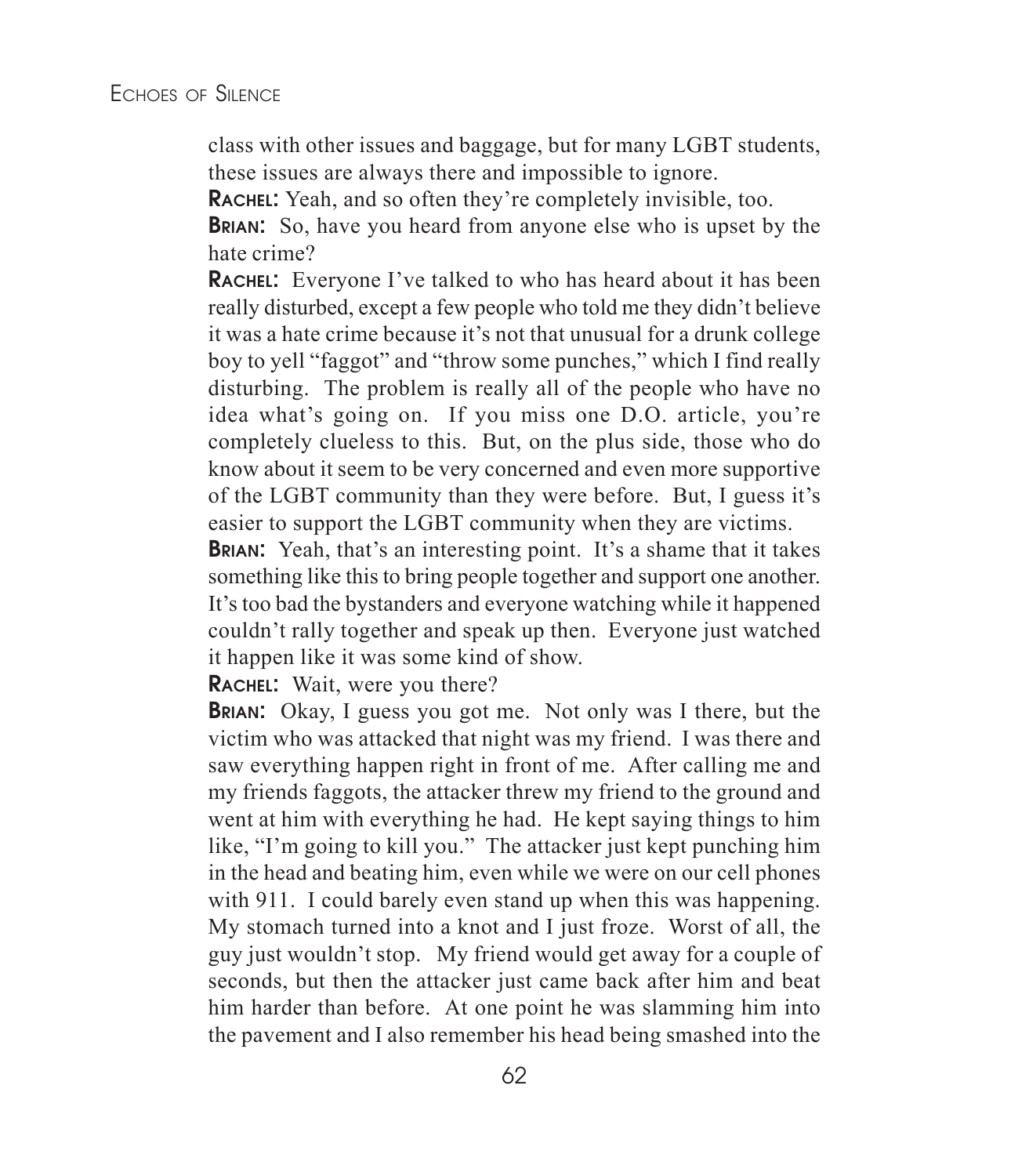class with other issues and baggage, but for many LGBT students, these issues are always there and impossible to ignore.

**Rachel:** Yeah, and so often they're completely invisible, too.

**Brian:** So, have you heard from anyone else who is upset by the hate crime?

**Rachel:** Everyone I've talked to who has heard about it has been really disturbed, except a few people who told me they didn't believe it was a hate crime because it's not that unusual for a drunk college boy to yell "faggot" and "throw some punches," which I find really disturbing. The problem is really all of the people who have no idea what's going on. If you miss one D.O. article, you're completely clueless to this. But, on the plus side, those who do know about it seem to be very concerned and even more supportive of the LGBT community than they were before. But, I guess it's easier to support the LGBT community when they are victims.

**Brian:** Yeah, that's an interesting point. It's a shame that it takes something like this to bring people together and support one another. It's too bad the bystanders and everyone watching while it happened couldn't rally together and speak up then. Everyone just watched it happen like it was some kind of show.

**Rachel:** Wait, were you there?

**Brian:** Okay, I guess you got me. Not only was I there, but the victim who was attacked that night was my friend. I was there and saw everything happen right in front of me. After calling me and my friends faggots, the attacker threw my friend to the ground and went at him with everything he had. He kept saying things to him like, "I'm going to kill you." The attacker just kept punching him in the head and beating him, even while we were on our cell phones with 911. I could barely even stand up when this was happening. My stomach turned into a knot and I just froze. Worst of all, the guy just wouldn't stop. My friend would get away for a couple of seconds, but then the attacker just came back after him and beat him harder than before. At one point he was slamming him into the pavement and I also remember his head being smashed into the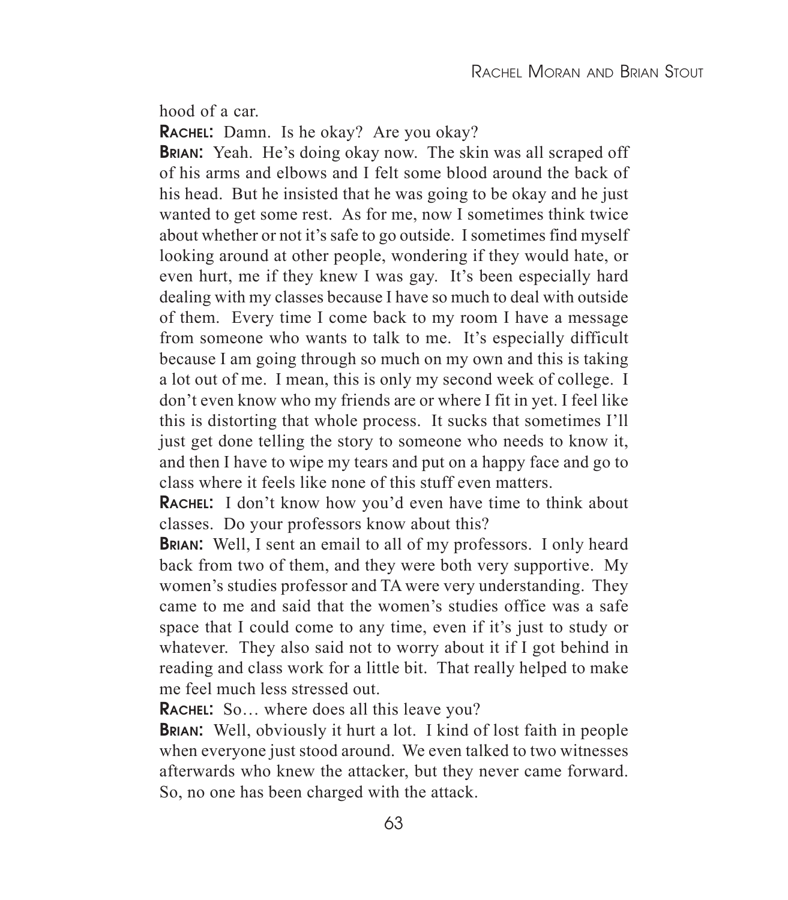hood of a car.

**Rachel:** Damn. Is he okay? Are you okay?

**Brian:** Yeah. He's doing okay now. The skin was all scraped off of his arms and elbows and I felt some blood around the back of his head. But he insisted that he was going to be okay and he just wanted to get some rest. As for me, now I sometimes think twice about whether or not it's safe to go outside. I sometimes find myself looking around at other people, wondering if they would hate, or even hurt, me if they knew I was gay. It's been especially hard dealing with my classes because I have so much to deal with outside of them. Every time I come back to my room I have a message from someone who wants to talk to me. It's especially difficult because I am going through so much on my own and this is taking a lot out of me. I mean, this is only my second week of college. I don't even know who my friends are or where I fit in yet. I feel like this is distorting that whole process. It sucks that sometimes I'll just get done telling the story to someone who needs to know it, and then I have to wipe my tears and put on a happy face and go to class where it feels like none of this stuff even matters.

**Rachel:** I don't know how you'd even have time to think about classes. Do your professors know about this?

**Brian:** Well, I sent an email to all of my professors. I only heard back from two of them, and they were both very supportive. My women's studies professor and TA were very understanding. They came to me and said that the women's studies office was a safe space that I could come to any time, even if it's just to study or whatever. They also said not to worry about it if I got behind in reading and class work for a little bit. That really helped to make me feel much less stressed out.

**Rachel:** So… where does all this leave you?

**Brian:** Well, obviously it hurt a lot. I kind of lost faith in people when everyone just stood around. We even talked to two witnesses afterwards who knew the attacker, but they never came forward. So, no one has been charged with the attack.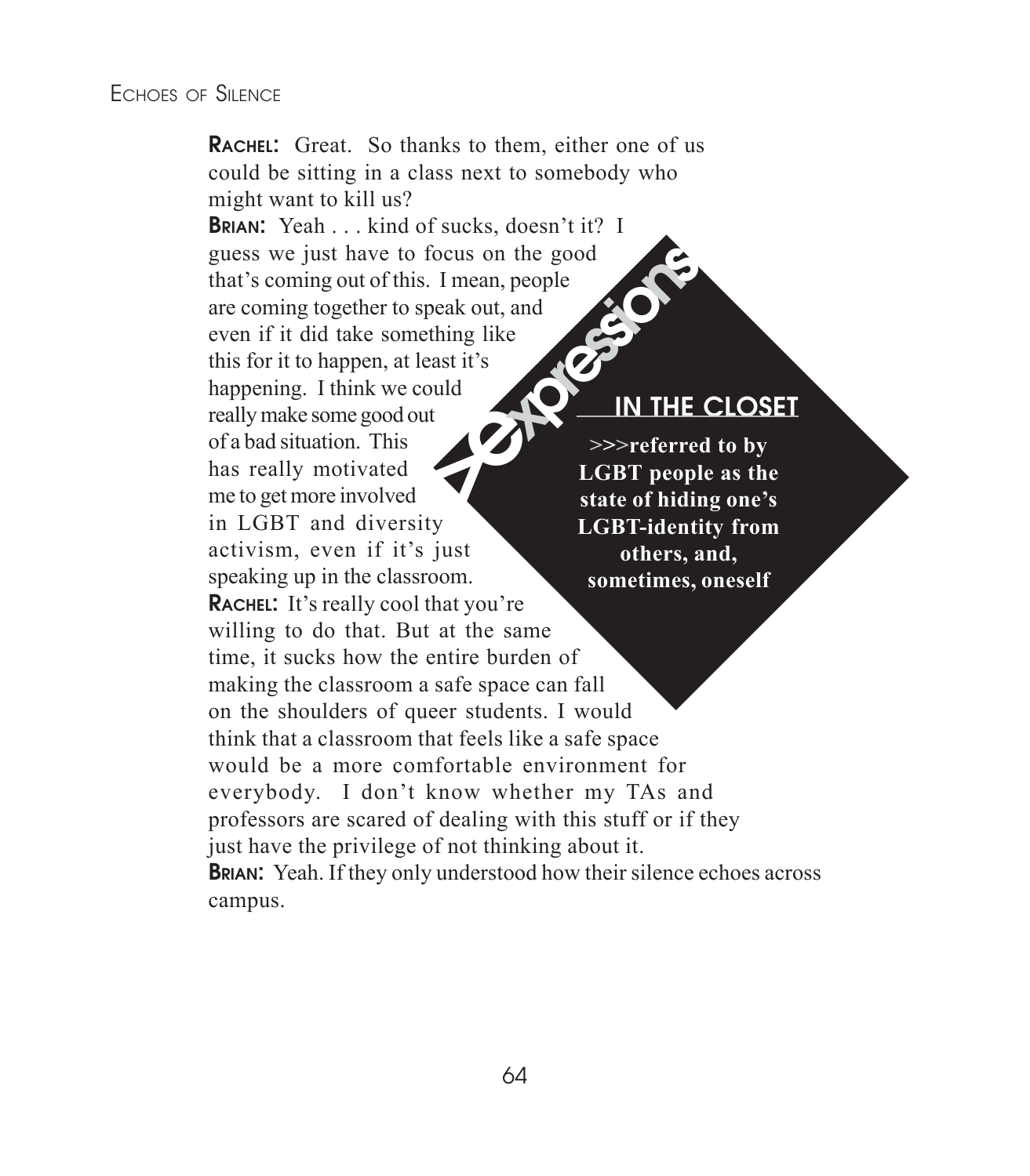**RACHEL:** Great. So thanks to them, either one of us could be sitting in a class next to somebody who might want to kill us?

**BRIAN:** Yeah . . . kind of sucks, doesn't it? I guess we just have to focus on the good that's coming out of this. I mean, people are coming together to speak out, and even if it did take something like this for it to happen, at least it's happening. I think we could really make some good out of a bad situation. This has really motivated me to get more involved in LGBT and diversity activism, even if it's just speaking up in the classroom.

**RACHEL:** It's really cool that you're willing to do that. But at the same time, it sucks how the entire burden of making the classroom a safe space can fall on the shoulders of queer students. I would think that a classroom that feels like a safe space would be a more comfortable environment for everybody. I don't know whether my TAs and professors are scared of dealing with this stuff or if they just have the privilege of not thinking about it.

**BRIAN:** Yeah. If they only understood how their silence echoes across campus.

> **Expressions**
>
> **IN THE CLOSET**
>
> **>>>referred to by LGBT people as the state of hiding one's LGBT-identity from others, and, sometimes, oneself**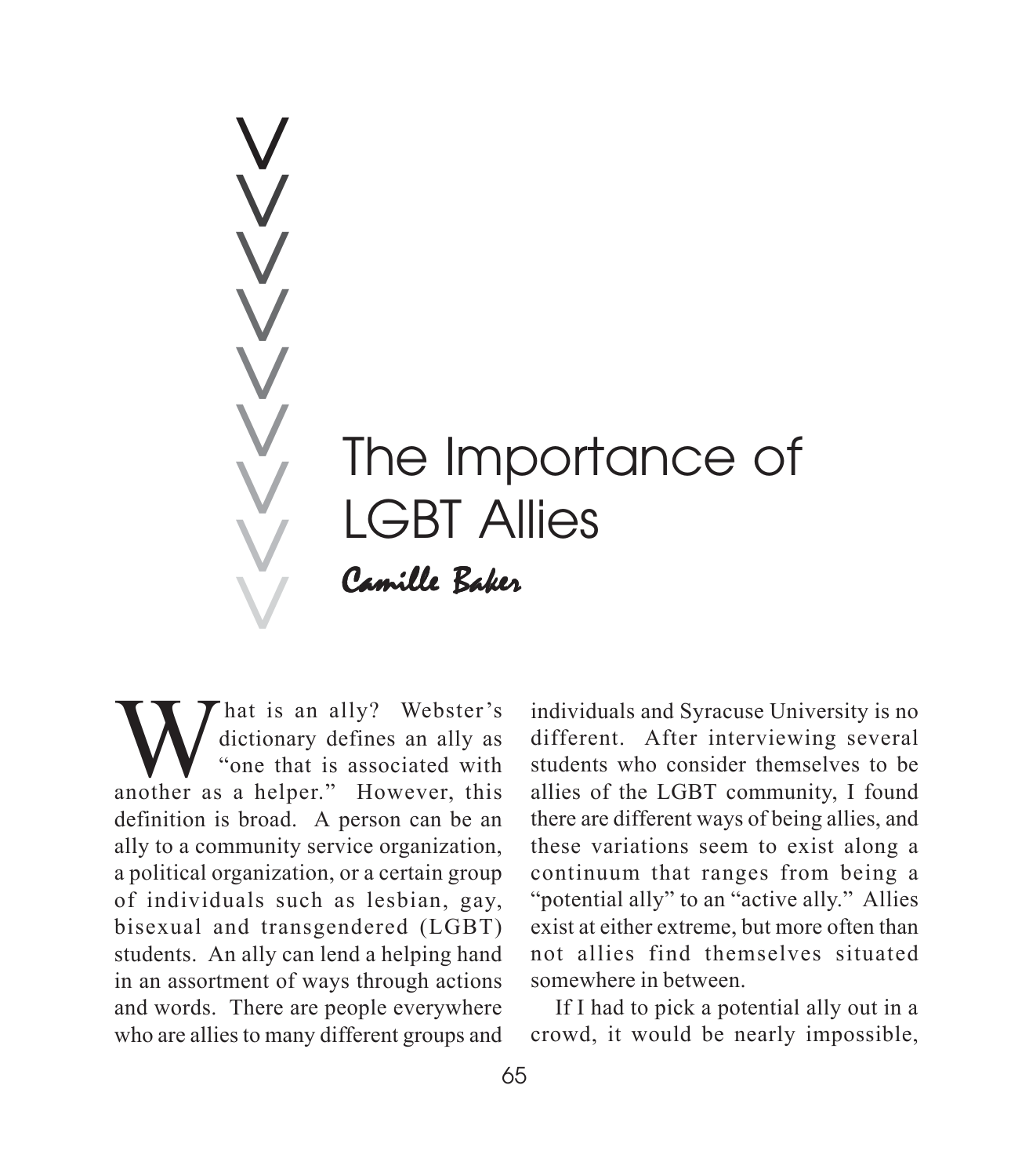# The Importance of LGBT Allies

*Camille Baker*

What is an ally? Webster's dictionary defines an ally as "one that is associated with another as a helper." However, this definition is broad. A person can be an ally to a community service organization, a political organization, or a certain group of individuals such as lesbian, gay, bisexual and transgendered (LGBT) students. An ally can lend a helping hand in an assortment of ways through actions and words. There are people everywhere who are allies to many different groups and individuals and Syracuse University is no different. After interviewing several students who consider themselves to be allies of the LGBT community, I found there are different ways of being allies, and these variations seem to exist along a continuum that ranges from being a "potential ally" to an "active ally." Allies exist at either extreme, but more often than not allies find themselves situated somewhere in between.

If I had to pick a potential ally out in a crowd, it would be nearly impossible,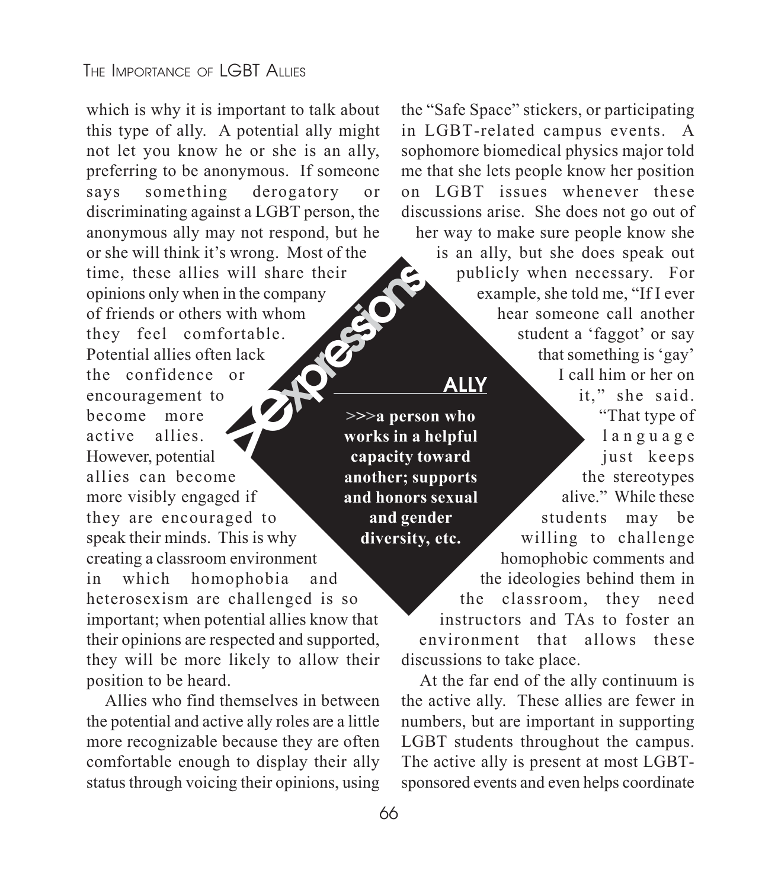which is why it is important to talk about this type of ally. A potential ally might not let you know he or she is an ally, preferring to be anonymous. If someone says something derogatory or discriminating against a LGBT person, the anonymous ally may not respond, but he or she will think it's wrong. Most of the time, these allies will share their opinions only when in the company of friends or others with whom they feel comfortable. Potential allies often lack the confidence or encouragement to become more active allies. However, potential allies can become more visibly engaged if they are encouraged to speak their minds. This is why creating a classroom environment in which homophobia and heterosexism are challenged is so important; when potential allies know that their opinions are respected and supported, they will be more likely to allow their position to be heard.

Allies who find themselves in between the potential and active ally roles are a little more recognizable because they are often comfortable enough to display their ally status through voicing their opinions, using the "Safe Space" stickers, or participating in LGBT-related campus events. A sophomore biomedical physics major told me that she lets people know her position on LGBT issues whenever these discussions arise. She does not go out of her way to make sure people know she is an ally, but she does speak out publicly when necessary. For example, she told me, "If I ever hear someone call another student a 'faggot' or say that something is 'gay' I call him or her on it," she said. "That type of language just keeps the stereotypes alive." While these students may be willing to challenge homophobic comments and the ideologies behind them in the classroom, they need instructors and TAs to foster an environment that allows these discussions to take place.

> **Xepresions**
>
> **ALLY**
>
> **>>>a person who works in a helpful capacity toward another; supports and honors sexual and gender diversity, etc.**

At the far end of the ally continuum is the active ally. These allies are fewer in numbers, but are important in supporting LGBT students throughout the campus. The active ally is present at most LGBT-sponsored events and even helps coordinate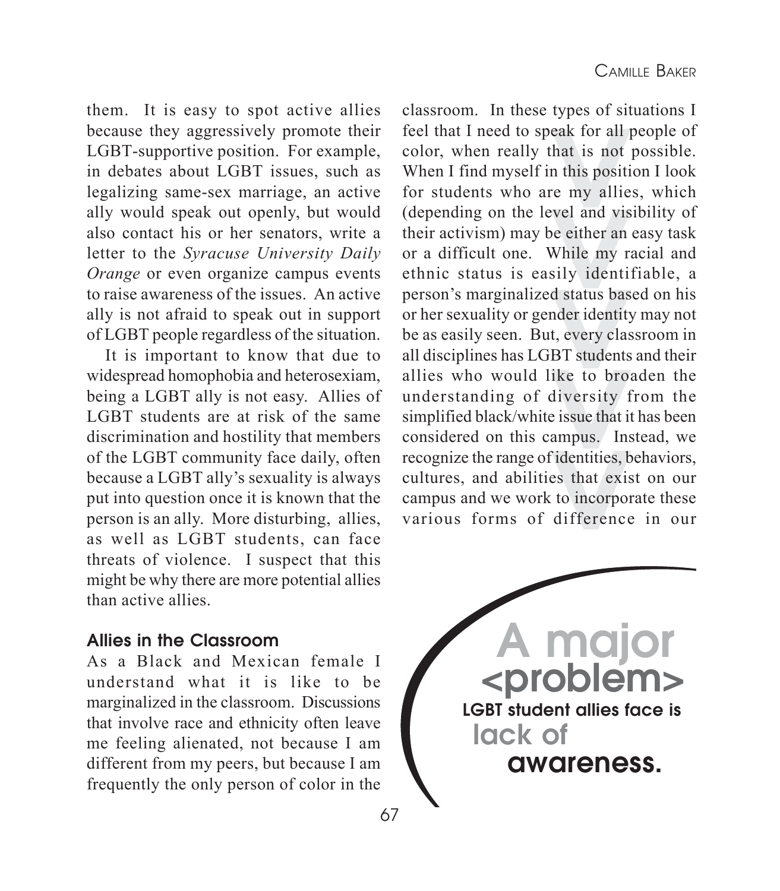them. It is easy to spot active allies because they aggressively promote their LGBT-supportive position. For example, in debates about LGBT issues, such as legalizing same-sex marriage, an active ally would speak out openly, but would also contact his or her senators, write a letter to the *Syracuse University Daily Orange* or even organize campus events to raise awareness of the issues. An active ally is not afraid to speak out in support of LGBT people regardless of the situation.

It is important to know that due to widespread homophobia and heterosexiam, being a LGBT ally is not easy. Allies of LGBT students are at risk of the same discrimination and hostility that members of the LGBT community face daily, often because a LGBT ally's sexuality is always put into question once it is known that the person is an ally. More disturbing, allies, as well as LGBT students, can face threats of violence. I suspect that this might be why there are more potential allies than active allies.

## Allies in the Classroom

As a Black and Mexican female I understand what it is like to be marginalized in the classroom. Discussions that involve race and ethnicity often leave me feeling alienated, not because I am different from my peers, but because I am frequently the only person of color in the classroom. In these types of situations I feel that I need to speak for all people of color, when really that is not possible. When I find myself in this position I look for students who are my allies, which (depending on the level and visibility of their activism) may be either an easy task or a difficult one. While my racial and ethnic status is easily identifiable, a person's marginalized status based on his or her sexuality or gender identity may not be as easily seen. But, every classroom in all disciplines has LGBT students and their allies who would like to broaden the understanding of diversity from the simplified black/white issue that it has been considered on this campus. Instead, we recognize the range of identities, behaviors, cultures, and abilities that exist on our campus and we work to incorporate these various forms of difference in our

**A major <problem> LGBT student allies face is lack of awareness.**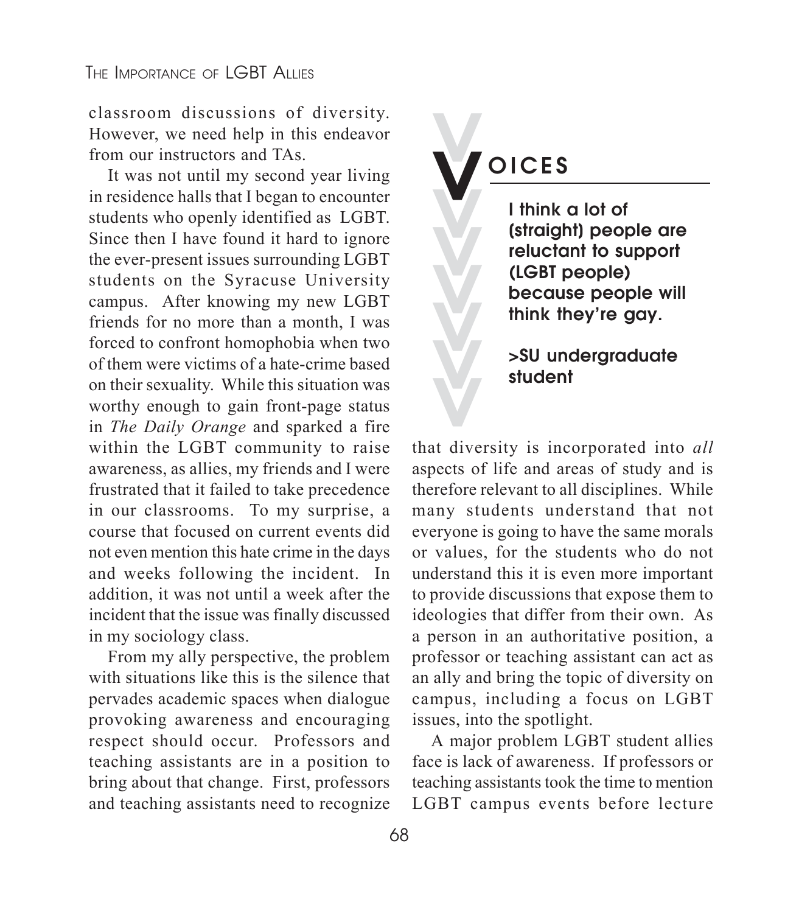classroom discussions of diversity. However, we need help in this endeavor from our instructors and TAs.

It was not until my second year living in residence halls that I began to encounter students who openly identified as LGBT. Since then I have found it hard to ignore the ever-present issues surrounding LGBT students on the Syracuse University campus. After knowing my new LGBT friends for no more than a month, I was forced to confront homophobia when two of them were victims of a hate-crime based on their sexuality. While this situation was worthy enough to gain front-page status in *The Daily Orange* and sparked a fire within the LGBT community to raise awareness, as allies, my friends and I were frustrated that it failed to take precedence in our classrooms. To my surprise, a course that focused on current events did not even mention this hate crime in the days and weeks following the incident. In addition, it was not until a week after the incident that the issue was finally discussed in my sociology class.

From my ally perspective, the problem with situations like this is the silence that pervades academic spaces when dialogue provoking awareness and encouraging respect should occur. Professors and teaching assistants are in a position to bring about that change. First, professors and teaching assistants need to recognize that diversity is incorporated into *all* aspects of life and areas of study and is therefore relevant to all disciplines. While many students understand that not everyone is going to have the same morals or values, for the students who do not understand this it is even more important to provide discussions that expose them to ideologies that differ from their own. As a person in an authoritative position, a professor or teaching assistant can act as an ally and bring the topic of diversity on campus, including a focus on LGBT issues, into the spotlight.

> **VOICES**
>
> **I think a lot of (straight) people are reluctant to support (LGBT people) because people will think they're gay.**
>
> **>SU undergraduate student**

A major problem LGBT student allies face is lack of awareness. If professors or teaching assistants took the time to mention LGBT campus events before lecture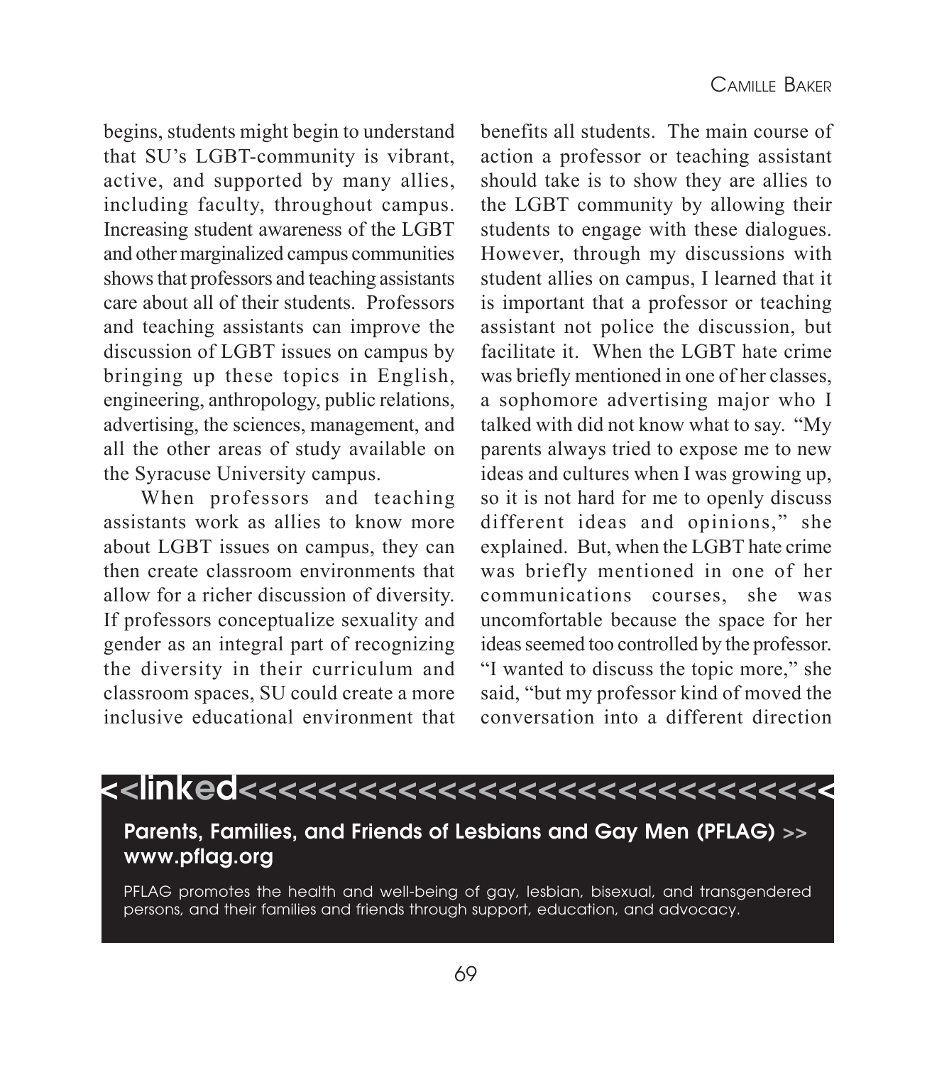begins, students might begin to understand that SU's LGBT-community is vibrant, active, and supported by many allies, including faculty, throughout campus. Increasing student awareness of the LGBT and other marginalized campus communities shows that professors and teaching assistants care about all of their students. Professors and teaching assistants can improve the discussion of LGBT issues on campus by bringing up these topics in English, engineering, anthropology, public relations, advertising, the sciences, management, and all the other areas of study available on the Syracuse University campus.

When professors and teaching assistants work as allies to know more about LGBT issues on campus, they can then create classroom environments that allow for a richer discussion of diversity. If professors conceptualize sexuality and gender as an integral part of recognizing the diversity in their curriculum and classroom spaces, SU could create a more inclusive educational environment that benefits all students. The main course of action a professor or teaching assistant should take is to show they are allies to the LGBT community by allowing their students to engage with these dialogues. However, through my discussions with student allies on campus, I learned that it is important that a professor or teaching assistant not police the discussion, but facilitate it. When the LGBT hate crime was briefly mentioned in one of her classes, a sophomore advertising major who I talked with did not know what to say. "My parents always tried to expose me to new ideas and cultures when I was growing up, so it is not hard for me to openly discuss different ideas and opinions," she explained. But, when the LGBT hate crime was briefly mentioned in one of her communications courses, she was uncomfortable because the space for her ideas seemed too controlled by the professor. "I wanted to discuss the topic more," she said, "but my professor kind of moved the conversation into a different direction

**<<linked<<<<<<<<<<<<<<<<<<<<<<<<<<<<<<<<<**

**Parents, Families, and Friends of Lesbians and Gay Men (PFLAG) >> www.pflag.org**

PFLAG promotes the health and well-being of gay, lesbian, bisexual, and transgendered persons, and their families and friends through support, education, and advocacy.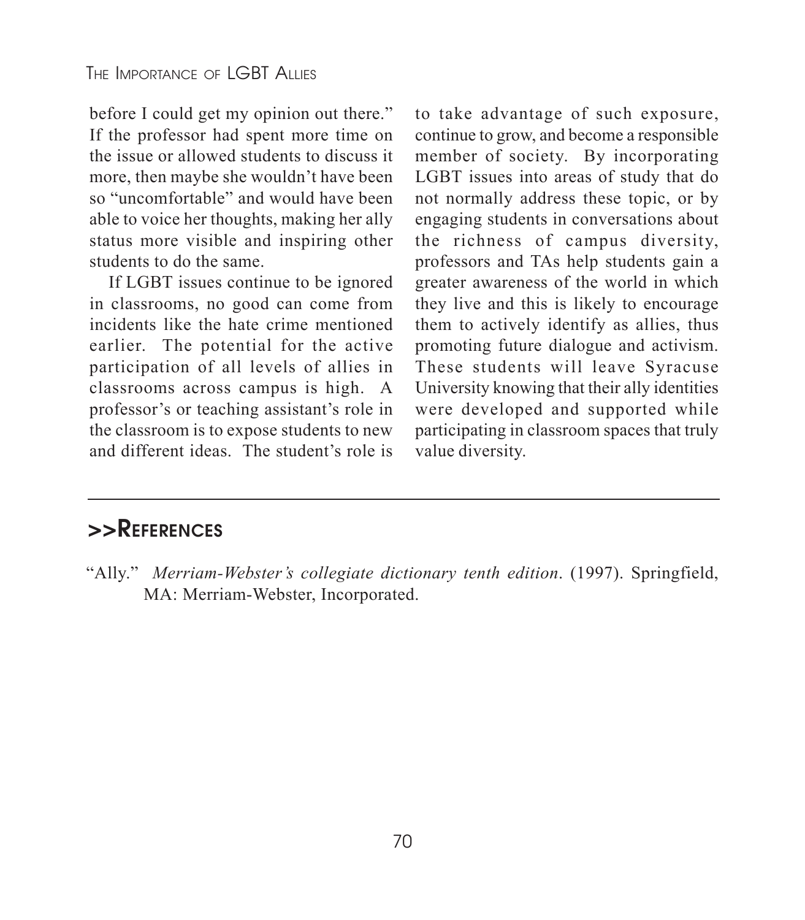before I could get my opinion out there." If the professor had spent more time on the issue or allowed students to discuss it more, then maybe she wouldn't have been so "uncomfortable" and would have been able to voice her thoughts, making her ally status more visible and inspiring other students to do the same.

If LGBT issues continue to be ignored in classrooms, no good can come from incidents like the hate crime mentioned earlier. The potential for the active participation of all levels of allies in classrooms across campus is high. A professor's or teaching assistant's role in the classroom is to expose students to new and different ideas. The student's role is to take advantage of such exposure, continue to grow, and become a responsible member of society. By incorporating LGBT issues into areas of study that do not normally address these topic, or by engaging students in conversations about the richness of campus diversity, professors and TAs help students gain a greater awareness of the world in which they live and this is likely to encourage them to actively identify as allies, thus promoting future dialogue and activism. These students will leave Syracuse University knowing that their ally identities were developed and supported while participating in classroom spaces that truly value diversity.

## >>References

"Ally." *Merriam-Webster's collegiate dictionary tenth edition*. (1997). Springfield, MA: Merriam-Webster, Incorporated.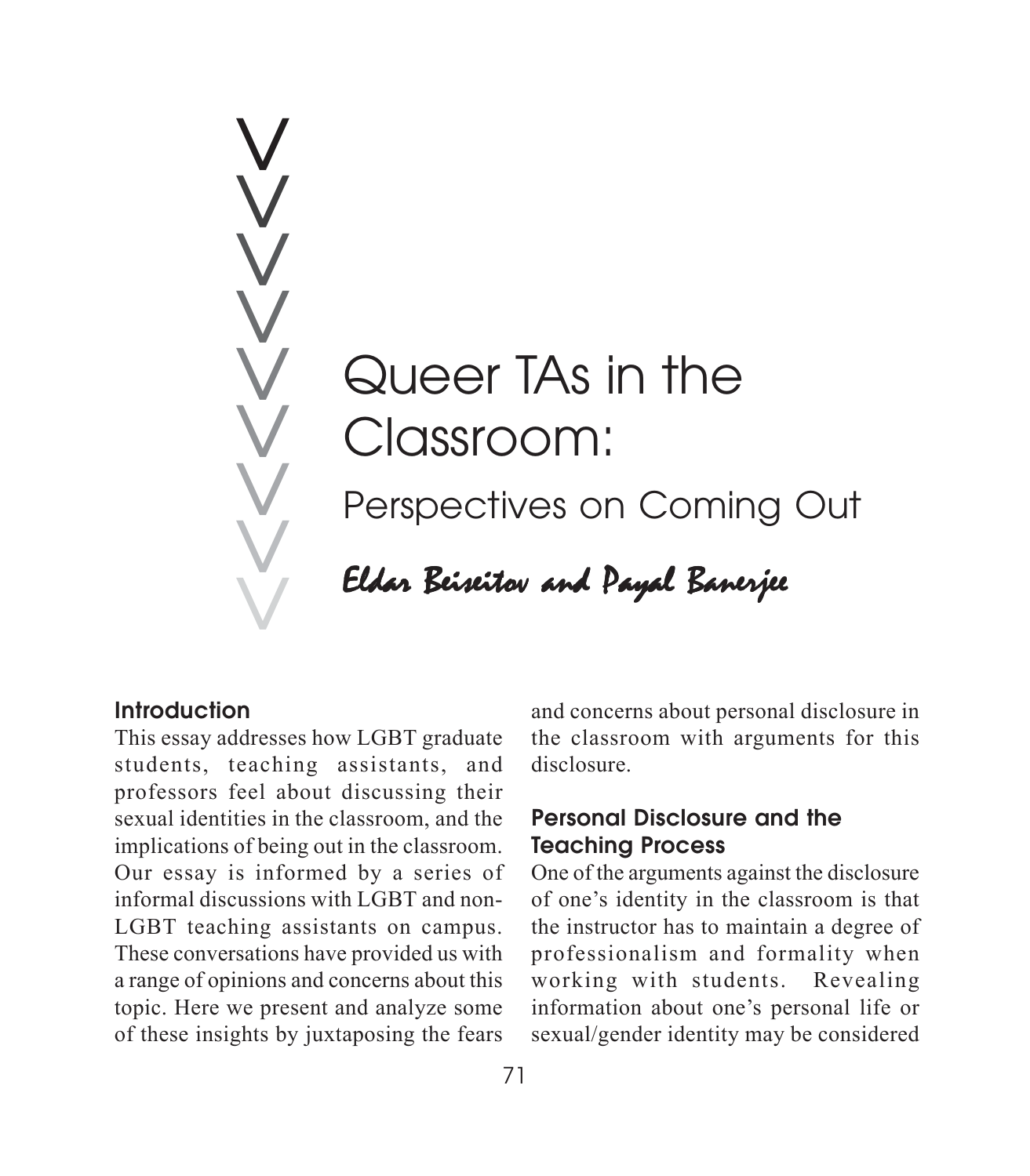# Queer TAs in the Classroom:

## Perspectives on Coming Out

*Eldar Beiseitov and Payal Banerjee*

### Introduction

This essay addresses how LGBT graduate students, teaching assistants, and professors feel about discussing their sexual identities in the classroom, and the implications of being out in the classroom. Our essay is informed by a series of informal discussions with LGBT and non-LGBT teaching assistants on campus. These conversations have provided us with a range of opinions and concerns about this topic. Here we present and analyze some of these insights by juxtaposing the fears and concerns about personal disclosure in the classroom with arguments for this disclosure.

### Personal Disclosure and the Teaching Process

One of the arguments against the disclosure of one's identity in the classroom is that the instructor has to maintain a degree of professionalism and formality when working with students. Revealing information about one's personal life or sexual/gender identity may be considered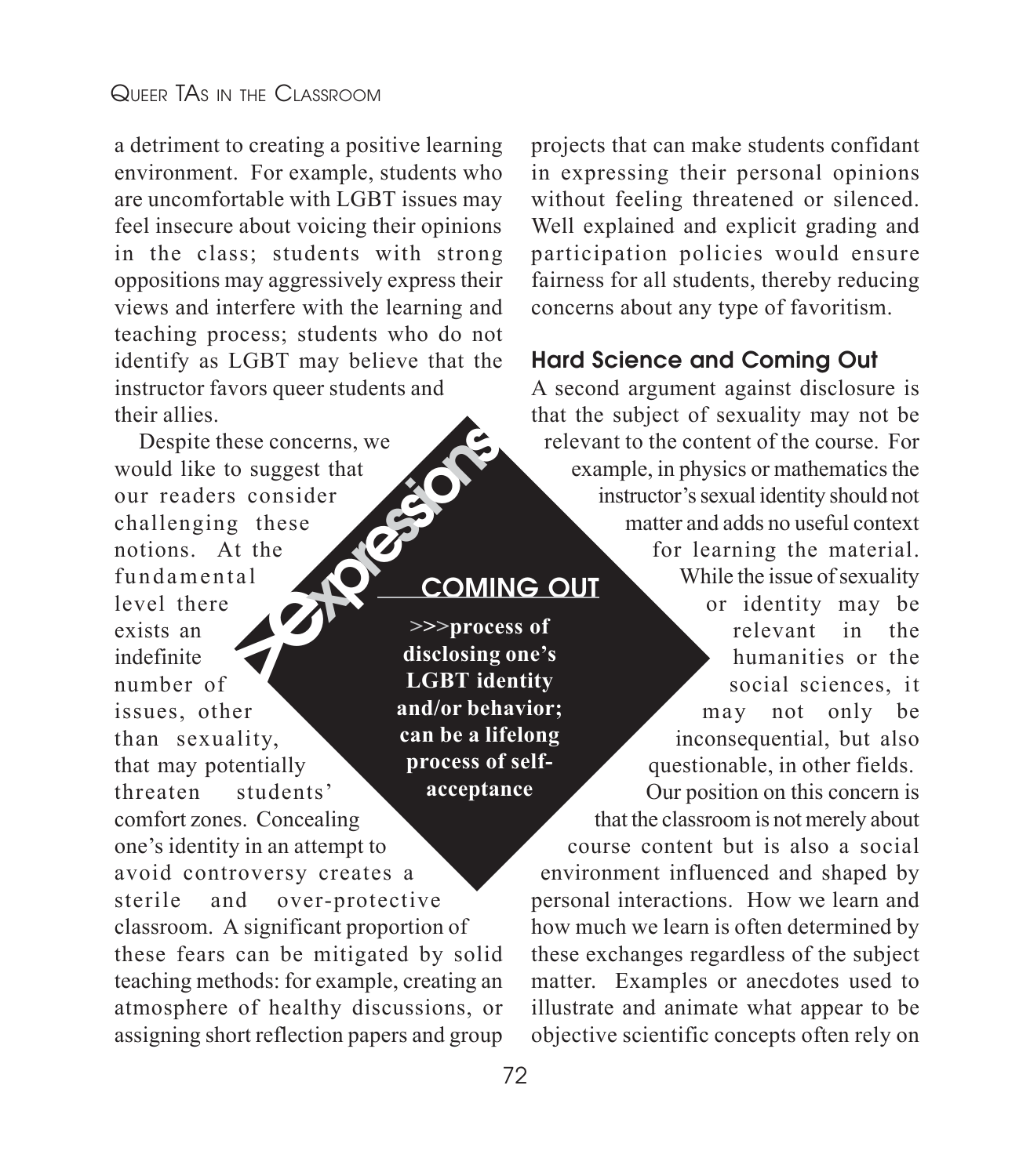a detriment to creating a positive learning environment. For example, students who are uncomfortable with LGBT issues may feel insecure about voicing their opinions in the class; students with strong oppositions may aggressively express their views and interfere with the learning and teaching process; students who do not identify as LGBT may believe that the instructor favors queer students and their allies.

Despite these concerns, we would like to suggest that our readers consider challenging these notions. At the fundamental level there exists an indefinite number of issues, other than sexuality, that may potentially threaten students' comfort zones. Concealing one's identity in an attempt to avoid controversy creates a sterile and over-protective classroom. A significant proportion of these fears can be mitigated by solid teaching methods: for example, creating an atmosphere of healthy discussions, or assigning short reflection papers and group projects that can make students confidant in expressing their personal opinions without feeling threatened or silenced. Well explained and explicit grading and participation policies would ensure fairness for all students, thereby reducing concerns about any type of favoritism.

> **Xexpressions**
>
> **COMING OUT**
>
> **>>>process of disclosing one's LGBT identity and/or behavior; can be a lifelong process of self-acceptance**

### Hard Science and Coming Out

A second argument against disclosure is that the subject of sexuality may not be relevant to the content of the course. For example, in physics or mathematics the instructor's sexual identity should not matter and adds no useful context for learning the material. While the issue of sexuality or identity may be relevant in the humanities or the social sciences, it may not only be inconsequential, but also questionable, in other fields.

Our position on this concern is that the classroom is not merely about course content but is also a social environment influenced and shaped by personal interactions. How we learn and how much we learn is often determined by these exchanges regardless of the subject matter. Examples or anecdotes used to illustrate and animate what appear to be objective scientific concepts often rely on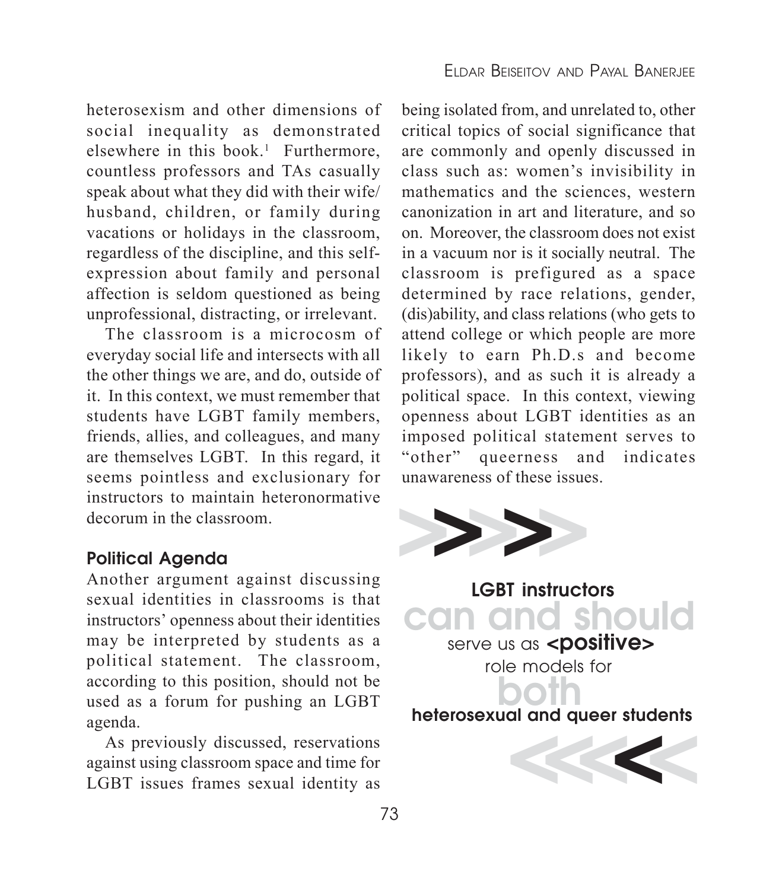heterosexism and other dimensions of social inequality as demonstrated elsewhere in this book.[1] Furthermore, countless professors and TAs casually speak about what they did with their wife/husband, children, or family during vacations or holidays in the classroom, regardless of the discipline, and this self-expression about family and personal affection is seldom questioned as being unprofessional, distracting, or irrelevant.

The classroom is a microcosm of everyday social life and intersects with all the other things we are, and do, outside of it. In this context, we must remember that students have LGBT family members, friends, allies, and colleagues, and many are themselves LGBT. In this regard, it seems pointless and exclusionary for instructors to maintain heteronormative decorum in the classroom.

### Political Agenda

Another argument against discussing sexual identities in classrooms is that instructors' openness about their identities may be interpreted by students as a political statement. The classroom, according to this position, should not be used as a forum for pushing an LGBT agenda.

As previously discussed, reservations against using classroom space and time for LGBT issues frames sexual identity as being isolated from, and unrelated to, other critical topics of social significance that are commonly and openly discussed in class such as: women's invisibility in mathematics and the sciences, western canonization in art and literature, and so on. Moreover, the classroom does not exist in a vacuum nor is it socially neutral. The classroom is prefigured as a space determined by race relations, gender, (dis)ability, and class relations (who gets to attend college or which people are more likely to earn Ph.D.s and become professors), and as such it is already a political space. In this context, viewing openness about LGBT identities as an imposed political statement serves to "other" queerness and indicates unawareness of these issues.

>>>>

**LGBT instructors can and should serve us as <positive> role models for both heterosexual and queer students**

<<<<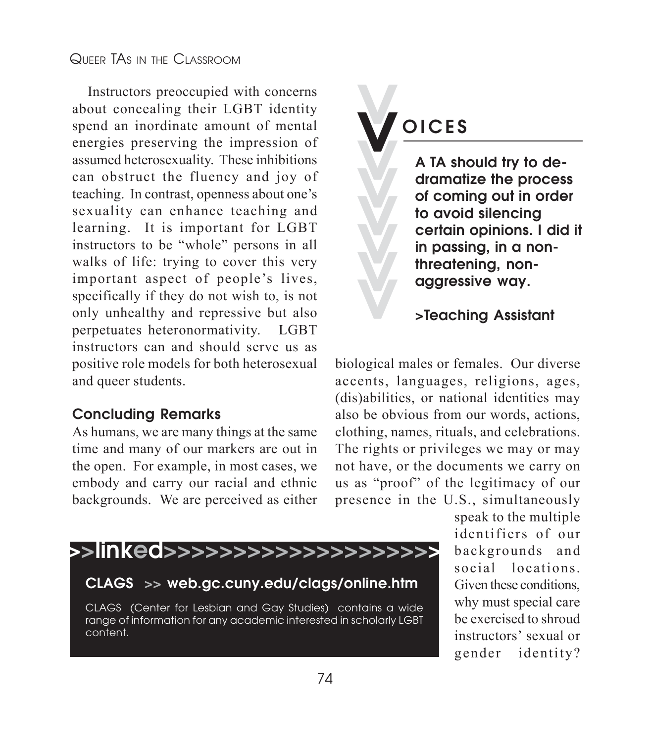Instructors preoccupied with concerns about concealing their LGBT identity spend an inordinate amount of mental energies preserving the impression of assumed heterosexuality. These inhibitions can obstruct the fluency and joy of teaching. In contrast, openness about one's sexuality can enhance teaching and learning. It is important for LGBT instructors to be "whole" persons in all walks of life: trying to cover this very important aspect of people's lives, specifically if they do not wish to, is not only unhealthy and repressive but also perpetuates heteronormativity. LGBT instructors can and should serve us as positive role models for both heterosexual and queer students.

### VOICES

**A TA should try to de-dramatize the process of coming out in order to avoid silencing certain opinions. I did it in passing, in a non-threatening, non-aggressive way.**

**>Teaching Assistant**

### Concluding Remarks

As humans, we are many things at the same time and many of our markers are out in the open. For example, in most cases, we embody and carry our racial and ethnic backgrounds. We are perceived as either biological males or females. Our diverse accents, languages, religions, ages, (dis)abilities, or national identities may also be obvious from our words, actions, clothing, names, rituals, and celebrations. The rights or privileges we may or may not have, or the documents we carry on us as "proof" of the legitimacy of our presence in the U.S., simultaneously speak to the multiple identifiers of our backgrounds and social locations. Given these conditions, why must special care be exercised to shroud instructors' sexual or gender identity?

**>>linked>>>>>>>>>>>>>>>>>>>>**

**CLAGS >> web.gc.cuny.edu/clags/online.htm**

CLAGS (Center for Lesbian and Gay Studies) contains a wide range of information for any academic interested in scholarly LGBT content.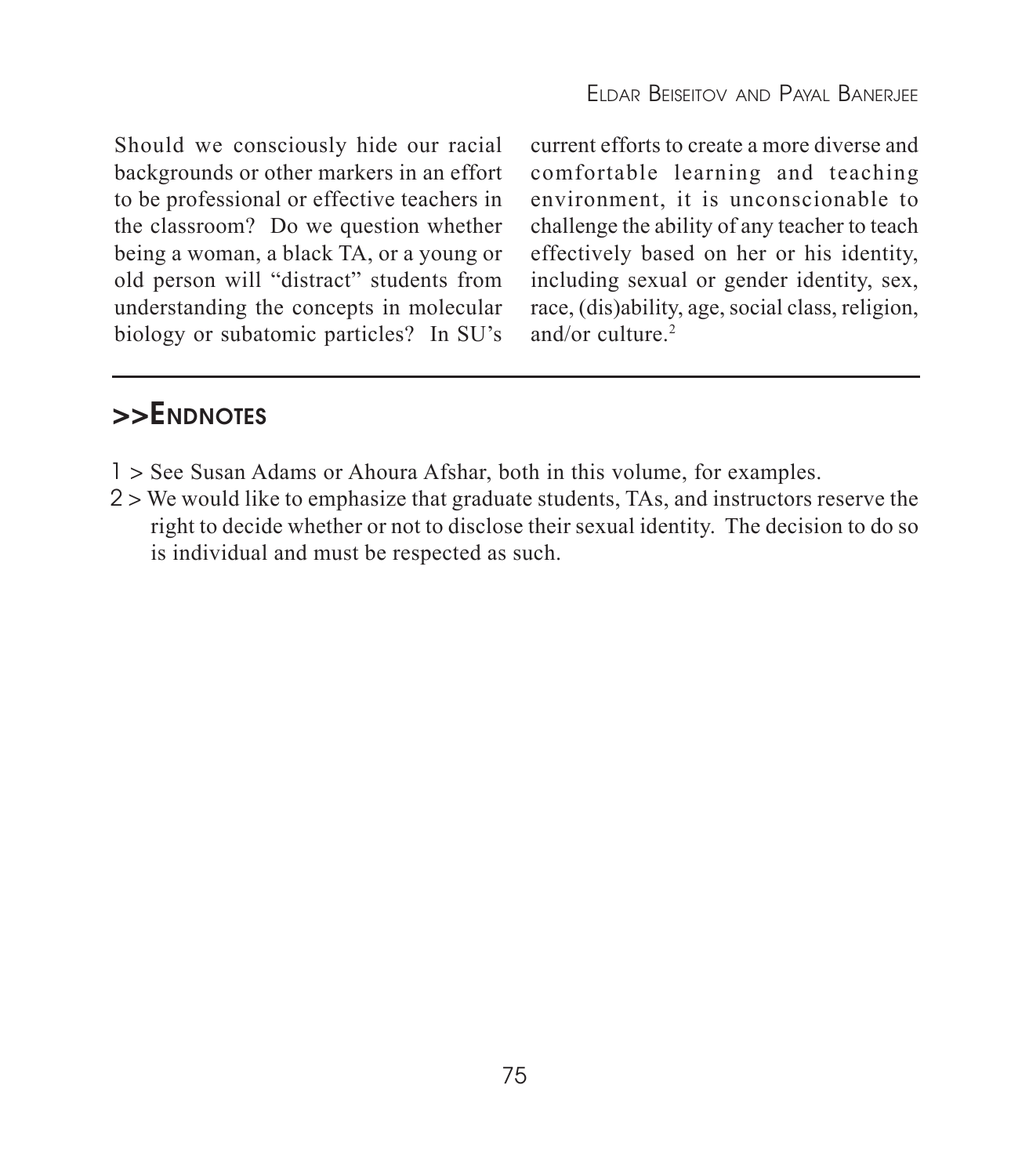Should we consciously hide our racial backgrounds or other markers in an effort to be professional or effective teachers in the classroom? Do we question whether being a woman, a black TA, or a young or old person will "distract" students from understanding the concepts in molecular biology or subatomic particles? In SU's current efforts to create a more diverse and comfortable learning and teaching environment, it is unconscionable to challenge the ability of any teacher to teach effectively based on her or his identity, including sexual or gender identity, sex, race, (dis)ability, age, social class, religion, and/or culture.[2]

## >>Endnotes

1 > See Susan Adams or Ahoura Afshar, both in this volume, for examples.

2 > We would like to emphasize that graduate students, TAs, and instructors reserve the right to decide whether or not to disclose their sexual identity. The decision to do so is individual and must be respected as such.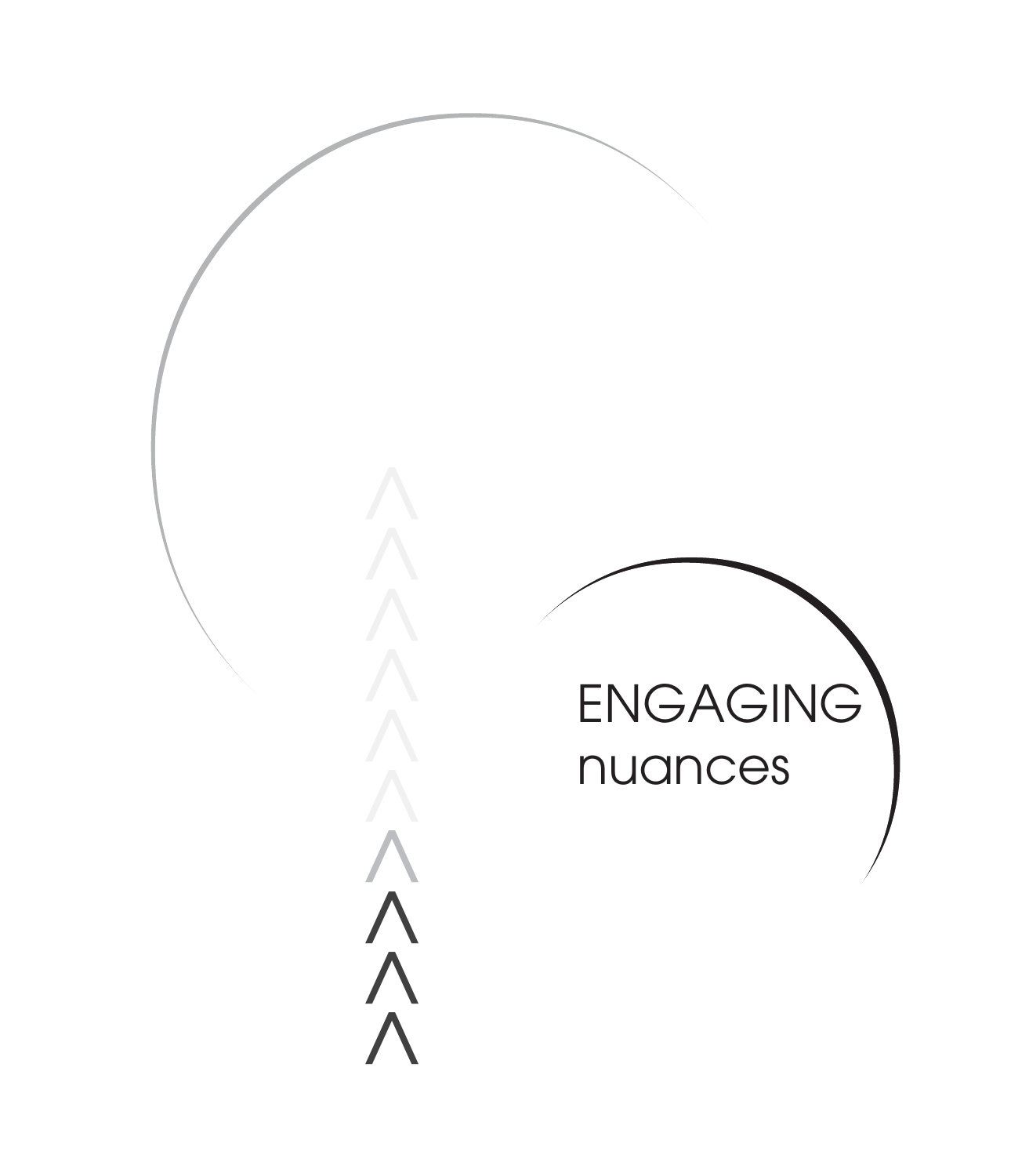# ENGAGING nuances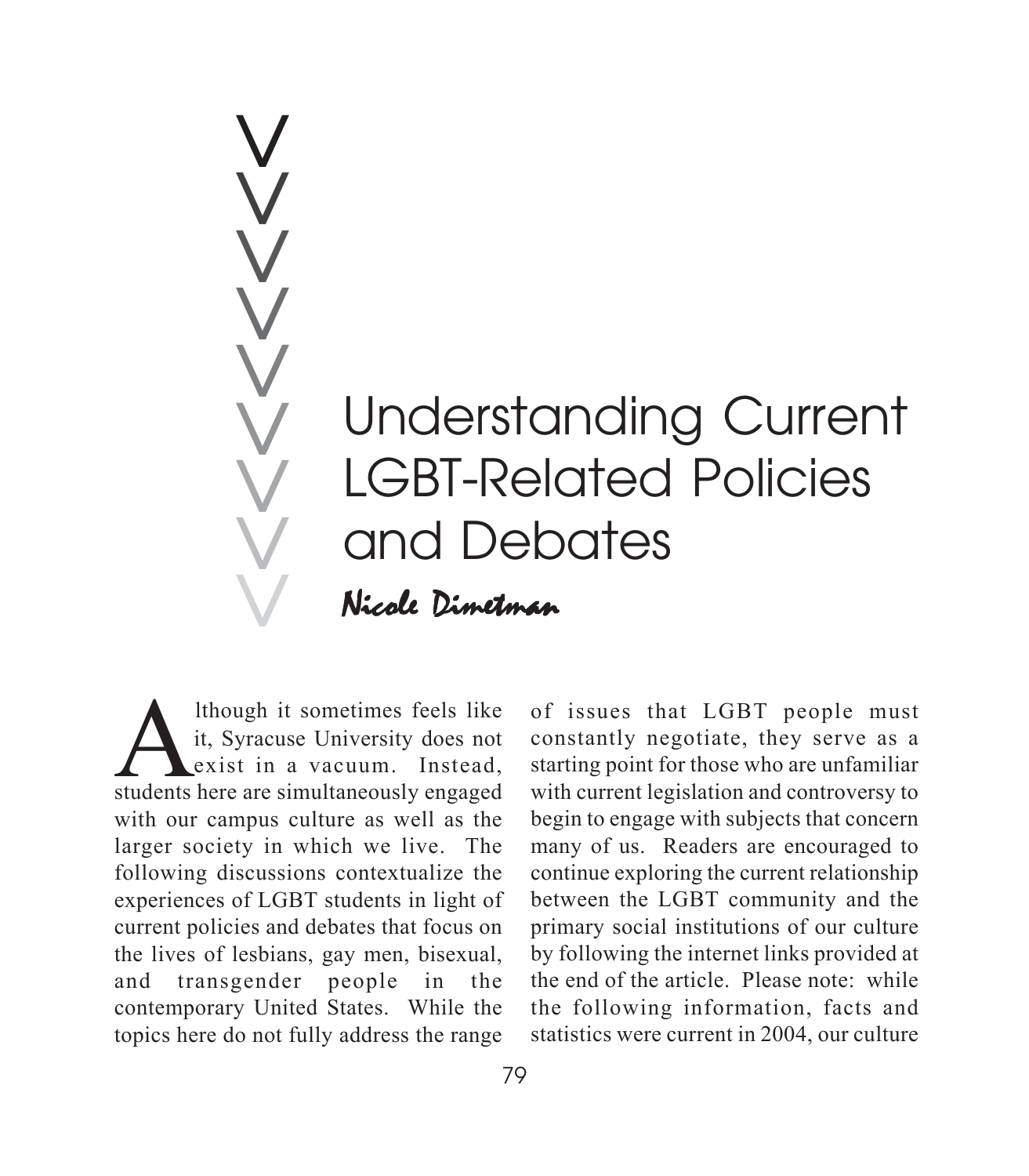# Understanding Current LGBT-Related Policies and Debates

*Nicole Dimetman*

Although it sometimes feels like it, Syracuse University does not exist in a vacuum. Instead, students here are simultaneously engaged with our campus culture as well as the larger society in which we live. The following discussions contextualize the experiences of LGBT students in light of current policies and debates that focus on the lives of lesbians, gay men, bisexual, and transgender people in the contemporary United States. While the topics here do not fully address the range of issues that LGBT people must constantly negotiate, they serve as a starting point for those who are unfamiliar with current legislation and controversy to begin to engage with subjects that concern many of us. Readers are encouraged to continue exploring the current relationship between the LGBT community and the primary social institutions of our culture by following the internet links provided at the end of the article. Please note: while the following information, facts and statistics were current in 2004, our culture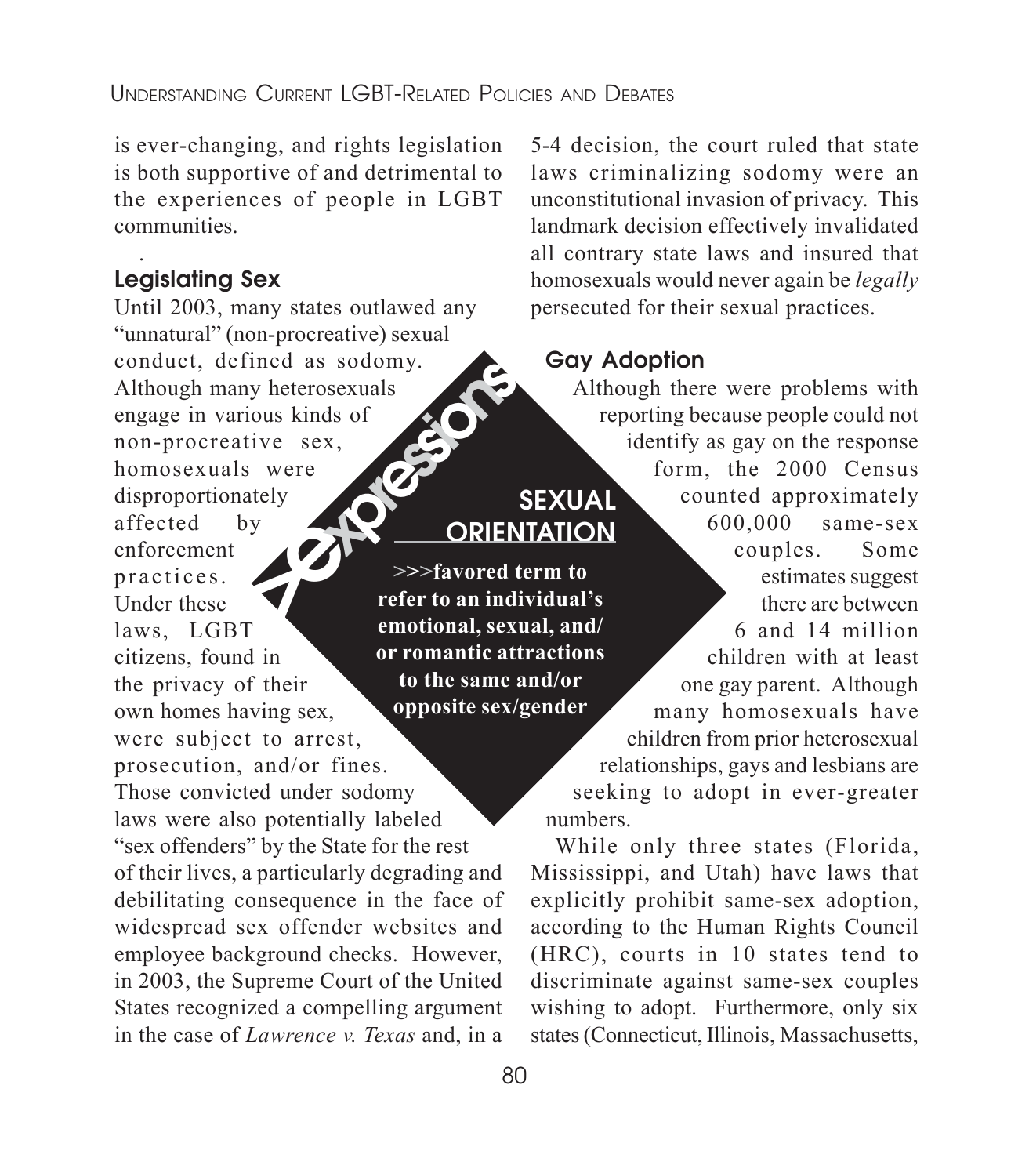is ever-changing, and rights legislation is both supportive of and detrimental to the experiences of people in LGBT communities.

## Legislating Sex

Until 2003, many states outlawed any "unnatural" (non-procreative) sexual conduct, defined as sodomy. Although many heterosexuals engage in various kinds of non-procreative sex, homosexuals were disproportionately affected by enforcement practices. Under these laws, LGBT citizens, found in the privacy of their own homes having sex, were subject to arrest, prosecution, and/or fines. Those convicted under sodomy laws were also potentially labeled "sex offenders" by the State for the rest of their lives, a particularly degrading and debilitating consequence in the face of widespread sex offender websites and employee background checks. However, in 2003, the Supreme Court of the United States recognized a compelling argument in the case of *Lawrence v. Texas* and, in a 5-4 decision, the court ruled that state laws criminalizing sodomy were an unconstitutional invasion of privacy. This landmark decision effectively invalidated all contrary state laws and insured that homosexuals would never again be *legally* persecuted for their sexual practices.

> *Expressions*
>
> **SEXUAL ORIENTATION**
>
> **>>>favored term to refer to an individual's emotional, sexual, and/or romantic attractions to the same and/or opposite sex/gender**

## Gay Adoption

Although there were problems with reporting because people could not identify as gay on the response form, the 2000 Census counted approximately 600,000 same-sex couples. Some estimates suggest there are between 6 and 14 million children with at least one gay parent. Although many homosexuals have children from prior heterosexual relationships, gays and lesbians are seeking to adopt in ever-greater numbers.

While only three states (Florida, Mississippi, and Utah) have laws that explicitly prohibit same-sex adoption, according to the Human Rights Council (HRC), courts in 10 states tend to discriminate against same-sex couples wishing to adopt. Furthermore, only six states (Connecticut, Illinois, Massachusetts,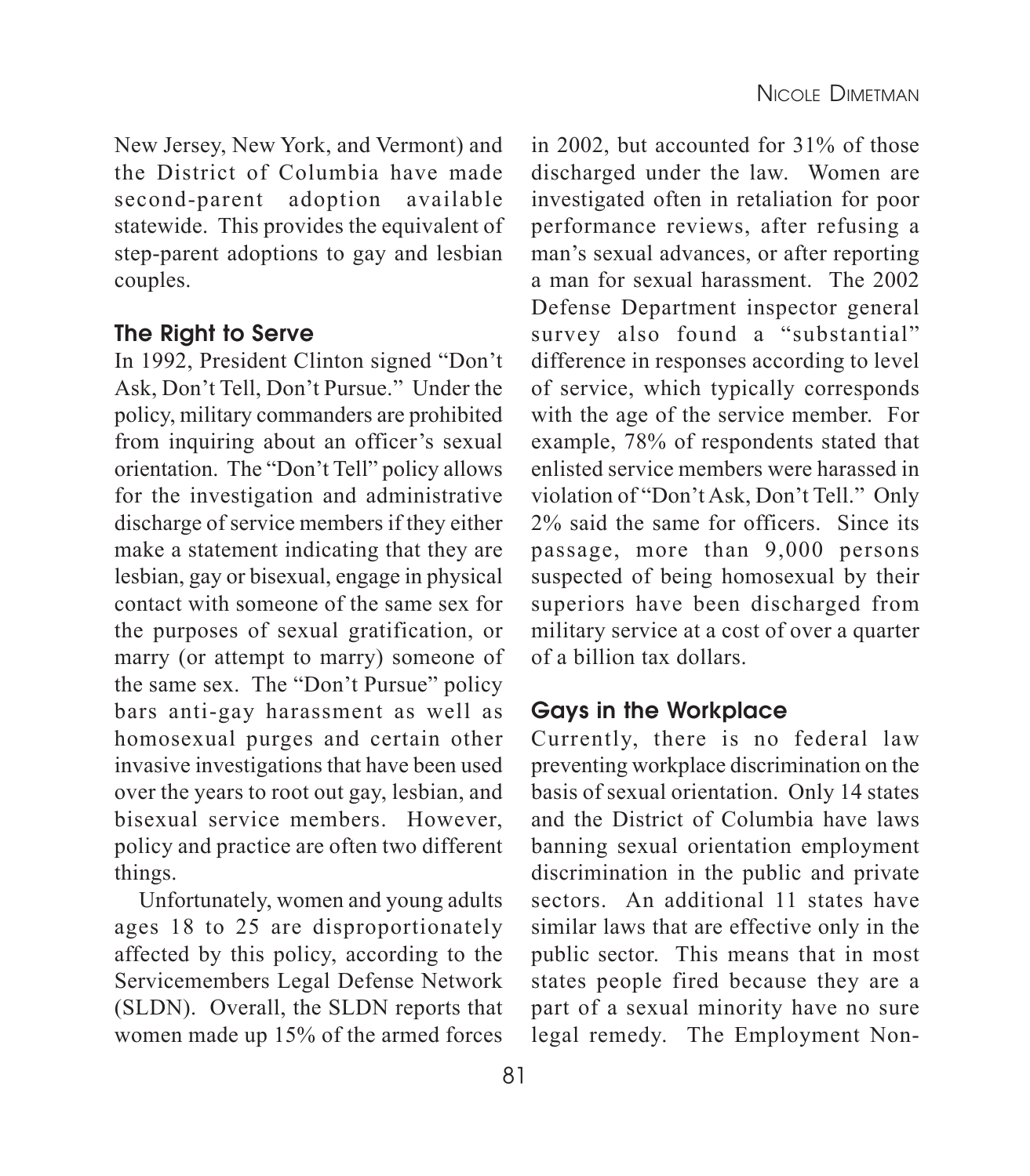New Jersey, New York, and Vermont) and the District of Columbia have made second-parent adoption available statewide. This provides the equivalent of step-parent adoptions to gay and lesbian couples.

## The Right to Serve

In 1992, President Clinton signed "Don't Ask, Don't Tell, Don't Pursue." Under the policy, military commanders are prohibited from inquiring about an officer's sexual orientation. The "Don't Tell" policy allows for the investigation and administrative discharge of service members if they either make a statement indicating that they are lesbian, gay or bisexual, engage in physical contact with someone of the same sex for the purposes of sexual gratification, or marry (or attempt to marry) someone of the same sex. The "Don't Pursue" policy bars anti-gay harassment as well as homosexual purges and certain other invasive investigations that have been used over the years to root out gay, lesbian, and bisexual service members. However, policy and practice are often two different things.

Unfortunately, women and young adults ages 18 to 25 are disproportionately affected by this policy, according to the Servicemembers Legal Defense Network (SLDN). Overall, the SLDN reports that women made up 15% of the armed forces in 2002, but accounted for 31% of those discharged under the law. Women are investigated often in retaliation for poor performance reviews, after refusing a man's sexual advances, or after reporting a man for sexual harassment. The 2002 Defense Department inspector general survey also found a "substantial" difference in responses according to level of service, which typically corresponds with the age of the service member. For example, 78% of respondents stated that enlisted service members were harassed in violation of "Don't Ask, Don't Tell." Only 2% said the same for officers. Since its passage, more than 9,000 persons suspected of being homosexual by their superiors have been discharged from military service at a cost of over a quarter of a billion tax dollars.

## Gays in the Workplace

Currently, there is no federal law preventing workplace discrimination on the basis of sexual orientation. Only 14 states and the District of Columbia have laws banning sexual orientation employment discrimination in the public and private sectors. An additional 11 states have similar laws that are effective only in the public sector. This means that in most states people fired because they are a part of a sexual minority have no sure legal remedy. The Employment Non-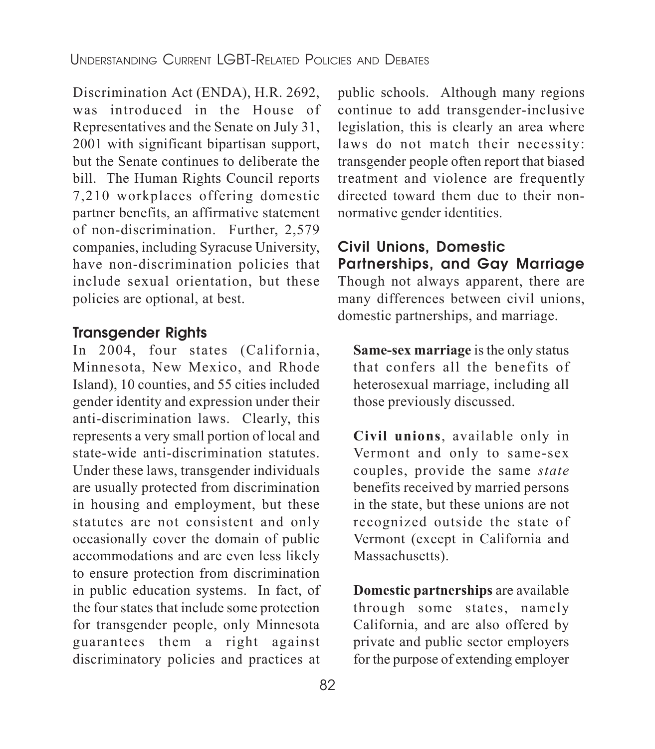Discrimination Act (ENDA), H.R. 2692, was introduced in the House of Representatives and the Senate on July 31, 2001 with significant bipartisan support, but the Senate continues to deliberate the bill. The Human Rights Council reports 7,210 workplaces offering domestic partner benefits, an affirmative statement of non-discrimination. Further, 2,579 companies, including Syracuse University, have non-discrimination policies that include sexual orientation, but these policies are optional, at best.

### Transgender Rights

In 2004, four states (California, Minnesota, New Mexico, and Rhode Island), 10 counties, and 55 cities included gender identity and expression under their anti-discrimination laws. Clearly, this represents a very small portion of local and state-wide anti-discrimination statutes. Under these laws, transgender individuals are usually protected from discrimination in housing and employment, but these statutes are not consistent and only occasionally cover the domain of public accommodations and are even less likely to ensure protection from discrimination in public education systems. In fact, of the four states that include some protection for transgender people, only Minnesota guarantees them a right against discriminatory policies and practices at public schools. Although many regions continue to add transgender-inclusive legislation, this is clearly an area where laws do not match their necessity: transgender people often report that biased treatment and violence are frequently directed toward them due to their non-normative gender identities.

### Civil Unions, Domestic Partnerships, and Gay Marriage

Though not always apparent, there are many differences between civil unions, domestic partnerships, and marriage.

**Same-sex marriage** is the only status that confers all the benefits of heterosexual marriage, including all those previously discussed.

**Civil unions**, available only in Vermont and only to same-sex couples, provide the same *state* benefits received by married persons in the state, but these unions are not recognized outside the state of Vermont (except in California and Massachusetts).

**Domestic partnerships** are available through some states, namely California, and are also offered by private and public sector employers for the purpose of extending employer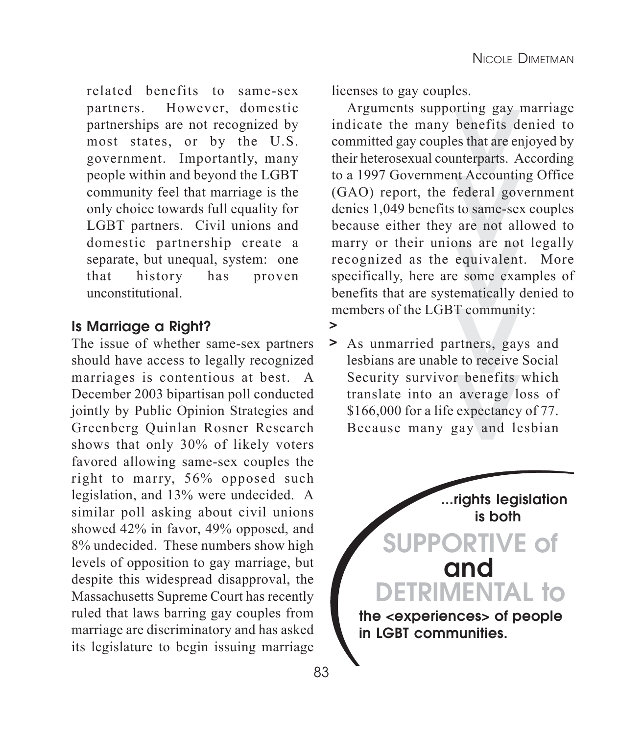related benefits to same-sex partners. However, domestic partnerships are not recognized by most states, or by the U.S. government. Importantly, many people within and beyond the LGBT community feel that marriage is the only choice towards full equality for LGBT partners. Civil unions and domestic partnership create a separate, but unequal, system: one that history has proven unconstitutional.

### Is Marriage a Right?

The issue of whether same-sex partners should have access to legally recognized marriages is contentious at best. A December 2003 bipartisan poll conducted jointly by Public Opinion Strategies and Greenberg Quinlan Rosner Research shows that only 30% of likely voters favored allowing same-sex couples the right to marry, 56% opposed such legislation, and 13% were undecided. A similar poll asking about civil unions showed 42% in favor, 49% opposed, and 8% undecided. These numbers show high levels of opposition to gay marriage, but despite this widespread disapproval, the Massachusetts Supreme Court has recently ruled that laws barring gay couples from marriage are discriminatory and has asked its legislature to begin issuing marriage licenses to gay couples.

Arguments supporting gay marriage indicate the many benefits denied to committed gay couples that are enjoyed by their heterosexual counterparts. According to a 1997 Government Accounting Office (GAO) report, the federal government denies 1,049 benefits to same-sex couples because either they are not allowed to marry or their unions are not legally recognized as the equivalent. More specifically, here are some examples of benefits that are systematically denied to members of the LGBT community:

> As unmarried partners, gays and lesbians are unable to receive Social Security survivor benefits which translate into an average loss of $166,000 for a life expectancy of 77. Because many gay and lesbian

...rights legislation is both **SUPPORTIVE of and DETRIMENTAL to** the <experiences> of people in LGBT communities.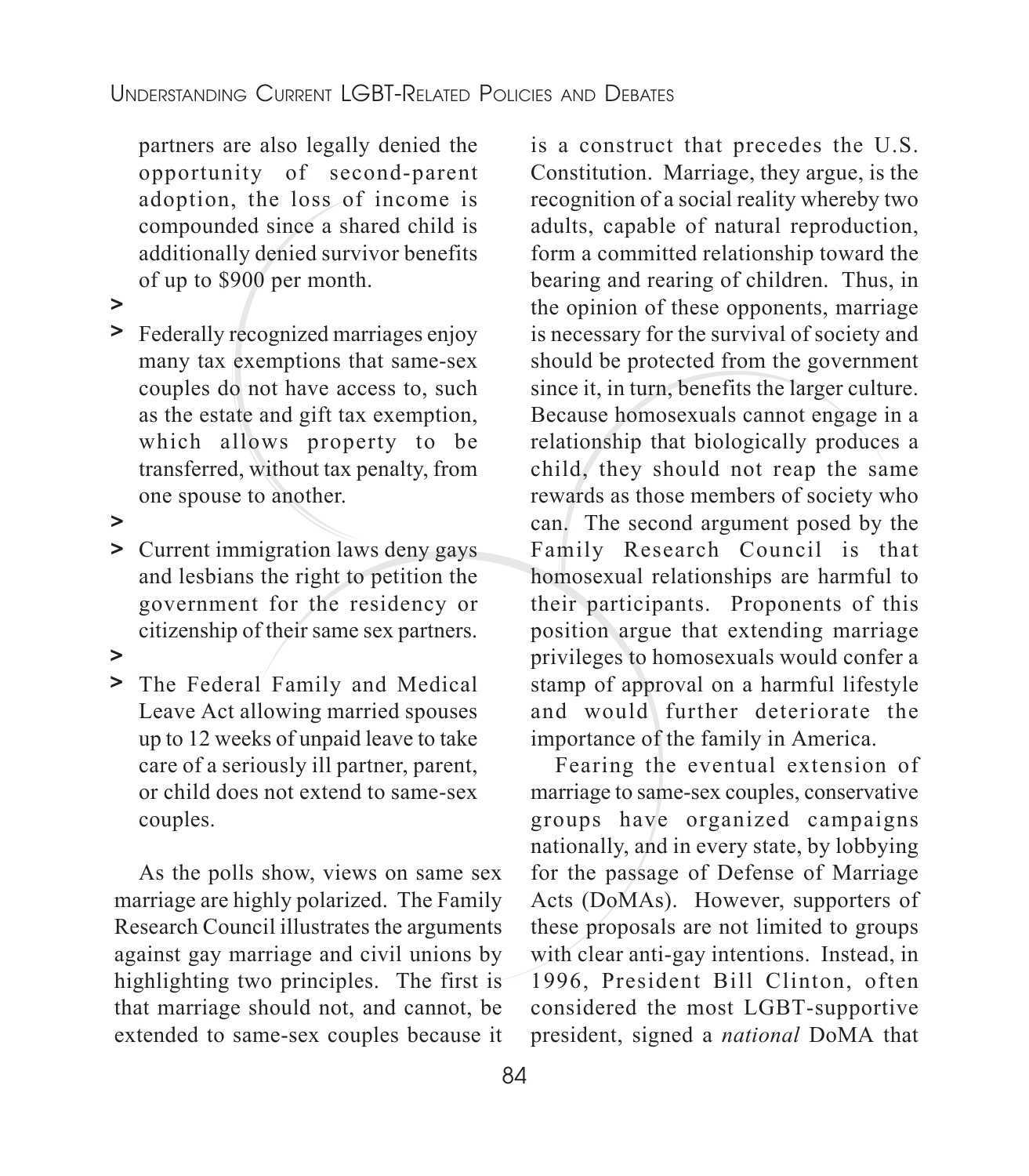partners are also legally denied the opportunity of second-parent adoption, the loss of income is compounded since a shared child is additionally denied survivor benefits of up to $900 per month.

- Federally recognized marriages enjoy many tax exemptions that same-sex couples do not have access to, such as the estate and gift tax exemption, which allows property to be transferred, without tax penalty, from one spouse to another.
- Current immigration laws deny gays and lesbians the right to petition the government for the residency or citizenship of their same sex partners.
- The Federal Family and Medical Leave Act allowing married spouses up to 12 weeks of unpaid leave to take care of a seriously ill partner, parent, or child does not extend to same-sex couples.

As the polls show, views on same sex marriage are highly polarized. The Family Research Council illustrates the arguments against gay marriage and civil unions by highlighting two principles. The first is that marriage should not, and cannot, be extended to same-sex couples because it is a construct that precedes the U.S. Constitution. Marriage, they argue, is the recognition of a social reality whereby two adults, capable of natural reproduction, form a committed relationship toward the bearing and rearing of children. Thus, in the opinion of these opponents, marriage is necessary for the survival of society and should be protected from the government since it, in turn, benefits the larger culture. Because homosexuals cannot engage in a relationship that biologically produces a child, they should not reap the same rewards as those members of society who can. The second argument posed by the Family Research Council is that homosexual relationships are harmful to their participants. Proponents of this position argue that extending marriage privileges to homosexuals would confer a stamp of approval on a harmful lifestyle and would further deteriorate the importance of the family in America.

Fearing the eventual extension of marriage to same-sex couples, conservative groups have organized campaigns nationally, and in every state, by lobbying for the passage of Defense of Marriage Acts (DoMAs). However, supporters of these proposals are not limited to groups with clear anti-gay intentions. Instead, in 1996, President Bill Clinton, often considered the most LGBT-supportive president, signed a *national* DoMA that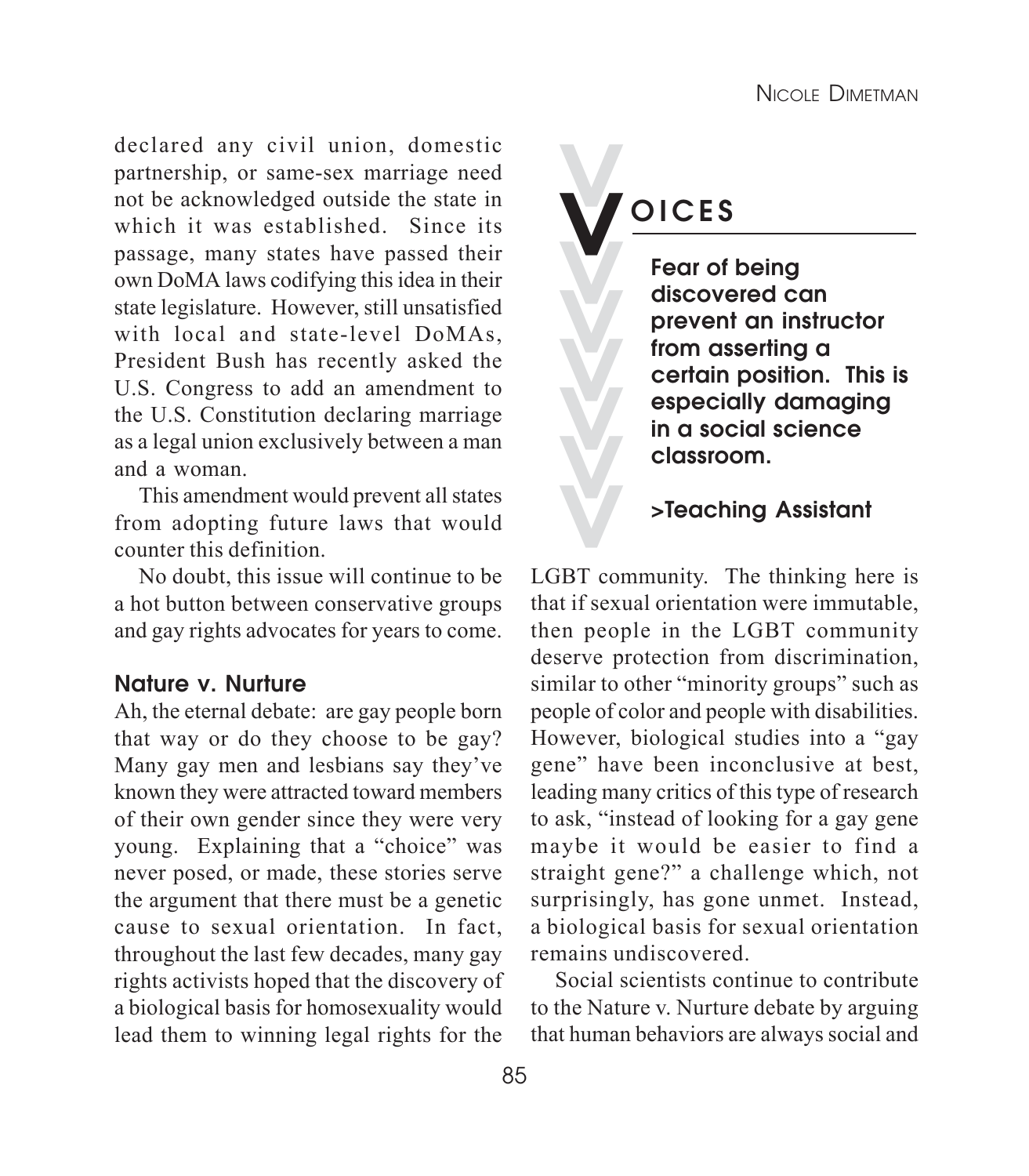declared any civil union, domestic partnership, or same-sex marriage need not be acknowledged outside the state in which it was established. Since its passage, many states have passed their own DoMA laws codifying this idea in their state legislature. However, still unsatisfied with local and state-level DoMAs, President Bush has recently asked the U.S. Congress to add an amendment to the U.S. Constitution declaring marriage as a legal union exclusively between a man and a woman.

This amendment would prevent all states from adopting future laws that would counter this definition.

No doubt, this issue will continue to be a hot button between conservative groups and gay rights advocates for years to come.

### Nature v. Nurture

Ah, the eternal debate: are gay people born that way or do they choose to be gay? Many gay men and lesbians say they've known they were attracted toward members of their own gender since they were very young. Explaining that a "choice" was never posed, or made, these stories serve the argument that there must be a genetic cause to sexual orientation. In fact, throughout the last few decades, many gay rights activists hoped that the discovery of a biological basis for homosexuality would lead them to winning legal rights for the LGBT community. The thinking here is that if sexual orientation were immutable, then people in the LGBT community deserve protection from discrimination, similar to other "minority groups" such as people of color and people with disabilities. However, biological studies into a "gay gene" have been inconclusive at best, leading many critics of this type of research to ask, "instead of looking for a gay gene maybe it would be easier to find a straight gene?" a challenge which, not surprisingly, has gone unmet. Instead, a biological basis for sexual orientation remains undiscovered.

> **VOICES**
>
> **Fear of being discovered can prevent an instructor from asserting a certain position. This is especially damaging in a social science classroom.**
>
> **>Teaching Assistant**

Social scientists continue to contribute to the Nature v. Nurture debate by arguing that human behaviors are always social and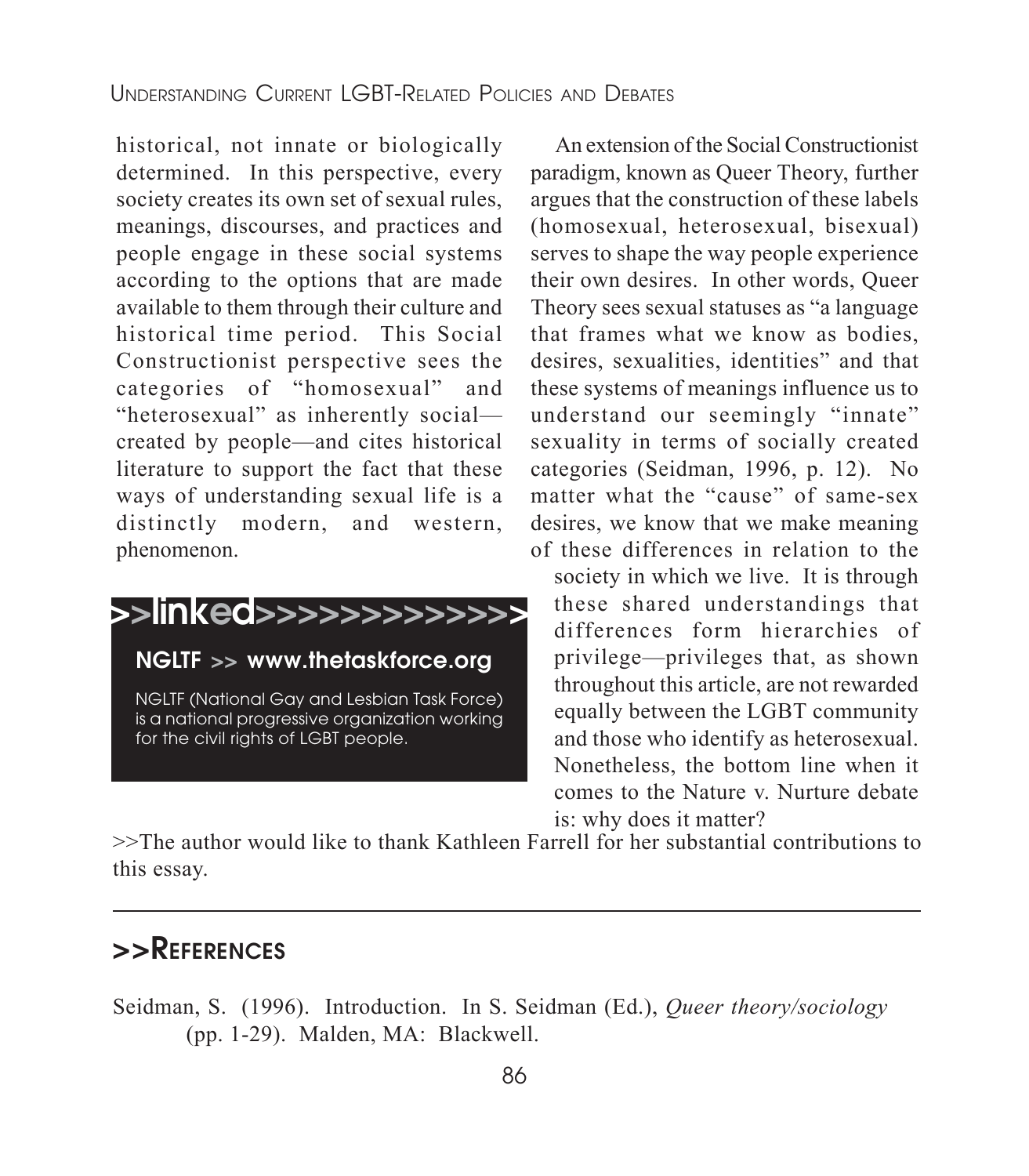historical, not innate or biologically determined. In this perspective, every society creates its own set of sexual rules, meanings, discourses, and practices and people engage in these social systems according to the options that are made available to them through their culture and historical time period. This Social Constructionist perspective sees the categories of "homosexual" and "heterosexual" as inherently social—created by people—and cites historical literature to support the fact that these ways of understanding sexual life is a distinctly modern, and western, phenomenon.

>>linked>>>>>>>>>>>>>

**NGLTF >> www.thetaskforce.org**

NGLTF (National Gay and Lesbian Task Force) is a national progressive organization working for the civil rights of LGBT people.

An extension of the Social Constructionist paradigm, known as Queer Theory, further argues that the construction of these labels (homosexual, heterosexual, bisexual) serves to shape the way people experience their own desires. In other words, Queer Theory sees sexual statuses as "a language that frames what we know as bodies, desires, sexualities, identities" and that these systems of meanings influence us to understand our seemingly "innate" sexuality in terms of socially created categories (Seidman, 1996, p. 12). No matter what the "cause" of same-sex desires, we know that we make meaning of these differences in relation to the society in which we live. It is through these shared understandings that differences form hierarchies of privilege—privileges that, as shown throughout this article, are not rewarded equally between the LGBT community and those who identify as heterosexual. Nonetheless, the bottom line when it comes to the Nature v. Nurture debate is: why does it matter?

>>The author would like to thank Kathleen Farrell for her substantial contributions to this essay.

---

## >>References

Seidman, S. (1996). Introduction. In S. Seidman (Ed.), *Queer theory/sociology* (pp. 1-29). Malden, MA: Blackwell.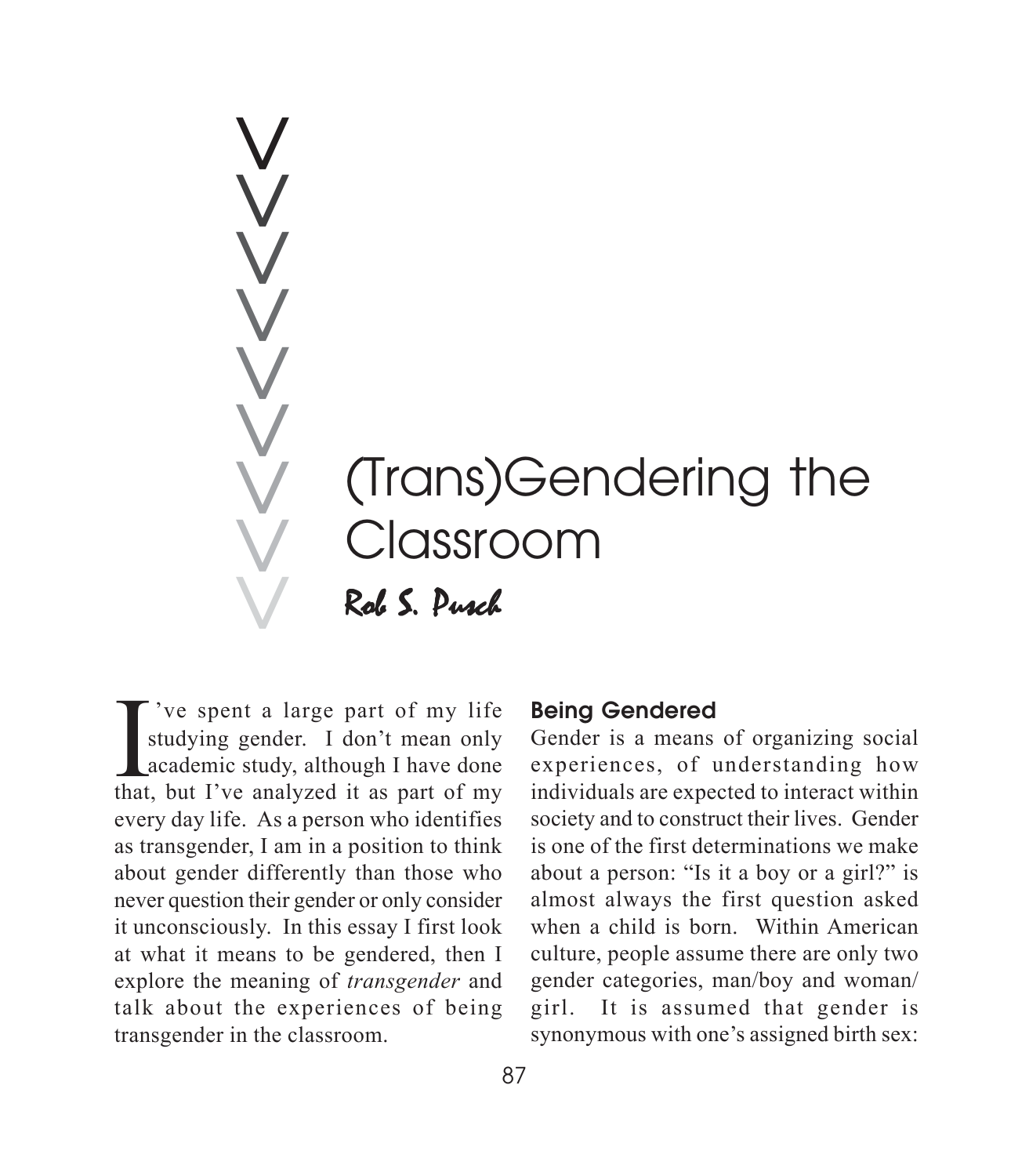# (Trans)Gendering the Classroom

Rob S. Pusch

I've spent a large part of my life studying gender. I don't mean only academic study, although I have done that, but I've analyzed it as part of my every day life. As a person who identifies as transgender, I am in a position to think about gender differently than those who never question their gender or only consider it unconsciously. In this essay I first look at what it means to be gendered, then I explore the meaning of *transgender* and talk about the experiences of being transgender in the classroom.

## Being Gendered

Gender is a means of organizing social experiences, of understanding how individuals are expected to interact within society and to construct their lives. Gender is one of the first determinations we make about a person: "Is it a boy or a girl?" is almost always the first question asked when a child is born. Within American culture, people assume there are only two gender categories, man/boy and woman/girl. It is assumed that gender is synonymous with one's assigned birth sex: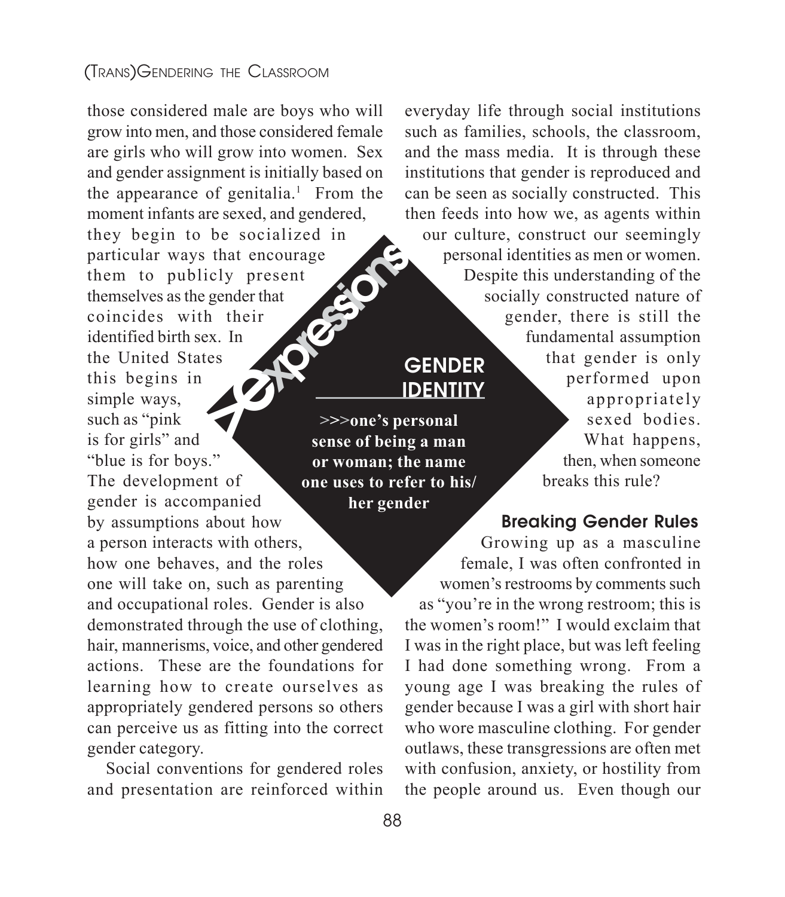those considered male are boys who will grow into men, and those considered female are girls who will grow into women. Sex and gender assignment is initially based on the appearance of genitalia.[1] From the moment infants are sexed, and gendered, they begin to be socialized in particular ways that encourage them to publicly present themselves as the gender that coincides with their identified birth sex. In the United States this begins in simple ways, such as "pink is for girls" and "blue is for boys." The development of gender is accompanied by assumptions about how a person interacts with others, how one behaves, and the roles one will take on, such as parenting and occupational roles. Gender is also demonstrated through the use of clothing, hair, mannerisms, voice, and other gendered actions. These are the foundations for learning how to create ourselves as appropriately gendered persons so others can perceive us as fitting into the correct gender category.

Social conventions for gendered roles and presentation are reinforced within everyday life through social institutions such as families, schools, the classroom, and the mass media. It is through these institutions that gender is reproduced and can be seen as socially constructed. This then feeds into how we, as agents within our culture, construct our seemingly personal identities as men or women. Despite this understanding of the socially constructed nature of gender, there is still the fundamental assumption that gender is only performed upon appropriately sexed bodies. What happens, then, when someone breaks this rule?

> **Expressions**
>
> **GENDER IDENTITY**
>
> **>>>one's personal sense of being a man or woman; the name one uses to refer to his/her gender**

## Breaking Gender Rules

Growing up as a masculine female, I was often confronted in women's restrooms by comments such as "you're in the wrong restroom; this is the women's room!" I would exclaim that I was in the right place, but was left feeling I had done something wrong. From a young age I was breaking the rules of gender because I was a girl with short hair who wore masculine clothing. For gender outlaws, these transgressions are often met with confusion, anxiety, or hostility from the people around us. Even though our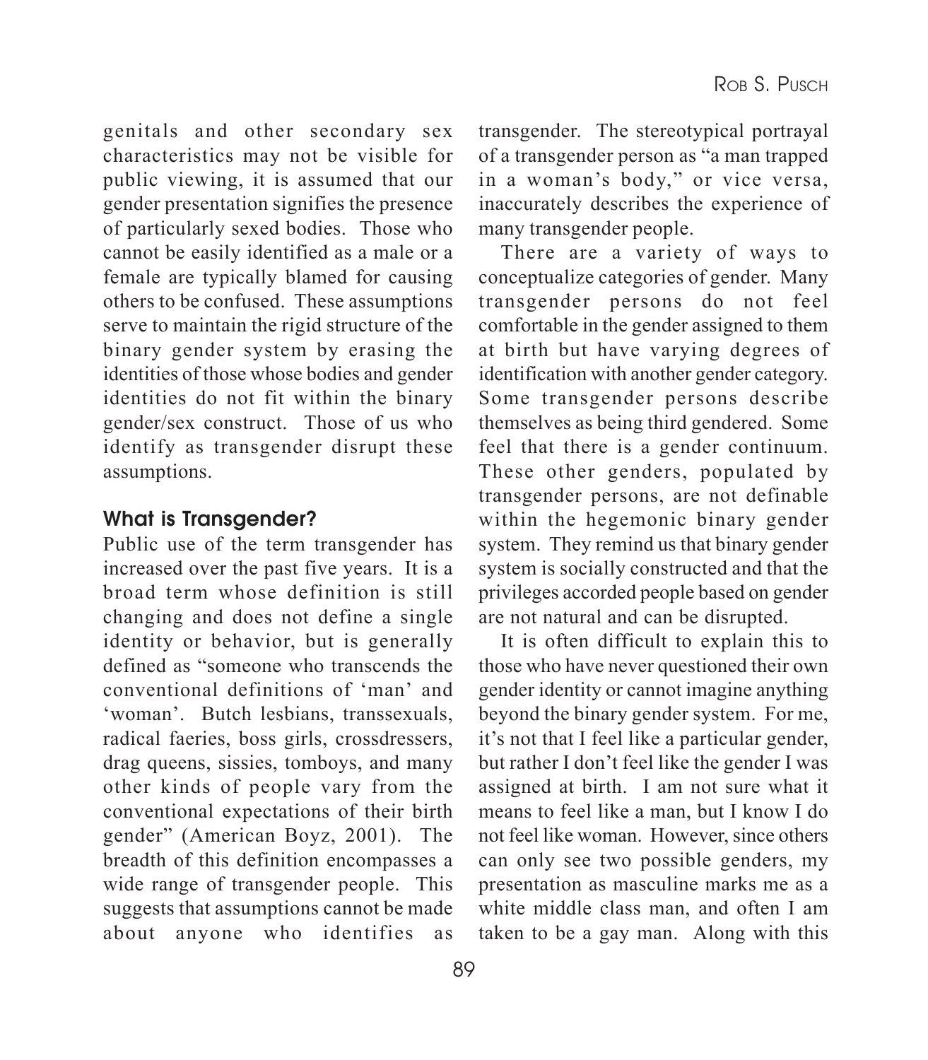genitals and other secondary sex characteristics may not be visible for public viewing, it is assumed that our gender presentation signifies the presence of particularly sexed bodies. Those who cannot be easily identified as a male or a female are typically blamed for causing others to be confused. These assumptions serve to maintain the rigid structure of the binary gender system by erasing the identities of those whose bodies and gender identities do not fit within the binary gender/sex construct. Those of us who identify as transgender disrupt these assumptions.

## What is Transgender?

Public use of the term transgender has increased over the past five years. It is a broad term whose definition is still changing and does not define a single identity or behavior, but is generally defined as "someone who transcends the conventional definitions of 'man' and 'woman'. Butch lesbians, transsexuals, radical faeries, boss girls, crossdressers, drag queens, sissies, tomboys, and many other kinds of people vary from the conventional expectations of their birth gender" (American Boyz, 2001). The breadth of this definition encompasses a wide range of transgender people. This suggests that assumptions cannot be made about anyone who identifies as transgender. The stereotypical portrayal of a transgender person as "a man trapped in a woman's body," or vice versa, inaccurately describes the experience of many transgender people.

There are a variety of ways to conceptualize categories of gender. Many transgender persons do not feel comfortable in the gender assigned to them at birth but have varying degrees of identification with another gender category. Some transgender persons describe themselves as being third gendered. Some feel that there is a gender continuum. These other genders, populated by transgender persons, are not definable within the hegemonic binary gender system. They remind us that binary gender system is socially constructed and that the privileges accorded people based on gender are not natural and can be disrupted.

It is often difficult to explain this to those who have never questioned their own gender identity or cannot imagine anything beyond the binary gender system. For me, it's not that I feel like a particular gender, but rather I don't feel like the gender I was assigned at birth. I am not sure what it means to feel like a man, but I know I do not feel like woman. However, since others can only see two possible genders, my presentation as masculine marks me as a white middle class man, and often I am taken to be a gay man. Along with this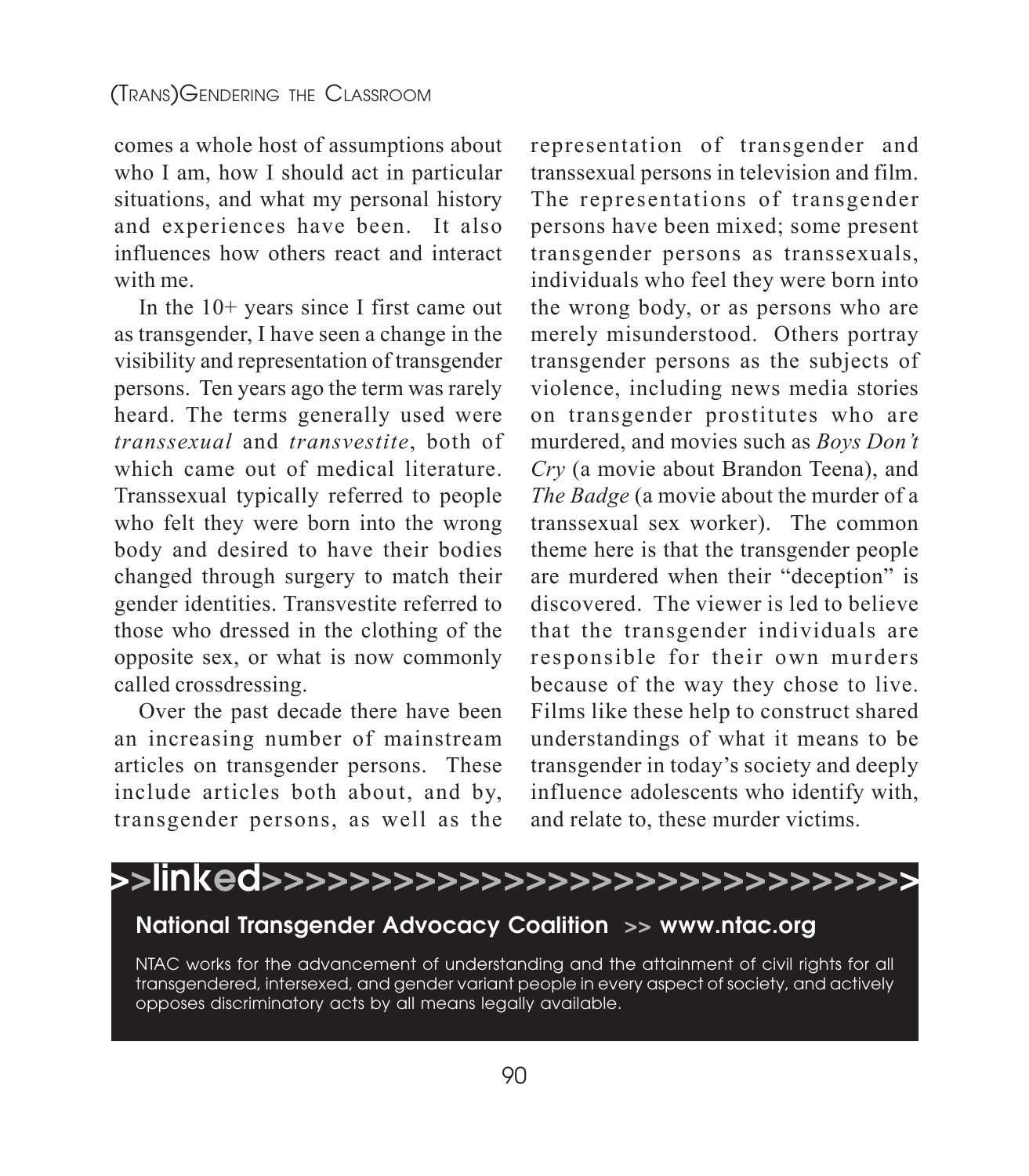comes a whole host of assumptions about who I am, how I should act in particular situations, and what my personal history and experiences have been. It also influences how others react and interact with me.

In the 10+ years since I first came out as transgender, I have seen a change in the visibility and representation of transgender persons. Ten years ago the term was rarely heard. The terms generally used were *transsexual* and *transvestite*, both of which came out of medical literature. Transsexual typically referred to people who felt they were born into the wrong body and desired to have their bodies changed through surgery to match their gender identities. Transvestite referred to those who dressed in the clothing of the opposite sex, or what is now commonly called crossdressing.

Over the past decade there have been an increasing number of mainstream articles on transgender persons. These include articles both about, and by, transgender persons, as well as the representation of transgender and transsexual persons in television and film. The representations of transgender persons have been mixed; some present transgender persons as transsexuals, individuals who feel they were born into the wrong body, or as persons who are merely misunderstood. Others portray transgender persons as the subjects of violence, including news media stories on transgender prostitutes who are murdered, and movies such as *Boys Don't Cry* (a movie about Brandon Teena), and *The Badge* (a movie about the murder of a transsexual sex worker). The common theme here is that the transgender people are murdered when their "deception" is discovered. The viewer is led to believe that the transgender individuals are responsible for their own murders because of the way they chose to live. Films like these help to construct shared understandings of what it means to be transgender in today's society and deeply influence adolescents who identify with, and relate to, these murder victims.

**>>linked>>>>>>>>>>>>>>>>>>>>>>>>>>>>>>>>**

**National Transgender Advocacy Coalition >> www.ntac.org**

NTAC works for the advancement of understanding and the attainment of civil rights for all transgendered, intersexed, and gender variant people in every aspect of society, and actively opposes discriminatory acts by all means legally available.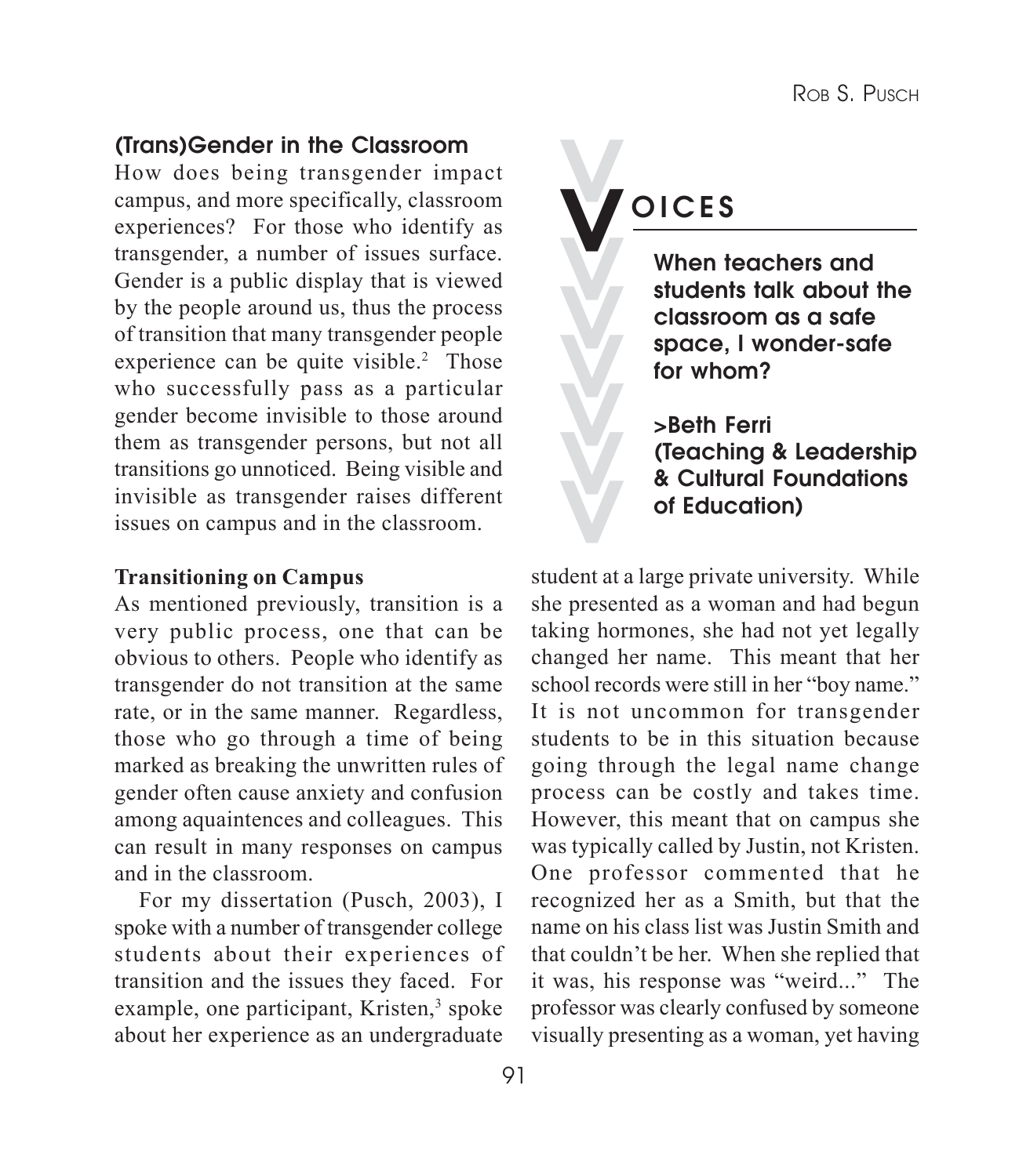## (Trans)Gender in the Classroom

How does being transgender impact campus, and more specifically, classroom experiences? For those who identify as transgender, a number of issues surface. Gender is a public display that is viewed by the people around us, thus the process of transition that many transgender people experience can be quite visible.[2] Those who successfully pass as a particular gender become invisible to those around them as transgender persons, but not all transitions go unnoticed. Being visible and invisible as transgender raises different issues on campus and in the classroom.

> **VOICES**
>
> **When teachers and students talk about the classroom as a safe space, I wonder-safe for whom?**
>
> **>Beth Ferri (Teaching & Leadership & Cultural Foundations of Education)**

### Transitioning on Campus

As mentioned previously, transition is a very public process, one that can be obvious to others. People who identify as transgender do not transition at the same rate, or in the same manner. Regardless, those who go through a time of being marked as breaking the unwritten rules of gender often cause anxiety and confusion among aquaintences and colleagues. This can result in many responses on campus and in the classroom.

For my dissertation (Pusch, 2003), I spoke with a number of transgender college students about their experiences of transition and the issues they faced. For example, one participant, Kristen,[3] spoke about her experience as an undergraduate student at a large private university. While she presented as a woman and had begun taking hormones, she had not yet legally changed her name. This meant that her school records were still in her "boy name." It is not uncommon for transgender students to be in this situation because going through the legal name change process can be costly and takes time. However, this meant that on campus she was typically called by Justin, not Kristen. One professor commented that he recognized her as a Smith, but that the name on his class list was Justin Smith and that couldn't be her. When she replied that it was, his response was "weird..." The professor was clearly confused by someone visually presenting as a woman, yet having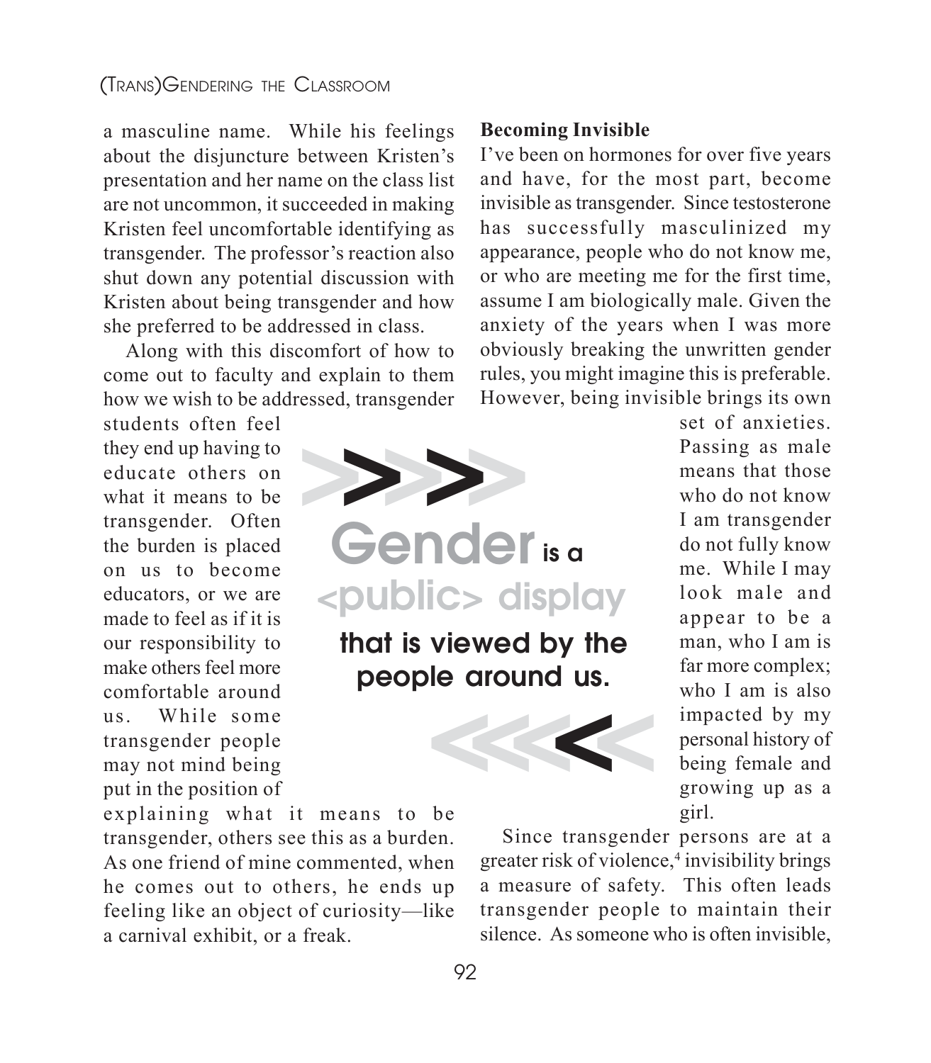a masculine name. While his feelings about the disjuncture between Kristen's presentation and her name on the class list are not uncommon, it succeeded in making Kristen feel uncomfortable identifying as transgender. The professor's reaction also shut down any potential discussion with Kristen about being transgender and how she preferred to be addressed in class.

Along with this discomfort of how to come out to faculty and explain to them how we wish to be addressed, transgender students often feel they end up having to educate others on what it means to be transgender. Often the burden is placed on us to become educators, or we are made to feel as if it is our responsibility to make others feel more comfortable around us. While some transgender people may not mind being put in the position of explaining what it means to be transgender, others see this as a burden. As one friend of mine commented, when he comes out to others, he ends up feeling like an object of curiosity—like a carnival exhibit, or a freak.

> Gender is a <public> display that is viewed by the people around us.

**Becoming Invisible**

I've been on hormones for over five years and have, for the most part, become invisible as transgender. Since testosterone has successfully masculinized my appearance, people who do not know me, or who are meeting me for the first time, assume I am biologically male. Given the anxiety of the years when I was more obviously breaking the unwritten gender rules, you might imagine this is preferable. However, being invisible brings its own set of anxieties. Passing as male means that those who do not know I am transgender do not fully know me. While I may look male and appear to be a man, who I am is far more complex; who I am is also impacted by my personal history of being female and growing up as a girl.

Since transgender persons are at a greater risk of violence,[4] invisibility brings a measure of safety. This often leads transgender people to maintain their silence. As someone who is often invisible,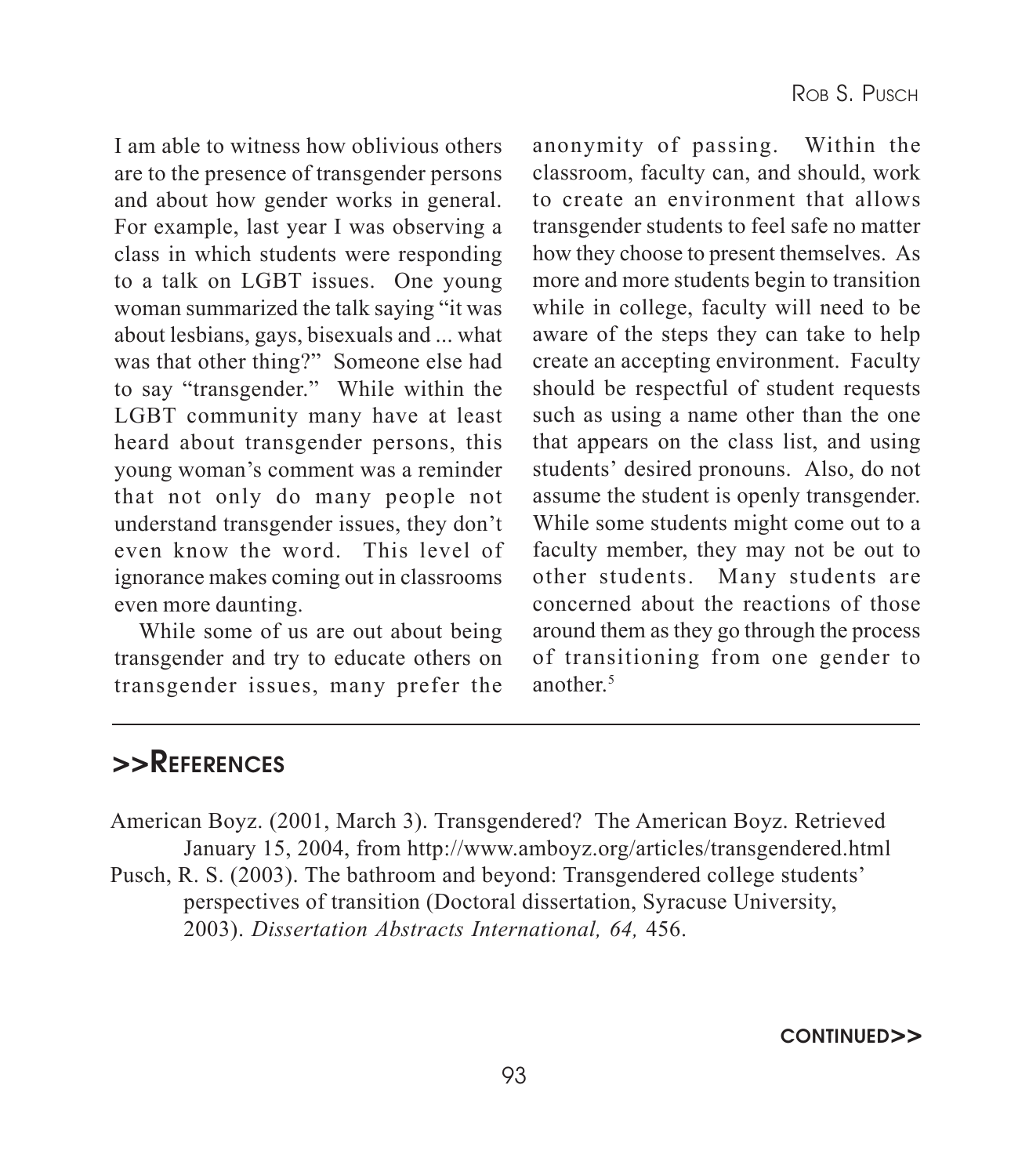I am able to witness how oblivious others are to the presence of transgender persons and about how gender works in general. For example, last year I was observing a class in which students were responding to a talk on LGBT issues. One young woman summarized the talk saying "it was about lesbians, gays, bisexuals and ... what was that other thing?" Someone else had to say "transgender." While within the LGBT community many have at least heard about transgender persons, this young woman's comment was a reminder that not only do many people not understand transgender issues, they don't even know the word. This level of ignorance makes coming out in classrooms even more daunting.

While some of us are out about being transgender and try to educate others on transgender issues, many prefer the anonymity of passing. Within the classroom, faculty can, and should, work to create an environment that allows transgender students to feel safe no matter how they choose to present themselves. As more and more students begin to transition while in college, faculty will need to be aware of the steps they can take to help create an accepting environment. Faculty should be respectful of student requests such as using a name other than the one that appears on the class list, and using students' desired pronouns. Also, do not assume the student is openly transgender. While some students might come out to a faculty member, they may not be out to other students. Many students are concerned about the reactions of those around them as they go through the process of transitioning from one gender to another.[5]

## >>References

American Boyz. (2001, March 3). Transgendered? The American Boyz. Retrieved January 15, 2004, from http://www.amboyz.org/articles/transgendered.html

Pusch, R. S. (2003). The bathroom and beyond: Transgendered college students' perspectives of transition (Doctoral dissertation, Syracuse University, 2003). *Dissertation Abstracts International, 64,* 456.

**CONTINUED>>**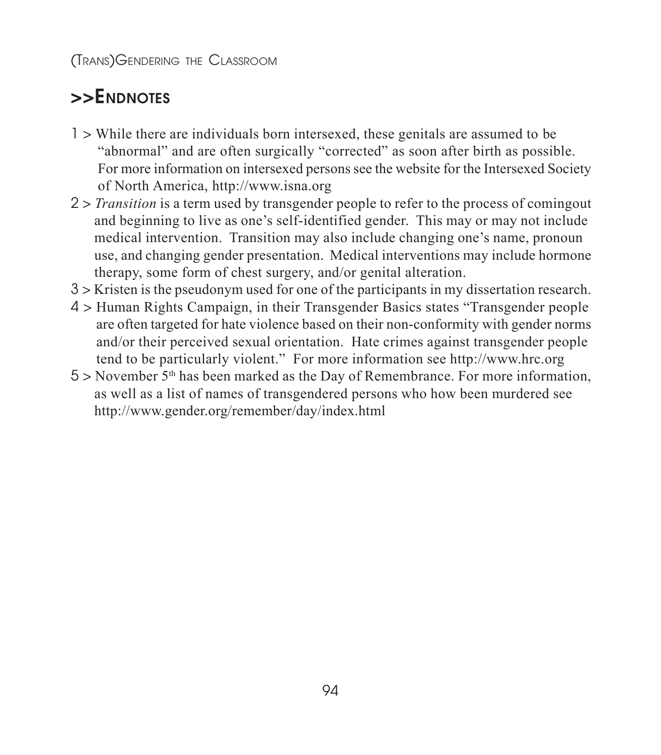## >>Endnotes

1 > While there are individuals born intersexed, these genitals are assumed to be "abnormal" and are often surgically "corrected" as soon after birth as possible. For more information on intersexed persons see the website for the Intersexed Society of North America, http://www.isna.org

2 > *Transition* is a term used by transgender people to refer to the process of comingout and beginning to live as one's self-identified gender. This may or may not include medical intervention. Transition may also include changing one's name, pronoun use, and changing gender presentation. Medical interventions may include hormone therapy, some form of chest surgery, and/or genital alteration.

3 > Kristen is the pseudonym used for one of the participants in my dissertation research.

4 > Human Rights Campaign, in their Transgender Basics states "Transgender people are often targeted for hate violence based on their non-conformity with gender norms and/or their perceived sexual orientation. Hate crimes against transgender people tend to be particularly violent." For more information see http://www.hrc.org

5 > November 5th has been marked as the Day of Remembrance. For more information, as well as a list of names of transgendered persons who how been murdered see http://www.gender.org/remember/day/index.html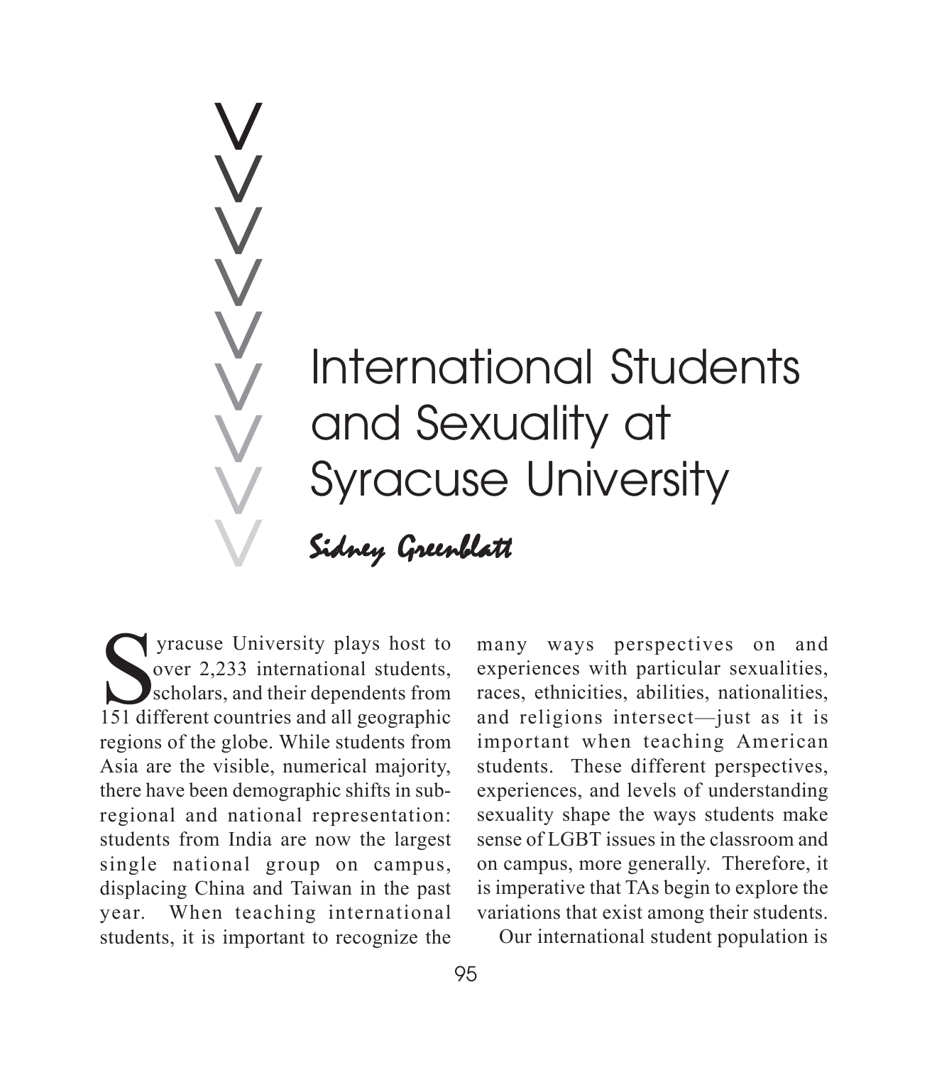# International Students and Sexuality at Syracuse University

*Sidney Greenblatt*

Syracuse University plays host to over 2,233 international students, scholars, and their dependents from 151 different countries and all geographic regions of the globe. While students from Asia are the visible, numerical majority, there have been demographic shifts in sub-regional and national representation: students from India are now the largest single national group on campus, displacing China and Taiwan in the past year. When teaching international students, it is important to recognize the many ways perspectives on and experiences with particular sexualities, races, ethnicities, abilities, nationalities, and religions intersect—just as it is important when teaching American students. These different perspectives, experiences, and levels of understanding sexuality shape the ways students make sense of LGBT issues in the classroom and on campus, more generally. Therefore, it is imperative that TAs begin to explore the variations that exist among their students.

Our international student population is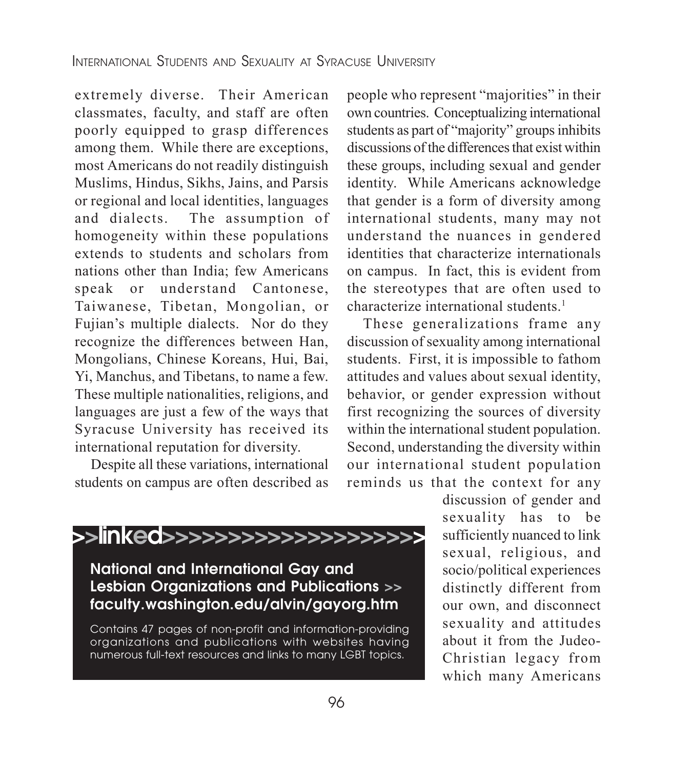extremely diverse. Their American classmates, faculty, and staff are often poorly equipped to grasp differences among them. While there are exceptions, most Americans do not readily distinguish Muslims, Hindus, Sikhs, Jains, and Parsis or regional and local identities, languages and dialects. The assumption of homogeneity within these populations extends to students and scholars from nations other than India; few Americans speak or understand Cantonese, Taiwanese, Tibetan, Mongolian, or Fujian's multiple dialects. Nor do they recognize the differences between Han, Mongolians, Chinese Koreans, Hui, Bai, Yi, Manchus, and Tibetans, to name a few. These multiple nationalities, religions, and languages are just a few of the ways that Syracuse University has received its international reputation for diversity.

Despite all these variations, international students on campus are often described as people who represent "majorities" in their own countries. Conceptualizing international students as part of "majority" groups inhibits discussions of the differences that exist within these groups, including sexual and gender identity. While Americans acknowledge that gender is a form of diversity among international students, many may not understand the nuances in gendered identities that characterize internationals on campus. In fact, this is evident from the stereotypes that are often used to characterize international students.[1]

These generalizations frame any discussion of sexuality among international students. First, it is impossible to fathom attitudes and values about sexual identity, behavior, or gender expression without first recognizing the sources of diversity within the international student population. Second, understanding the diversity within our international student population reminds us that the context for any discussion of gender and sexuality has to be sufficiently nuanced to link sexual, religious, and socio/political experiences distinctly different from our own, and disconnect sexuality and attitudes about it from the Judeo-Christian legacy from which many Americans

>>linked>>>>>>>>>>>>>>>>>>>>

**National and International Gay and Lesbian Organizations and Publications >> faculty.washington.edu/alvin/gayorg.htm**

Contains 47 pages of non-profit and information-providing organizations and publications with websites having numerous full-text resources and links to many LGBT topics.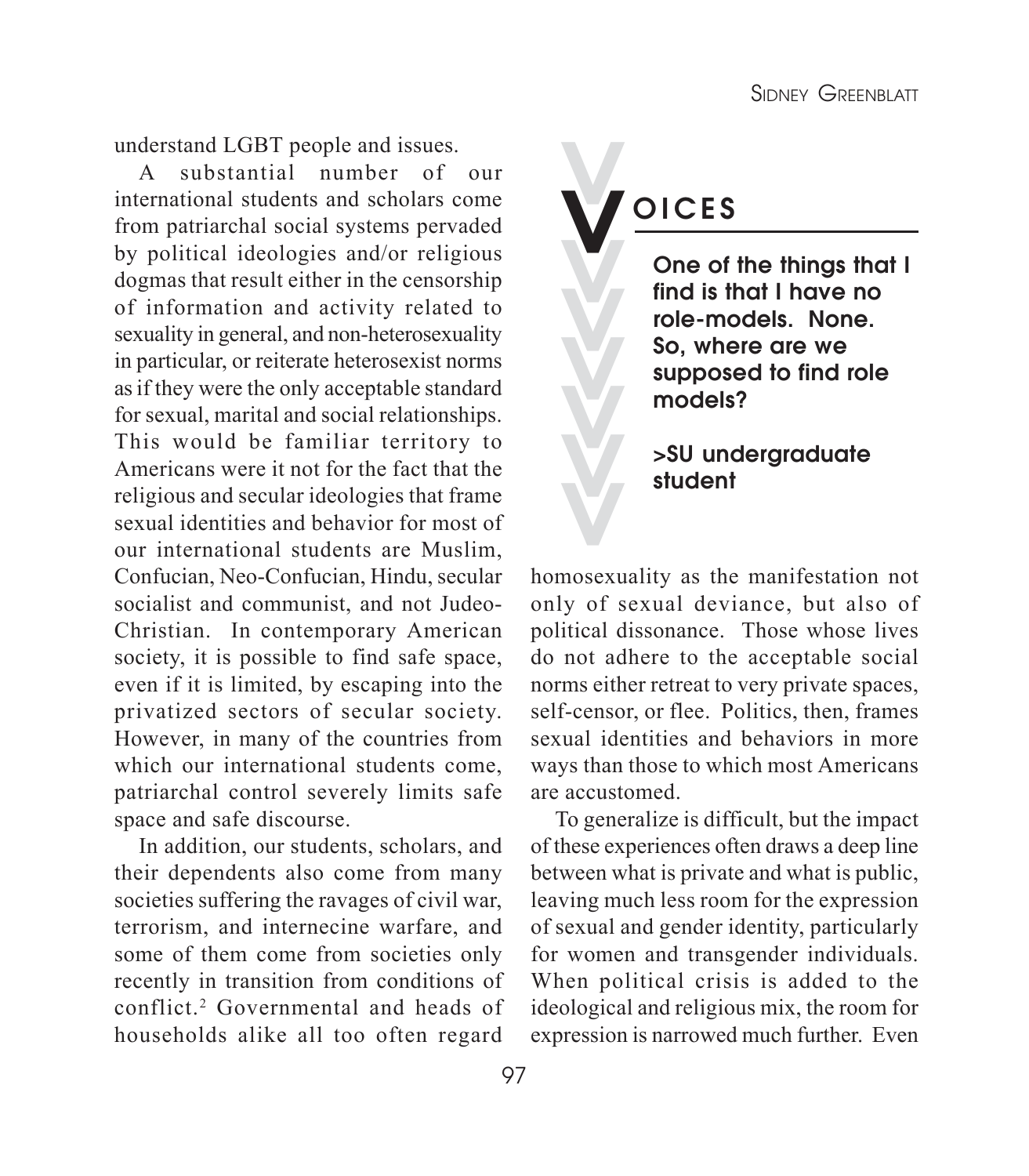understand LGBT people and issues.

A substantial number of our international students and scholars come from patriarchal social systems pervaded by political ideologies and/or religious dogmas that result either in the censorship of information and activity related to sexuality in general, and non-heterosexuality in particular, or reiterate heterosexist norms as if they were the only acceptable standard for sexual, marital and social relationships. This would be familiar territory to Americans were it not for the fact that the religious and secular ideologies that frame sexual identities and behavior for most of our international students are Muslim, Confucian, Neo-Confucian, Hindu, secular socialist and communist, and not Judeo-Christian. In contemporary American society, it is possible to find safe space, even if it is limited, by escaping into the privatized sectors of secular society. However, in many of the countries from which our international students come, patriarchal control severely limits safe space and safe discourse.

In addition, our students, scholars, and their dependents also come from many societies suffering the ravages of civil war, terrorism, and internecine warfare, and some of them come from societies only recently in transition from conditions of conflict.[2] Governmental and heads of households alike all too often regard homosexuality as the manifestation not only of sexual deviance, but also of political dissonance. Those whose lives do not adhere to the acceptable social norms either retreat to very private spaces, self-censor, or flee. Politics, then, frames sexual identities and behaviors in more ways than those to which most Americans are accustomed.

> **VOICES**
>
> **One of the things that I find is that I have no role-models. None. So, where are we supposed to find role models?**
>
> **>SU undergraduate student**

To generalize is difficult, but the impact of these experiences often draws a deep line between what is private and what is public, leaving much less room for the expression of sexual and gender identity, particularly for women and transgender individuals. When political crisis is added to the ideological and religious mix, the room for expression is narrowed much further. Even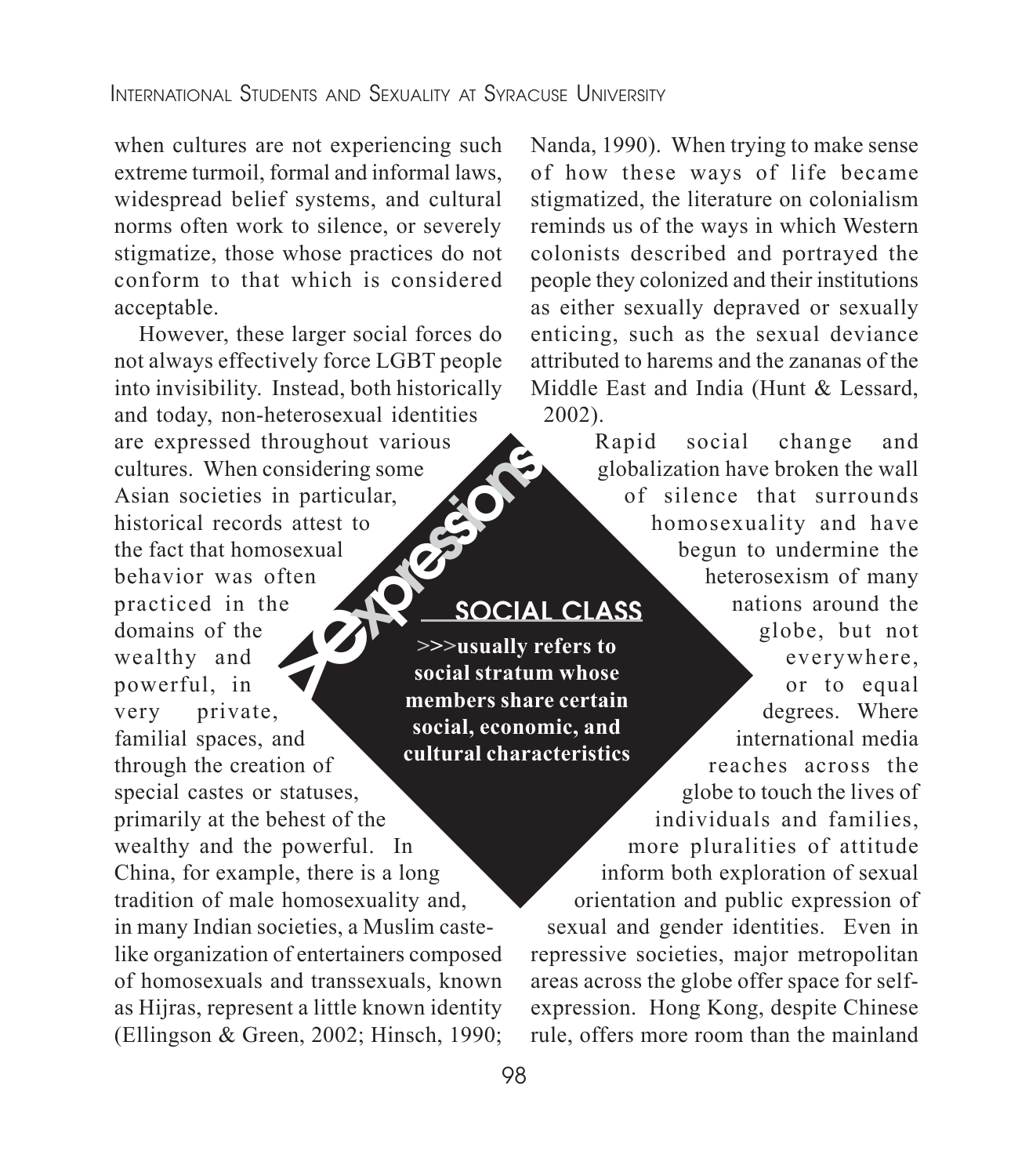when cultures are not experiencing such extreme turmoil, formal and informal laws, widespread belief systems, and cultural norms often work to silence, or severely stigmatize, those whose practices do not conform to that which is considered acceptable.

However, these larger social forces do not always effectively force LGBT people into invisibility. Instead, both historically and today, non-heterosexual identities are expressed throughout various cultures. When considering some Asian societies in particular, historical records attest to the fact that homosexual behavior was often practiced in the domains of the wealthy and powerful, in very private, familial spaces, and through the creation of special castes or statuses, primarily at the behest of the wealthy and the powerful. In China, for example, there is a long tradition of male homosexuality and, in many Indian societies, a Muslim caste-like organization of entertainers composed of homosexuals and transsexuals, known as Hijras, represent a little known identity (Ellingson & Green, 2002; Hinsch, 1990; Nanda, 1990). When trying to make sense of how these ways of life became stigmatized, the literature on colonialism reminds us of the ways in which Western colonists described and portrayed the people they colonized and their institutions as either sexually depraved or sexually enticing, such as the sexual deviance attributed to harems and the zananas of the Middle East and India (Hunt & Lessard, 2002).

> **xexpressions**
>
> **SOCIAL CLASS**
>
> **>>>usually refers to social stratum whose members share certain social, economic, and cultural characteristics**

Rapid social change and globalization have broken the wall of silence that surrounds homosexuality and have begun to undermine the heterosexism of many nations around the globe, but not everywhere, or to equal degrees. Where international media reaches across the globe to touch the lives of individuals and families, more pluralities of attitude inform both exploration of sexual orientation and public expression of sexual and gender identities. Even in repressive societies, major metropolitan areas across the globe offer space for self-expression. Hong Kong, despite Chinese rule, offers more room than the mainland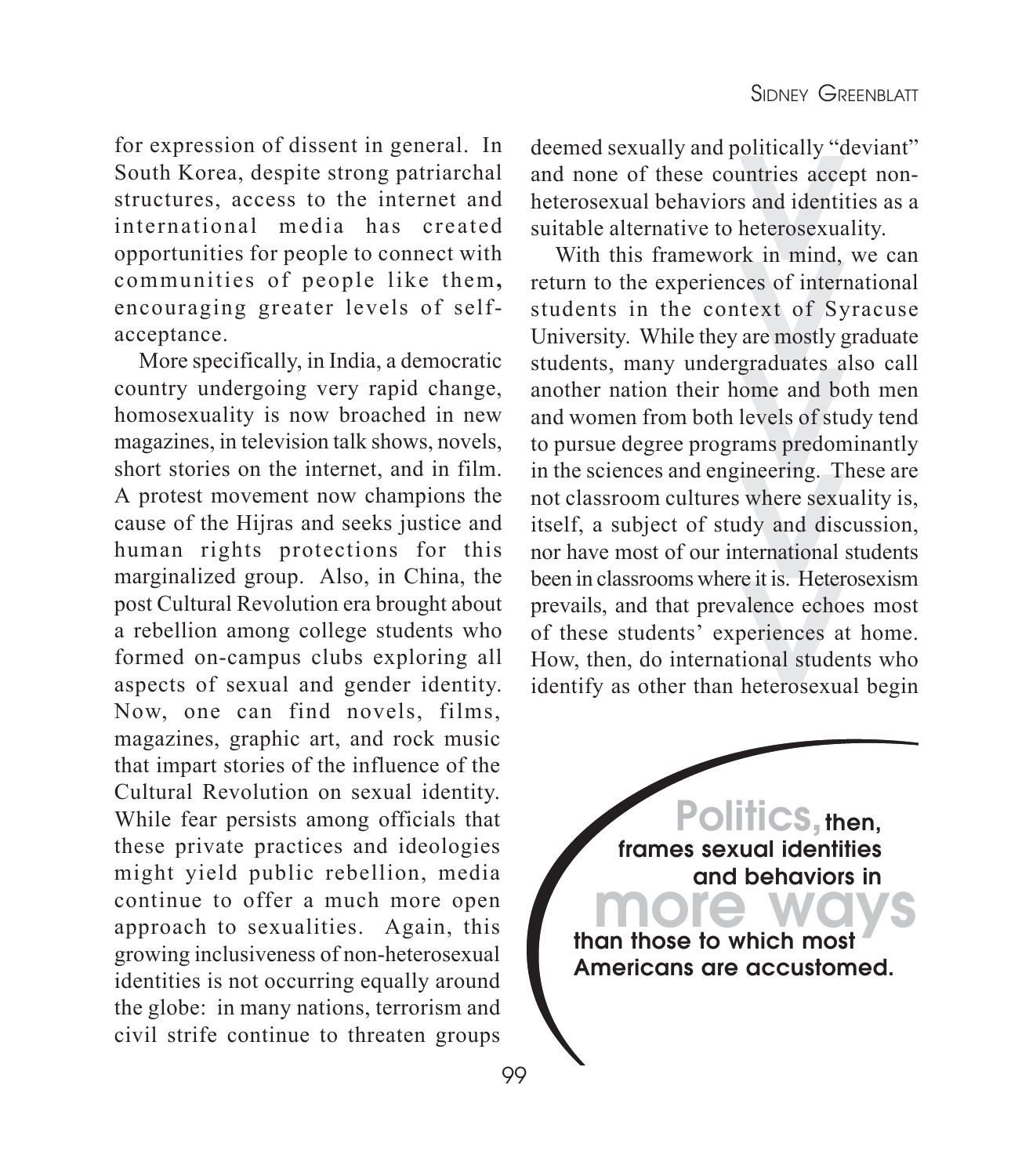for expression of dissent in general. In South Korea, despite strong patriarchal structures, access to the internet and international media has created opportunities for people to connect with communities of people like them, encouraging greater levels of self-acceptance.

More specifically, in India, a democratic country undergoing very rapid change, homosexuality is now broached in new magazines, in television talk shows, novels, short stories on the internet, and in film. A protest movement now champions the cause of the Hijras and seeks justice and human rights protections for this marginalized group. Also, in China, the post Cultural Revolution era brought about a rebellion among college students who formed on-campus clubs exploring all aspects of sexual and gender identity. Now, one can find novels, films, magazines, graphic art, and rock music that impart stories of the influence of the Cultural Revolution on sexual identity. While fear persists among officials that these private practices and ideologies might yield public rebellion, media continue to offer a much more open approach to sexualities. Again, this growing inclusiveness of non-heterosexual identities is not occurring equally around the globe: in many nations, terrorism and civil strife continue to threaten groups deemed sexually and politically "deviant" and none of these countries accept non-heterosexual behaviors and identities as a suitable alternative to heterosexuality.

With this framework in mind, we can return to the experiences of international students in the context of Syracuse University. While they are mostly graduate students, many undergraduates also call another nation their home and both men and women from both levels of study tend to pursue degree programs predominantly in the sciences and engineering. These are not classroom cultures where sexuality is, itself, a subject of study and discussion, nor have most of our international students been in classrooms where it is. Heterosexism prevails, and that prevalence echoes most of these students' experiences at home. How, then, do international students who identify as other than heterosexual begin

**Politics, then, frames sexual identities and behaviors in more ways than those to which most Americans are accustomed.**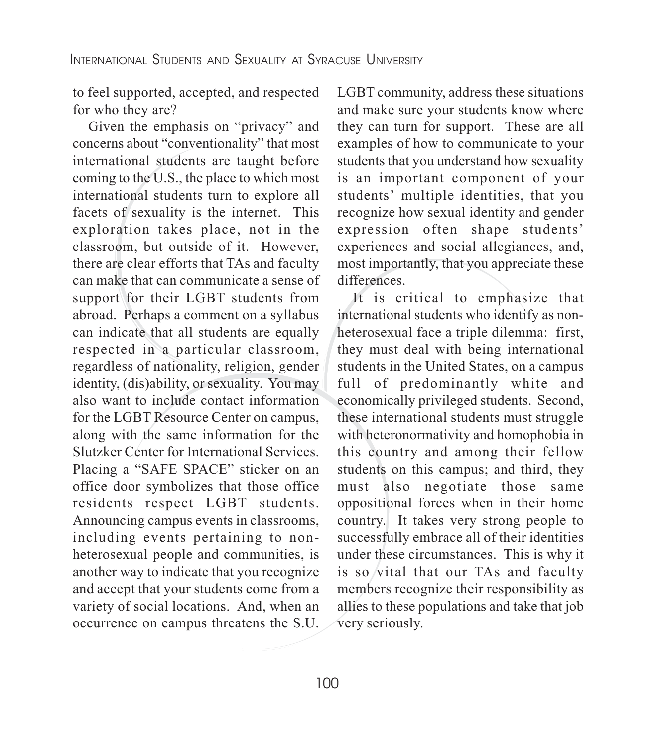to feel supported, accepted, and respected for who they are?

Given the emphasis on "privacy" and concerns about "conventionality" that most international students are taught before coming to the U.S., the place to which most international students turn to explore all facets of sexuality is the internet. This exploration takes place, not in the classroom, but outside of it. However, there are clear efforts that TAs and faculty can make that can communicate a sense of support for their LGBT students from abroad. Perhaps a comment on a syllabus can indicate that all students are equally respected in a particular classroom, regardless of nationality, religion, gender identity, (dis)ability, or sexuality. You may also want to include contact information for the LGBT Resource Center on campus, along with the same information for the Slutzker Center for International Services. Placing a "SAFE SPACE" sticker on an office door symbolizes that those office residents respect LGBT students. Announcing campus events in classrooms, including events pertaining to non-heterosexual people and communities, is another way to indicate that you recognize and accept that your students come from a variety of social locations. And, when an occurrence on campus threatens the S.U. LGBT community, address these situations and make sure your students know where they can turn for support. These are all examples of how to communicate to your students that you understand how sexuality is an important component of your students' multiple identities, that you recognize how sexual identity and gender expression often shape students' experiences and social allegiances, and, most importantly, that you appreciate these differences.

It is critical to emphasize that international students who identify as non-heterosexual face a triple dilemma: first, they must deal with being international students in the United States, on a campus full of predominantly white and economically privileged students. Second, these international students must struggle with heteronormativity and homophobia in this country and among their fellow students on this campus; and third, they must also negotiate those same oppositional forces when in their home country. It takes very strong people to successfully embrace all of their identities under these circumstances. This is why it is so vital that our TAs and faculty members recognize their responsibility as allies to these populations and take that job very seriously.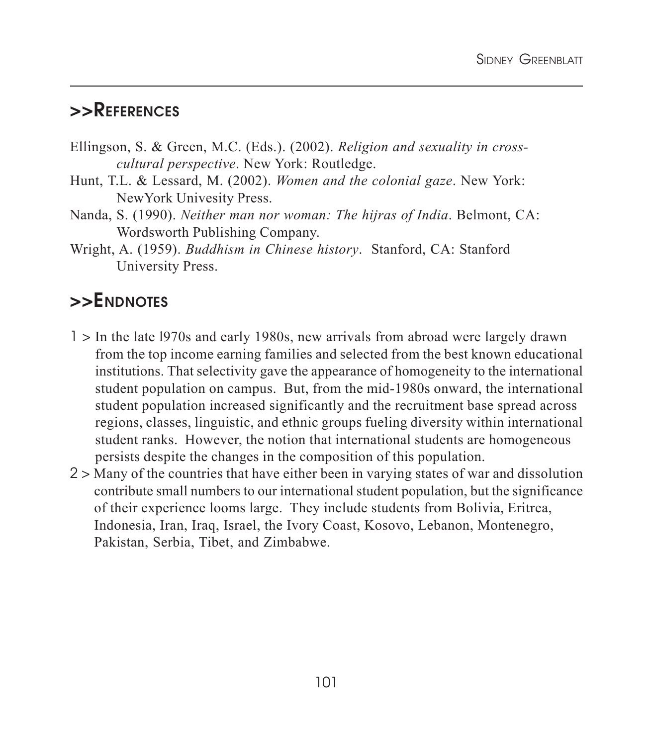## >>References

Ellingson, S. & Green, M.C. (Eds.). (2002). *Religion and sexuality in cross-cultural perspective*. New York: Routledge.

Hunt, T.L. & Lessard, M. (2002). *Women and the colonial gaze*. New York: NewYork Univesity Press.

Nanda, S. (1990). *Neither man nor woman: The hijras of India*. Belmont, CA: Wordsworth Publishing Company.

Wright, A. (1959). *Buddhism in Chinese history*. Stanford, CA: Stanford University Press.

## >>Endnotes

1 > In the late l970s and early 1980s, new arrivals from abroad were largely drawn from the top income earning families and selected from the best known educational institutions. That selectivity gave the appearance of homogeneity to the international student population on campus. But, from the mid-1980s onward, the international student population increased significantly and the recruitment base spread across regions, classes, linguistic, and ethnic groups fueling diversity within international student ranks. However, the notion that international students are homogeneous persists despite the changes in the composition of this population.

2 > Many of the countries that have either been in varying states of war and dissolution contribute small numbers to our international student population, but the significance of their experience looms large. They include students from Bolivia, Eritrea, Indonesia, Iran, Iraq, Israel, the Ivory Coast, Kosovo, Lebanon, Montenegro, Pakistan, Serbia, Tibet, and Zimbabwe.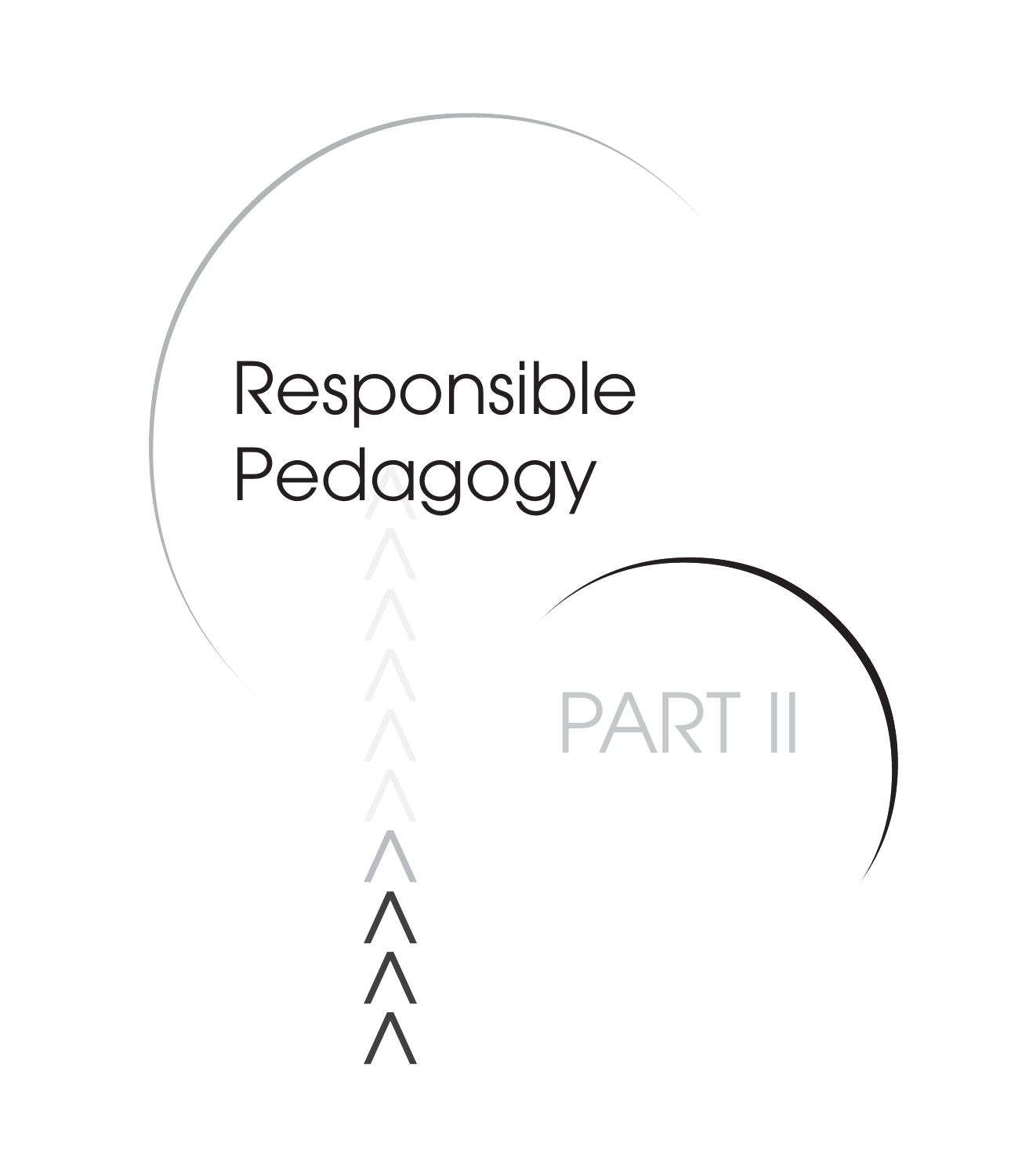# Responsible Pedagogy

# PART II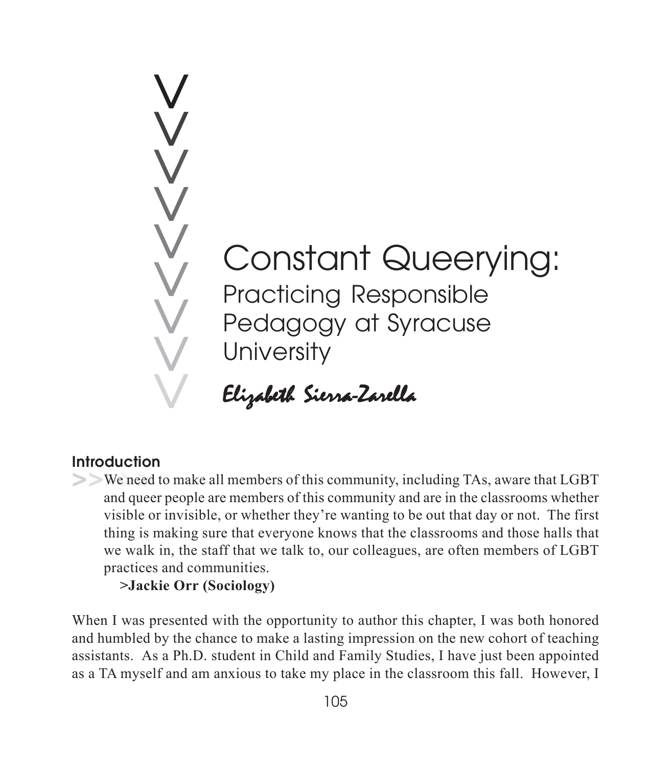# Constant Queerying:

## Practicing Responsible Pedagogy at Syracuse University

*Elizabeth Sierra-Zarella*

### Introduction

>> We need to make all members of this community, including TAs, aware that LGBT and queer people are members of this community and are in the classrooms whether visible or invisible, or whether they're wanting to be out that day or not. The first thing is making sure that everyone knows that the classrooms and those halls that we walk in, the staff that we talk to, our colleagues, are often members of LGBT practices and communities.

> **>Jackie Orr (Sociology)**

When I was presented with the opportunity to author this chapter, I was both honored and humbled by the chance to make a lasting impression on the new cohort of teaching assistants. As a Ph.D. student in Child and Family Studies, I have just been appointed as a TA myself and am anxious to take my place in the classroom this fall. However, I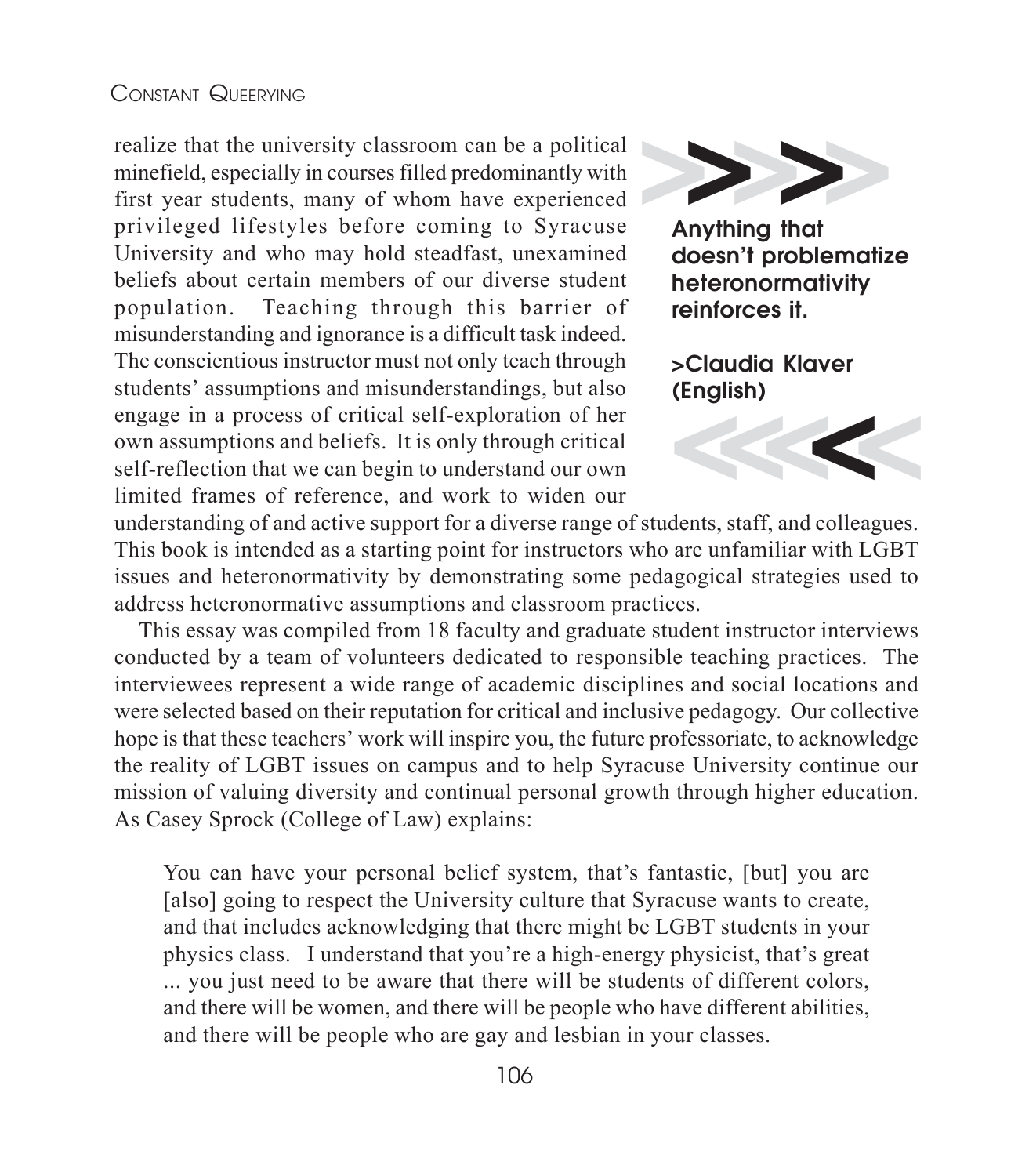realize that the university classroom can be a political minefield, especially in courses filled predominantly with first year students, many of whom have experienced privileged lifestyles before coming to Syracuse University and who may hold steadfast, unexamined beliefs about certain members of our diverse student population. Teaching through this barrier of misunderstanding and ignorance is a difficult task indeed. The conscientious instructor must not only teach through students' assumptions and misunderstandings, but also engage in a process of critical self-exploration of her own assumptions and beliefs. It is only through critical self-reflection that we can begin to understand our own limited frames of reference, and work to widen our understanding of and active support for a diverse range of students, staff, and colleagues. This book is intended as a starting point for instructors who are unfamiliar with LGBT issues and heteronormativity by demonstrating some pedagogical strategies used to address heteronormative assumptions and classroom practices.

> **Anything that doesn't problematize heteronormativity reinforces it.**
>
> **>Claudia Klaver (English)**

This essay was compiled from 18 faculty and graduate student instructor interviews conducted by a team of volunteers dedicated to responsible teaching practices. The interviewees represent a wide range of academic disciplines and social locations and were selected based on their reputation for critical and inclusive pedagogy. Our collective hope is that these teachers' work will inspire you, the future professoriate, to acknowledge the reality of LGBT issues on campus and to help Syracuse University continue our mission of valuing diversity and continual personal growth through higher education. As Casey Sprock (College of Law) explains:

> You can have your personal belief system, that's fantastic, [but] you are [also] going to respect the University culture that Syracuse wants to create, and that includes acknowledging that there might be LGBT students in your physics class. I understand that you're a high-energy physicist, that's great ... you just need to be aware that there will be students of different colors, and there will be women, and there will be people who have different abilities, and there will be people who are gay and lesbian in your classes.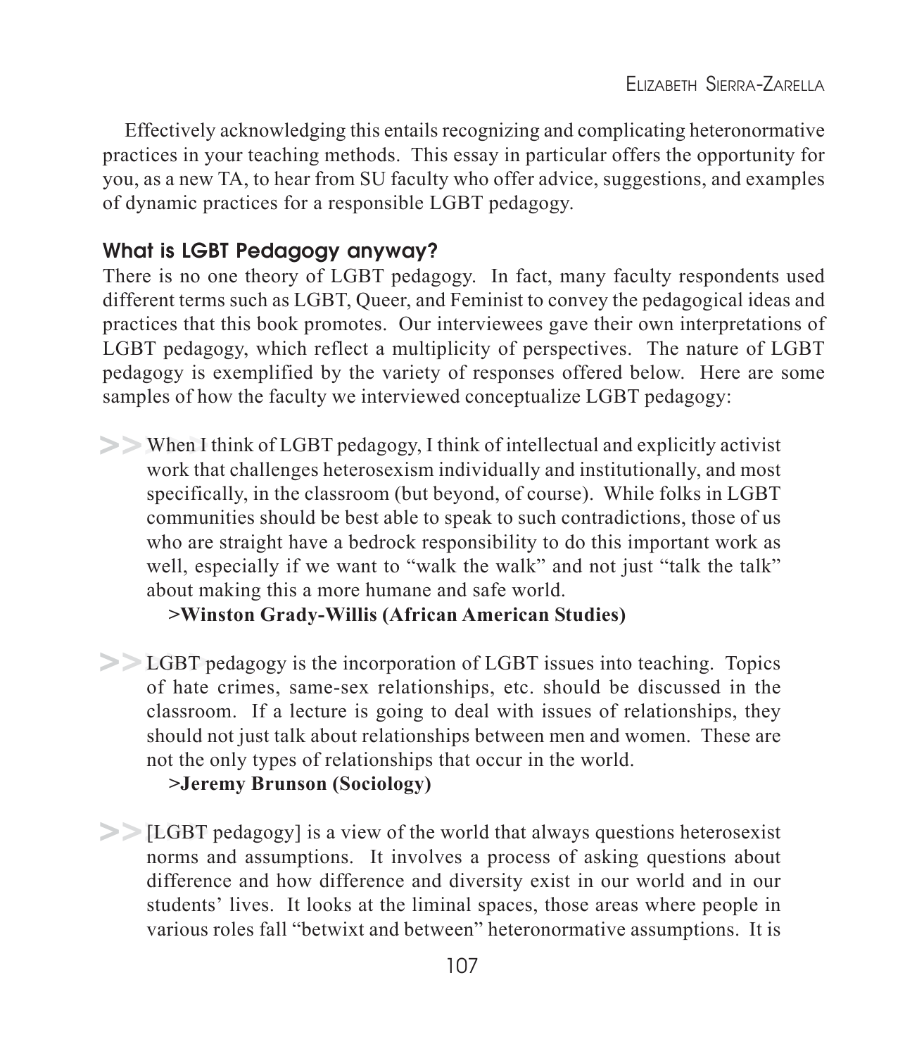Effectively acknowledging this entails recognizing and complicating heteronormative practices in your teaching methods. This essay in particular offers the opportunity for you, as a new TA, to hear from SU faculty who offer advice, suggestions, and examples of dynamic practices for a responsible LGBT pedagogy.

### What is LGBT Pedagogy anyway?

There is no one theory of LGBT pedagogy. In fact, many faculty respondents used different terms such as LGBT, Queer, and Feminist to convey the pedagogical ideas and practices that this book promotes. Our interviewees gave their own interpretations of LGBT pedagogy, which reflect a multiplicity of perspectives. The nature of LGBT pedagogy is exemplified by the variety of responses offered below. Here are some samples of how the faculty we interviewed conceptualize LGBT pedagogy:

>> When I think of LGBT pedagogy, I think of intellectual and explicitly activist work that challenges heterosexism individually and institutionally, and most specifically, in the classroom (but beyond, of course). While folks in LGBT communities should be best able to speak to such contradictions, those of us who are straight have a bedrock responsibility to do this important work as well, especially if we want to "walk the walk" and not just "talk the talk" about making this a more humane and safe world.

**>Winston Grady-Willis (African American Studies)**

>> LGBT pedagogy is the incorporation of LGBT issues into teaching. Topics of hate crimes, same-sex relationships, etc. should be discussed in the classroom. If a lecture is going to deal with issues of relationships, they should not just talk about relationships between men and women. These are not the only types of relationships that occur in the world.

**>Jeremy Brunson (Sociology)**

>> [LGBT pedagogy] is a view of the world that always questions heterosexist norms and assumptions. It involves a process of asking questions about difference and how difference and diversity exist in our world and in our students' lives. It looks at the liminal spaces, those areas where people in various roles fall "betwixt and between" heteronormative assumptions. It is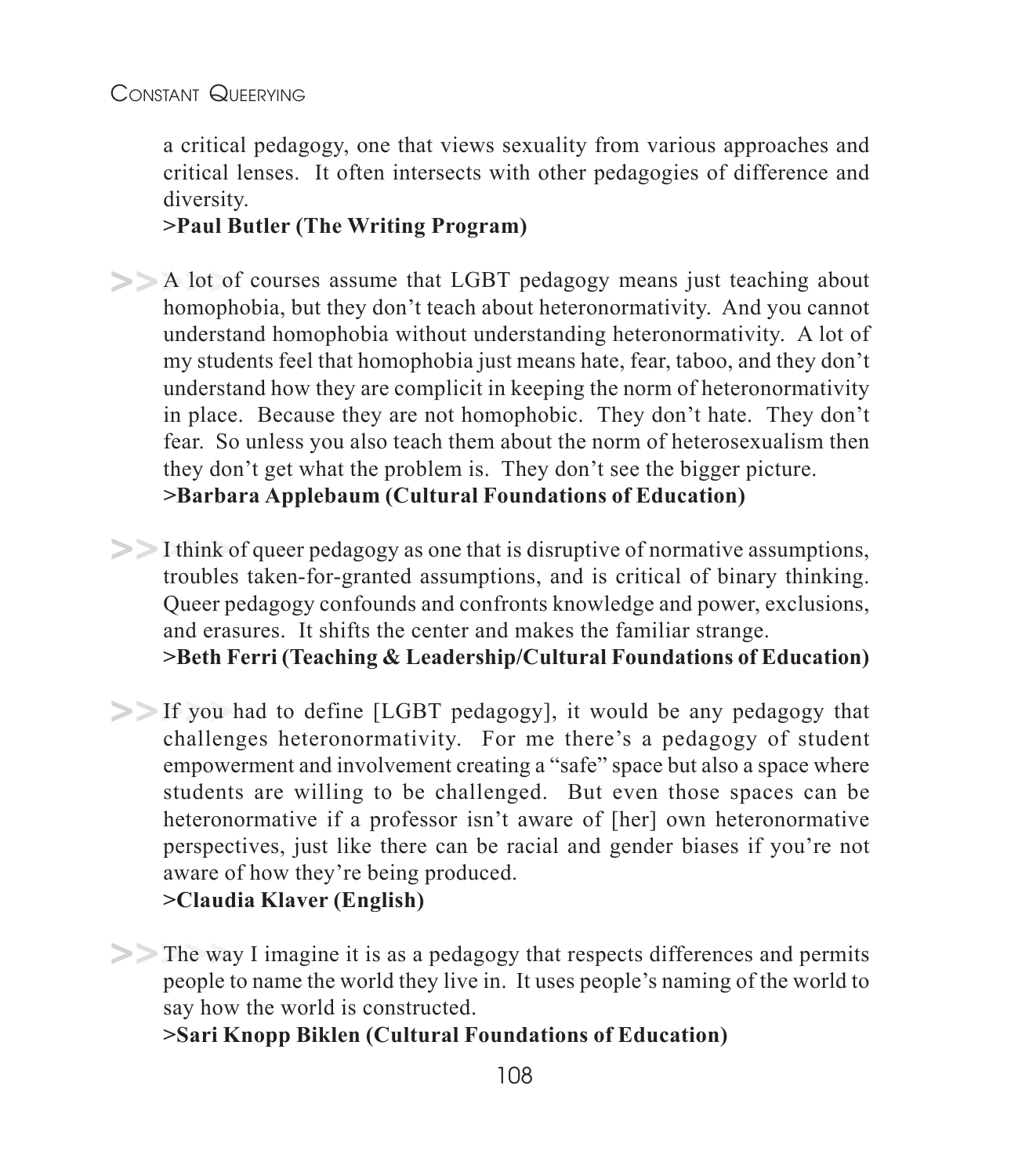a critical pedagogy, one that views sexuality from various approaches and critical lenses. It often intersects with other pedagogies of difference and diversity.

**>Paul Butler (The Writing Program)**

>> A lot of courses assume that LGBT pedagogy means just teaching about homophobia, but they don't teach about heteronormativity. And you cannot understand homophobia without understanding heteronormativity. A lot of my students feel that homophobia just means hate, fear, taboo, and they don't understand how they are complicit in keeping the norm of heteronormativity in place. Because they are not homophobic. They don't hate. They don't fear. So unless you also teach them about the norm of heterosexualism then they don't get what the problem is. They don't see the bigger picture.

**>Barbara Applebaum (Cultural Foundations of Education)**

>> I think of queer pedagogy as one that is disruptive of normative assumptions, troubles taken-for-granted assumptions, and is critical of binary thinking. Queer pedagogy confounds and confronts knowledge and power, exclusions, and erasures. It shifts the center and makes the familiar strange.

**>Beth Ferri (Teaching & Leadership/Cultural Foundations of Education)**

>> If you had to define [LGBT pedagogy], it would be any pedagogy that challenges heteronormativity. For me there's a pedagogy of student empowerment and involvement creating a "safe" space but also a space where students are willing to be challenged. But even those spaces can be heteronormative if a professor isn't aware of [her] own heteronormative perspectives, just like there can be racial and gender biases if you're not aware of how they're being produced.

**>Claudia Klaver (English)**

>> The way I imagine it is as a pedagogy that respects differences and permits people to name the world they live in. It uses people's naming of the world to say how the world is constructed.

**>Sari Knopp Biklen (Cultural Foundations of Education)**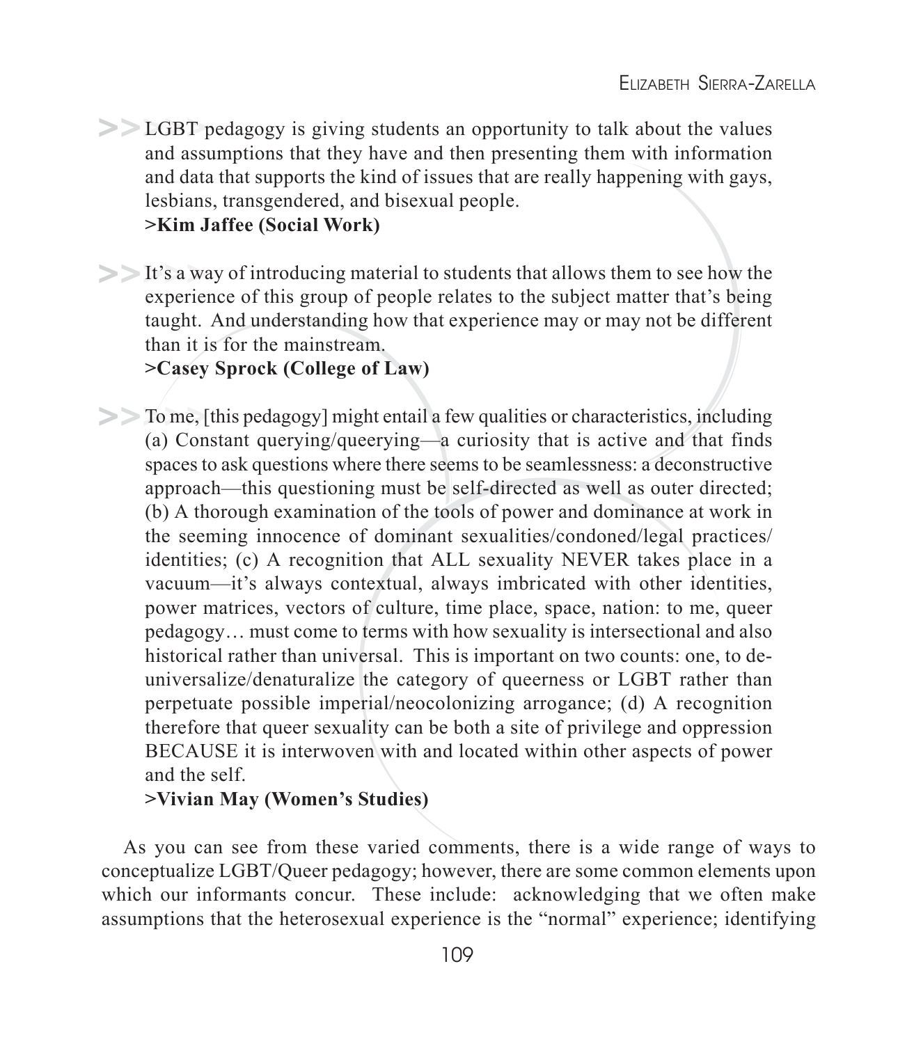>> LGBT pedagogy is giving students an opportunity to talk about the values and assumptions that they have and then presenting them with information and data that supports the kind of issues that are really happening with gays, lesbians, transgendered, and bisexual people.
**>Kim Jaffee (Social Work)**

>> It's a way of introducing material to students that allows them to see how the experience of this group of people relates to the subject matter that's being taught. And understanding how that experience may or may not be different than it is for the mainstream.
**>Casey Sprock (College of Law)**

>> To me, [this pedagogy] might entail a few qualities or characteristics, including (a) Constant querying/queerying—a curiosity that is active and that finds spaces to ask questions where there seems to be seamlessness: a deconstructive approach—this questioning must be self-directed as well as outer directed; (b) A thorough examination of the tools of power and dominance at work in the seeming innocence of dominant sexualities/condoned/legal practices/identities; (c) A recognition that ALL sexuality NEVER takes place in a vacuum—it's always contextual, always imbricated with other identities, power matrices, vectors of culture, time place, space, nation: to me, queer pedagogy… must come to terms with how sexuality is intersectional and also historical rather than universal. This is important on two counts: one, to de-universalize/denaturalize the category of queerness or LGBT rather than perpetuate possible imperial/neocolonizing arrogance; (d) A recognition therefore that queer sexuality can be both a site of privilege and oppression BECAUSE it is interwoven with and located within other aspects of power and the self.
**>Vivian May (Women's Studies)**

As you can see from these varied comments, there is a wide range of ways to conceptualize LGBT/Queer pedagogy; however, there are some common elements upon which our informants concur. These include: acknowledging that we often make assumptions that the heterosexual experience is the "normal" experience; identifying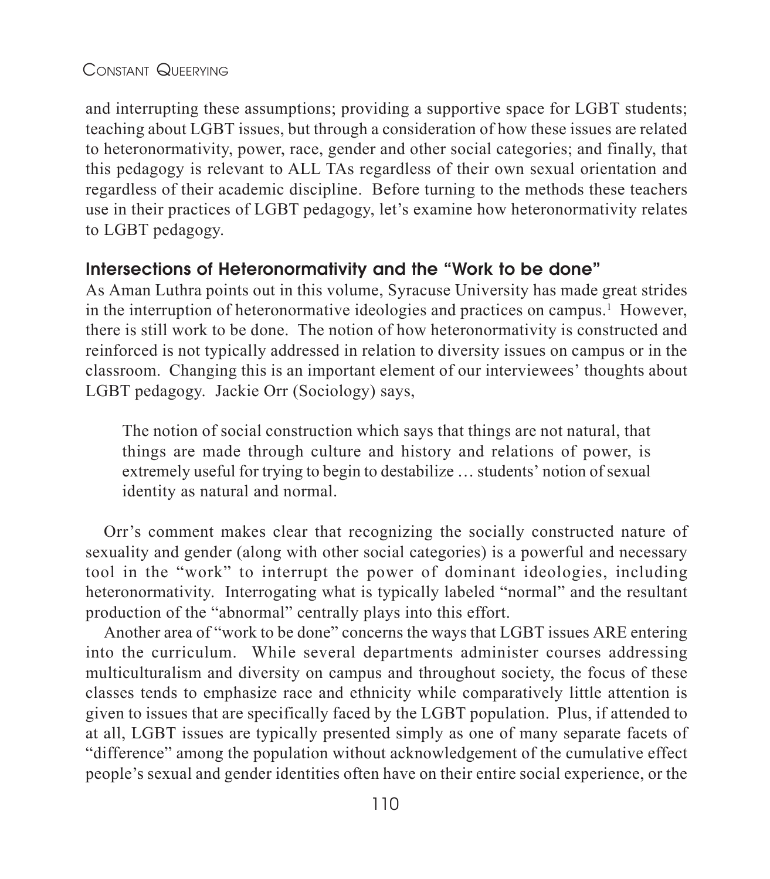and interrupting these assumptions; providing a supportive space for LGBT students; teaching about LGBT issues, but through a consideration of how these issues are related to heteronormativity, power, race, gender and other social categories; and finally, that this pedagogy is relevant to ALL TAs regardless of their own sexual orientation and regardless of their academic discipline. Before turning to the methods these teachers use in their practices of LGBT pedagogy, let's examine how heteronormativity relates to LGBT pedagogy.

## Intersections of Heteronormativity and the "Work to be done"

As Aman Luthra points out in this volume, Syracuse University has made great strides in the interruption of heteronormative ideologies and practices on campus.[1] However, there is still work to be done. The notion of how heteronormativity is constructed and reinforced is not typically addressed in relation to diversity issues on campus or in the classroom. Changing this is an important element of our interviewees' thoughts about LGBT pedagogy. Jackie Orr (Sociology) says,

> The notion of social construction which says that things are not natural, that things are made through culture and history and relations of power, is extremely useful for trying to begin to destabilize … students' notion of sexual identity as natural and normal.

Orr's comment makes clear that recognizing the socially constructed nature of sexuality and gender (along with other social categories) is a powerful and necessary tool in the "work" to interrupt the power of dominant ideologies, including heteronormativity. Interrogating what is typically labeled "normal" and the resultant production of the "abnormal" centrally plays into this effort.

Another area of "work to be done" concerns the ways that LGBT issues ARE entering into the curriculum. While several departments administer courses addressing multiculturalism and diversity on campus and throughout society, the focus of these classes tends to emphasize race and ethnicity while comparatively little attention is given to issues that are specifically faced by the LGBT population. Plus, if attended to at all, LGBT issues are typically presented simply as one of many separate facets of "difference" among the population without acknowledgement of the cumulative effect people's sexual and gender identities often have on their entire social experience, or the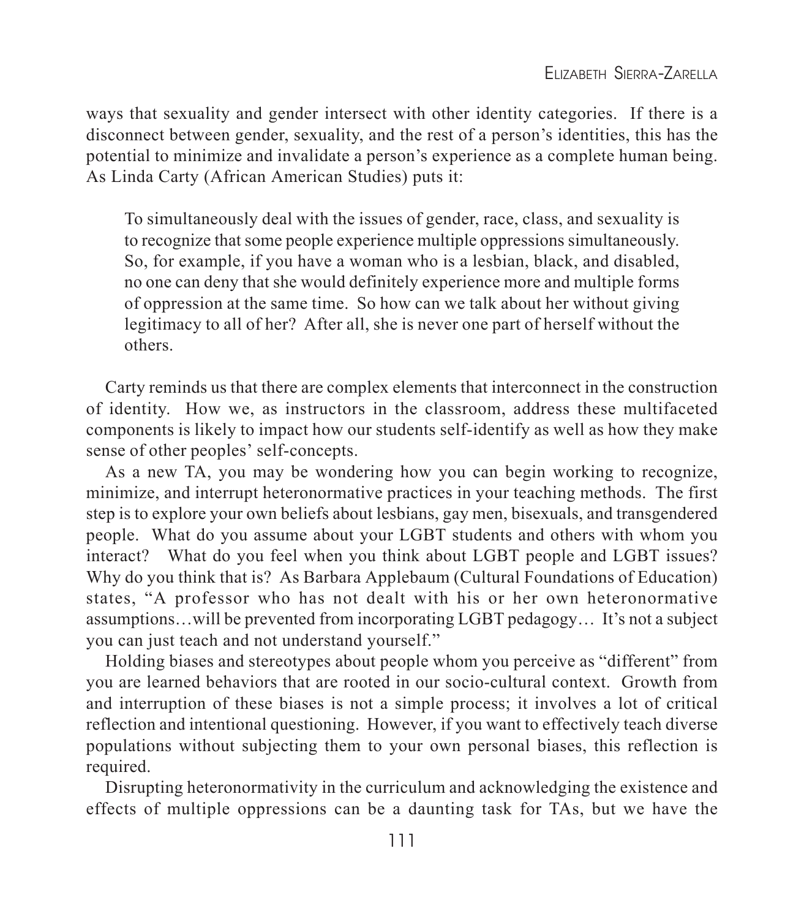ways that sexuality and gender intersect with other identity categories. If there is a disconnect between gender, sexuality, and the rest of a person's identities, this has the potential to minimize and invalidate a person's experience as a complete human being. As Linda Carty (African American Studies) puts it:

> To simultaneously deal with the issues of gender, race, class, and sexuality is to recognize that some people experience multiple oppressions simultaneously. So, for example, if you have a woman who is a lesbian, black, and disabled, no one can deny that she would definitely experience more and multiple forms of oppression at the same time. So how can we talk about her without giving legitimacy to all of her? After all, she is never one part of herself without the others.

Carty reminds us that there are complex elements that interconnect in the construction of identity. How we, as instructors in the classroom, address these multifaceted components is likely to impact how our students self-identify as well as how they make sense of other peoples' self-concepts.

As a new TA, you may be wondering how you can begin working to recognize, minimize, and interrupt heteronormative practices in your teaching methods. The first step is to explore your own beliefs about lesbians, gay men, bisexuals, and transgendered people. What do you assume about your LGBT students and others with whom you interact? What do you feel when you think about LGBT people and LGBT issues? Why do you think that is? As Barbara Applebaum (Cultural Foundations of Education) states, "A professor who has not dealt with his or her own heteronormative assumptions…will be prevented from incorporating LGBT pedagogy… It's not a subject you can just teach and not understand yourself."

Holding biases and stereotypes about people whom you perceive as "different" from you are learned behaviors that are rooted in our socio-cultural context. Growth from and interruption of these biases is not a simple process; it involves a lot of critical reflection and intentional questioning. However, if you want to effectively teach diverse populations without subjecting them to your own personal biases, this reflection is required.

Disrupting heteronormativity in the curriculum and acknowledging the existence and effects of multiple oppressions can be a daunting task for TAs, but we have the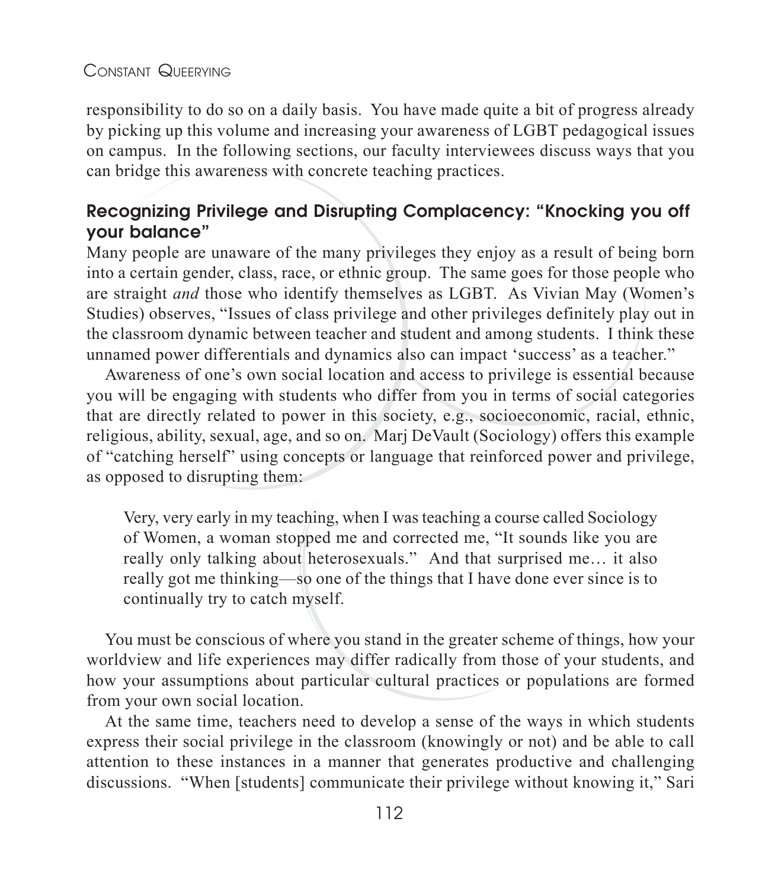responsibility to do so on a daily basis. You have made quite a bit of progress already by picking up this volume and increasing your awareness of LGBT pedagogical issues on campus. In the following sections, our faculty interviewees discuss ways that you can bridge this awareness with concrete teaching practices.

## Recognizing Privilege and Disrupting Complacency: "Knocking you off your balance"

Many people are unaware of the many privileges they enjoy as a result of being born into a certain gender, class, race, or ethnic group. The same goes for those people who are straight *and* those who identify themselves as LGBT. As Vivian May (Women's Studies) observes, "Issues of class privilege and other privileges definitely play out in the classroom dynamic between teacher and student and among students. I think these unnamed power differentials and dynamics also can impact 'success' as a teacher."

Awareness of one's own social location and access to privilege is essential because you will be engaging with students who differ from you in terms of social categories that are directly related to power in this society, e.g., socioeconomic, racial, ethnic, religious, ability, sexual, age, and so on. Marj DeVault (Sociology) offers this example of "catching herself" using concepts or language that reinforced power and privilege, as opposed to disrupting them:

> Very, very early in my teaching, when I was teaching a course called Sociology of Women, a woman stopped me and corrected me, "It sounds like you are really only talking about heterosexuals." And that surprised me… it also really got me thinking—so one of the things that I have done ever since is to continually try to catch myself.

You must be conscious of where you stand in the greater scheme of things, how your worldview and life experiences may differ radically from those of your students, and how your assumptions about particular cultural practices or populations are formed from your own social location.

At the same time, teachers need to develop a sense of the ways in which students express their social privilege in the classroom (knowingly or not) and be able to call attention to these instances in a manner that generates productive and challenging discussions. "When [students] communicate their privilege without knowing it," Sari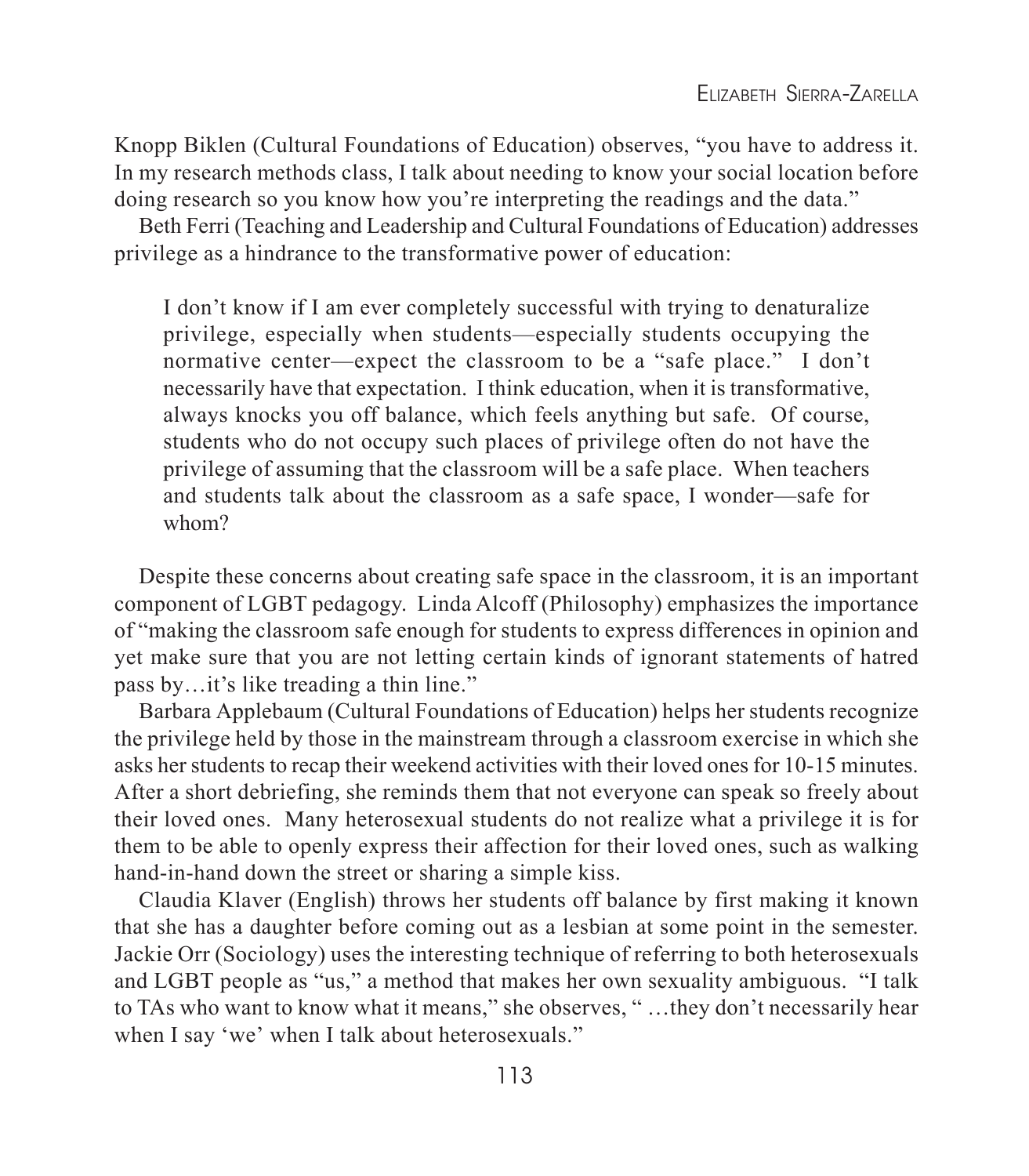Knopp Biklen (Cultural Foundations of Education) observes, "you have to address it. In my research methods class, I talk about needing to know your social location before doing research so you know how you're interpreting the readings and the data."

Beth Ferri (Teaching and Leadership and Cultural Foundations of Education) addresses privilege as a hindrance to the transformative power of education:

> I don't know if I am ever completely successful with trying to denaturalize privilege, especially when students—especially students occupying the normative center—expect the classroom to be a "safe place." I don't necessarily have that expectation. I think education, when it is transformative, always knocks you off balance, which feels anything but safe. Of course, students who do not occupy such places of privilege often do not have the privilege of assuming that the classroom will be a safe place. When teachers and students talk about the classroom as a safe space, I wonder—safe for whom?

Despite these concerns about creating safe space in the classroom, it is an important component of LGBT pedagogy. Linda Alcoff (Philosophy) emphasizes the importance of "making the classroom safe enough for students to express differences in opinion and yet make sure that you are not letting certain kinds of ignorant statements of hatred pass by…it's like treading a thin line."

Barbara Applebaum (Cultural Foundations of Education) helps her students recognize the privilege held by those in the mainstream through a classroom exercise in which she asks her students to recap their weekend activities with their loved ones for 10-15 minutes. After a short debriefing, she reminds them that not everyone can speak so freely about their loved ones. Many heterosexual students do not realize what a privilege it is for them to be able to openly express their affection for their loved ones, such as walking hand-in-hand down the street or sharing a simple kiss.

Claudia Klaver (English) throws her students off balance by first making it known that she has a daughter before coming out as a lesbian at some point in the semester. Jackie Orr (Sociology) uses the interesting technique of referring to both heterosexuals and LGBT people as "us," a method that makes her own sexuality ambiguous. "I talk to TAs who want to know what it means," she observes, " …they don't necessarily hear when I say 'we' when I talk about heterosexuals."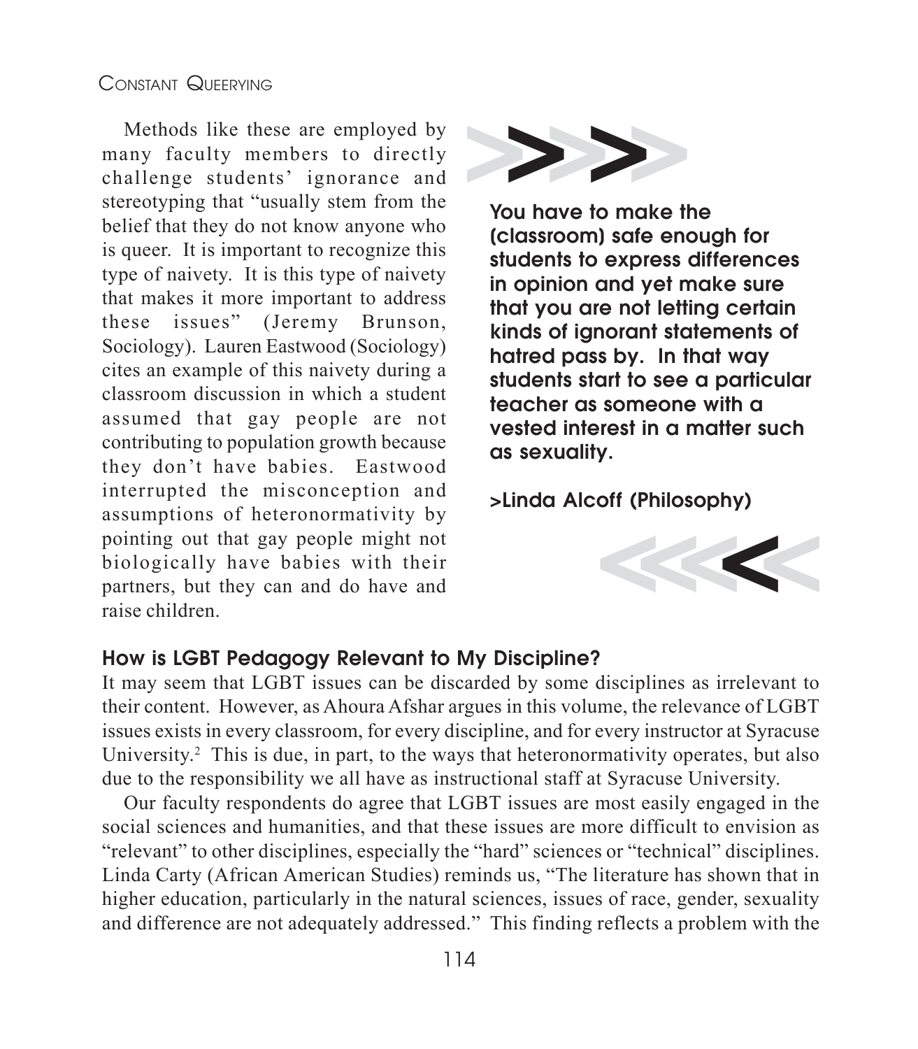Methods like these are employed by many faculty members to directly challenge students' ignorance and stereotyping that "usually stem from the belief that they do not know anyone who is queer. It is important to recognize this type of naivety. It is this type of naivety that makes it more important to address these issues" (Jeremy Brunson, Sociology). Lauren Eastwood (Sociology) cites an example of this naivety during a classroom discussion in which a student assumed that gay people are not contributing to population growth because they don't have babies. Eastwood interrupted the misconception and assumptions of heteronormativity by pointing out that gay people might not biologically have babies with their partners, but they can and do have and raise children.

> **You have to make the (classroom) safe enough for students to express differences in opinion and yet make sure that you are not letting certain kinds of ignorant statements of hatred pass by. In that way students start to see a particular teacher as someone with a vested interest in a matter such as sexuality.**
>
> **>Linda Alcoff (Philosophy)**

### How is LGBT Pedagogy Relevant to My Discipline?

It may seem that LGBT issues can be discarded by some disciplines as irrelevant to their content. However, as Ahoura Afshar argues in this volume, the relevance of LGBT issues exists in every classroom, for every discipline, and for every instructor at Syracuse University.[2] This is due, in part, to the ways that heteronormativity operates, but also due to the responsibility we all have as instructional staff at Syracuse University.

Our faculty respondents do agree that LGBT issues are most easily engaged in the social sciences and humanities, and that these issues are more difficult to envision as "relevant" to other disciplines, especially the "hard" sciences or "technical" disciplines. Linda Carty (African American Studies) reminds us, "The literature has shown that in higher education, particularly in the natural sciences, issues of race, gender, sexuality and difference are not adequately addressed." This finding reflects a problem with the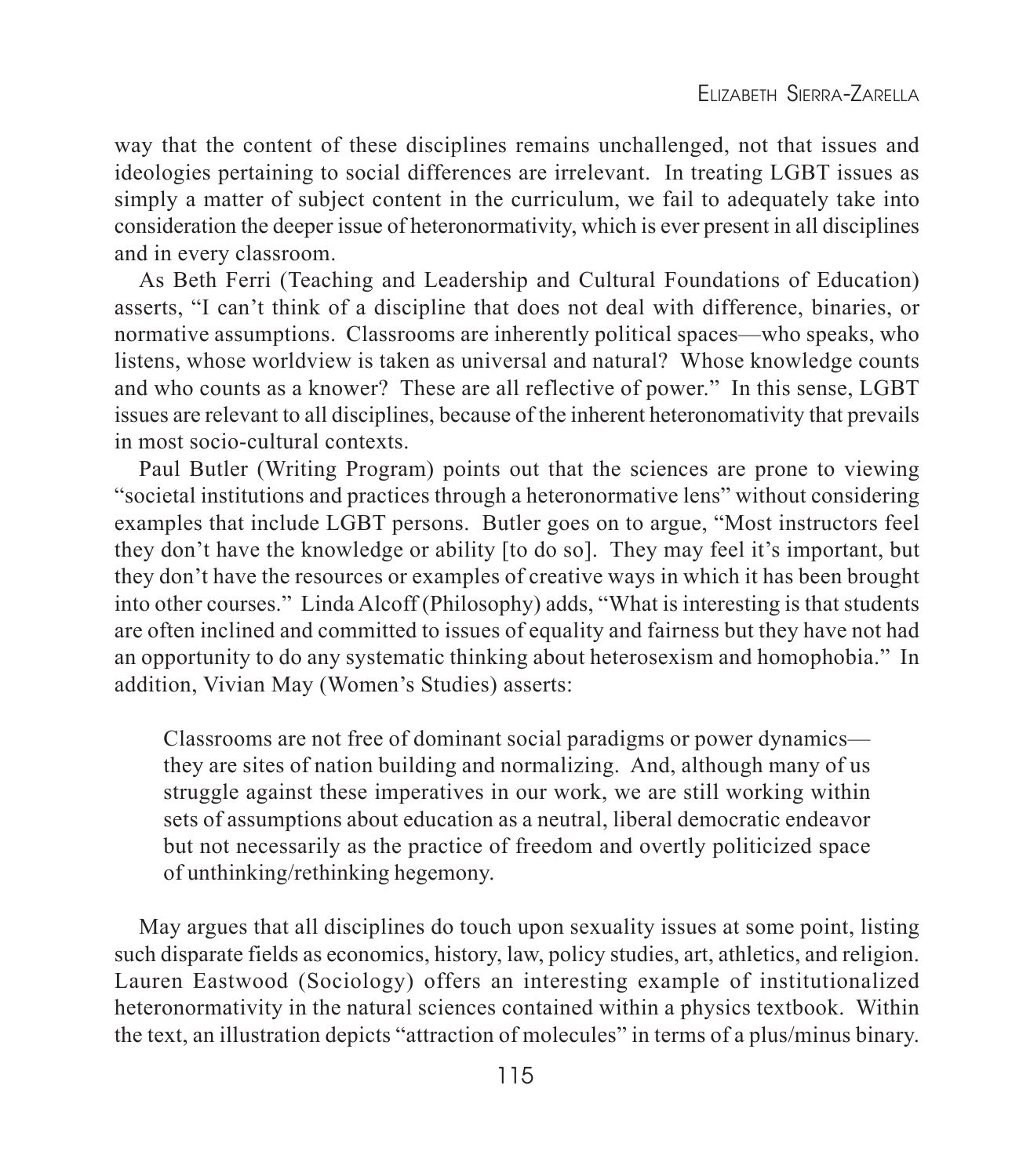way that the content of these disciplines remains unchallenged, not that issues and ideologies pertaining to social differences are irrelevant. In treating LGBT issues as simply a matter of subject content in the curriculum, we fail to adequately take into consideration the deeper issue of heteronormativity, which is ever present in all disciplines and in every classroom.

As Beth Ferri (Teaching and Leadership and Cultural Foundations of Education) asserts, "I can't think of a discipline that does not deal with difference, binaries, or normative assumptions. Classrooms are inherently political spaces—who speaks, who listens, whose worldview is taken as universal and natural? Whose knowledge counts and who counts as a knower? These are all reflective of power." In this sense, LGBT issues are relevant to all disciplines, because of the inherent heteronomativity that prevails in most socio-cultural contexts.

Paul Butler (Writing Program) points out that the sciences are prone to viewing "societal institutions and practices through a heteronormative lens" without considering examples that include LGBT persons. Butler goes on to argue, "Most instructors feel they don't have the knowledge or ability [to do so]. They may feel it's important, but they don't have the resources or examples of creative ways in which it has been brought into other courses." Linda Alcoff (Philosophy) adds, "What is interesting is that students are often inclined and committed to issues of equality and fairness but they have not had an opportunity to do any systematic thinking about heterosexism and homophobia." In addition, Vivian May (Women's Studies) asserts:

> Classrooms are not free of dominant social paradigms or power dynamics—they are sites of nation building and normalizing. And, although many of us struggle against these imperatives in our work, we are still working within sets of assumptions about education as a neutral, liberal democratic endeavor but not necessarily as the practice of freedom and overtly politicized space of unthinking/rethinking hegemony.

May argues that all disciplines do touch upon sexuality issues at some point, listing such disparate fields as economics, history, law, policy studies, art, athletics, and religion. Lauren Eastwood (Sociology) offers an interesting example of institutionalized heteronormativity in the natural sciences contained within a physics textbook. Within the text, an illustration depicts "attraction of molecules" in terms of a plus/minus binary.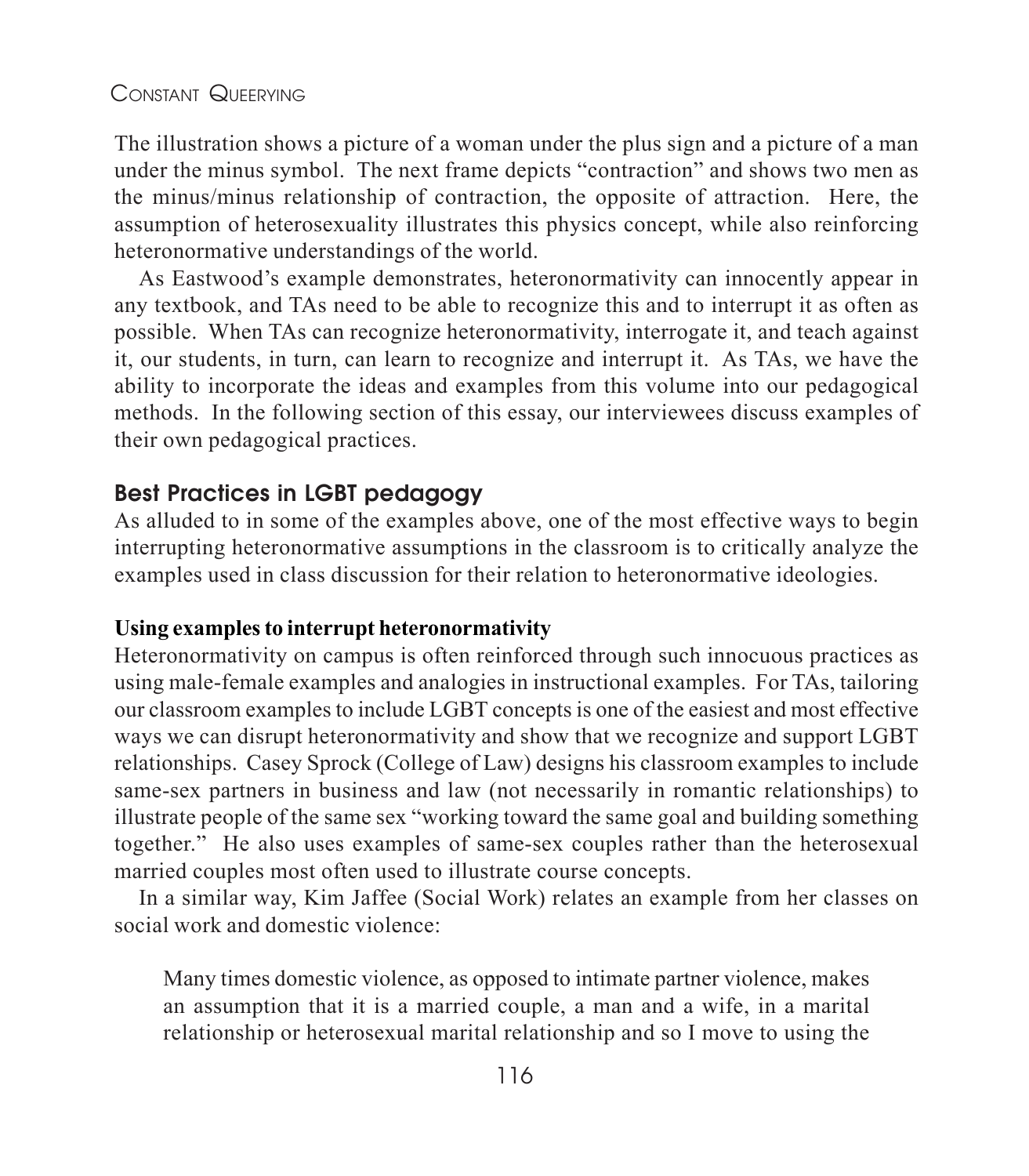The illustration shows a picture of a woman under the plus sign and a picture of a man under the minus symbol. The next frame depicts "contraction" and shows two men as the minus/minus relationship of contraction, the opposite of attraction. Here, the assumption of heterosexuality illustrates this physics concept, while also reinforcing heteronormative understandings of the world.

As Eastwood's example demonstrates, heteronormativity can innocently appear in any textbook, and TAs need to be able to recognize this and to interrupt it as often as possible. When TAs can recognize heteronormativity, interrogate it, and teach against it, our students, in turn, can learn to recognize and interrupt it. As TAs, we have the ability to incorporate the ideas and examples from this volume into our pedagogical methods. In the following section of this essay, our interviewees discuss examples of their own pedagogical practices.

## Best Practices in LGBT pedagogy

As alluded to in some of the examples above, one of the most effective ways to begin interrupting heteronormative assumptions in the classroom is to critically analyze the examples used in class discussion for their relation to heteronormative ideologies.

### Using examples to interrupt heteronormativity

Heteronormativity on campus is often reinforced through such innocuous practices as using male-female examples and analogies in instructional examples. For TAs, tailoring our classroom examples to include LGBT concepts is one of the easiest and most effective ways we can disrupt heteronormativity and show that we recognize and support LGBT relationships. Casey Sprock (College of Law) designs his classroom examples to include same-sex partners in business and law (not necessarily in romantic relationships) to illustrate people of the same sex "working toward the same goal and building something together." He also uses examples of same-sex couples rather than the heterosexual married couples most often used to illustrate course concepts.

In a similar way, Kim Jaffee (Social Work) relates an example from her classes on social work and domestic violence:

> Many times domestic violence, as opposed to intimate partner violence, makes an assumption that it is a married couple, a man and a wife, in a marital relationship or heterosexual marital relationship and so I move to using the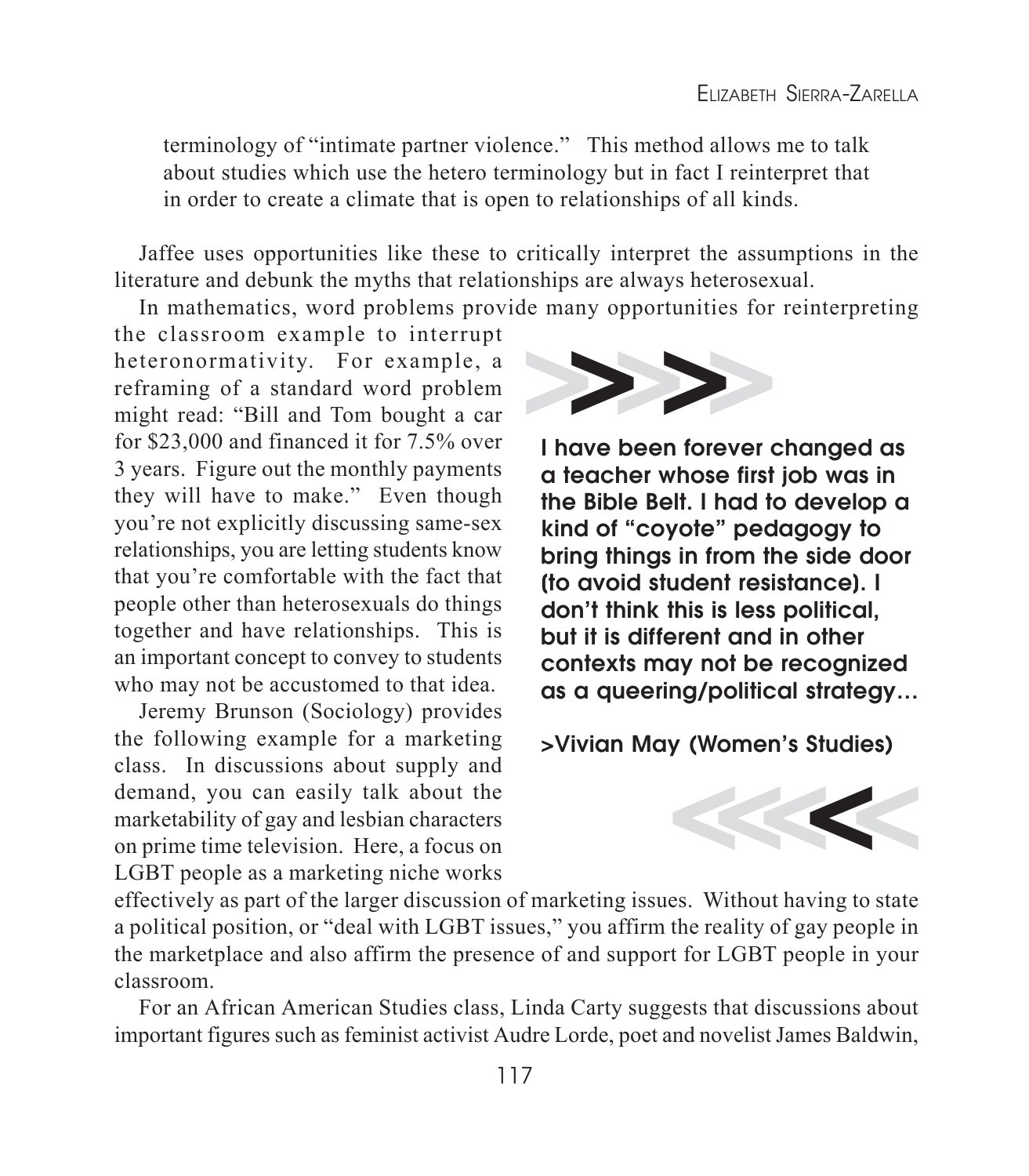> terminology of "intimate partner violence." This method allows me to talk about studies which use the hetero terminology but in fact I reinterpret that in order to create a climate that is open to relationships of all kinds.

Jaffee uses opportunities like these to critically interpret the assumptions in the literature and debunk the myths that relationships are always heterosexual.

In mathematics, word problems provide many opportunities for reinterpreting the classroom example to interrupt heteronormativity. For example, a reframing of a standard word problem might read: "Bill and Tom bought a car for $23,000 and financed it for 7.5% over 3 years. Figure out the monthly payments they will have to make." Even though you're not explicitly discussing same-sex relationships, you are letting students know that you're comfortable with the fact that people other than heterosexuals do things together and have relationships. This is an important concept to convey to students who may not be accustomed to that idea.

Jeremy Brunson (Sociology) provides the following example for a marketing class. In discussions about supply and demand, you can easily talk about the marketability of gay and lesbian characters on prime time television. Here, a focus on LGBT people as a marketing niche works effectively as part of the larger discussion of marketing issues. Without having to state a political position, or "deal with LGBT issues," you affirm the reality of gay people in the marketplace and also affirm the presence of and support for LGBT people in your classroom.

> **I have been forever changed as a teacher whose first job was in the Bible Belt. I had to develop a kind of "coyote" pedagogy to bring things in from the side door (to avoid student resistance). I don't think this is less political, but it is different and in other contexts may not be recognized as a queering/political strategy…**
>
> **>Vivian May (Women's Studies)**

For an African American Studies class, Linda Carty suggests that discussions about important figures such as feminist activist Audre Lorde, poet and novelist James Baldwin,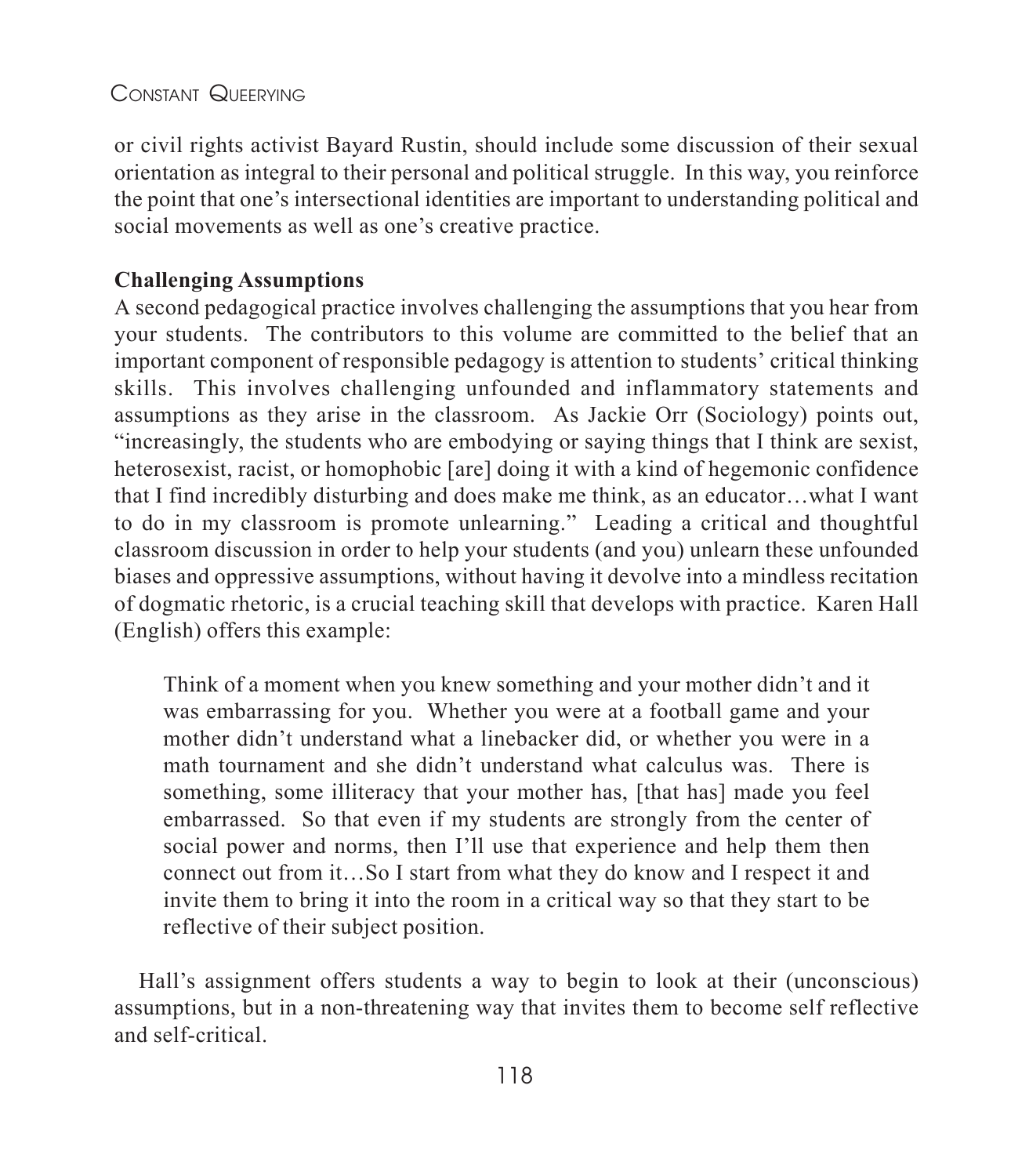or civil rights activist Bayard Rustin, should include some discussion of their sexual orientation as integral to their personal and political struggle. In this way, you reinforce the point that one's intersectional identities are important to understanding political and social movements as well as one's creative practice.

**Challenging Assumptions**

A second pedagogical practice involves challenging the assumptions that you hear from your students. The contributors to this volume are committed to the belief that an important component of responsible pedagogy is attention to students' critical thinking skills. This involves challenging unfounded and inflammatory statements and assumptions as they arise in the classroom. As Jackie Orr (Sociology) points out, "increasingly, the students who are embodying or saying things that I think are sexist, heterosexist, racist, or homophobic [are] doing it with a kind of hegemonic confidence that I find incredibly disturbing and does make me think, as an educator…what I want to do in my classroom is promote unlearning." Leading a critical and thoughtful classroom discussion in order to help your students (and you) unlearn these unfounded biases and oppressive assumptions, without having it devolve into a mindless recitation of dogmatic rhetoric, is a crucial teaching skill that develops with practice. Karen Hall (English) offers this example:

> Think of a moment when you knew something and your mother didn't and it was embarrassing for you. Whether you were at a football game and your mother didn't understand what a linebacker did, or whether you were in a math tournament and she didn't understand what calculus was. There is something, some illiteracy that your mother has, [that has] made you feel embarrassed. So that even if my students are strongly from the center of social power and norms, then I'll use that experience and help them then connect out from it…So I start from what they do know and I respect it and invite them to bring it into the room in a critical way so that they start to be reflective of their subject position.

Hall's assignment offers students a way to begin to look at their (unconscious) assumptions, but in a non-threatening way that invites them to become self reflective and self-critical.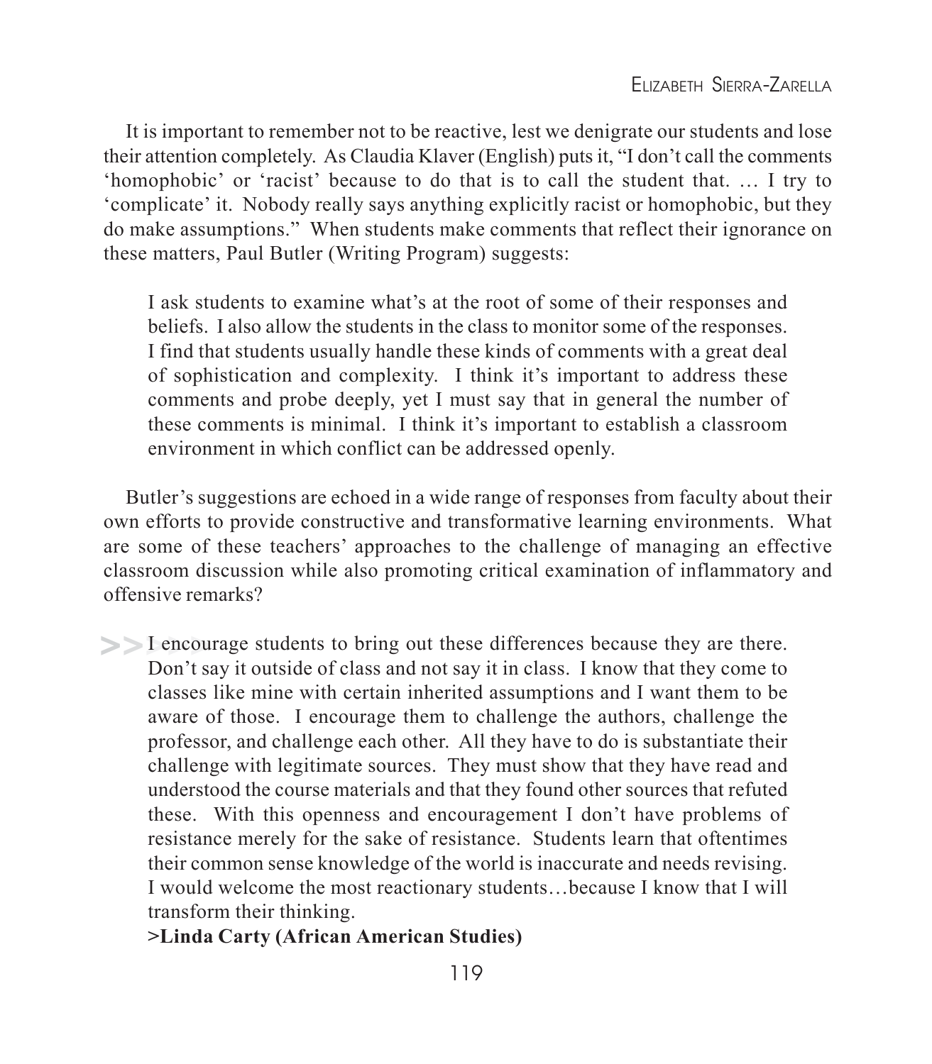It is important to remember not to be reactive, lest we denigrate our students and lose their attention completely. As Claudia Klaver (English) puts it, "I don't call the comments 'homophobic' or 'racist' because to do that is to call the student that. … I try to 'complicate' it. Nobody really says anything explicitly racist or homophobic, but they do make assumptions." When students make comments that reflect their ignorance on these matters, Paul Butler (Writing Program) suggests:

> I ask students to examine what's at the root of some of their responses and beliefs. I also allow the students in the class to monitor some of the responses. I find that students usually handle these kinds of comments with a great deal of sophistication and complexity. I think it's important to address these comments and probe deeply, yet I must say that in general the number of these comments is minimal. I think it's important to establish a classroom environment in which conflict can be addressed openly.

Butler's suggestions are echoed in a wide range of responses from faculty about their own efforts to provide constructive and transformative learning environments. What are some of these teachers' approaches to the challenge of managing an effective classroom discussion while also promoting critical examination of inflammatory and offensive remarks?

>> I encourage students to bring out these differences because they are there. Don't say it outside of class and not say it in class. I know that they come to classes like mine with certain inherited assumptions and I want them to be aware of those. I encourage them to challenge the authors, challenge the professor, and challenge each other. All they have to do is substantiate their challenge with legitimate sources. They must show that they have read and understood the course materials and that they found other sources that refuted these. With this openness and encouragement I don't have problems of resistance merely for the sake of resistance. Students learn that oftentimes their common sense knowledge of the world is inaccurate and needs revising. I would welcome the most reactionary students…because I know that I will transform their thinking.
**>Linda Carty (African American Studies)**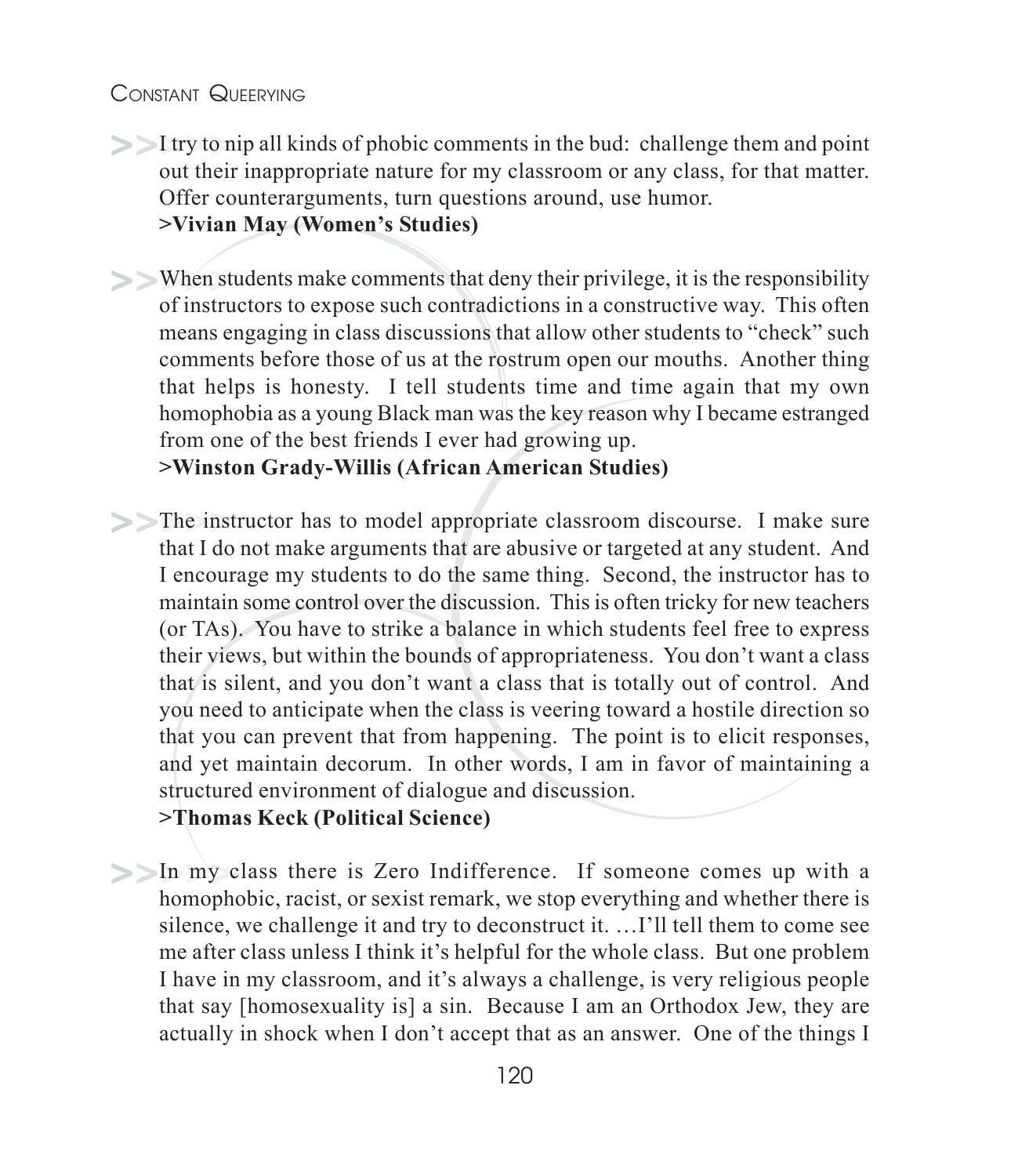>> I try to nip all kinds of phobic comments in the bud: challenge them and point out their inappropriate nature for my classroom or any class, for that matter. Offer counterarguments, turn questions around, use humor.
**>Vivian May (Women's Studies)**

>> When students make comments that deny their privilege, it is the responsibility of instructors to expose such contradictions in a constructive way. This often means engaging in class discussions that allow other students to "check" such comments before those of us at the rostrum open our mouths. Another thing that helps is honesty. I tell students time and time again that my own homophobia as a young Black man was the key reason why I became estranged from one of the best friends I ever had growing up.
**>Winston Grady-Willis (African American Studies)**

>> The instructor has to model appropriate classroom discourse. I make sure that I do not make arguments that are abusive or targeted at any student. And I encourage my students to do the same thing. Second, the instructor has to maintain some control over the discussion. This is often tricky for new teachers (or TAs). You have to strike a balance in which students feel free to express their views, but within the bounds of appropriateness. You don't want a class that is silent, and you don't want a class that is totally out of control. And you need to anticipate when the class is veering toward a hostile direction so that you can prevent that from happening. The point is to elicit responses, and yet maintain decorum. In other words, I am in favor of maintaining a structured environment of dialogue and discussion.
**>Thomas Keck (Political Science)**

>> In my class there is Zero Indifference. If someone comes up with a homophobic, racist, or sexist remark, we stop everything and whether there is silence, we challenge it and try to deconstruct it. …I'll tell them to come see me after class unless I think it's helpful for the whole class. But one problem I have in my classroom, and it's always a challenge, is very religious people that say [homosexuality is] a sin. Because I am an Orthodox Jew, they are actually in shock when I don't accept that as an answer. One of the things I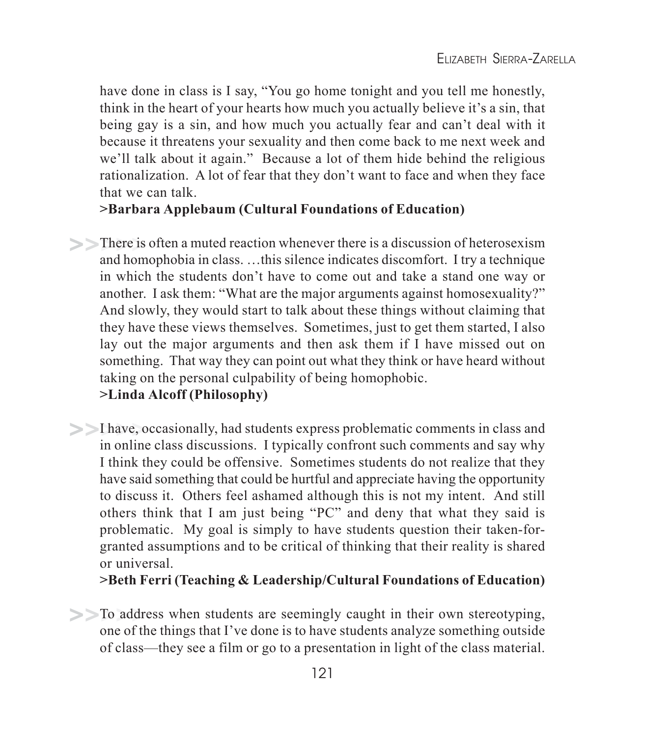have done in class is I say, "You go home tonight and you tell me honestly, think in the heart of your hearts how much you actually believe it's a sin, that being gay is a sin, and how much you actually fear and can't deal with it because it threatens your sexuality and then come back to me next week and we'll talk about it again." Because a lot of them hide behind the religious rationalization. A lot of fear that they don't want to face and when they face that we can talk.

**>Barbara Applebaum (Cultural Foundations of Education)**

>>There is often a muted reaction whenever there is a discussion of heterosexism and homophobia in class. …this silence indicates discomfort. I try a technique in which the students don't have to come out and take a stand one way or another. I ask them: "What are the major arguments against homosexuality?" And slowly, they would start to talk about these things without claiming that they have these views themselves. Sometimes, just to get them started, I also lay out the major arguments and then ask them if I have missed out on something. That way they can point out what they think or have heard without taking on the personal culpability of being homophobic.

**>Linda Alcoff (Philosophy)**

>>I have, occasionally, had students express problematic comments in class and in online class discussions. I typically confront such comments and say why I think they could be offensive. Sometimes students do not realize that they have said something that could be hurtful and appreciate having the opportunity to discuss it. Others feel ashamed although this is not my intent. And still others think that I am just being "PC" and deny that what they said is problematic. My goal is simply to have students question their taken-for-granted assumptions and to be critical of thinking that their reality is shared or universal.

**>Beth Ferri (Teaching & Leadership/Cultural Foundations of Education)**

>>To address when students are seemingly caught in their own stereotyping, one of the things that I've done is to have students analyze something outside of class—they see a film or go to a presentation in light of the class material.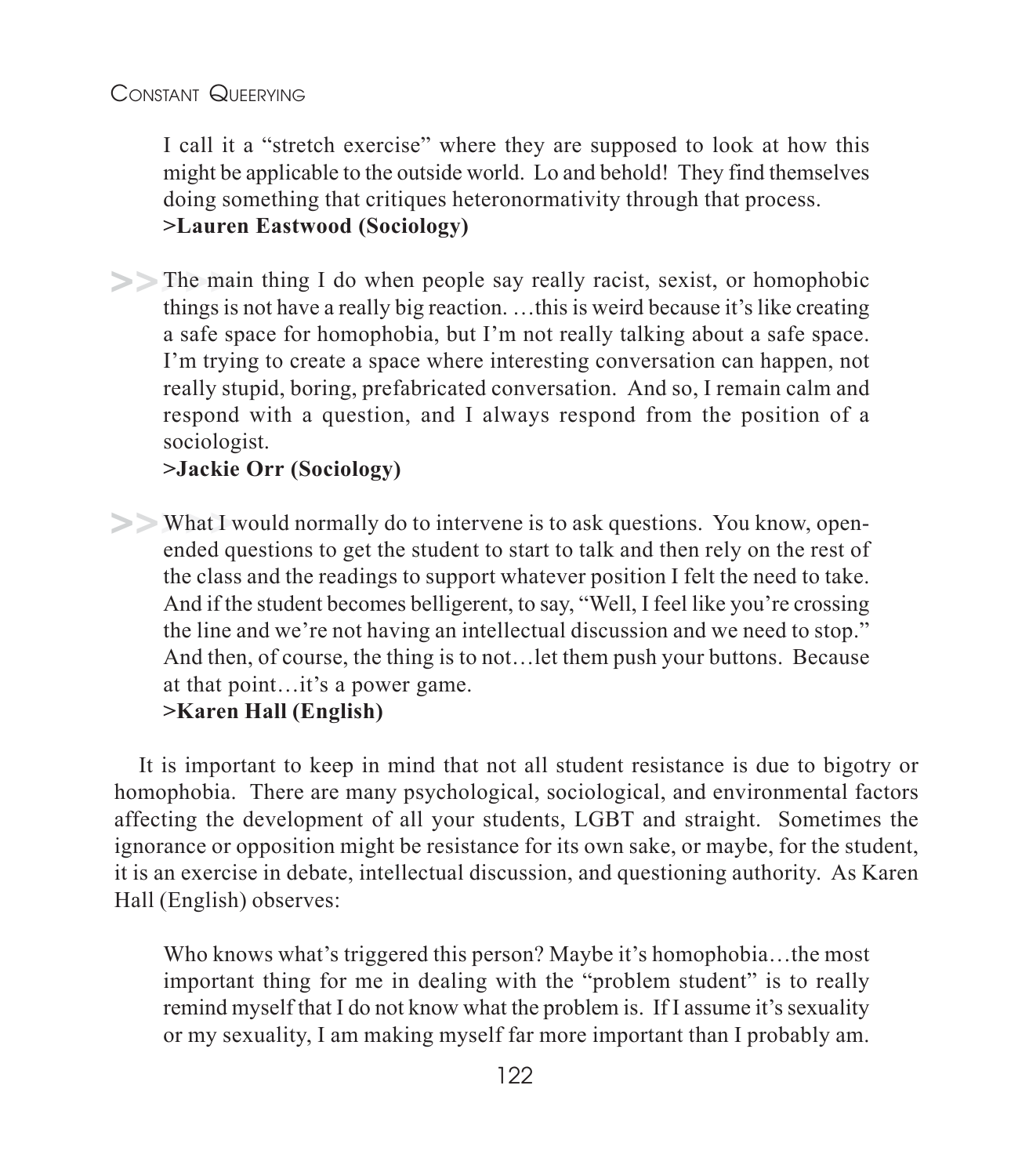> I call it a "stretch exercise" where they are supposed to look at how this might be applicable to the outside world. Lo and behold! They find themselves doing something that critiques heteronormativity through that process.
> **>Lauren Eastwood (Sociology)**

> >>The main thing I do when people say really racist, sexist, or homophobic things is not have a really big reaction. …this is weird because it's like creating a safe space for homophobia, but I'm not really talking about a safe space. I'm trying to create a space where interesting conversation can happen, not really stupid, boring, prefabricated conversation. And so, I remain calm and respond with a question, and I always respond from the position of a sociologist.
> **>Jackie Orr (Sociology)**

> >>What I would normally do to intervene is to ask questions. You know, open-ended questions to get the student to start to talk and then rely on the rest of the class and the readings to support whatever position I felt the need to take. And if the student becomes belligerent, to say, "Well, I feel like you're crossing the line and we're not having an intellectual discussion and we need to stop." And then, of course, the thing is to not…let them push your buttons. Because at that point…it's a power game.
> **>Karen Hall (English)**

It is important to keep in mind that not all student resistance is due to bigotry or homophobia. There are many psychological, sociological, and environmental factors affecting the development of all your students, LGBT and straight. Sometimes the ignorance or opposition might be resistance for its own sake, or maybe, for the student, it is an exercise in debate, intellectual discussion, and questioning authority. As Karen Hall (English) observes:

> Who knows what's triggered this person? Maybe it's homophobia…the most important thing for me in dealing with the "problem student" is to really remind myself that I do not know what the problem is. If I assume it's sexuality or my sexuality, I am making myself far more important than I probably am.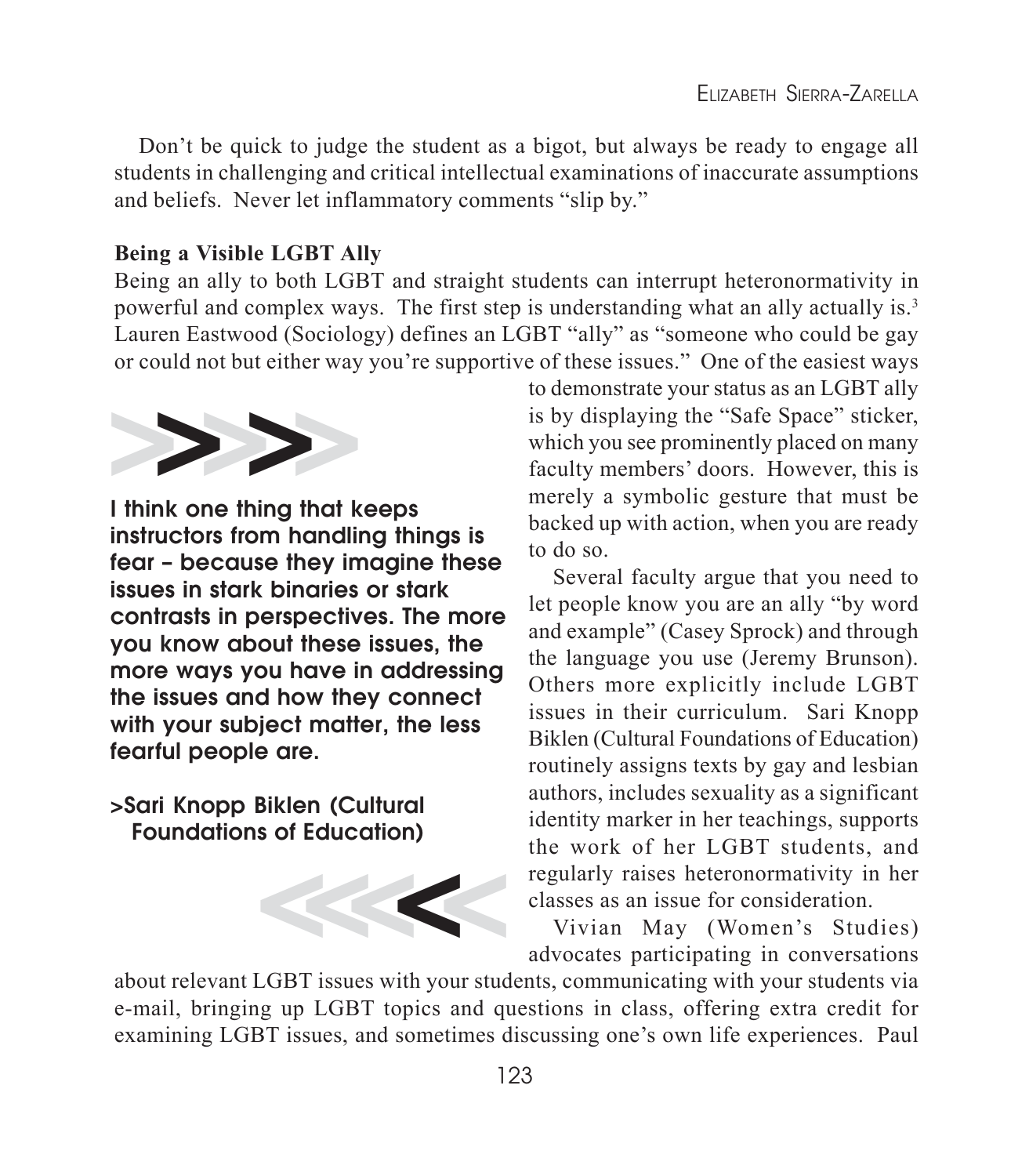Don't be quick to judge the student as a bigot, but always be ready to engage all students in challenging and critical intellectual examinations of inaccurate assumptions and beliefs. Never let inflammatory comments "slip by."

**Being a Visible LGBT Ally**

Being an ally to both LGBT and straight students can interrupt heteronormativity in powerful and complex ways. The first step is understanding what an ally actually is.[3] Lauren Eastwood (Sociology) defines an LGBT "ally" as "someone who could be gay or could not but either way you're supportive of these issues." One of the easiest ways to demonstrate your status as an LGBT ally is by displaying the "Safe Space" sticker, which you see prominently placed on many faculty members' doors. However, this is merely a symbolic gesture that must be backed up with action, when you are ready to do so.

> **I think one thing that keeps instructors from handling things is fear – because they imagine these issues in stark binaries or stark contrasts in perspectives. The more you know about these issues, the more ways you have in addressing the issues and how they connect with your subject matter, the less fearful people are.**
>
> **>Sari Knopp Biklen (Cultural Foundations of Education)**

Several faculty argue that you need to let people know you are an ally "by word and example" (Casey Sprock) and through the language you use (Jeremy Brunson). Others more explicitly include LGBT issues in their curriculum. Sari Knopp Biklen (Cultural Foundations of Education) routinely assigns texts by gay and lesbian authors, includes sexuality as a significant identity marker in her teachings, supports the work of her LGBT students, and regularly raises heteronormativity in her classes as an issue for consideration.

Vivian May (Women's Studies) advocates participating in conversations about relevant LGBT issues with your students, communicating with your students via e-mail, bringing up LGBT topics and questions in class, offering extra credit for examining LGBT issues, and sometimes discussing one's own life experiences. Paul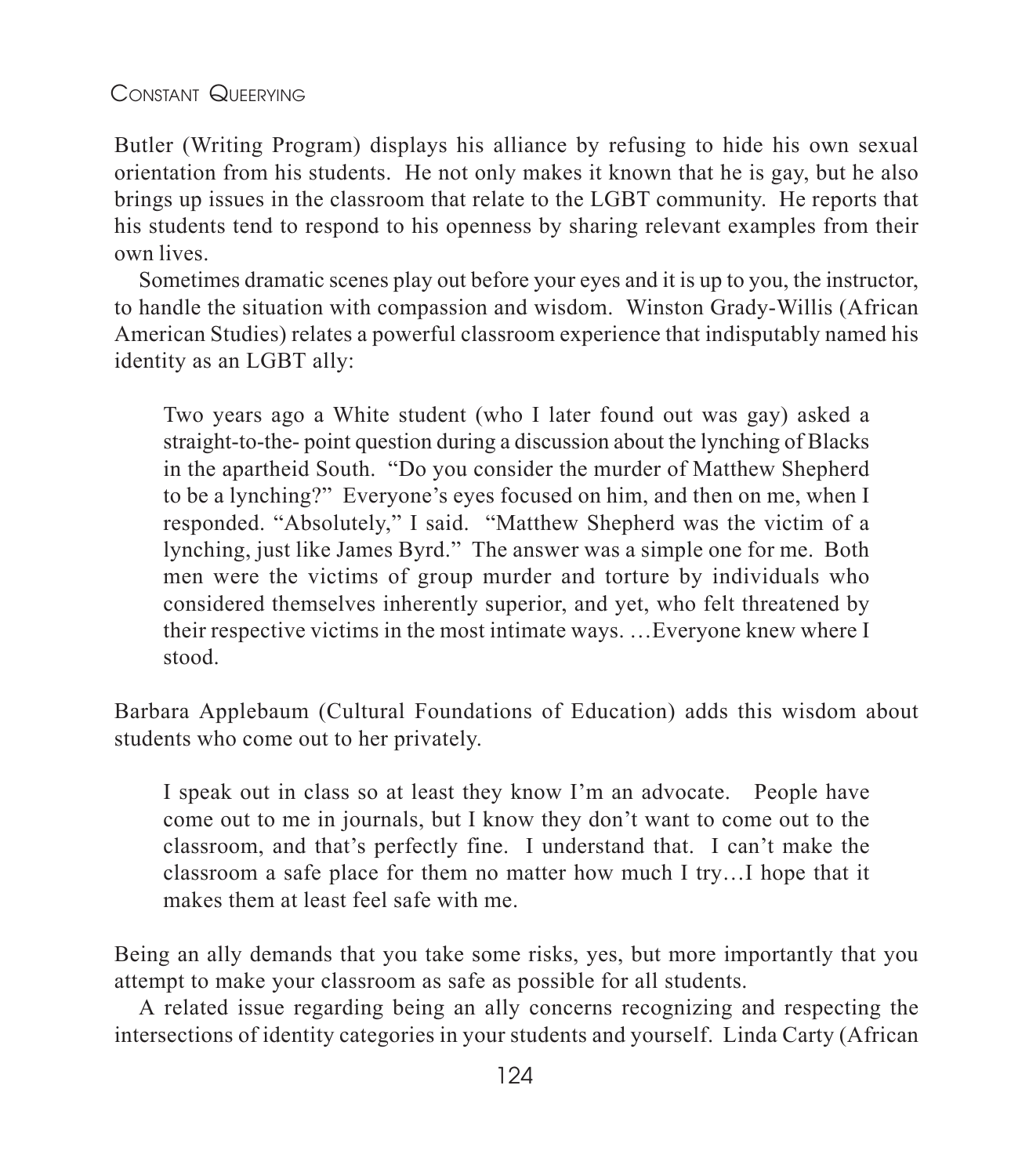Butler (Writing Program) displays his alliance by refusing to hide his own sexual orientation from his students. He not only makes it known that he is gay, but he also brings up issues in the classroom that relate to the LGBT community. He reports that his students tend to respond to his openness by sharing relevant examples from their own lives.

Sometimes dramatic scenes play out before your eyes and it is up to you, the instructor, to handle the situation with compassion and wisdom. Winston Grady-Willis (African American Studies) relates a powerful classroom experience that indisputably named his identity as an LGBT ally:

> Two years ago a White student (who I later found out was gay) asked a straight-to-the- point question during a discussion about the lynching of Blacks in the apartheid South. "Do you consider the murder of Matthew Shepherd to be a lynching?" Everyone's eyes focused on him, and then on me, when I responded. "Absolutely," I said. "Matthew Shepherd was the victim of a lynching, just like James Byrd." The answer was a simple one for me. Both men were the victims of group murder and torture by individuals who considered themselves inherently superior, and yet, who felt threatened by their respective victims in the most intimate ways. …Everyone knew where I stood.

Barbara Applebaum (Cultural Foundations of Education) adds this wisdom about students who come out to her privately.

> I speak out in class so at least they know I'm an advocate. People have come out to me in journals, but I know they don't want to come out to the classroom, and that's perfectly fine. I understand that. I can't make the classroom a safe place for them no matter how much I try…I hope that it makes them at least feel safe with me.

Being an ally demands that you take some risks, yes, but more importantly that you attempt to make your classroom as safe as possible for all students.

A related issue regarding being an ally concerns recognizing and respecting the intersections of identity categories in your students and yourself. Linda Carty (African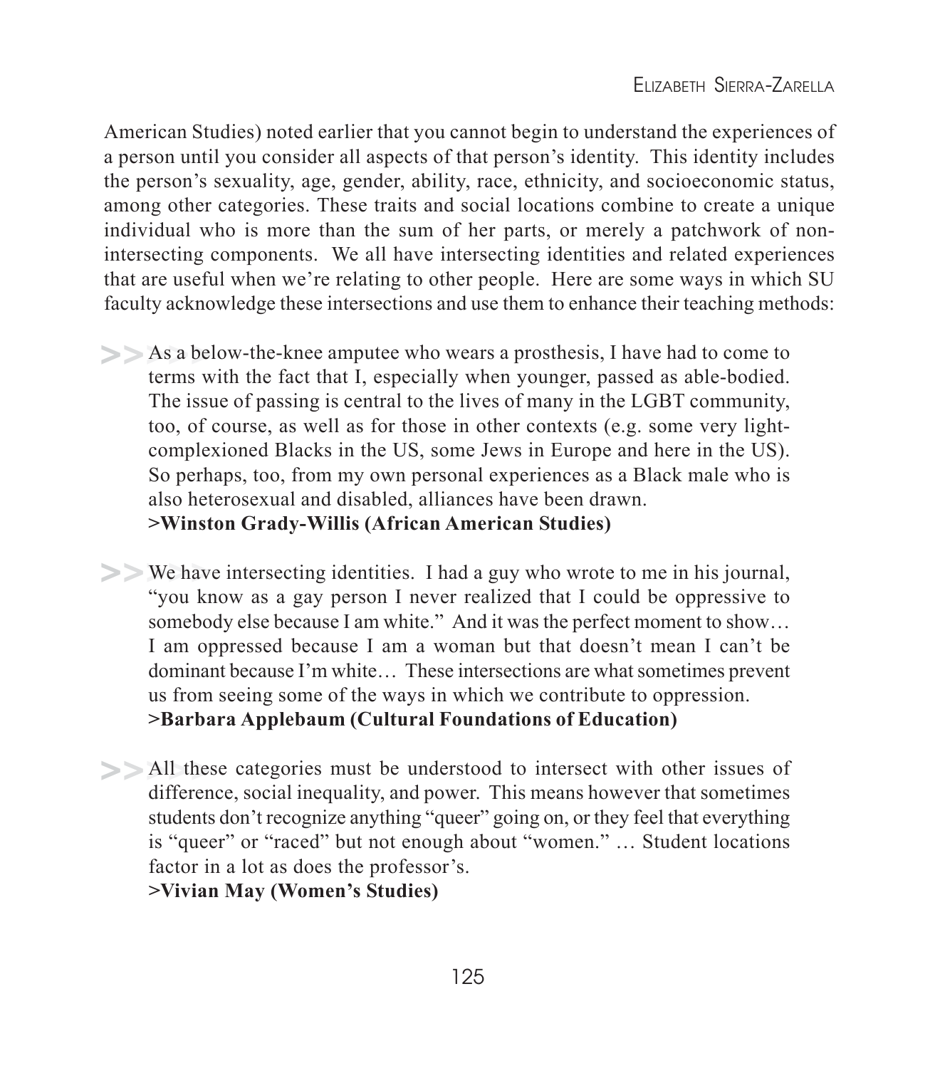American Studies) noted earlier that you cannot begin to understand the experiences of a person until you consider all aspects of that person's identity. This identity includes the person's sexuality, age, gender, ability, race, ethnicity, and socioeconomic status, among other categories. These traits and social locations combine to create a unique individual who is more than the sum of her parts, or merely a patchwork of non-intersecting components. We all have intersecting identities and related experiences that are useful when we're relating to other people. Here are some ways in which SU faculty acknowledge these intersections and use them to enhance their teaching methods:

>> As a below-the-knee amputee who wears a prosthesis, I have had to come to terms with the fact that I, especially when younger, passed as able-bodied. The issue of passing is central to the lives of many in the LGBT community, too, of course, as well as for those in other contexts (e.g. some very light-complexioned Blacks in the US, some Jews in Europe and here in the US). So perhaps, too, from my own personal experiences as a Black male who is also heterosexual and disabled, alliances have been drawn.
**>Winston Grady-Willis (African American Studies)**

>> We have intersecting identities. I had a guy who wrote to me in his journal, "you know as a gay person I never realized that I could be oppressive to somebody else because I am white." And it was the perfect moment to show… I am oppressed because I am a woman but that doesn't mean I can't be dominant because I'm white… These intersections are what sometimes prevent us from seeing some of the ways in which we contribute to oppression.
**>Barbara Applebaum (Cultural Foundations of Education)**

>> All these categories must be understood to intersect with other issues of difference, social inequality, and power. This means however that sometimes students don't recognize anything "queer" going on, or they feel that everything is "queer" or "raced" but not enough about "women." … Student locations factor in a lot as does the professor's.
**>Vivian May (Women's Studies)**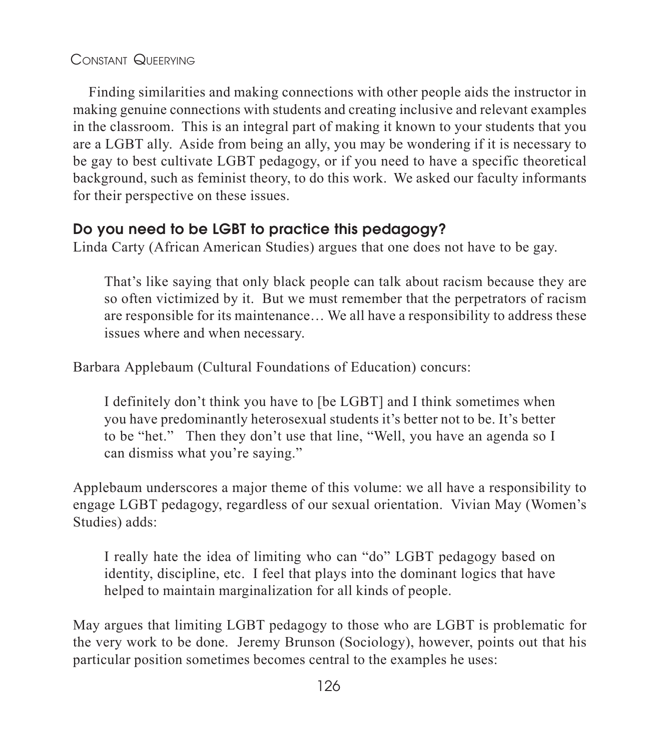Finding similarities and making connections with other people aids the instructor in making genuine connections with students and creating inclusive and relevant examples in the classroom. This is an integral part of making it known to your students that you are a LGBT ally. Aside from being an ally, you may be wondering if it is necessary to be gay to best cultivate LGBT pedagogy, or if you need to have a specific theoretical background, such as feminist theory, to do this work. We asked our faculty informants for their perspective on these issues.

### Do you need to be LGBT to practice this pedagogy?

Linda Carty (African American Studies) argues that one does not have to be gay.

> That's like saying that only black people can talk about racism because they are so often victimized by it. But we must remember that the perpetrators of racism are responsible for its maintenance… We all have a responsibility to address these issues where and when necessary.

Barbara Applebaum (Cultural Foundations of Education) concurs:

> I definitely don't think you have to [be LGBT] and I think sometimes when you have predominantly heterosexual students it's better not to be. It's better to be "het." Then they don't use that line, "Well, you have an agenda so I can dismiss what you're saying."

Applebaum underscores a major theme of this volume: we all have a responsibility to engage LGBT pedagogy, regardless of our sexual orientation. Vivian May (Women's Studies) adds:

> I really hate the idea of limiting who can "do" LGBT pedagogy based on identity, discipline, etc. I feel that plays into the dominant logics that have helped to maintain marginalization for all kinds of people.

May argues that limiting LGBT pedagogy to those who are LGBT is problematic for the very work to be done. Jeremy Brunson (Sociology), however, points out that his particular position sometimes becomes central to the examples he uses: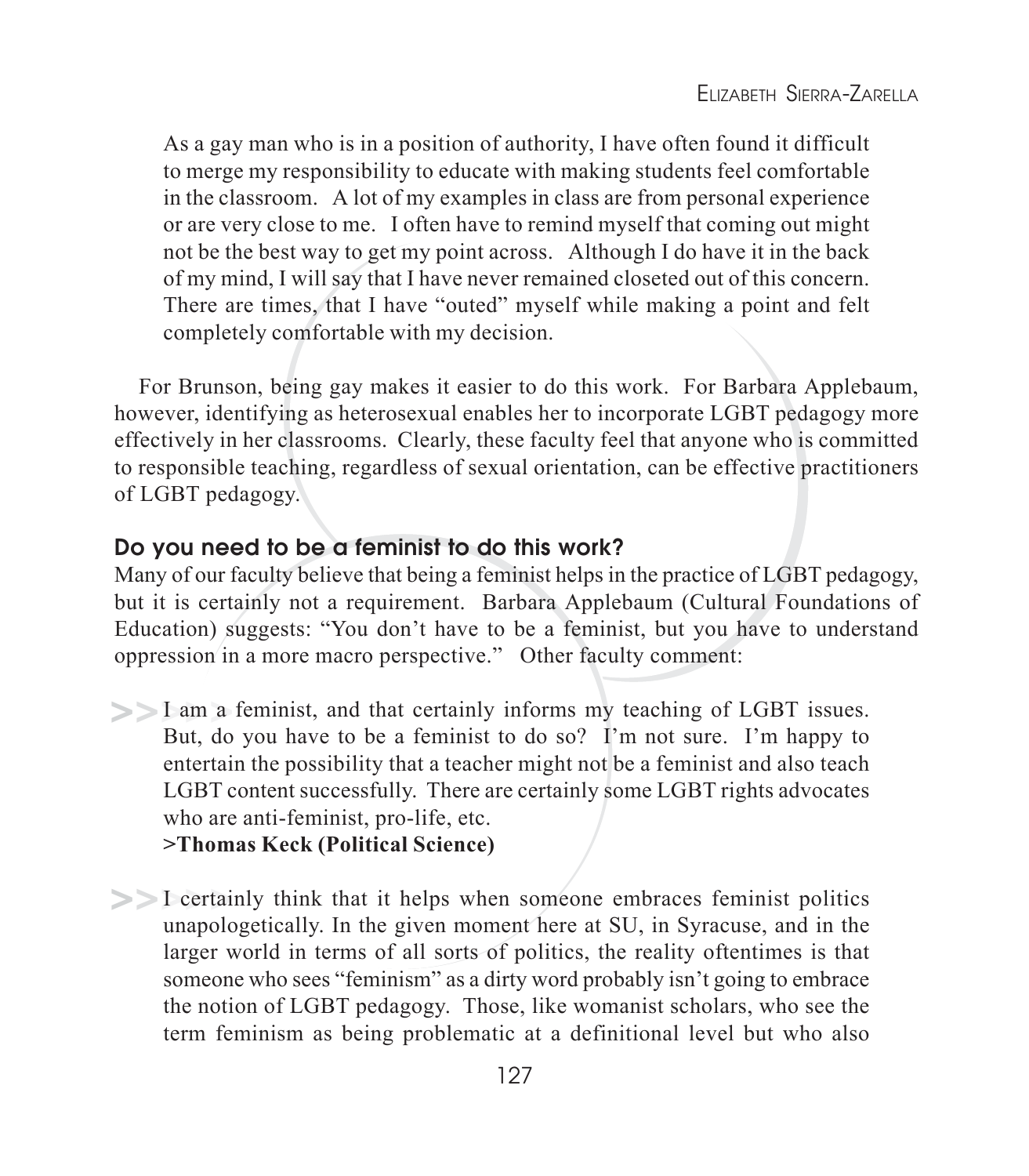> As a gay man who is in a position of authority, I have often found it difficult to merge my responsibility to educate with making students feel comfortable in the classroom. A lot of my examples in class are from personal experience or are very close to me. I often have to remind myself that coming out might not be the best way to get my point across. Although I do have it in the back of my mind, I will say that I have never remained closeted out of this concern. There are times, that I have "outed" myself while making a point and felt completely comfortable with my decision.

For Brunson, being gay makes it easier to do this work. For Barbara Applebaum, however, identifying as heterosexual enables her to incorporate LGBT pedagogy more effectively in her classrooms. Clearly, these faculty feel that anyone who is committed to responsible teaching, regardless of sexual orientation, can be effective practitioners of LGBT pedagogy.

### Do you need to be a feminist to do this work?

Many of our faculty believe that being a feminist helps in the practice of LGBT pedagogy, but it is certainly not a requirement. Barbara Applebaum (Cultural Foundations of Education) suggests: "You don't have to be a feminist, but you have to understand oppression in a more macro perspective." Other faculty comment:

>> I am a feminist, and that certainly informs my teaching of LGBT issues. But, do you have to be a feminist to do so? I'm not sure. I'm happy to entertain the possibility that a teacher might not be a feminist and also teach LGBT content successfully. There are certainly some LGBT rights advocates who are anti-feminist, pro-life, etc.
> **>Thomas Keck (Political Science)**

>> I certainly think that it helps when someone embraces feminist politics unapologetically. In the given moment here at SU, in Syracuse, and in the larger world in terms of all sorts of politics, the reality oftentimes is that someone who sees "feminism" as a dirty word probably isn't going to embrace the notion of LGBT pedagogy. Those, like womanist scholars, who see the term feminism as being problematic at a definitional level but who also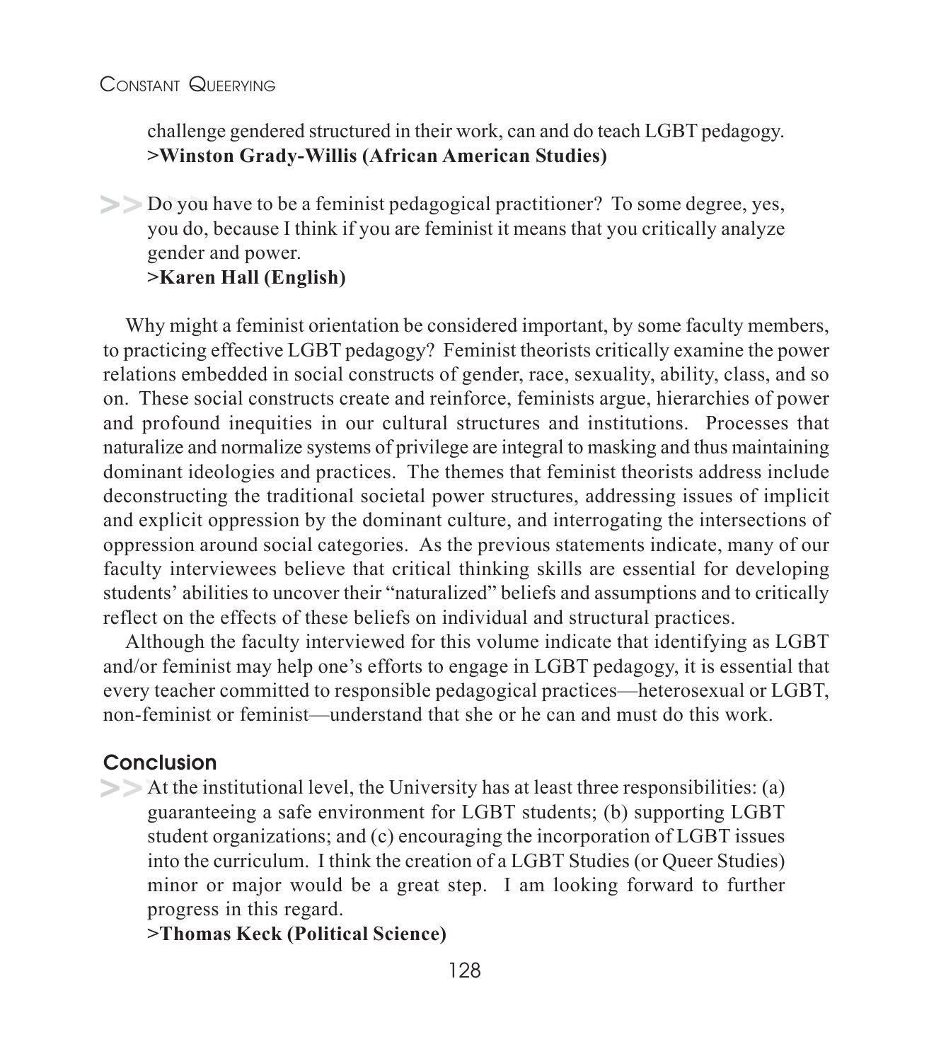challenge gendered structured in their work, can and do teach LGBT pedagogy.
**>Winston Grady-Willis (African American Studies)**

>> Do you have to be a feminist pedagogical practitioner? To some degree, yes, you do, because I think if you are feminist it means that you critically analyze gender and power.
**>Karen Hall (English)**

Why might a feminist orientation be considered important, by some faculty members, to practicing effective LGBT pedagogy? Feminist theorists critically examine the power relations embedded in social constructs of gender, race, sexuality, ability, class, and so on. These social constructs create and reinforce, feminists argue, hierarchies of power and profound inequities in our cultural structures and institutions. Processes that naturalize and normalize systems of privilege are integral to masking and thus maintaining dominant ideologies and practices. The themes that feminist theorists address include deconstructing the traditional societal power structures, addressing issues of implicit and explicit oppression by the dominant culture, and interrogating the intersections of oppression around social categories. As the previous statements indicate, many of our faculty interviewees believe that critical thinking skills are essential for developing students' abilities to uncover their "naturalized" beliefs and assumptions and to critically reflect on the effects of these beliefs on individual and structural practices.

Although the faculty interviewed for this volume indicate that identifying as LGBT and/or feminist may help one's efforts to engage in LGBT pedagogy, it is essential that every teacher committed to responsible pedagogical practices—heterosexual or LGBT, non-feminist or feminist—understand that she or he can and must do this work.

## Conclusion

>> At the institutional level, the University has at least three responsibilities: (a) guaranteeing a safe environment for LGBT students; (b) supporting LGBT student organizations; and (c) encouraging the incorporation of LGBT issues into the curriculum. I think the creation of a LGBT Studies (or Queer Studies) minor or major would be a great step. I am looking forward to further progress in this regard.
**>Thomas Keck (Political Science)**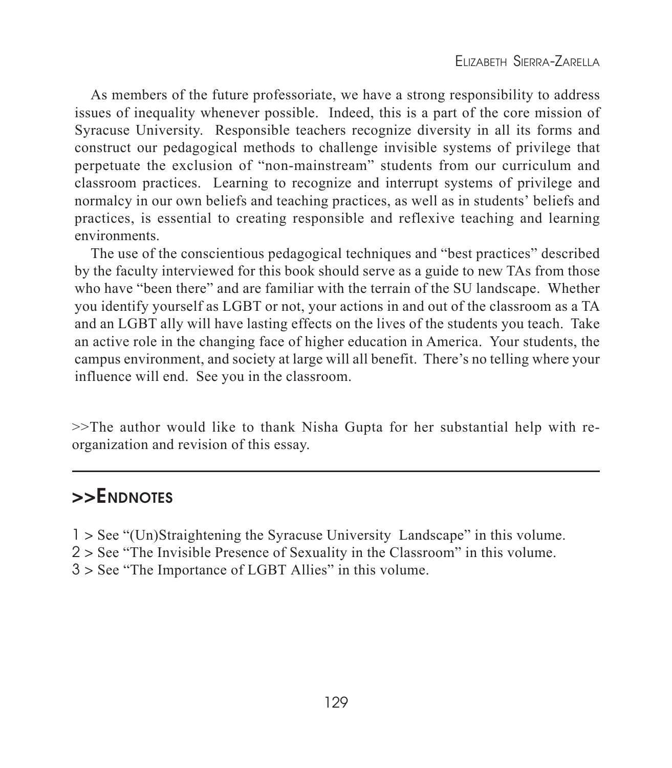As members of the future professoriate, we have a strong responsibility to address issues of inequality whenever possible. Indeed, this is a part of the core mission of Syracuse University. Responsible teachers recognize diversity in all its forms and construct our pedagogical methods to challenge invisible systems of privilege that perpetuate the exclusion of "non-mainstream" students from our curriculum and classroom practices. Learning to recognize and interrupt systems of privilege and normalcy in our own beliefs and teaching practices, as well as in students' beliefs and practices, is essential to creating responsible and reflexive teaching and learning environments.

The use of the conscientious pedagogical techniques and "best practices" described by the faculty interviewed for this book should serve as a guide to new TAs from those who have "been there" and are familiar with the terrain of the SU landscape. Whether you identify yourself as LGBT or not, your actions in and out of the classroom as a TA and an LGBT ally will have lasting effects on the lives of the students you teach. Take an active role in the changing face of higher education in America. Your students, the campus environment, and society at large will all benefit. There's no telling where your influence will end. See you in the classroom.

>>The author would like to thank Nisha Gupta for her substantial help with re-organization and revision of this essay.

---

## >>Endnotes

1 > See "(Un)Straightening the Syracuse University Landscape" in this volume.
2 > See "The Invisible Presence of Sexuality in the Classroom" in this volume.
3 > See "The Importance of LGBT Allies" in this volume.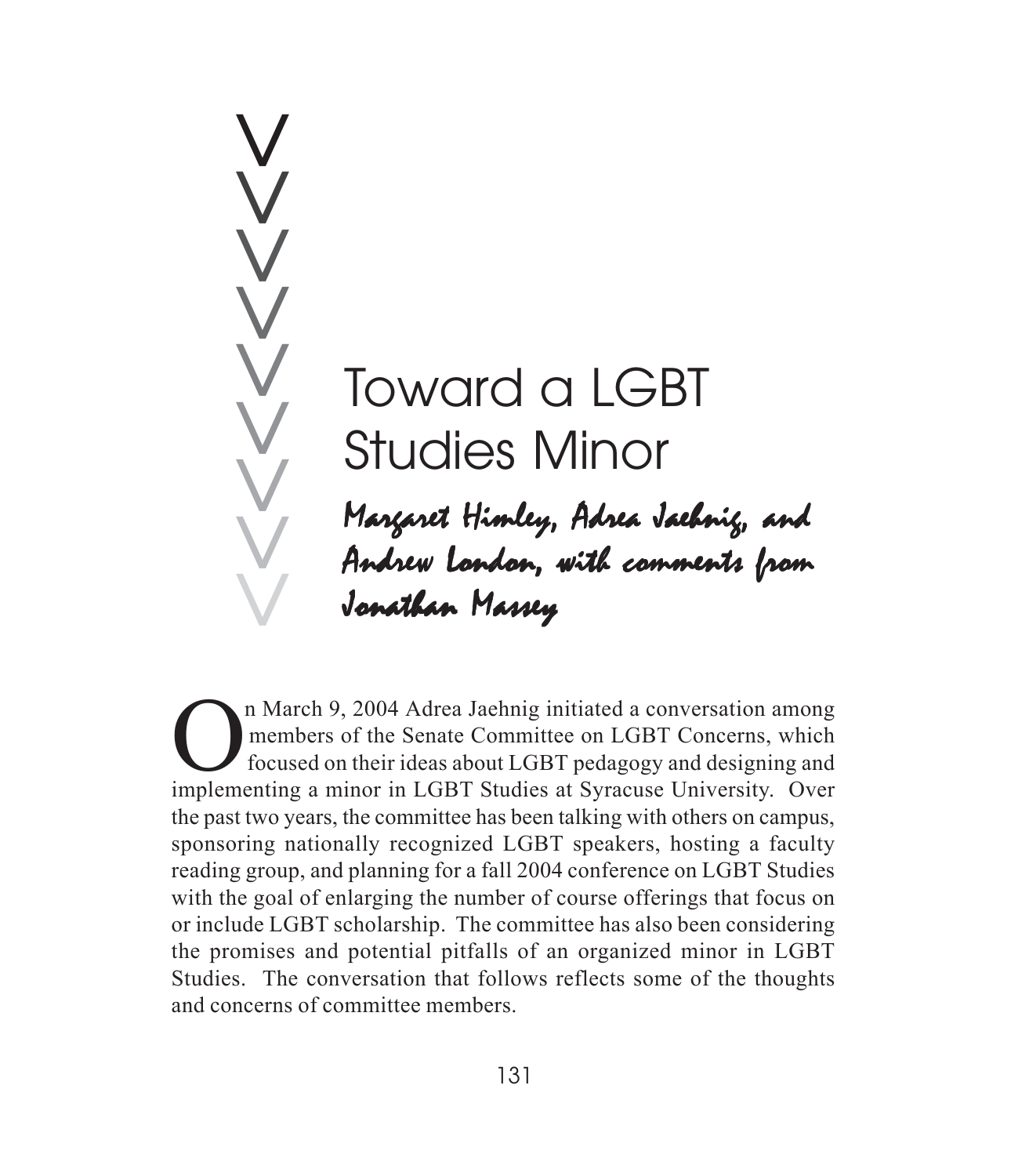# Toward a LGBT Studies Minor

*Margaret Himley, Adrea Jaehnig, and Andrew London, with comments from Jonathan Massey*

On March 9, 2004 Adrea Jaehnig initiated a conversation among members of the Senate Committee on LGBT Concerns, which focused on their ideas about LGBT pedagogy and designing and implementing a minor in LGBT Studies at Syracuse University. Over the past two years, the committee has been talking with others on campus, sponsoring nationally recognized LGBT speakers, hosting a faculty reading group, and planning for a fall 2004 conference on LGBT Studies with the goal of enlarging the number of course offerings that focus on or include LGBT scholarship. The committee has also been considering the promises and potential pitfalls of an organized minor in LGBT Studies. The conversation that follows reflects some of the thoughts and concerns of committee members.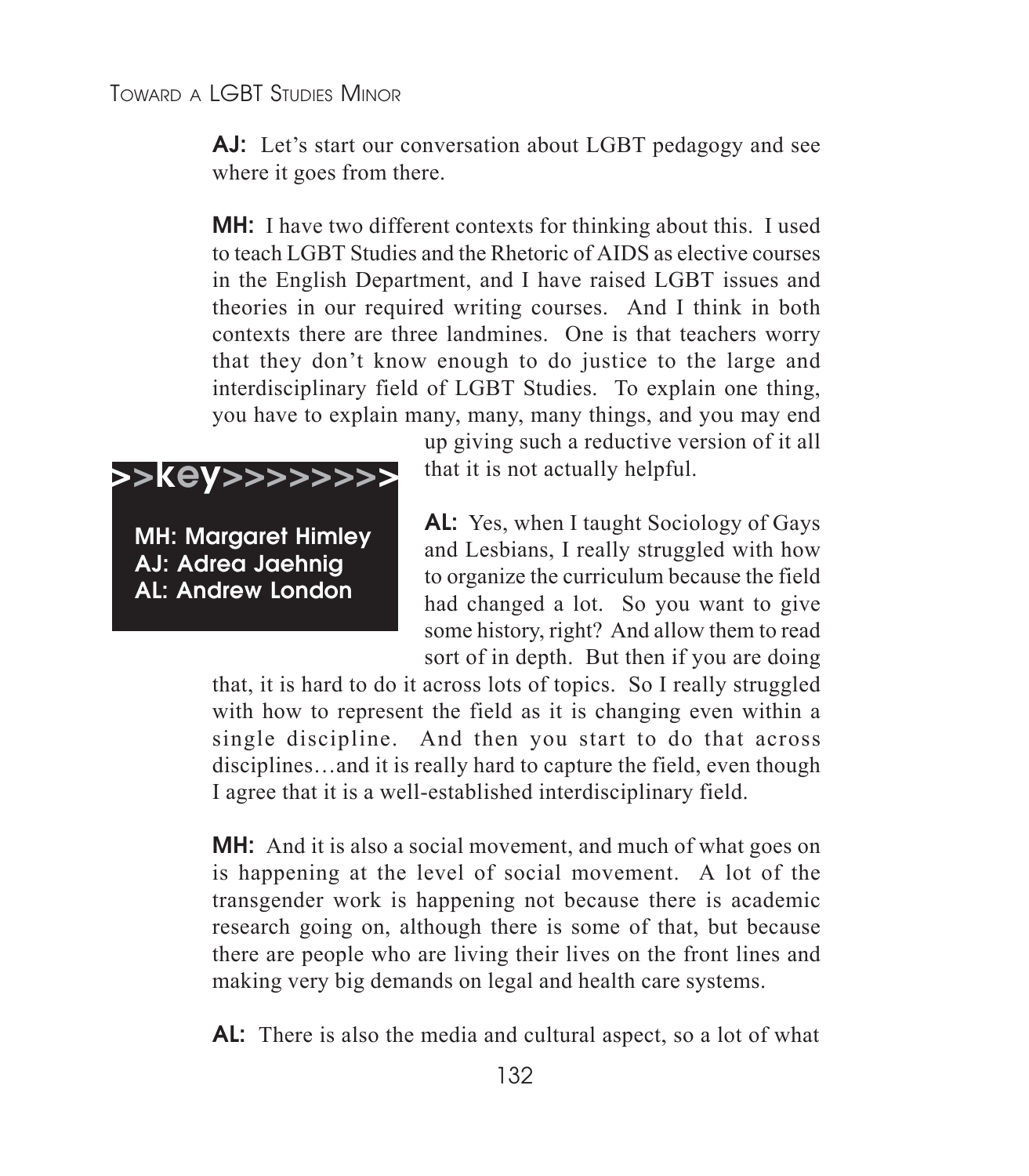**AJ:** Let's start our conversation about LGBT pedagogy and see where it goes from there.

**MH:** I have two different contexts for thinking about this. I used to teach LGBT Studies and the Rhetoric of AIDS as elective courses in the English Department, and I have raised LGBT issues and theories in our required writing courses. And I think in both contexts there are three landmines. One is that teachers worry that they don't know enough to do justice to the large and interdisciplinary field of LGBT Studies. To explain one thing, you have to explain many, many, many things, and you may end up giving such a reductive version of it all that it is not actually helpful.

>>key>>>>>>>>

**MH: Margaret Himley**
**AJ: Adrea Jaehnig**
**AL: Andrew London**

**AL:** Yes, when I taught Sociology of Gays and Lesbians, I really struggled with how to organize the curriculum because the field had changed a lot. So you want to give some history, right? And allow them to read sort of in depth. But then if you are doing that, it is hard to do it across lots of topics. So I really struggled with how to represent the field as it is changing even within a single discipline. And then you start to do that across disciplines…and it is really hard to capture the field, even though I agree that it is a well-established interdisciplinary field.

**MH:** And it is also a social movement, and much of what goes on is happening at the level of social movement. A lot of the transgender work is happening not because there is academic research going on, although there is some of that, but because there are people who are living their lives on the front lines and making very big demands on legal and health care systems.

**AL:** There is also the media and cultural aspect, so a lot of what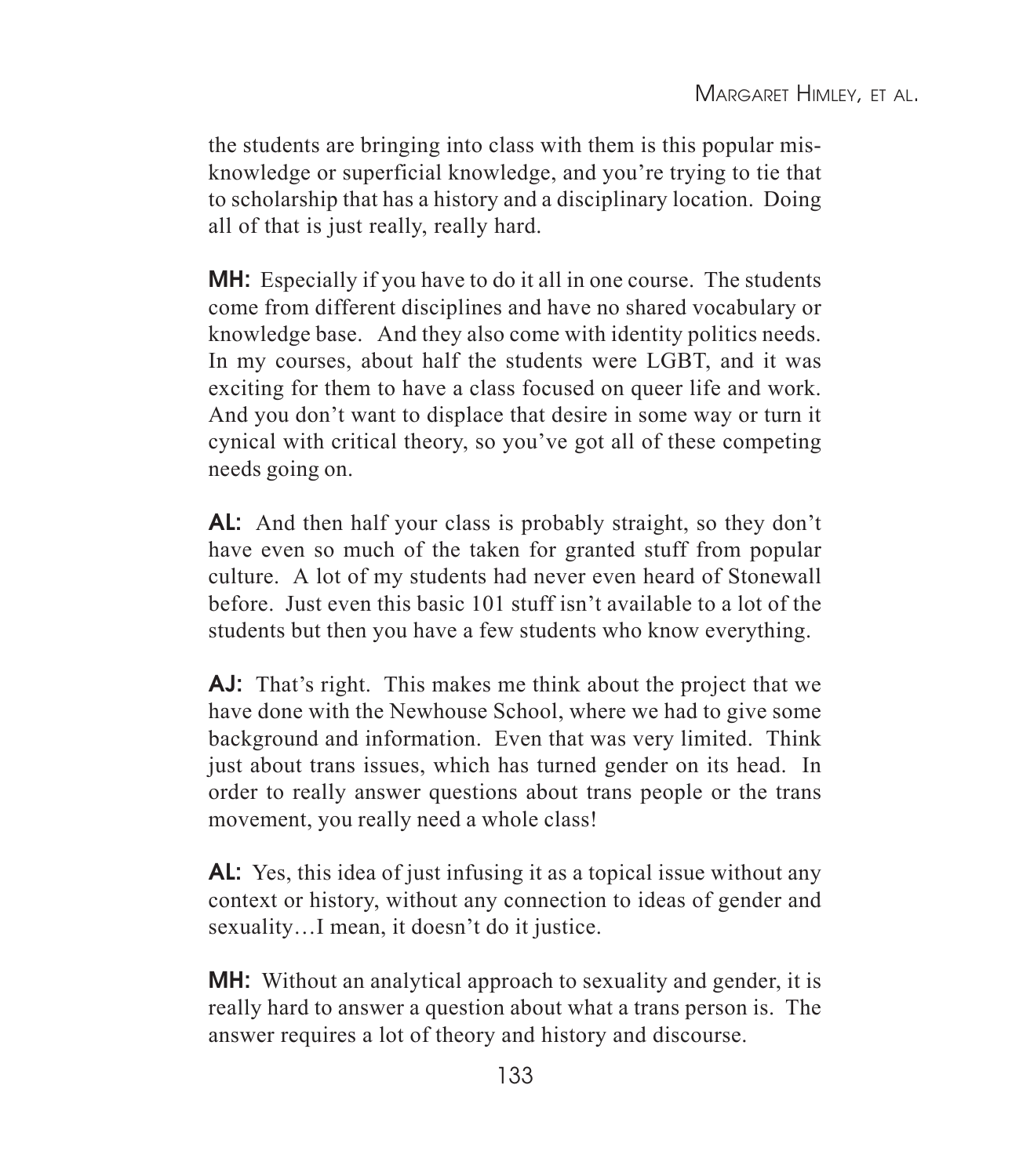the students are bringing into class with them is this popular mis-knowledge or superficial knowledge, and you're trying to tie that to scholarship that has a history and a disciplinary location. Doing all of that is just really, really hard.

**MH:** Especially if you have to do it all in one course. The students come from different disciplines and have no shared vocabulary or knowledge base. And they also come with identity politics needs. In my courses, about half the students were LGBT, and it was exciting for them to have a class focused on queer life and work. And you don't want to displace that desire in some way or turn it cynical with critical theory, so you've got all of these competing needs going on.

**AL:** And then half your class is probably straight, so they don't have even so much of the taken for granted stuff from popular culture. A lot of my students had never even heard of Stonewall before. Just even this basic 101 stuff isn't available to a lot of the students but then you have a few students who know everything.

**AJ:** That's right. This makes me think about the project that we have done with the Newhouse School, where we had to give some background and information. Even that was very limited. Think just about trans issues, which has turned gender on its head. In order to really answer questions about trans people or the trans movement, you really need a whole class!

**AL:** Yes, this idea of just infusing it as a topical issue without any context or history, without any connection to ideas of gender and sexuality…I mean, it doesn't do it justice.

**MH:** Without an analytical approach to sexuality and gender, it is really hard to answer a question about what a trans person is. The answer requires a lot of theory and history and discourse.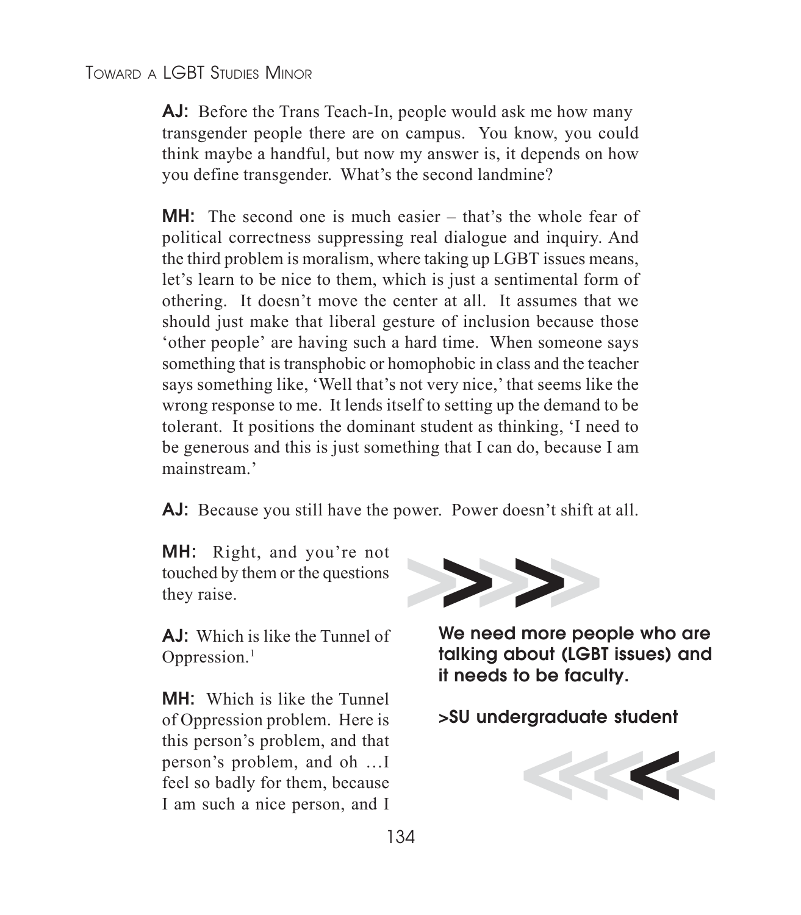**AJ:** Before the Trans Teach-In, people would ask me how many transgender people there are on campus. You know, you could think maybe a handful, but now my answer is, it depends on how you define transgender. What's the second landmine?

**MH:** The second one is much easier – that's the whole fear of political correctness suppressing real dialogue and inquiry. And the third problem is moralism, where taking up LGBT issues means, let's learn to be nice to them, which is just a sentimental form of othering. It doesn't move the center at all. It assumes that we should just make that liberal gesture of inclusion because those 'other people' are having such a hard time. When someone says something that is transphobic or homophobic in class and the teacher says something like, 'Well that's not very nice,' that seems like the wrong response to me. It lends itself to setting up the demand to be tolerant. It positions the dominant student as thinking, 'I need to be generous and this is just something that I can do, because I am mainstream.'

**AJ:** Because you still have the power. Power doesn't shift at all.

**MH:** Right, and you're not touched by them or the questions they raise.

**AJ:** Which is like the Tunnel of Oppression.[1]

**MH:** Which is like the Tunnel of Oppression problem. Here is this person's problem, and that person's problem, and oh …I feel so badly for them, because I am such a nice person, and I

> **We need more people who are talking about (LGBT issues) and it needs to be faculty.**
>
> **>SU undergraduate student**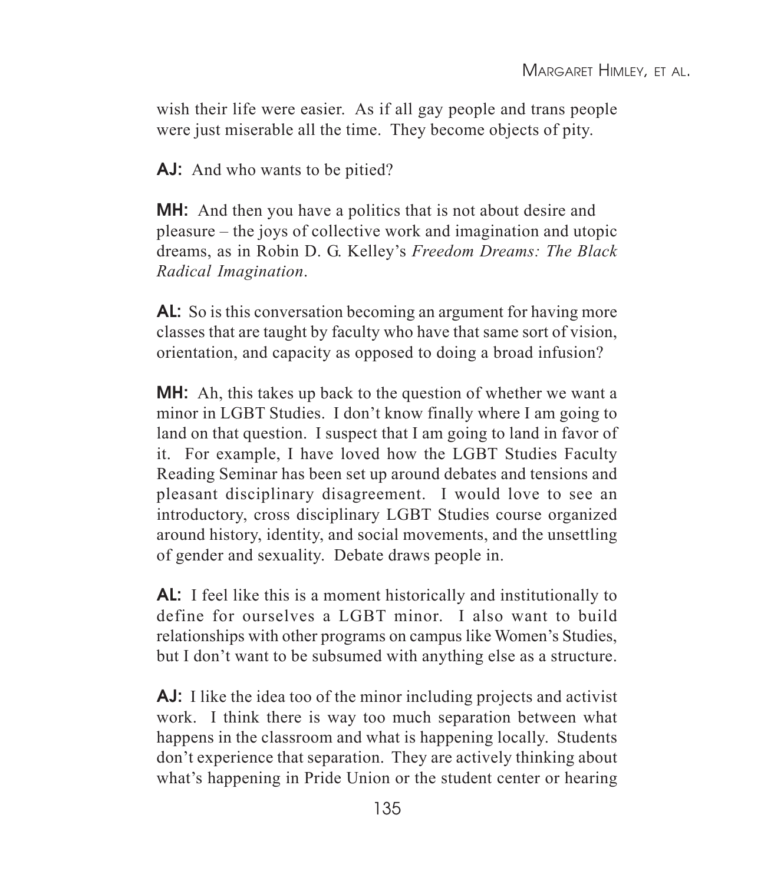wish their life were easier. As if all gay people and trans people were just miserable all the time. They become objects of pity.

**AJ:** And who wants to be pitied?

**MH:** And then you have a politics that is not about desire and pleasure – the joys of collective work and imagination and utopic dreams, as in Robin D. G. Kelley's *Freedom Dreams: The Black Radical Imagination*.

**AL:** So is this conversation becoming an argument for having more classes that are taught by faculty who have that same sort of vision, orientation, and capacity as opposed to doing a broad infusion?

**MH:** Ah, this takes up back to the question of whether we want a minor in LGBT Studies. I don't know finally where I am going to land on that question. I suspect that I am going to land in favor of it. For example, I have loved how the LGBT Studies Faculty Reading Seminar has been set up around debates and tensions and pleasant disciplinary disagreement. I would love to see an introductory, cross disciplinary LGBT Studies course organized around history, identity, and social movements, and the unsettling of gender and sexuality. Debate draws people in.

**AL:** I feel like this is a moment historically and institutionally to define for ourselves a LGBT minor. I also want to build relationships with other programs on campus like Women's Studies, but I don't want to be subsumed with anything else as a structure.

**AJ:** I like the idea too of the minor including projects and activist work. I think there is way too much separation between what happens in the classroom and what is happening locally. Students don't experience that separation. They are actively thinking about what's happening in Pride Union or the student center or hearing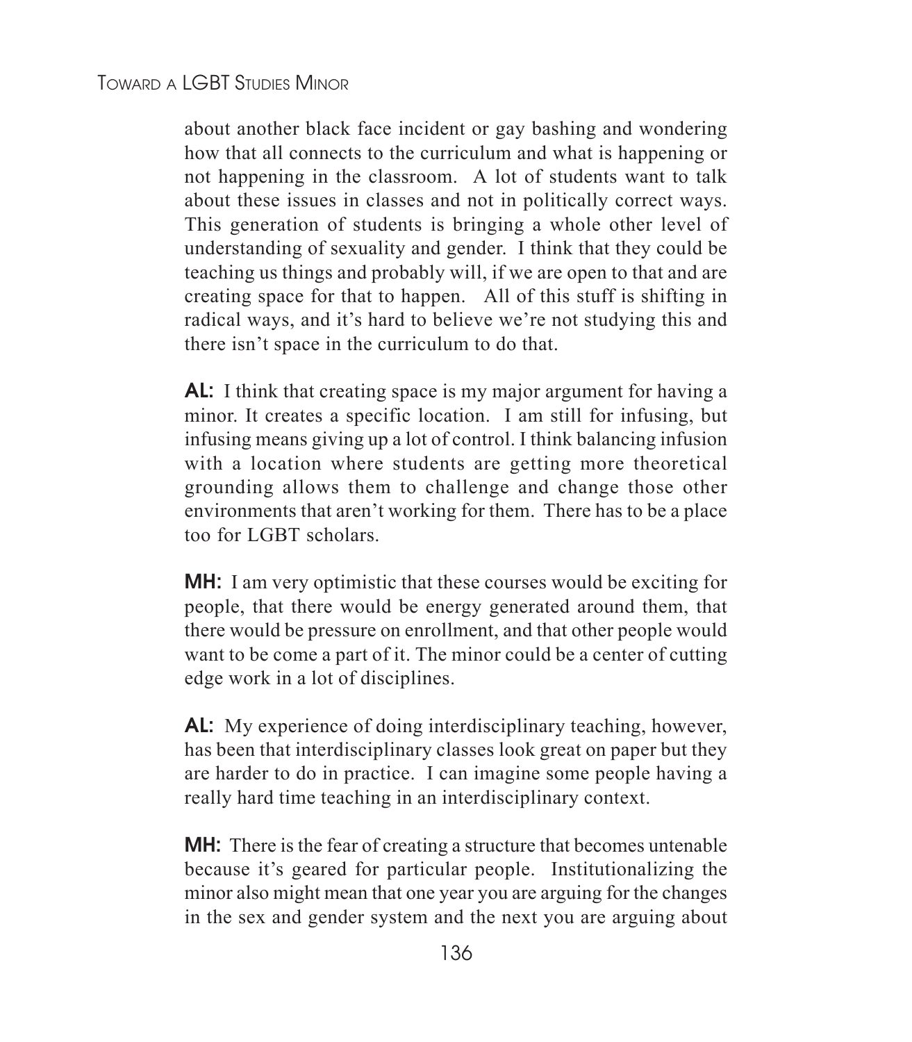about another black face incident or gay bashing and wondering how that all connects to the curriculum and what is happening or not happening in the classroom. A lot of students want to talk about these issues in classes and not in politically correct ways. This generation of students is bringing a whole other level of understanding of sexuality and gender. I think that they could be teaching us things and probably will, if we are open to that and are creating space for that to happen. All of this stuff is shifting in radical ways, and it's hard to believe we're not studying this and there isn't space in the curriculum to do that.

**AL:** I think that creating space is my major argument for having a minor. It creates a specific location. I am still for infusing, but infusing means giving up a lot of control. I think balancing infusion with a location where students are getting more theoretical grounding allows them to challenge and change those other environments that aren't working for them. There has to be a place too for LGBT scholars.

**MH:** I am very optimistic that these courses would be exciting for people, that there would be energy generated around them, that there would be pressure on enrollment, and that other people would want to be come a part of it. The minor could be a center of cutting edge work in a lot of disciplines.

**AL:** My experience of doing interdisciplinary teaching, however, has been that interdisciplinary classes look great on paper but they are harder to do in practice. I can imagine some people having a really hard time teaching in an interdisciplinary context.

**MH:** There is the fear of creating a structure that becomes untenable because it's geared for particular people. Institutionalizing the minor also might mean that one year you are arguing for the changes in the sex and gender system and the next you are arguing about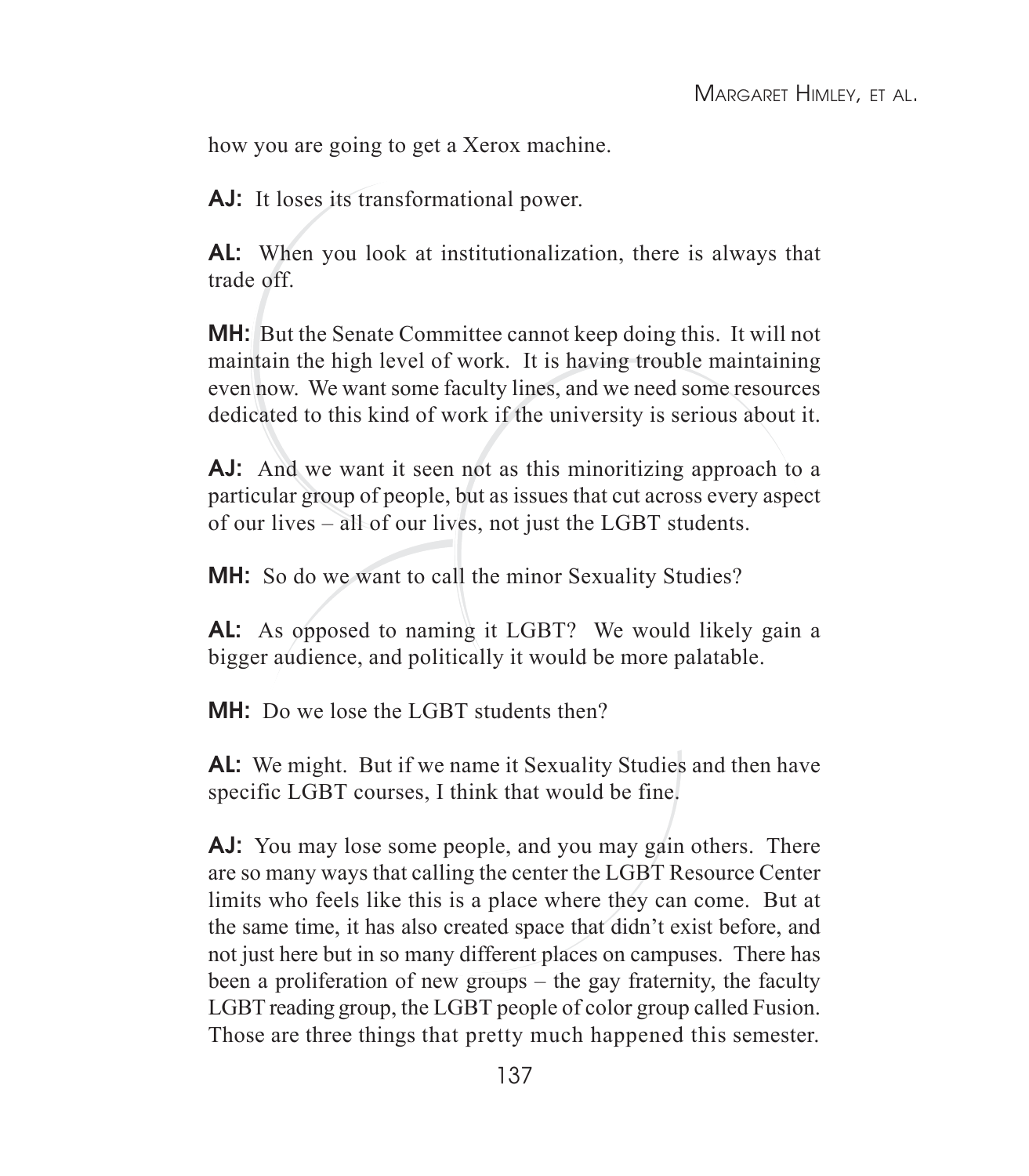how you are going to get a Xerox machine.

**AJ:** It loses its transformational power.

**AL:** When you look at institutionalization, there is always that trade off.

**MH:** But the Senate Committee cannot keep doing this. It will not maintain the high level of work. It is having trouble maintaining even now. We want some faculty lines, and we need some resources dedicated to this kind of work if the university is serious about it.

**AJ:** And we want it seen not as this minoritizing approach to a particular group of people, but as issues that cut across every aspect of our lives – all of our lives, not just the LGBT students.

**MH:** So do we want to call the minor Sexuality Studies?

**AL:** As opposed to naming it LGBT? We would likely gain a bigger audience, and politically it would be more palatable.

**MH:** Do we lose the LGBT students then?

**AL:** We might. But if we name it Sexuality Studies and then have specific LGBT courses, I think that would be fine.

**AJ:** You may lose some people, and you may gain others. There are so many ways that calling the center the LGBT Resource Center limits who feels like this is a place where they can come. But at the same time, it has also created space that didn't exist before, and not just here but in so many different places on campuses. There has been a proliferation of new groups – the gay fraternity, the faculty LGBT reading group, the LGBT people of color group called Fusion. Those are three things that pretty much happened this semester.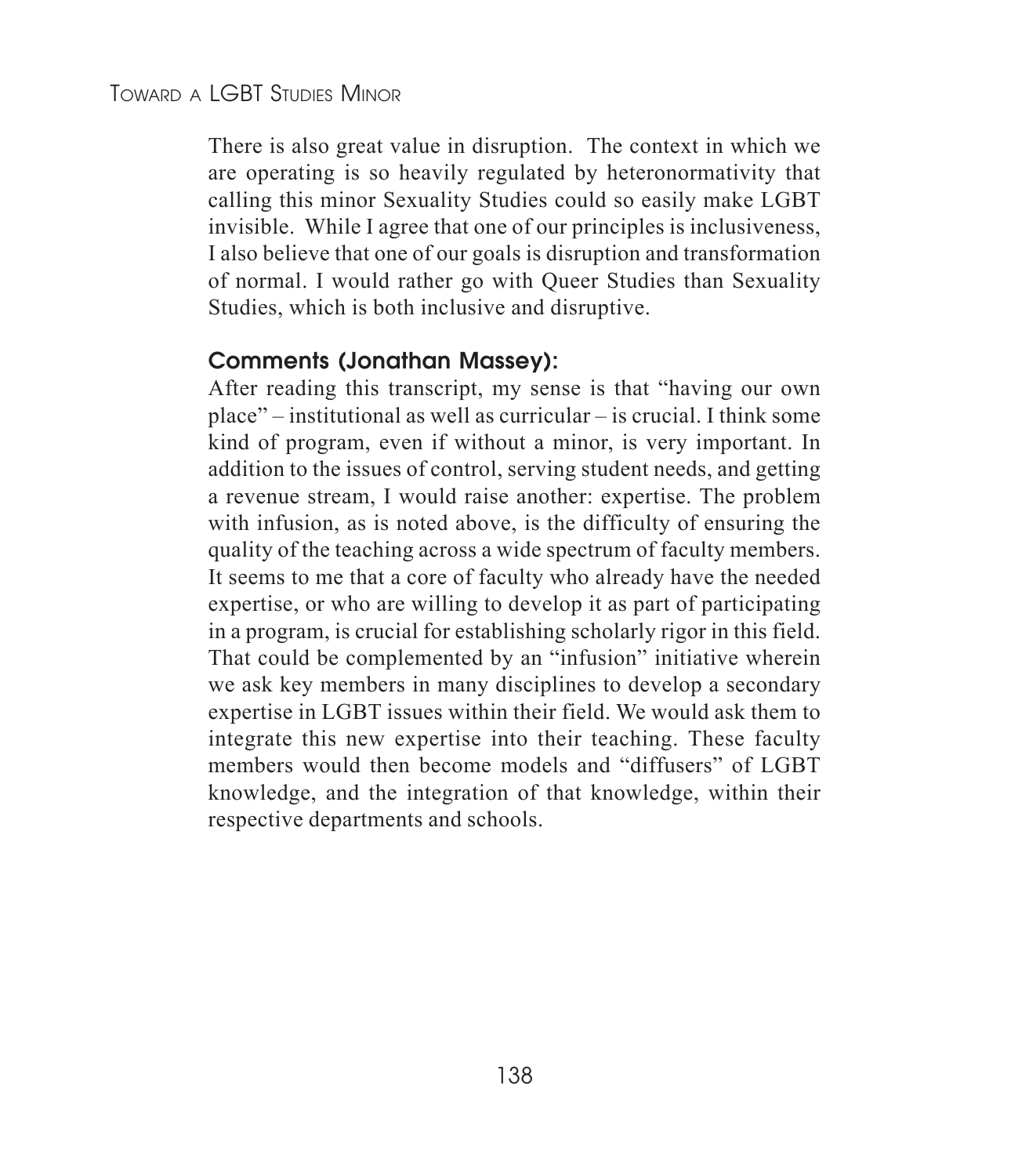There is also great value in disruption. The context in which we are operating is so heavily regulated by heteronormativity that calling this minor Sexuality Studies could so easily make LGBT invisible. While I agree that one of our principles is inclusiveness, I also believe that one of our goals is disruption and transformation of normal. I would rather go with Queer Studies than Sexuality Studies, which is both inclusive and disruptive.

### Comments (Jonathan Massey):

After reading this transcript, my sense is that "having our own place" – institutional as well as curricular – is crucial. I think some kind of program, even if without a minor, is very important. In addition to the issues of control, serving student needs, and getting a revenue stream, I would raise another: expertise. The problem with infusion, as is noted above, is the difficulty of ensuring the quality of the teaching across a wide spectrum of faculty members. It seems to me that a core of faculty who already have the needed expertise, or who are willing to develop it as part of participating in a program, is crucial for establishing scholarly rigor in this field. That could be complemented by an "infusion" initiative wherein we ask key members in many disciplines to develop a secondary expertise in LGBT issues within their field. We would ask them to integrate this new expertise into their teaching. These faculty members would then become models and "diffusers" of LGBT knowledge, and the integration of that knowledge, within their respective departments and schools.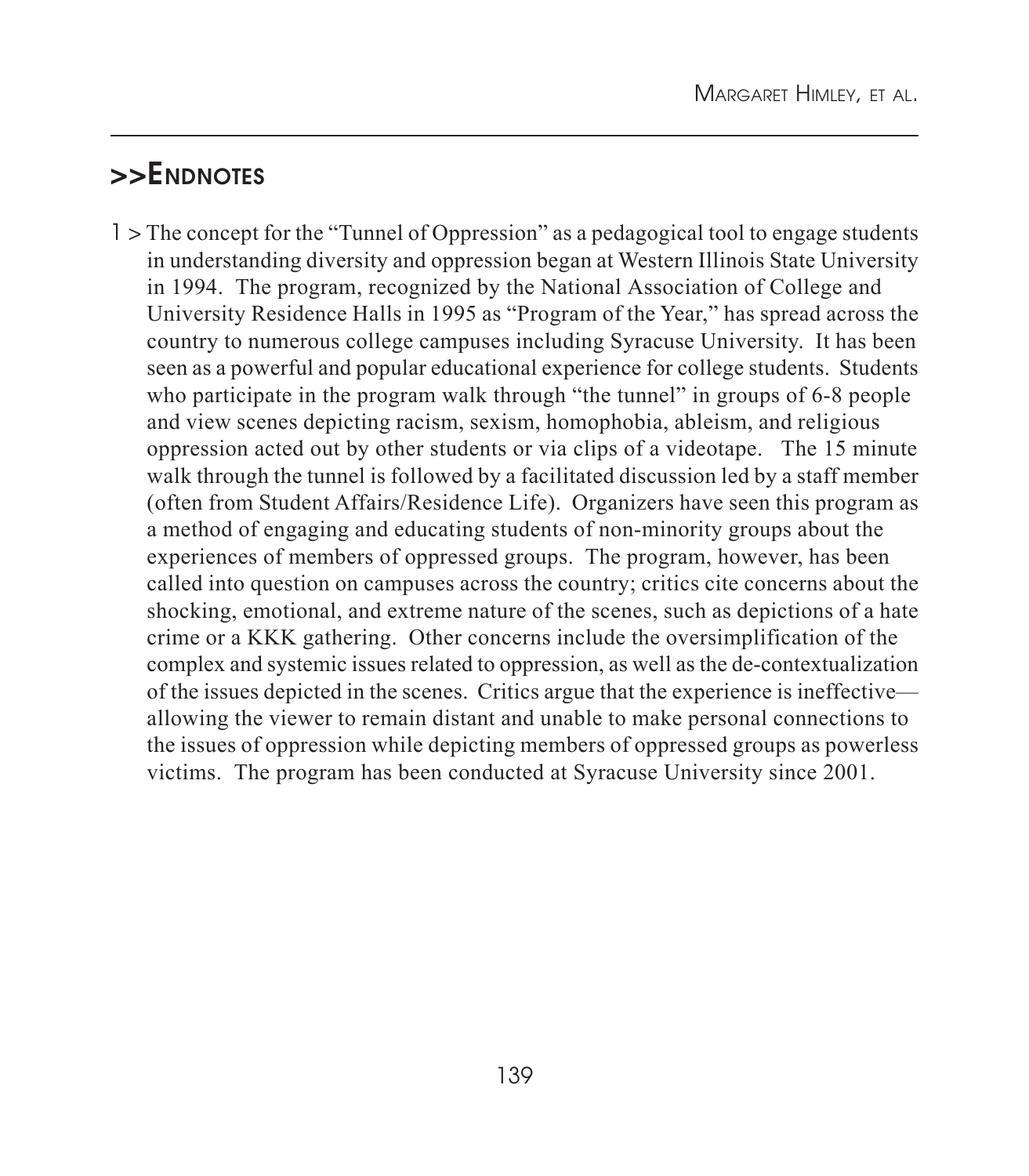## >>Endnotes

1 > The concept for the "Tunnel of Oppression" as a pedagogical tool to engage students in understanding diversity and oppression began at Western Illinois State University in 1994. The program, recognized by the National Association of College and University Residence Halls in 1995 as "Program of the Year," has spread across the country to numerous college campuses including Syracuse University. It has been seen as a powerful and popular educational experience for college students. Students who participate in the program walk through "the tunnel" in groups of 6-8 people and view scenes depicting racism, sexism, homophobia, ableism, and religious oppression acted out by other students or via clips of a videotape. The 15 minute walk through the tunnel is followed by a facilitated discussion led by a staff member (often from Student Affairs/Residence Life). Organizers have seen this program as a method of engaging and educating students of non-minority groups about the experiences of members of oppressed groups. The program, however, has been called into question on campuses across the country; critics cite concerns about the shocking, emotional, and extreme nature of the scenes, such as depictions of a hate crime or a KKK gathering. Other concerns include the oversimplification of the complex and systemic issues related to oppression, as well as the de-contextualization of the issues depicted in the scenes. Critics argue that the experience is ineffective—allowing the viewer to remain distant and unable to make personal connections to the issues of oppression while depicting members of oppressed groups as powerless victims. The program has been conducted at Syracuse University since 2001.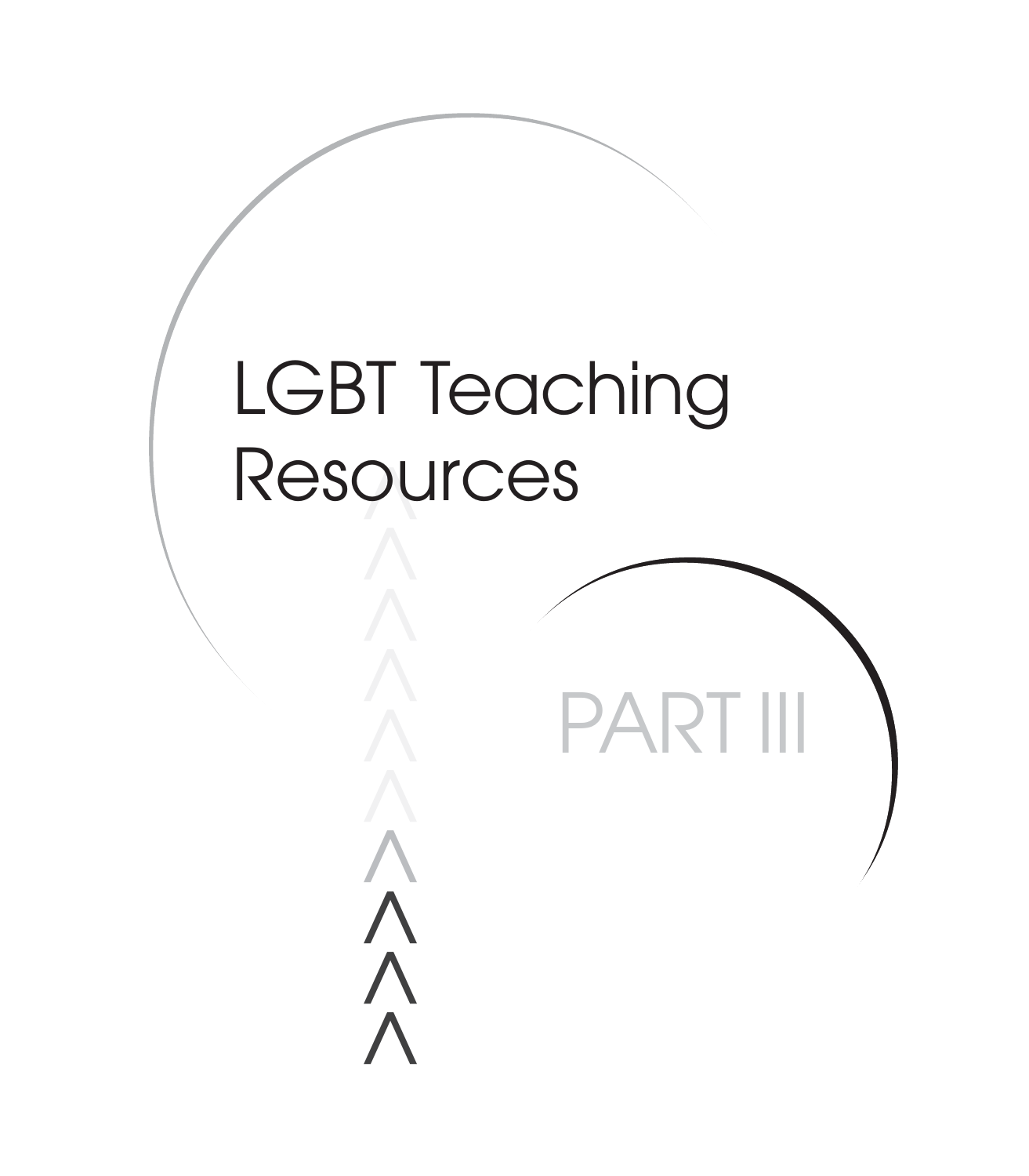# LGBT Teaching Resources

## PART III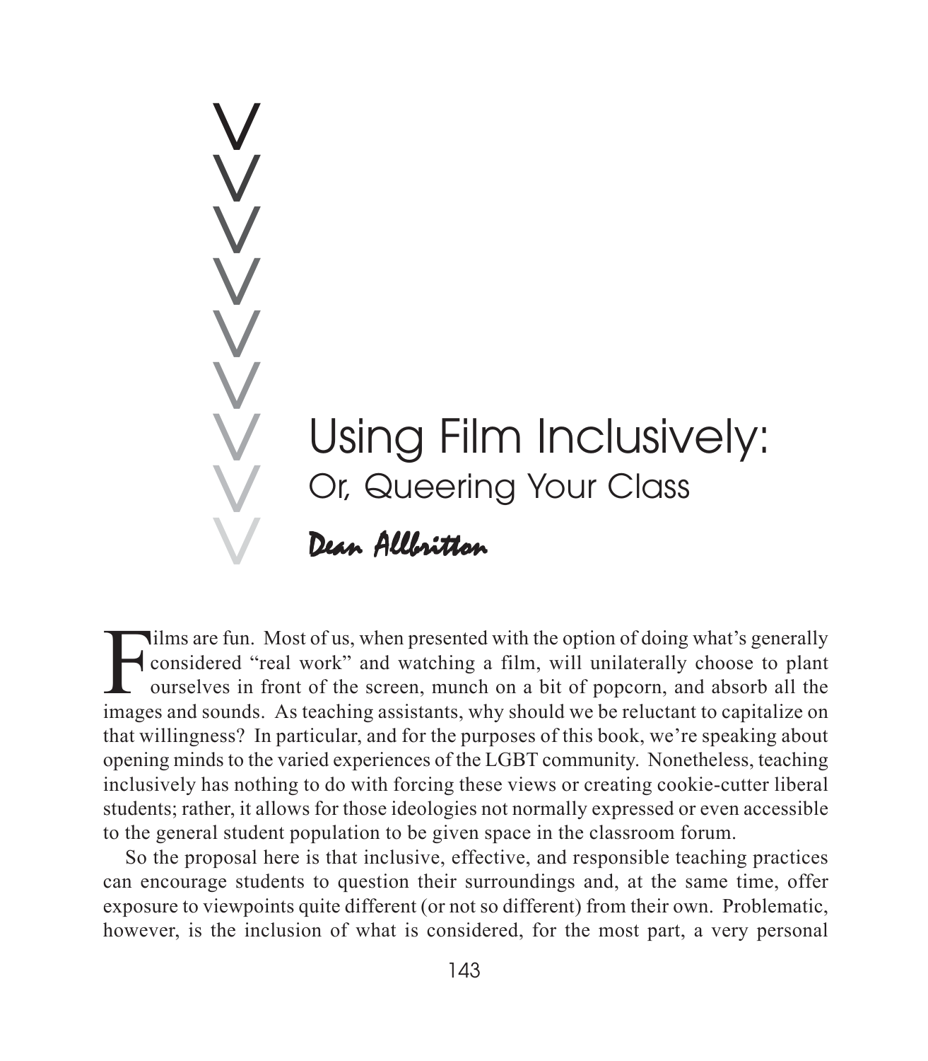# Using Film Inclusively:
## Or, Queering Your Class

*Dean Allbritton*

Films are fun. Most of us, when presented with the option of doing what's generally considered "real work" and watching a film, will unilaterally choose to plant ourselves in front of the screen, munch on a bit of popcorn, and absorb all the images and sounds. As teaching assistants, why should we be reluctant to capitalize on that willingness? In particular, and for the purposes of this book, we're speaking about opening minds to the varied experiences of the LGBT community. Nonetheless, teaching inclusively has nothing to do with forcing these views or creating cookie-cutter liberal students; rather, it allows for those ideologies not normally expressed or even accessible to the general student population to be given space in the classroom forum.

So the proposal here is that inclusive, effective, and responsible teaching practices can encourage students to question their surroundings and, at the same time, offer exposure to viewpoints quite different (or not so different) from their own. Problematic, however, is the inclusion of what is considered, for the most part, a very personal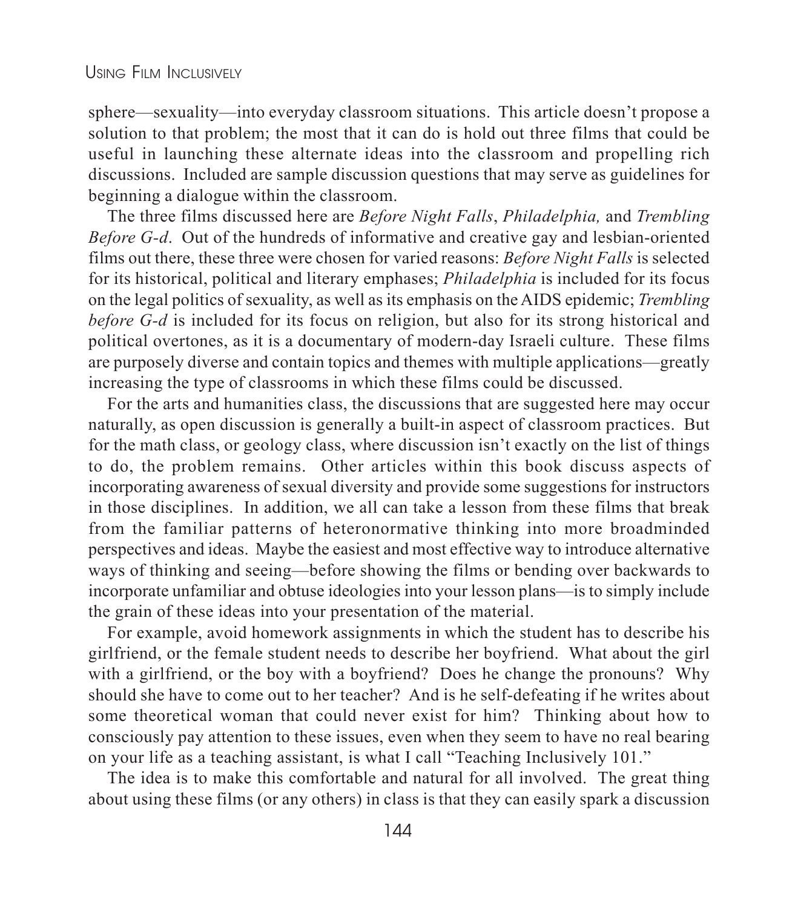sphere—sexuality—into everyday classroom situations. This article doesn't propose a solution to that problem; the most that it can do is hold out three films that could be useful in launching these alternate ideas into the classroom and propelling rich discussions. Included are sample discussion questions that may serve as guidelines for beginning a dialogue within the classroom.

The three films discussed here are *Before Night Falls*, *Philadelphia,* and *Trembling Before G-d*. Out of the hundreds of informative and creative gay and lesbian-oriented films out there, these three were chosen for varied reasons: *Before Night Falls* is selected for its historical, political and literary emphases; *Philadelphia* is included for its focus on the legal politics of sexuality, as well as its emphasis on the AIDS epidemic; *Trembling before G-d* is included for its focus on religion, but also for its strong historical and political overtones, as it is a documentary of modern-day Israeli culture. These films are purposely diverse and contain topics and themes with multiple applications—greatly increasing the type of classrooms in which these films could be discussed.

For the arts and humanities class, the discussions that are suggested here may occur naturally, as open discussion is generally a built-in aspect of classroom practices. But for the math class, or geology class, where discussion isn't exactly on the list of things to do, the problem remains. Other articles within this book discuss aspects of incorporating awareness of sexual diversity and provide some suggestions for instructors in those disciplines. In addition, we all can take a lesson from these films that break from the familiar patterns of heteronormative thinking into more broadminded perspectives and ideas. Maybe the easiest and most effective way to introduce alternative ways of thinking and seeing—before showing the films or bending over backwards to incorporate unfamiliar and obtuse ideologies into your lesson plans—is to simply include the grain of these ideas into your presentation of the material.

For example, avoid homework assignments in which the student has to describe his girlfriend, or the female student needs to describe her boyfriend. What about the girl with a girlfriend, or the boy with a boyfriend? Does he change the pronouns? Why should she have to come out to her teacher? And is he self-defeating if he writes about some theoretical woman that could never exist for him? Thinking about how to consciously pay attention to these issues, even when they seem to have no real bearing on your life as a teaching assistant, is what I call "Teaching Inclusively 101."

The idea is to make this comfortable and natural for all involved. The great thing about using these films (or any others) in class is that they can easily spark a discussion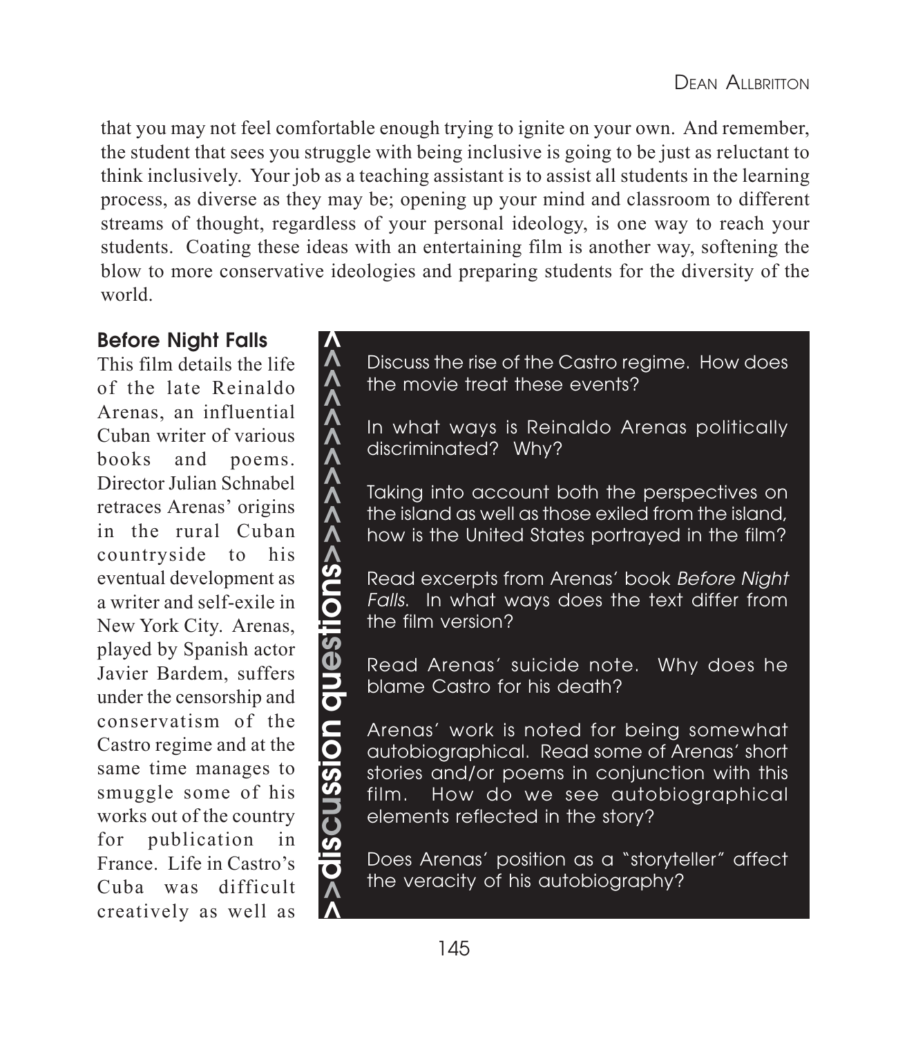that you may not feel comfortable enough trying to ignite on your own. And remember, the student that sees you struggle with being inclusive is going to be just as reluctant to think inclusively. Your job as a teaching assistant is to assist all students in the learning process, as diverse as they may be; opening up your mind and classroom to different streams of thought, regardless of your personal ideology, is one way to reach your students. Coating these ideas with an entertaining film is another way, softening the blow to more conservative ideologies and preparing students for the diversity of the world.

### Before Night Falls

This film details the life of the late Reinaldo Arenas, an influential Cuban writer of various books and poems. Director Julian Schnabel retraces Arenas' origins in the rural Cuban countryside to his eventual development as a writer and self-exile in New York City. Arenas, played by Spanish actor Javier Bardem, suffers under the censorship and conservatism of the Castro regime and at the same time manages to smuggle some of his works out of the country for publication in France. Life in Castro's Cuba was difficult creatively as well as

**discussion questions**

Discuss the rise of the Castro regime. How does the movie treat these events?

In what ways is Reinaldo Arenas politically discriminated? Why?

Taking into account both the perspectives on the island as well as those exiled from the island, how is the United States portrayed in the film?

Read excerpts from Arenas' book *Before Night Falls*. In what ways does the text differ from the film version?

Read Arenas' suicide note. Why does he blame Castro for his death?

Arenas' work is noted for being somewhat autobiographical. Read some of Arenas' short stories and/or poems in conjunction with this film. How do we see autobiographical elements reflected in the story?

Does Arenas' position as a "storyteller" affect the veracity of his autobiography?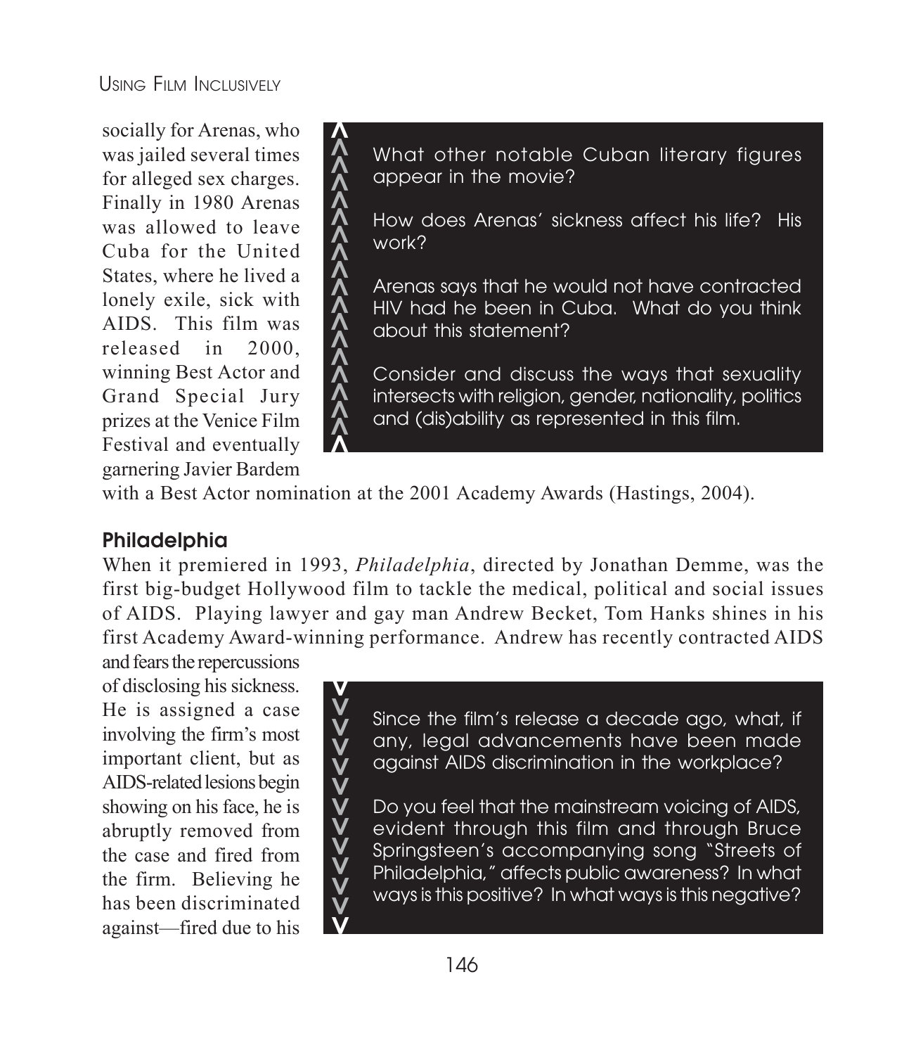socially for Arenas, who was jailed several times for alleged sex charges. Finally in 1980 Arenas was allowed to leave Cuba for the United States, where he lived a lonely exile, sick with AIDS. This film was released in 2000, winning Best Actor and Grand Special Jury prizes at the Venice Film Festival and eventually garnering Javier Bardem with a Best Actor nomination at the 2001 Academy Awards (Hastings, 2004).

> What other notable Cuban literary figures appear in the movie?
>
> How does Arenas' sickness affect his life? His work?
>
> Arenas says that he would not have contracted HIV had he been in Cuba. What do you think about this statement?
>
> Consider and discuss the ways that sexuality intersects with religion, gender, nationality, politics and (dis)ability as represented in this film.

### Philadelphia

When it premiered in 1993, *Philadelphia*, directed by Jonathan Demme, was the first big-budget Hollywood film to tackle the medical, political and social issues of AIDS. Playing lawyer and gay man Andrew Becket, Tom Hanks shines in his first Academy Award-winning performance. Andrew has recently contracted AIDS and fears the repercussions of disclosing his sickness. He is assigned a case involving the firm's most important client, but as AIDS-related lesions begin showing on his face, he is abruptly removed from the case and fired from the firm. Believing he has been discriminated against—fired due to his

> Since the film's release a decade ago, what, if any, legal advancements have been made against AIDS discrimination in the workplace?
>
> Do you feel that the mainstream voicing of AIDS, evident through this film and through Bruce Springsteen's accompanying song "Streets of Philadelphia," affects public awareness? In what ways is this positive? In what ways is this negative?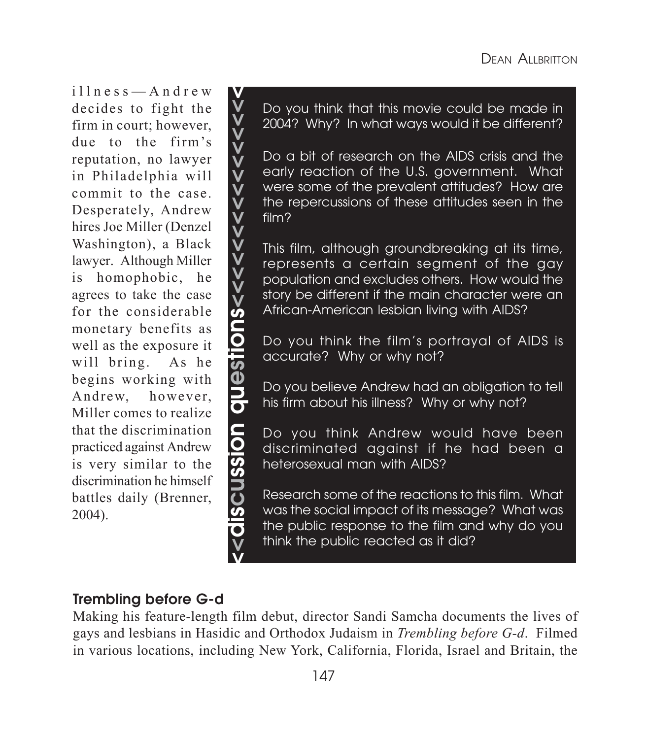illness—Andrew decides to fight the firm in court; however, due to the firm's reputation, no lawyer in Philadelphia will commit to the case. Desperately, Andrew hires Joe Miller (Denzel Washington), a Black lawyer. Although Miller is homophobic, he agrees to take the case for the considerable monetary benefits as well as the exposure it will bring. As he begins working with Andrew, however, Miller comes to realize that the discrimination practiced against Andrew is very similar to the discrimination he himself battles daily (Brenner, 2004).

**discussion questions**

Do you think that this movie could be made in 2004? Why? In what ways would it be different?

Do a bit of research on the AIDS crisis and the early reaction of the U.S. government. What were some of the prevalent attitudes? How are the repercussions of these attitudes seen in the film?

This film, although groundbreaking at its time, represents a certain segment of the gay population and excludes others. How would the story be different if the main character were an African-American lesbian living with AIDS?

Do you think the film's portrayal of AIDS is accurate? Why or why not?

Do you believe Andrew had an obligation to tell his firm about his illness? Why or why not?

Do you think Andrew would have been discriminated against if he had been a heterosexual man with AIDS?

Research some of the reactions to this film. What was the social impact of its message? What was the public response to the film and why do you think the public reacted as it did?

## Trembling before G-d

Making his feature-length film debut, director Sandi Samcha documents the lives of gays and lesbians in Hasidic and Orthodox Judaism in *Trembling before G-d*. Filmed in various locations, including New York, California, Florida, Israel and Britain, the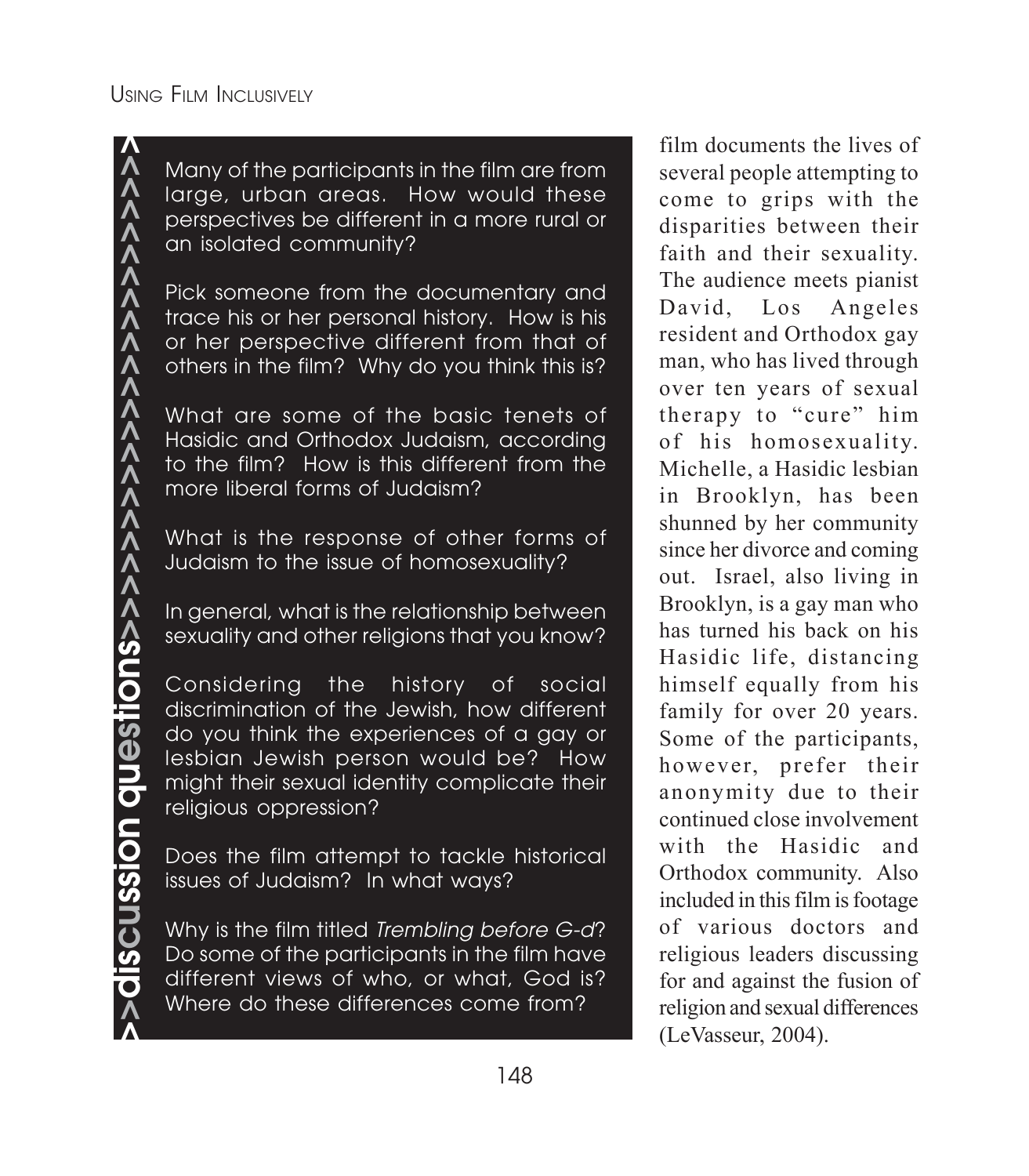## discussion questions

Many of the participants in the film are from large, urban areas. How would these perspectives be different in a more rural or an isolated community?

Pick someone from the documentary and trace his or her personal history. How is his or her perspective different from that of others in the film? Why do you think this is?

What are some of the basic tenets of Hasidic and Orthodox Judaism, according to the film? How is this different from the more liberal forms of Judaism?

What is the response of other forms of Judaism to the issue of homosexuality?

In general, what is the relationship between sexuality and other religions that you know?

Considering the history of social discrimination of the Jewish, how different do you think the experiences of a gay or lesbian Jewish person would be? How might their sexual identity complicate their religious oppression?

Does the film attempt to tackle historical issues of Judaism? In what ways?

Why is the film titled *Trembling before G-d*? Do some of the participants in the film have different views of who, or what, God is? Where do these differences come from?

film documents the lives of several people attempting to come to grips with the disparities between their faith and their sexuality. The audience meets pianist David, Los Angeles resident and Orthodox gay man, who has lived through over ten years of sexual therapy to "cure" him of his homosexuality. Michelle, a Hasidic lesbian in Brooklyn, has been shunned by her community since her divorce and coming out. Israel, also living in Brooklyn, is a gay man who has turned his back on his Hasidic life, distancing himself equally from his family for over 20 years. Some of the participants, however, prefer their anonymity due to their continued close involvement with the Hasidic and Orthodox community. Also included in this film is footage of various doctors and religious leaders discussing for and against the fusion of religion and sexual differences (LeVasseur, 2004).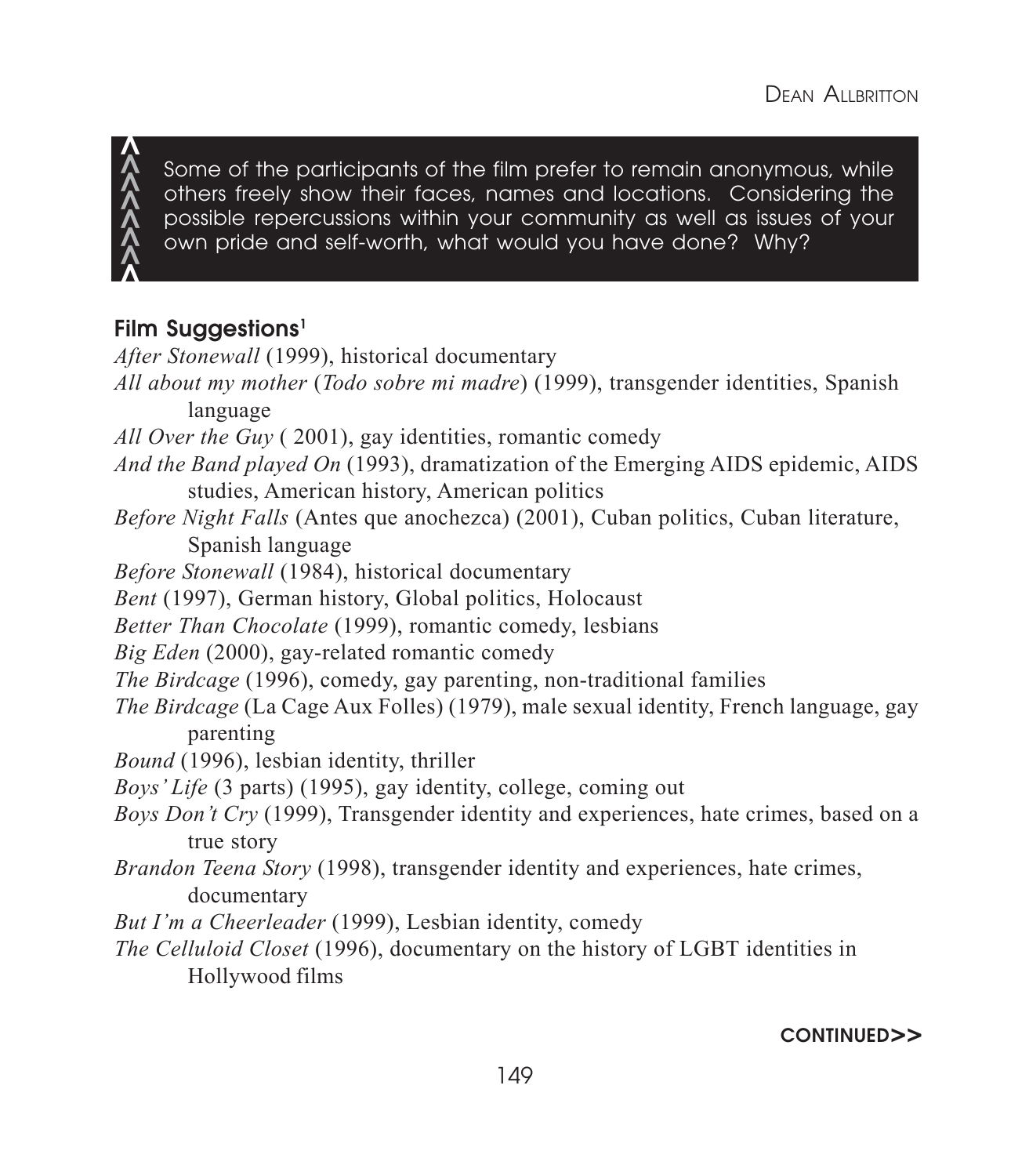> Some of the participants of the film prefer to remain anonymous, while others freely show their faces, names and locations. Considering the possible repercussions within your community as well as issues of your own pride and self-worth, what would you have done? Why?

### Film Suggestions[1]

*After Stonewall* (1999), historical documentary

*All about my mother* (*Todo sobre mi madre*) (1999), transgender identities, Spanish language

*All Over the Guy* ( 2001), gay identities, romantic comedy

*And the Band played On* (1993), dramatization of the Emerging AIDS epidemic, AIDS studies, American history, American politics

*Before Night Falls* (Antes que anochezca) (2001), Cuban politics, Cuban literature, Spanish language

*Before Stonewall* (1984), historical documentary

*Bent* (1997), German history, Global politics, Holocaust

*Better Than Chocolate* (1999), romantic comedy, lesbians

*Big Eden* (2000), gay-related romantic comedy

*The Birdcage* (1996), comedy, gay parenting, non-traditional families

*The Birdcage* (La Cage Aux Folles) (1979), male sexual identity, French language, gay parenting

*Bound* (1996), lesbian identity, thriller

*Boys' Life* (3 parts) (1995), gay identity, college, coming out

*Boys Don't Cry* (1999), Transgender identity and experiences, hate crimes, based on a true story

*Brandon Teena Story* (1998), transgender identity and experiences, hate crimes, documentary

*But I'm a Cheerleader* (1999), Lesbian identity, comedy

*The Celluloid Closet* (1996), documentary on the history of LGBT identities in Hollywood films

**CONTINUED>>**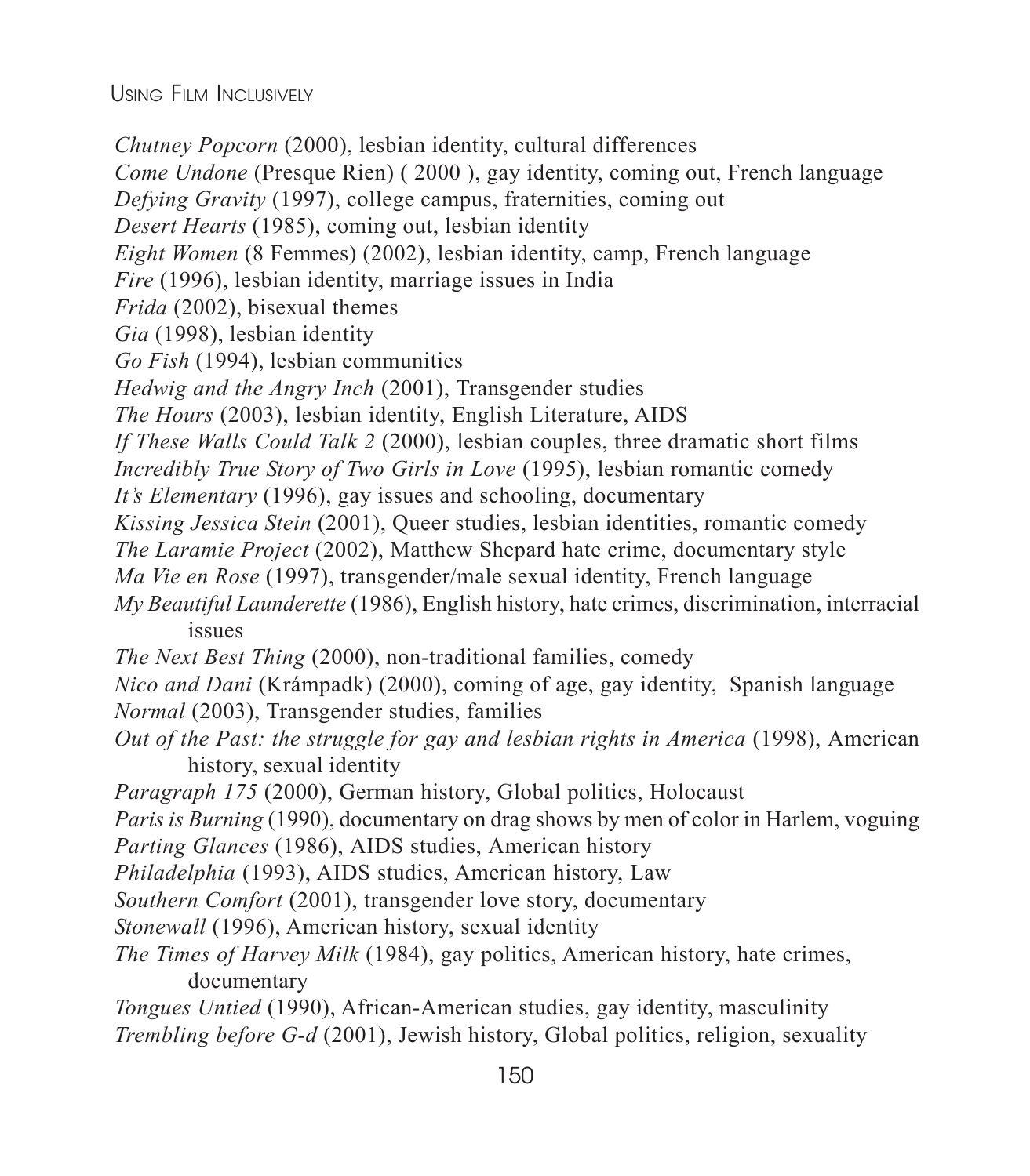*Chutney Popcorn* (2000), lesbian identity, cultural differences

*Come Undone* (Presque Rien) ( 2000 ), gay identity, coming out, French language

*Defying Gravity* (1997), college campus, fraternities, coming out

*Desert Hearts* (1985), coming out, lesbian identity

*Eight Women* (8 Femmes) (2002), lesbian identity, camp, French language

*Fire* (1996), lesbian identity, marriage issues in India

*Frida* (2002), bisexual themes

*Gia* (1998), lesbian identity

*Go Fish* (1994), lesbian communities

*Hedwig and the Angry Inch* (2001), Transgender studies

*The Hours* (2003), lesbian identity, English Literature, AIDS

*If These Walls Could Talk 2* (2000), lesbian couples, three dramatic short films

*Incredibly True Story of Two Girls in Love* (1995), lesbian romantic comedy

*It's Elementary* (1996), gay issues and schooling, documentary

*Kissing Jessica Stein* (2001), Queer studies, lesbian identities, romantic comedy

*The Laramie Project* (2002), Matthew Shepard hate crime, documentary style

*Ma Vie en Rose* (1997), transgender/male sexual identity, French language

*My Beautiful Launderette* (1986), English history, hate crimes, discrimination, interracial issues

*The Next Best Thing* (2000), non-traditional families, comedy

*Nico and Dani* (Krámpadk) (2000), coming of age, gay identity, Spanish language

*Normal* (2003), Transgender studies, families

*Out of the Past: the struggle for gay and lesbian rights in America* (1998), American history, sexual identity

*Paragraph 175* (2000), German history, Global politics, Holocaust

*Paris is Burning* (1990), documentary on drag shows by men of color in Harlem, voguing

*Parting Glances* (1986), AIDS studies, American history

*Philadelphia* (1993), AIDS studies, American history, Law

*Southern Comfort* (2001), transgender love story, documentary

*Stonewall* (1996), American history, sexual identity

*The Times of Harvey Milk* (1984), gay politics, American history, hate crimes, documentary

*Tongues Untied* (1990), African-American studies, gay identity, masculinity

*Trembling before G-d* (2001), Jewish history, Global politics, religion, sexuality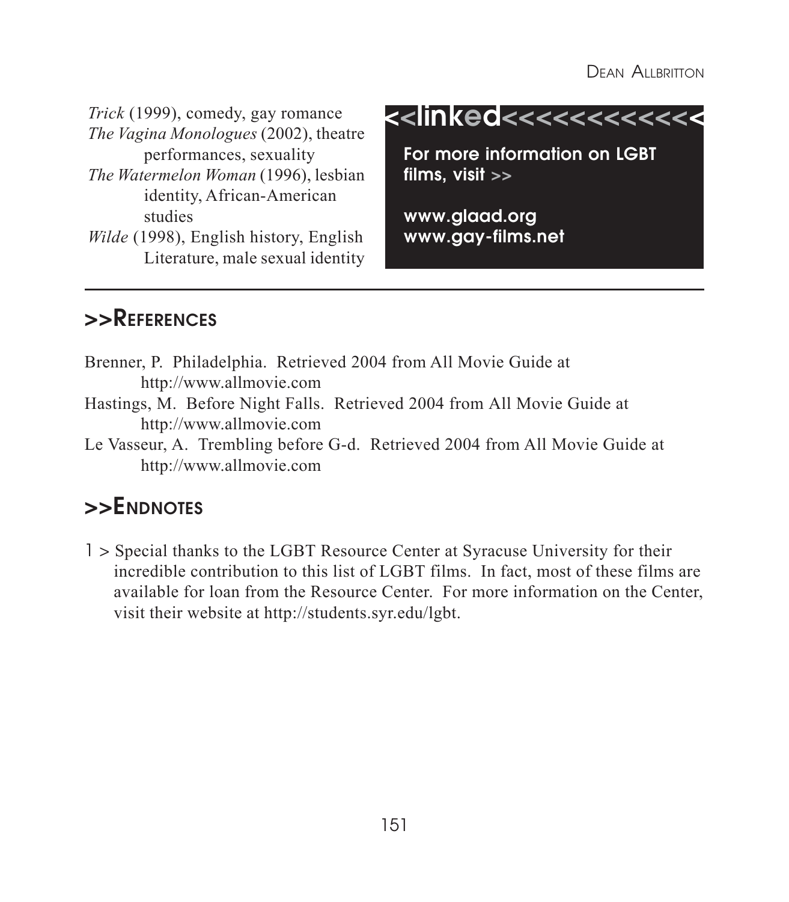*Trick* (1999), comedy, gay romance
*The Vagina Monologues* (2002), theatre performances, sexuality
*The Watermelon Woman* (1996), lesbian identity, African-American studies
*Wilde* (1998), English history, English Literature, male sexual identity

**<<linked<<<<<<<<<<<<**

**For more information on LGBT films, visit >>**

**www.glaad.org**
**www.gay-films.net**

## >>References

Brenner, P. Philadelphia. Retrieved 2004 from All Movie Guide at http://www.allmovie.com

Hastings, M. Before Night Falls. Retrieved 2004 from All Movie Guide at http://www.allmovie.com

Le Vasseur, A. Trembling before G-d. Retrieved 2004 from All Movie Guide at http://www.allmovie.com

## >>Endnotes

1 > Special thanks to the LGBT Resource Center at Syracuse University for their incredible contribution to this list of LGBT films. In fact, most of these films are available for loan from the Resource Center. For more information on the Center, visit their website at http://students.syr.edu/lgbt.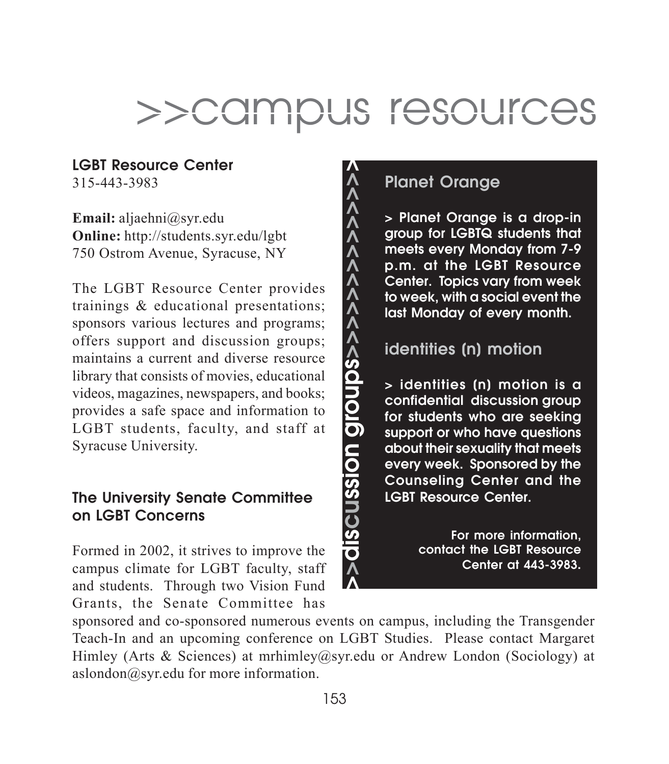# >>campus resources

### LGBT Resource Center

315-443-3983

**Email:** aljaehni@syr.edu
**Online:** http://students.syr.edu/lgbt
750 Ostrom Avenue, Syracuse, NY

The LGBT Resource Center provides trainings & educational presentations; sponsors various lectures and programs; offers support and discussion groups; maintains a current and diverse resource library that consists of movies, educational videos, magazines, newspapers, and books; provides a safe space and information to LGBT students, faculty, and staff at Syracuse University.

### The University Senate Committee on LGBT Concerns

Formed in 2002, it strives to improve the campus climate for LGBT faculty, staff and students. Through two Vision Fund Grants, the Senate Committee has sponsored and co-sponsored numerous events on campus, including the Transgender Teach-In and an upcoming conference on LGBT Studies. Please contact Margaret Himley (Arts & Sciences) at mrhimley@syr.edu or Andrew London (Sociology) at aslondon@syr.edu for more information.

## >discussion groups

### Planet Orange

> Planet Orange is a drop-in group for LGBTQ students that meets every Monday from 7-9 p.m. at the LGBT Resource Center. Topics vary from week to week, with a social event the last Monday of every month.

### identities (n) motion

> identities (n) motion is a confidential discussion group for students who are seeking support or who have questions about their sexuality that meets every week. Sponsored by the Counseling Center and the LGBT Resource Center.

**For more information, contact the LGBT Resource Center at 443-3983.**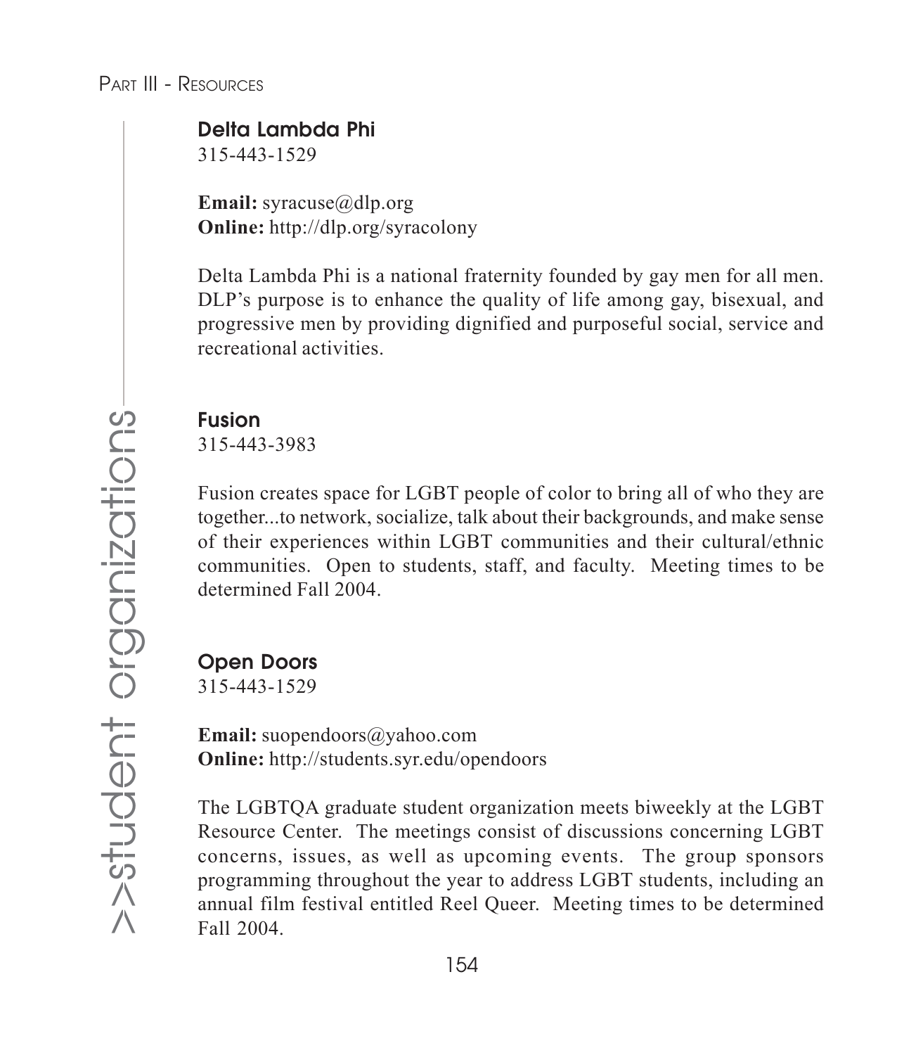### Delta Lambda Phi

315-443-1529

**Email:** syracuse@dlp.org
**Online:** http://dlp.org/syracolony

Delta Lambda Phi is a national fraternity founded by gay men for all men. DLP's purpose is to enhance the quality of life among gay, bisexual, and progressive men by providing dignified and purposeful social, service and recreational activities.

### Fusion

315-443-3983

Fusion creates space for LGBT people of color to bring all of who they are together...to network, socialize, talk about their backgrounds, and make sense of their experiences within LGBT communities and their cultural/ethnic communities. Open to students, staff, and faculty. Meeting times to be determined Fall 2004.

### Open Doors

315-443-1529

**Email:** suopendoors@yahoo.com
**Online:** http://students.syr.edu/opendoors

The LGBTQA graduate student organization meets biweekly at the LGBT Resource Center. The meetings consist of discussions concerning LGBT concerns, issues, as well as upcoming events. The group sponsors programming throughout the year to address LGBT students, including an annual film festival entitled Reel Queer. Meeting times to be determined Fall 2004.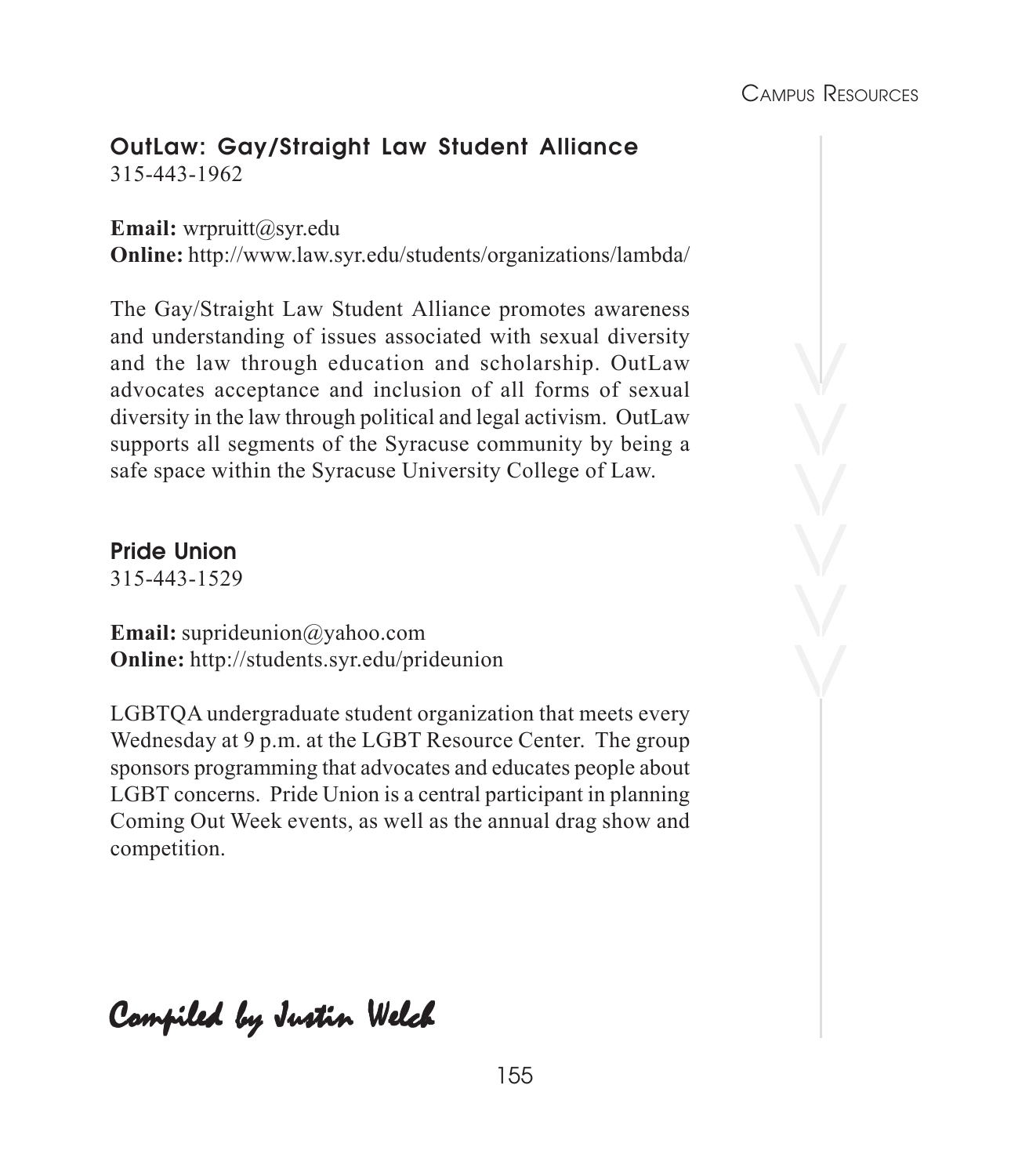### OutLaw: Gay/Straight Law Student Alliance

315-443-1962

**Email:** wrpruitt@syr.edu
**Online:** http://www.law.syr.edu/students/organizations/lambda/

The Gay/Straight Law Student Alliance promotes awareness and understanding of issues associated with sexual diversity and the law through education and scholarship. OutLaw advocates acceptance and inclusion of all forms of sexual diversity in the law through political and legal activism. OutLaw supports all segments of the Syracuse community by being a safe space within the Syracuse University College of Law.

### Pride Union

315-443-1529

**Email:** suprideunion@yahoo.com
**Online:** http://students.syr.edu/prideunion

LGBTQA undergraduate student organization that meets every Wednesday at 9 p.m. at the LGBT Resource Center. The group sponsors programming that advocates and educates people about LGBT concerns. Pride Union is a central participant in planning Coming Out Week events, as well as the annual drag show and competition.

*Compiled by Justin Welch*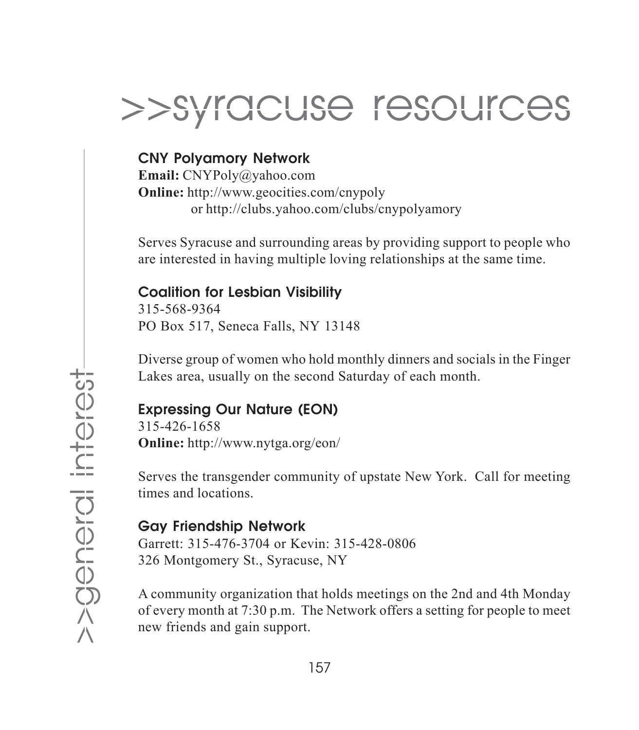# >>syracuse resources

>>general interest

### CNY Polyamory Network

**Email:** CNYPoly@yahoo.com
**Online:** http://www.geocities.com/cnypoly
or http://clubs.yahoo.com/clubs/cnypolyamory

Serves Syracuse and surrounding areas by providing support to people who are interested in having multiple loving relationships at the same time.

### Coalition for Lesbian Visibility

315-568-9364
PO Box 517, Seneca Falls, NY 13148

Diverse group of women who hold monthly dinners and socials in the Finger Lakes area, usually on the second Saturday of each month.

### Expressing Our Nature (EON)

315-426-1658
**Online:** http://www.nytga.org/eon/

Serves the transgender community of upstate New York. Call for meeting times and locations.

### Gay Friendship Network

Garrett: 315-476-3704 or Kevin: 315-428-0806
326 Montgomery St., Syracuse, NY

A community organization that holds meetings on the 2nd and 4th Monday of every month at 7:30 p.m. The Network offers a setting for people to meet new friends and gain support.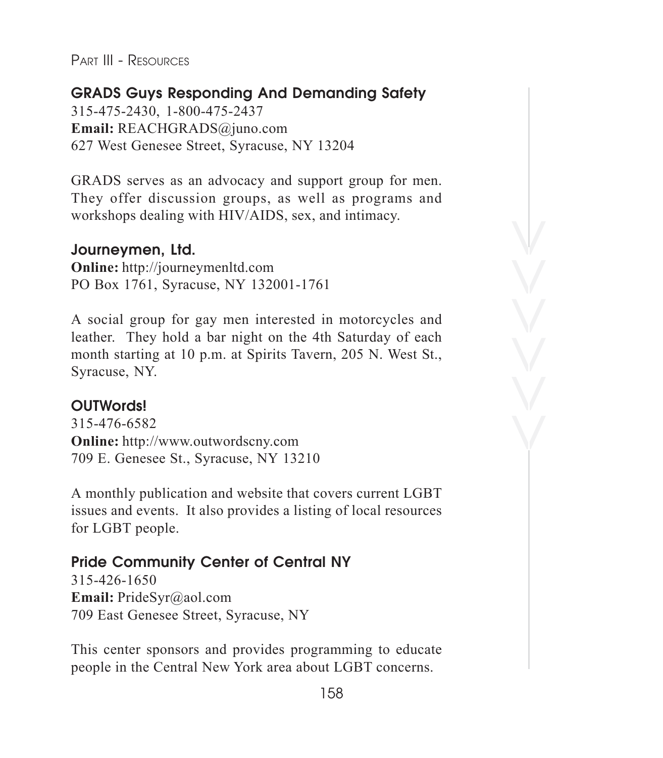## GRADS Guys Responding And Demanding Safety

315-475-2430, 1-800-475-2437
**Email:** REACHGRADS@juno.com
627 West Genesee Street, Syracuse, NY 13204

GRADS serves as an advocacy and support group for men. They offer discussion groups, as well as programs and workshops dealing with HIV/AIDS, sex, and intimacy.

## Journeymen, Ltd.

**Online:** http://journeymenltd.com
PO Box 1761, Syracuse, NY 132001-1761

A social group for gay men interested in motorcycles and leather. They hold a bar night on the 4th Saturday of each month starting at 10 p.m. at Spirits Tavern, 205 N. West St., Syracuse, NY.

## OUTWords!

315-476-6582
**Online:** http://www.outwordscny.com
709 E. Genesee St., Syracuse, NY 13210

A monthly publication and website that covers current LGBT issues and events. It also provides a listing of local resources for LGBT people.

## Pride Community Center of Central NY

315-426-1650
**Email:** PrideSyr@aol.com
709 East Genesee Street, Syracuse, NY

This center sponsors and provides programming to educate people in the Central New York area about LGBT concerns.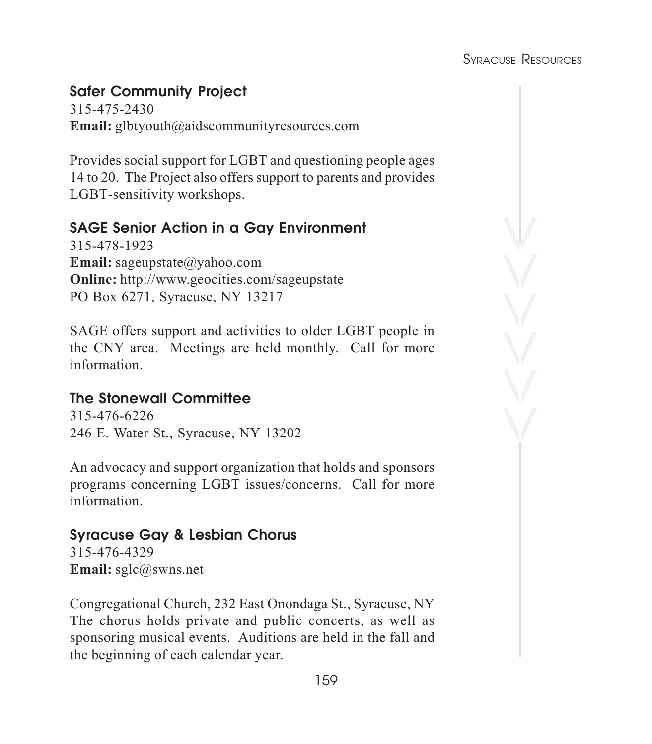### Safer Community Project

315-475-2430
**Email:** glbtyouth@aidscommunityresources.com

Provides social support for LGBT and questioning people ages 14 to 20. The Project also offers support to parents and provides LGBT-sensitivity workshops.

### SAGE Senior Action in a Gay Environment

315-478-1923
**Email:** sageupstate@yahoo.com
**Online:** http://www.geocities.com/sageupstate
PO Box 6271, Syracuse, NY 13217

SAGE offers support and activities to older LGBT people in the CNY area. Meetings are held monthly. Call for more information.

### The Stonewall Committee

315-476-6226
246 E. Water St., Syracuse, NY 13202

An advocacy and support organization that holds and sponsors programs concerning LGBT issues/concerns. Call for more information.

### Syracuse Gay & Lesbian Chorus

315-476-4329
**Email:** sglc@swns.net

Congregational Church, 232 East Onondaga St., Syracuse, NY
The chorus holds private and public concerts, as well as sponsoring musical events. Auditions are held in the fall and the beginning of each calendar year.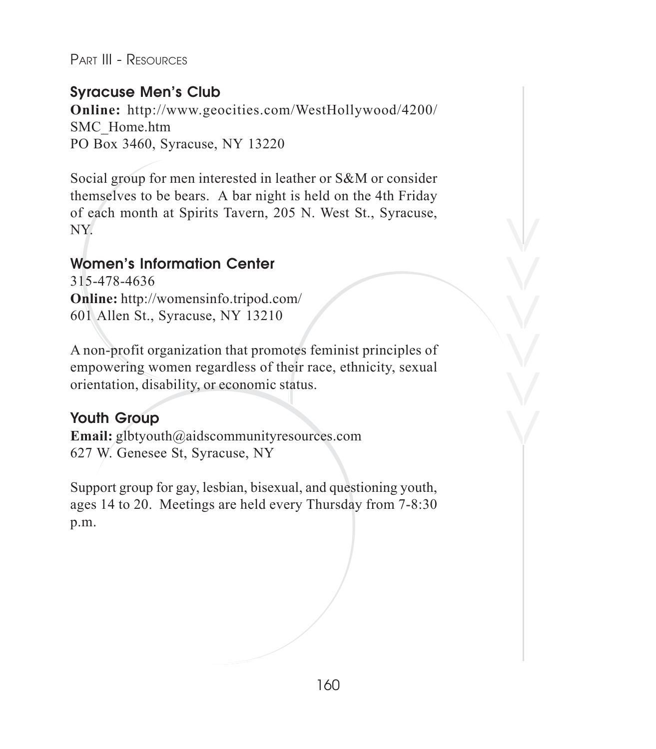### Syracuse Men's Club

**Online:** http://www.geocities.com/WestHollywood/4200/SMC_Home.htm
PO Box 3460, Syracuse, NY 13220

Social group for men interested in leather or S&M or consider themselves to be bears. A bar night is held on the 4th Friday of each month at Spirits Tavern, 205 N. West St., Syracuse, NY.

### Women's Information Center

315-478-4636
**Online:** http://womensinfo.tripod.com/
601 Allen St., Syracuse, NY 13210

A non-profit organization that promotes feminist principles of empowering women regardless of their race, ethnicity, sexual orientation, disability, or economic status.

### Youth Group

**Email:** glbtyouth@aidscommunityresources.com
627 W. Genesee St, Syracuse, NY

Support group for gay, lesbian, bisexual, and questioning youth, ages 14 to 20. Meetings are held every Thursday from 7-8:30 p.m.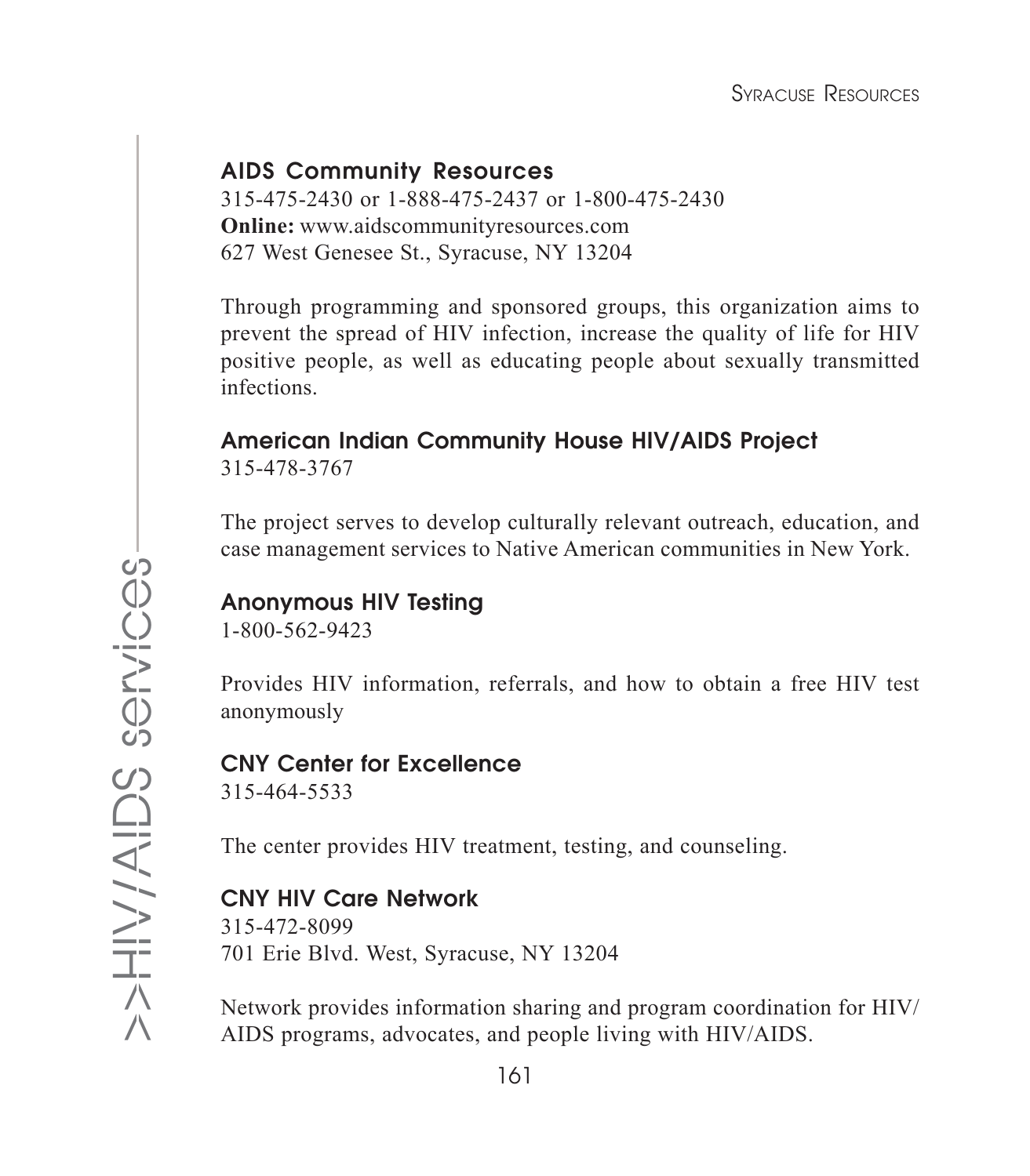### AIDS Community Resources

315-475-2430 or 1-888-475-2437 or 1-800-475-2430
**Online:** www.aidscommunityresources.com
627 West Genesee St., Syracuse, NY 13204

Through programming and sponsored groups, this organization aims to prevent the spread of HIV infection, increase the quality of life for HIV positive people, as well as educating people about sexually transmitted infections.

### American Indian Community House HIV/AIDS Project

315-478-3767

The project serves to develop culturally relevant outreach, education, and case management services to Native American communities in New York.

### Anonymous HIV Testing

1-800-562-9423

Provides HIV information, referrals, and how to obtain a free HIV test anonymously

### CNY Center for Excellence

315-464-5533

The center provides HIV treatment, testing, and counseling.

### CNY HIV Care Network

315-472-8099
701 Erie Blvd. West, Syracuse, NY 13204

Network provides information sharing and program coordination for HIV/AIDS programs, advocates, and people living with HIV/AIDS.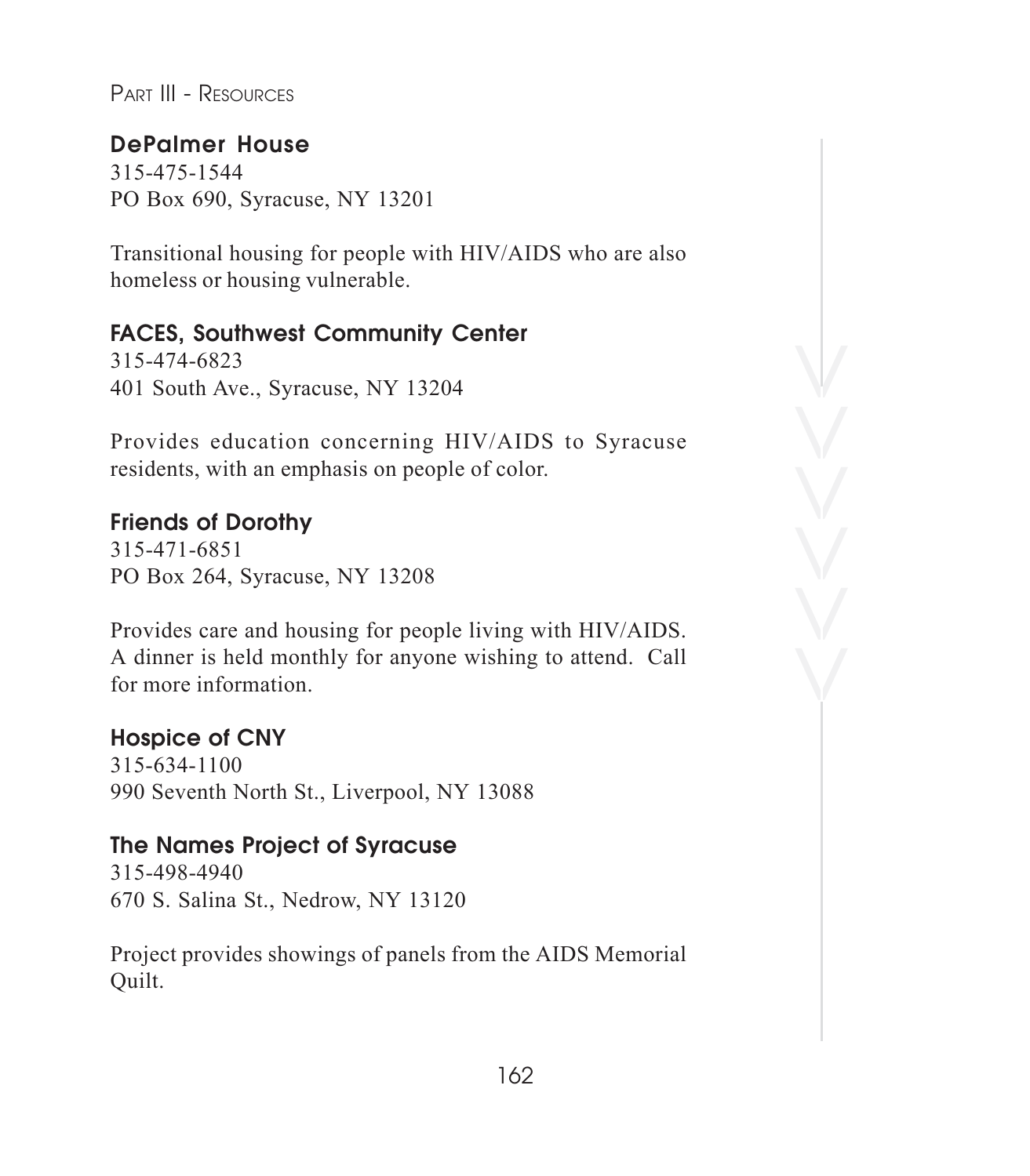## DePalmer House

315-475-1544
PO Box 690, Syracuse, NY 13201

Transitional housing for people with HIV/AIDS who are also homeless or housing vulnerable.

## FACES, Southwest Community Center

315-474-6823
401 South Ave., Syracuse, NY 13204

Provides education concerning HIV/AIDS to Syracuse residents, with an emphasis on people of color.

## Friends of Dorothy

315-471-6851
PO Box 264, Syracuse, NY 13208

Provides care and housing for people living with HIV/AIDS. A dinner is held monthly for anyone wishing to attend. Call for more information.

## Hospice of CNY

315-634-1100
990 Seventh North St., Liverpool, NY 13088

## The Names Project of Syracuse

315-498-4940
670 S. Salina St., Nedrow, NY 13120

Project provides showings of panels from the AIDS Memorial Quilt.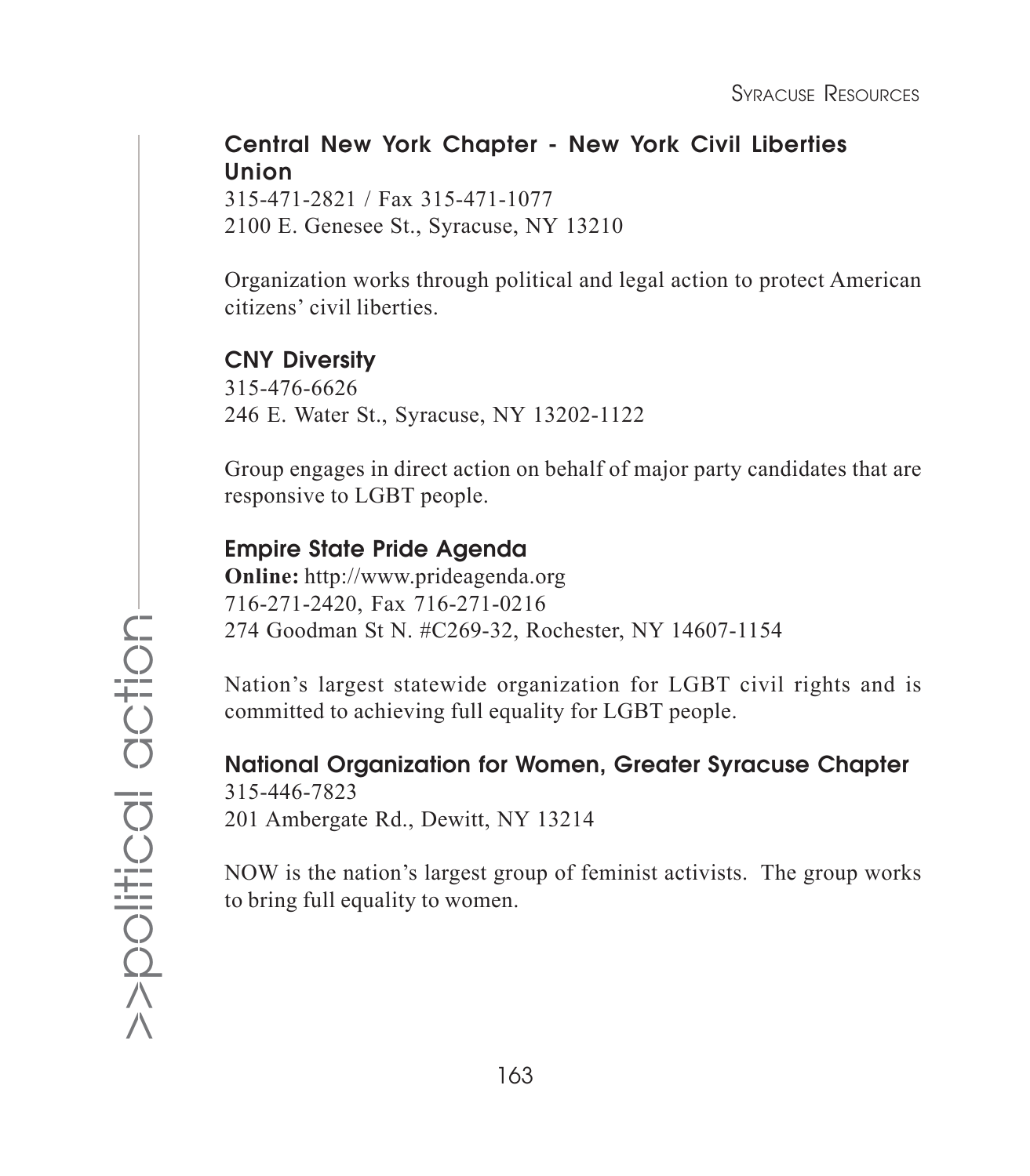### Central New York Chapter - New York Civil Liberties Union

315-471-2821 / Fax 315-471-1077
2100 E. Genesee St., Syracuse, NY 13210

Organization works through political and legal action to protect American citizens' civil liberties.

### CNY Diversity

315-476-6626
246 E. Water St., Syracuse, NY 13202-1122

Group engages in direct action on behalf of major party candidates that are responsive to LGBT people.

### Empire State Pride Agenda

**Online:** http://www.prideagenda.org
716-271-2420, Fax 716-271-0216
274 Goodman St N. #C269-32, Rochester, NY 14607-1154

Nation's largest statewide organization for LGBT civil rights and is committed to achieving full equality for LGBT people.

### National Organization for Women, Greater Syracuse Chapter

315-446-7823
201 Ambergate Rd., Dewitt, NY 13214

NOW is the nation's largest group of feminist activists. The group works to bring full equality to women.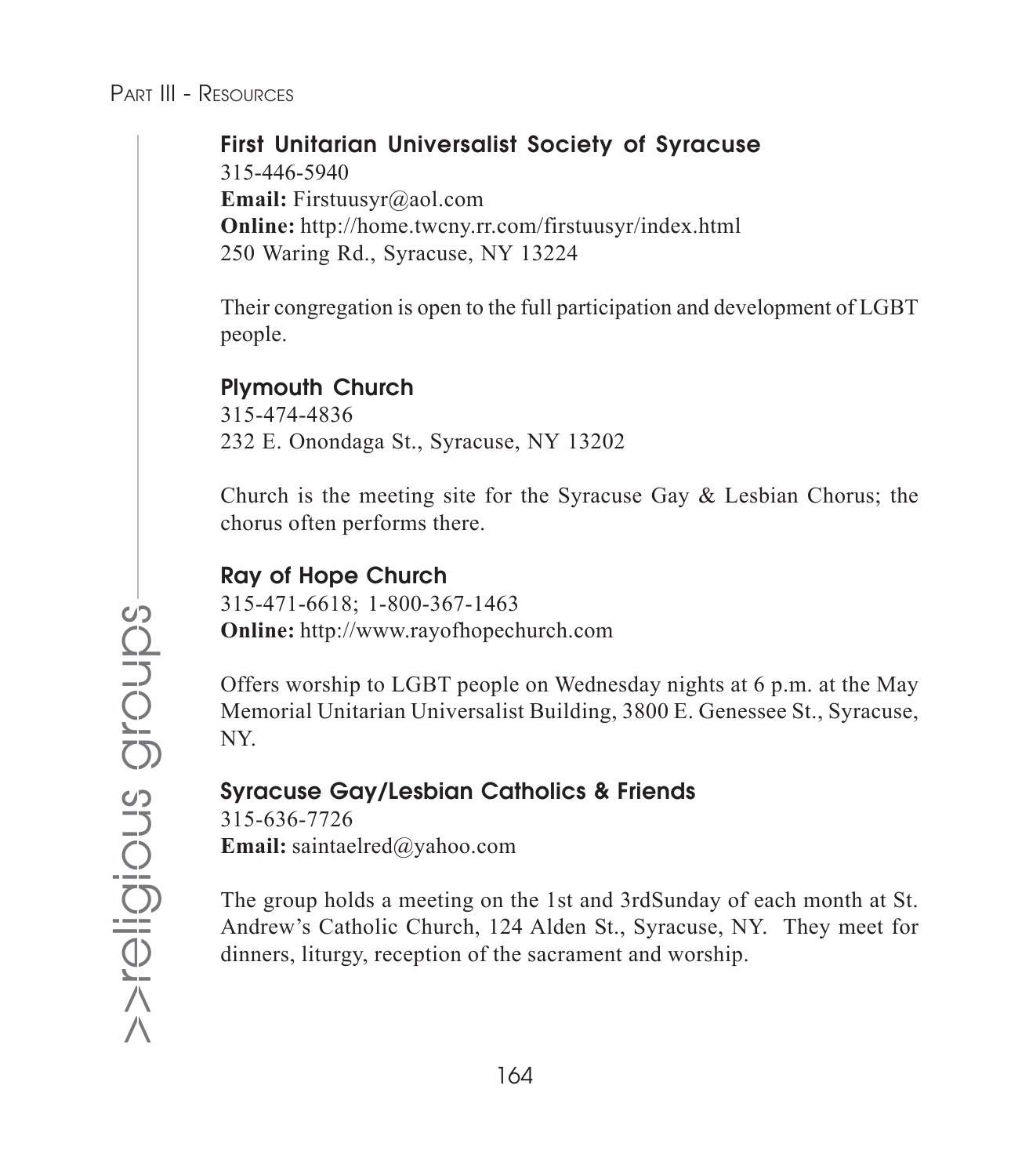### First Unitarian Universalist Society of Syracuse

315-446-5940
**Email:** Firstuusyr@aol.com
**Online:** http://home.twcny.rr.com/firstuusyr/index.html
250 Waring Rd., Syracuse, NY 13224

Their congregation is open to the full participation and development of LGBT people.

### Plymouth Church

315-474-4836
232 E. Onondaga St., Syracuse, NY 13202

Church is the meeting site for the Syracuse Gay & Lesbian Chorus; the chorus often performs there.

### Ray of Hope Church

315-471-6618; 1-800-367-1463
**Online:** http://www.rayofhopechurch.com

Offers worship to LGBT people on Wednesday nights at 6 p.m. at the May Memorial Unitarian Universalist Building, 3800 E. Genessee St., Syracuse, NY.

### Syracuse Gay/Lesbian Catholics & Friends

315-636-7726
**Email:** saintaelred@yahoo.com

The group holds a meeting on the 1st and 3rdSunday of each month at St. Andrew's Catholic Church, 124 Alden St., Syracuse, NY. They meet for dinners, liturgy, reception of the sacrament and worship.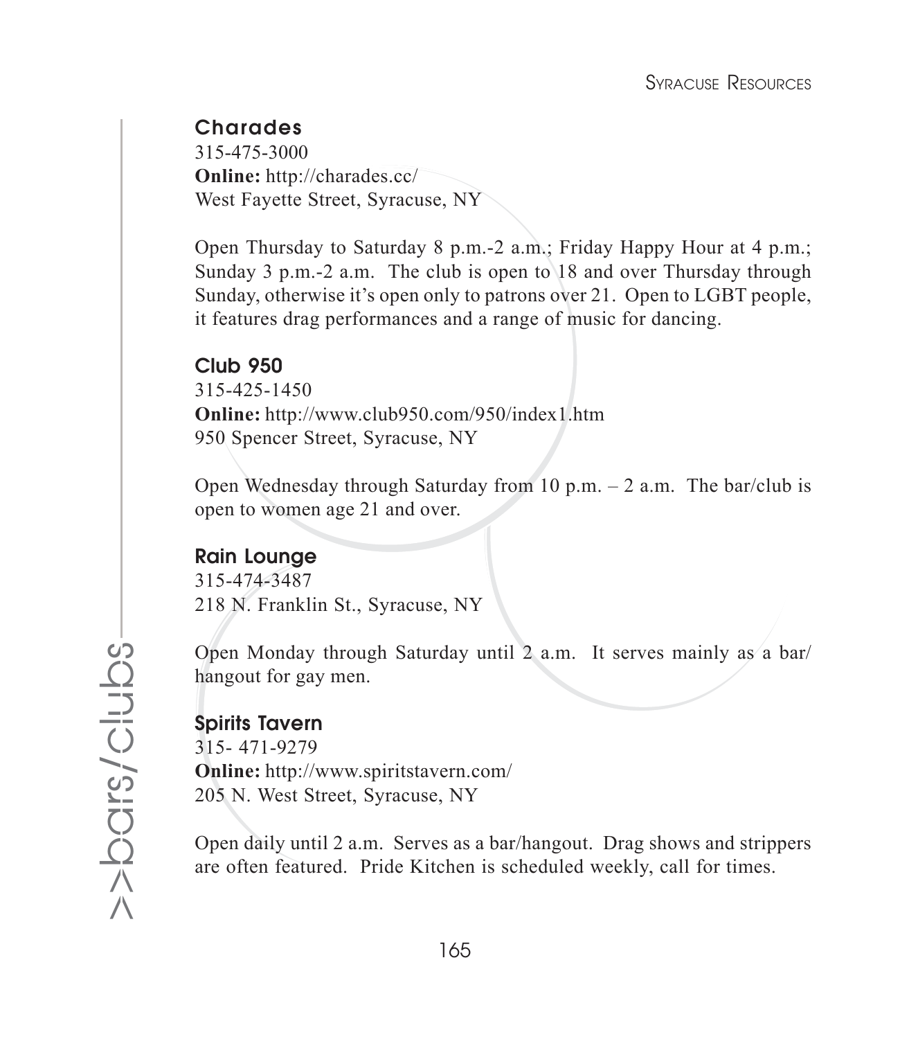### Charades

315-475-3000
**Online:** http://charades.cc/
West Fayette Street, Syracuse, NY

Open Thursday to Saturday 8 p.m.-2 a.m.; Friday Happy Hour at 4 p.m.; Sunday 3 p.m.-2 a.m. The club is open to 18 and over Thursday through Sunday, otherwise it's open only to patrons over 21. Open to LGBT people, it features drag performances and a range of music for dancing.

### Club 950

315-425-1450
**Online:** http://www.club950.com/950/index1.htm
950 Spencer Street, Syracuse, NY

Open Wednesday through Saturday from 10 p.m. – 2 a.m. The bar/club is open to women age 21 and over.

### Rain Lounge

315-474-3487
218 N. Franklin St., Syracuse, NY

Open Monday through Saturday until 2 a.m. It serves mainly as a bar/hangout for gay men.

### Spirits Tavern

315- 471-9279
**Online:** http://www.spiritstavern.com/
205 N. West Street, Syracuse, NY

Open daily until 2 a.m. Serves as a bar/hangout. Drag shows and strippers are often featured. Pride Kitchen is scheduled weekly, call for times.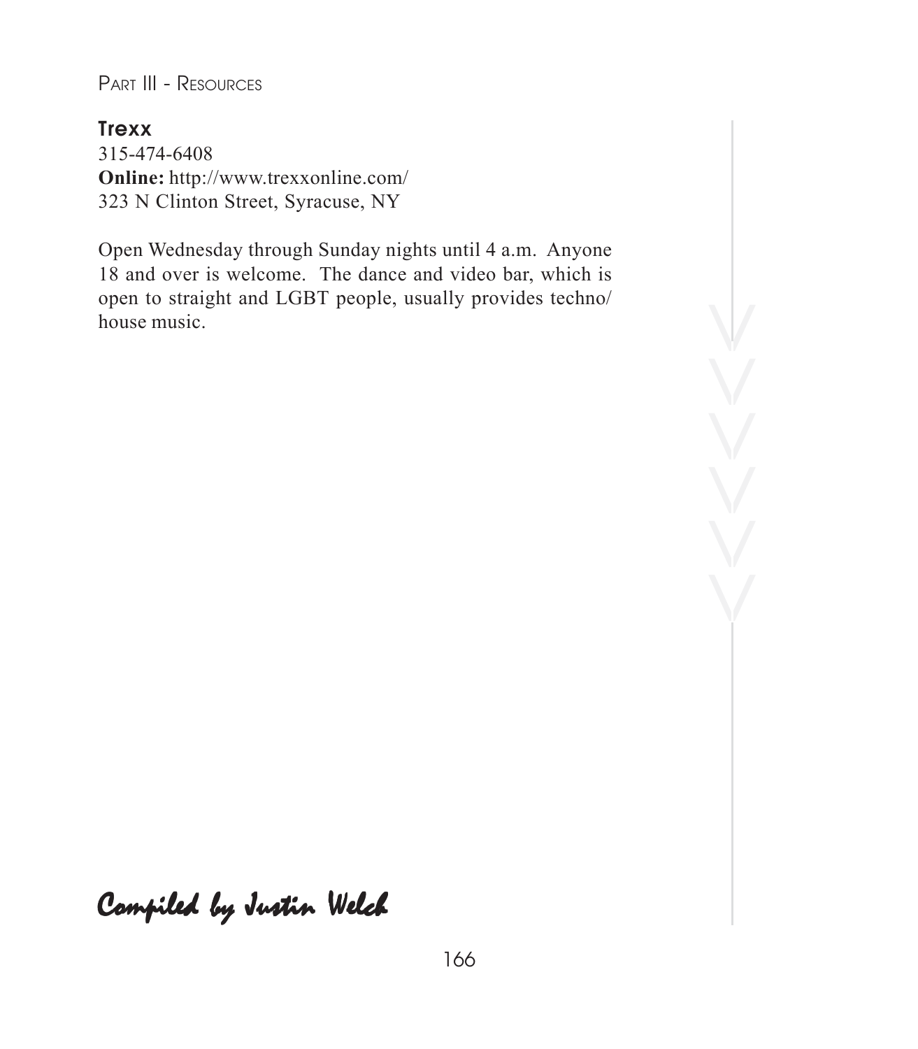### Trexx

315-474-6408
**Online:** http://www.trexxonline.com/
323 N Clinton Street, Syracuse, NY

Open Wednesday through Sunday nights until 4 a.m. Anyone 18 and over is welcome. The dance and video bar, which is open to straight and LGBT people, usually provides techno/ house music.

*Compiled by Justin Welch*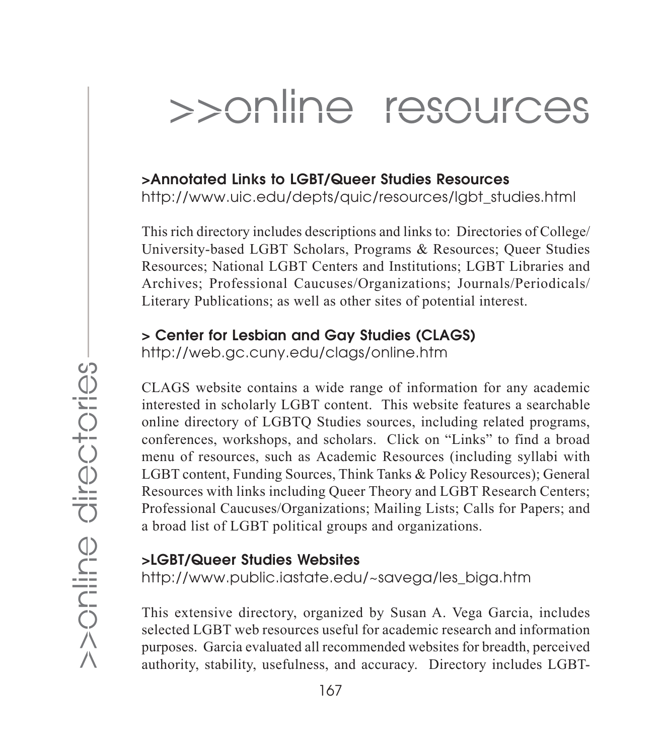// >>online resources

### >Annotated Links to LGBT/Queer Studies Resources
http://www.uic.edu/depts/quic/resources/lgbt_studies.html

This rich directory includes descriptions and links to: Directories of College/University-based LGBT Scholars, Programs & Resources; Queer Studies Resources; National LGBT Centers and Institutions; LGBT Libraries and Archives; Professional Caucuses/Organizations; Journals/Periodicals/Literary Publications; as well as other sites of potential interest.

### > Center for Lesbian and Gay Studies (CLAGS)
http://web.gc.cuny.edu/clags/online.htm

CLAGS website contains a wide range of information for any academic interested in scholarly LGBT content. This website features a searchable online directory of LGBTQ Studies sources, including related programs, conferences, workshops, and scholars. Click on "Links" to find a broad menu of resources, such as Academic Resources (including syllabi with LGBT content, Funding Sources, Think Tanks & Policy Resources); General Resources with links including Queer Theory and LGBT Research Centers; Professional Caucuses/Organizations; Mailing Lists; Calls for Papers; and a broad list of LGBT political groups and organizations.

### >LGBT/Queer Studies Websites
http://www.public.iastate.edu/~savega/les_biga.htm

This extensive directory, organized by Susan A. Vega Garcia, includes selected LGBT web resources useful for academic research and information purposes. Garcia evaluated all recommended websites for breadth, perceived authority, stability, usefulness, and accuracy. Directory includes LGBT-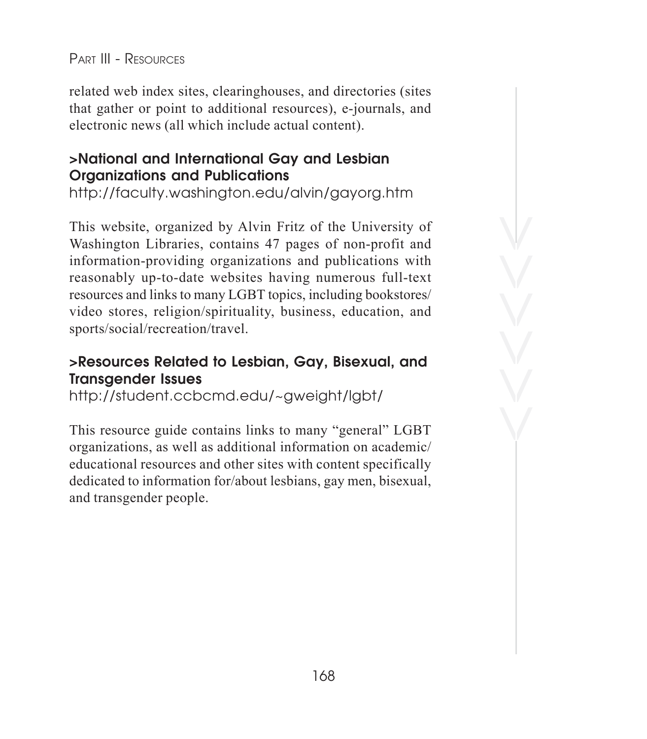related web index sites, clearinghouses, and directories (sites that gather or point to additional resources), e-journals, and electronic news (all which include actual content).

### >National and International Gay and Lesbian Organizations and Publications

http://faculty.washington.edu/alvin/gayorg.htm

This website, organized by Alvin Fritz of the University of Washington Libraries, contains 47 pages of non-profit and information-providing organizations and publications with reasonably up-to-date websites having numerous full-text resources and links to many LGBT topics, including bookstores/video stores, religion/spirituality, business, education, and sports/social/recreation/travel.

### >Resources Related to Lesbian, Gay, Bisexual, and Transgender Issues

http://student.ccbcmd.edu/~gweight/lgbt/

This resource guide contains links to many "general" LGBT organizations, as well as additional information on academic/educational resources and other sites with content specifically dedicated to information for/about lesbians, gay men, bisexual, and transgender people.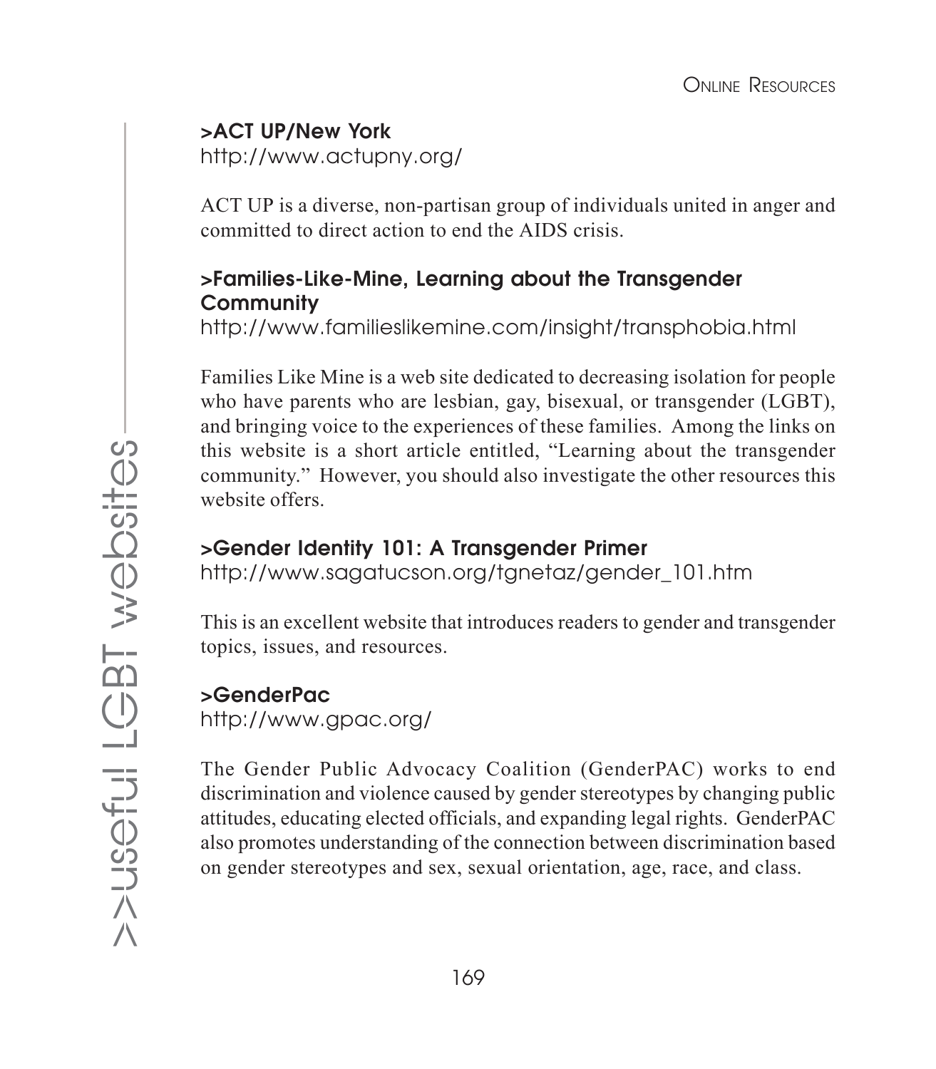### >ACT UP/New York

http://www.actupny.org/

ACT UP is a diverse, non-partisan group of individuals united in anger and committed to direct action to end the AIDS crisis.

### >Families-Like-Mine, Learning about the Transgender Community

http://www.familieslikemine.com/insight/transphobia.html

Families Like Mine is a web site dedicated to decreasing isolation for people who have parents who are lesbian, gay, bisexual, or transgender (LGBT), and bringing voice to the experiences of these families. Among the links on this website is a short article entitled, "Learning about the transgender community." However, you should also investigate the other resources this website offers.

### >Gender Identity 101: A Transgender Primer

http://www.sagatucson.org/tgnetaz/gender_101.htm

This is an excellent website that introduces readers to gender and transgender topics, issues, and resources.

### >GenderPac

http://www.gpac.org/

The Gender Public Advocacy Coalition (GenderPAC) works to end discrimination and violence caused by gender stereotypes by changing public attitudes, educating elected officials, and expanding legal rights. GenderPAC also promotes understanding of the connection between discrimination based on gender stereotypes and sex, sexual orientation, age, race, and class.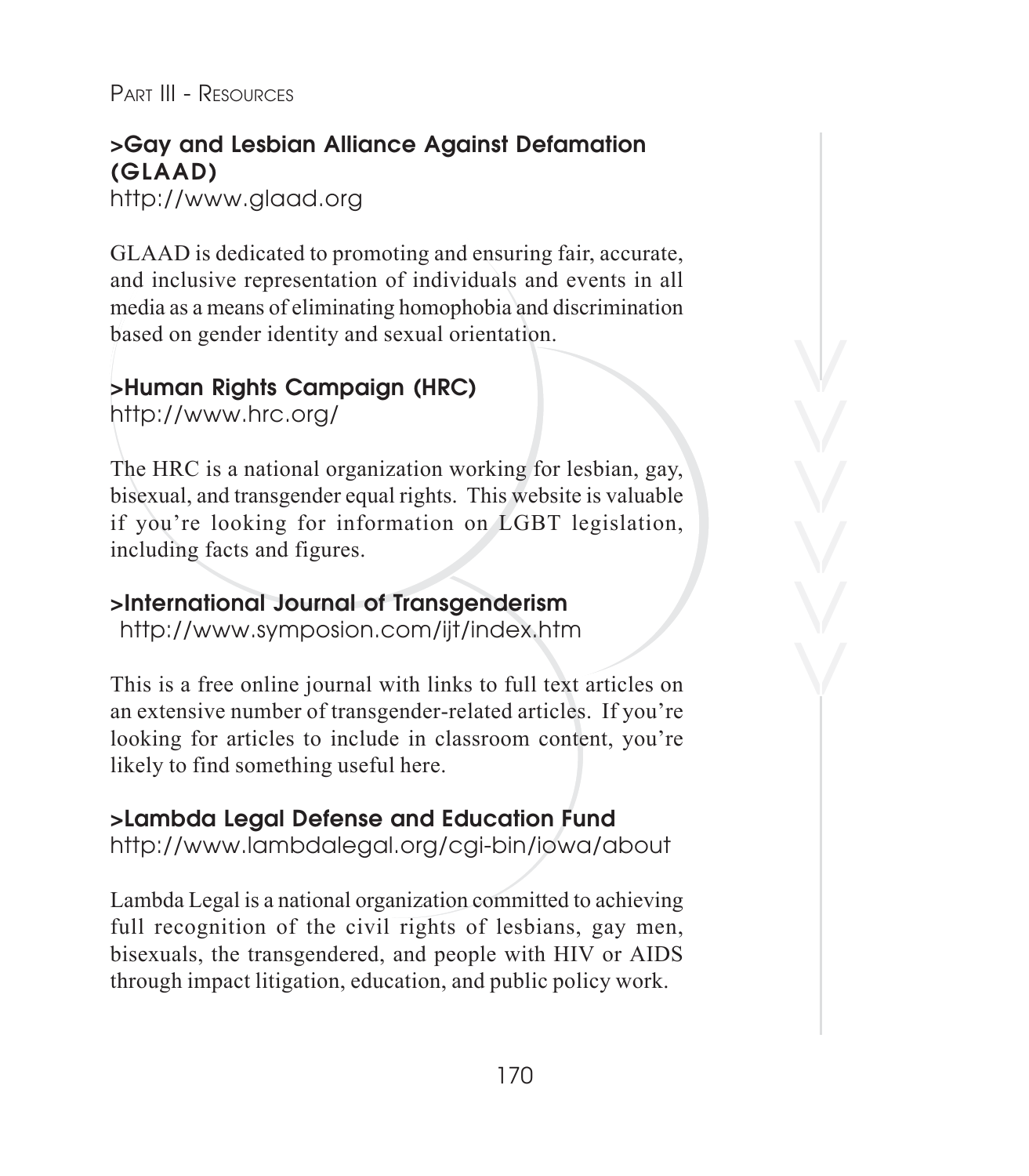### >Gay and Lesbian Alliance Against Defamation (GLAAD)

http://www.glaad.org

GLAAD is dedicated to promoting and ensuring fair, accurate, and inclusive representation of individuals and events in all media as a means of eliminating homophobia and discrimination based on gender identity and sexual orientation.

### >Human Rights Campaign (HRC)

http://www.hrc.org/

The HRC is a national organization working for lesbian, gay, bisexual, and transgender equal rights. This website is valuable if you're looking for information on LGBT legislation, including facts and figures.

### >International Journal of Transgenderism

http://www.symposion.com/ijt/index.htm

This is a free online journal with links to full text articles on an extensive number of transgender-related articles. If you're looking for articles to include in classroom content, you're likely to find something useful here.

### >Lambda Legal Defense and Education Fund

http://www.lambdalegal.org/cgi-bin/iowa/about

Lambda Legal is a national organization committed to achieving full recognition of the civil rights of lesbians, gay men, bisexuals, the transgendered, and people with HIV or AIDS through impact litigation, education, and public policy work.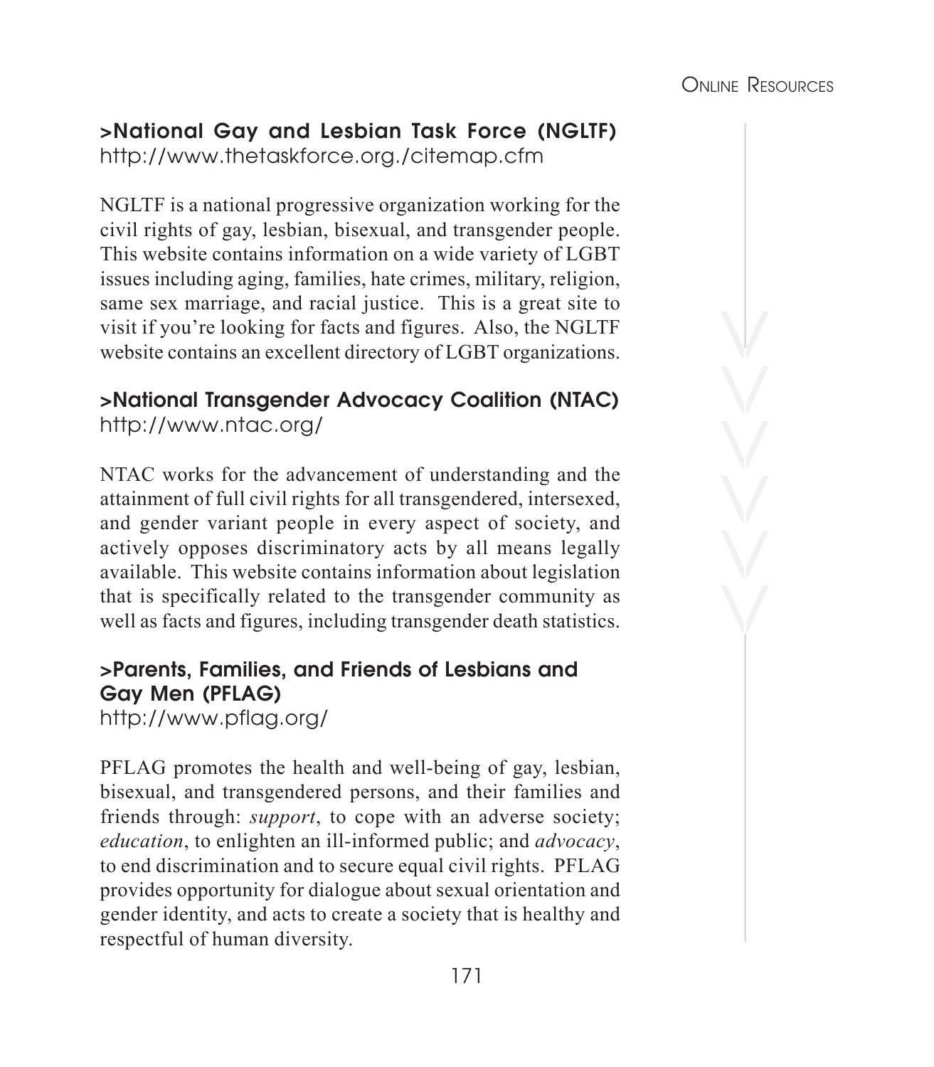### >National Gay and Lesbian Task Force (NGLTF)

http://www.thetaskforce.org./citemap.cfm

NGLTF is a national progressive organization working for the civil rights of gay, lesbian, bisexual, and transgender people. This website contains information on a wide variety of LGBT issues including aging, families, hate crimes, military, religion, same sex marriage, and racial justice. This is a great site to visit if you're looking for facts and figures. Also, the NGLTF website contains an excellent directory of LGBT organizations.

### >National Transgender Advocacy Coalition (NTAC)

http://www.ntac.org/

NTAC works for the advancement of understanding and the attainment of full civil rights for all transgendered, intersexed, and gender variant people in every aspect of society, and actively opposes discriminatory acts by all means legally available. This website contains information about legislation that is specifically related to the transgender community as well as facts and figures, including transgender death statistics.

### >Parents, Families, and Friends of Lesbians and Gay Men (PFLAG)

http://www.pflag.org/

PFLAG promotes the health and well-being of gay, lesbian, bisexual, and transgendered persons, and their families and friends through: *support*, to cope with an adverse society; *education*, to enlighten an ill-informed public; and *advocacy*, to end discrimination and to secure equal civil rights. PFLAG provides opportunity for dialogue about sexual orientation and gender identity, and acts to create a society that is healthy and respectful of human diversity.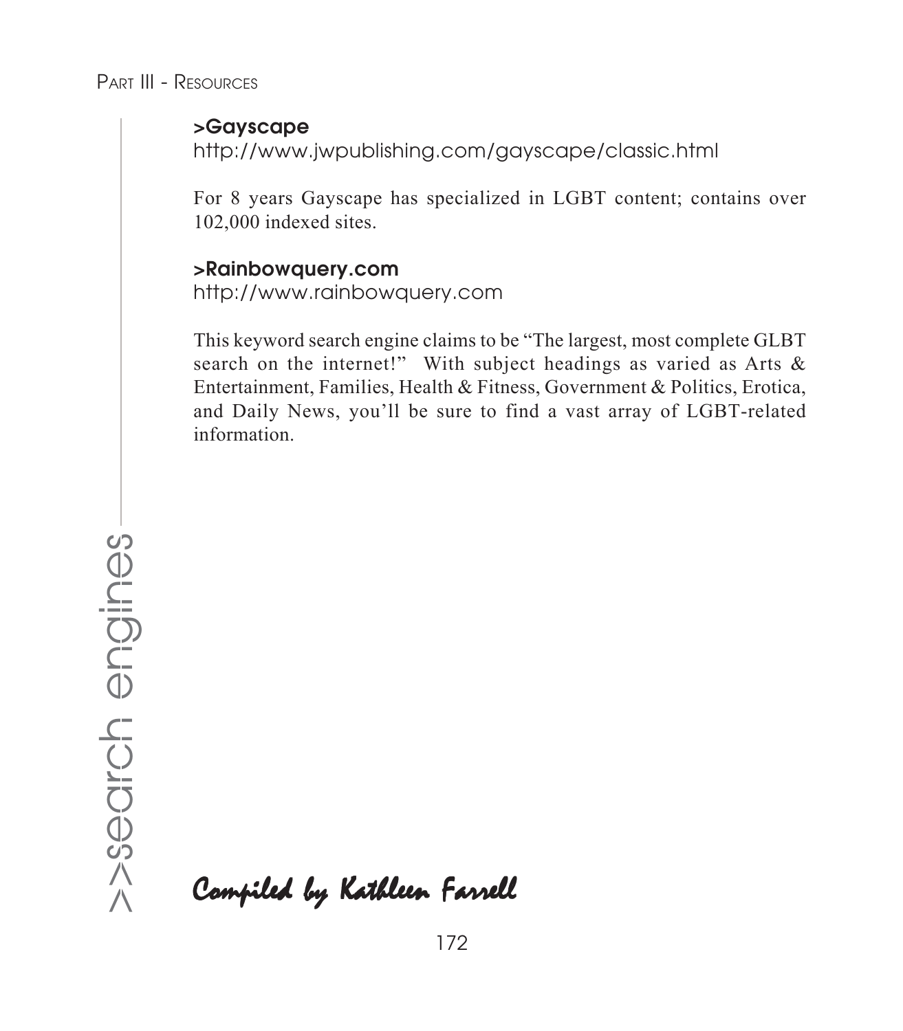### >Gayscape

http://www.jwpublishing.com/gayscape/classic.html

For 8 years Gayscape has specialized in LGBT content; contains over 102,000 indexed sites.

### >Rainbowquery.com

http://www.rainbowquery.com

This keyword search engine claims to be "The largest, most complete GLBT search on the internet!" With subject headings as varied as Arts & Entertainment, Families, Health & Fitness, Government & Politics, Erotica, and Daily News, you'll be sure to find a vast array of LGBT-related information.

*Compiled by Kathleen Farrell*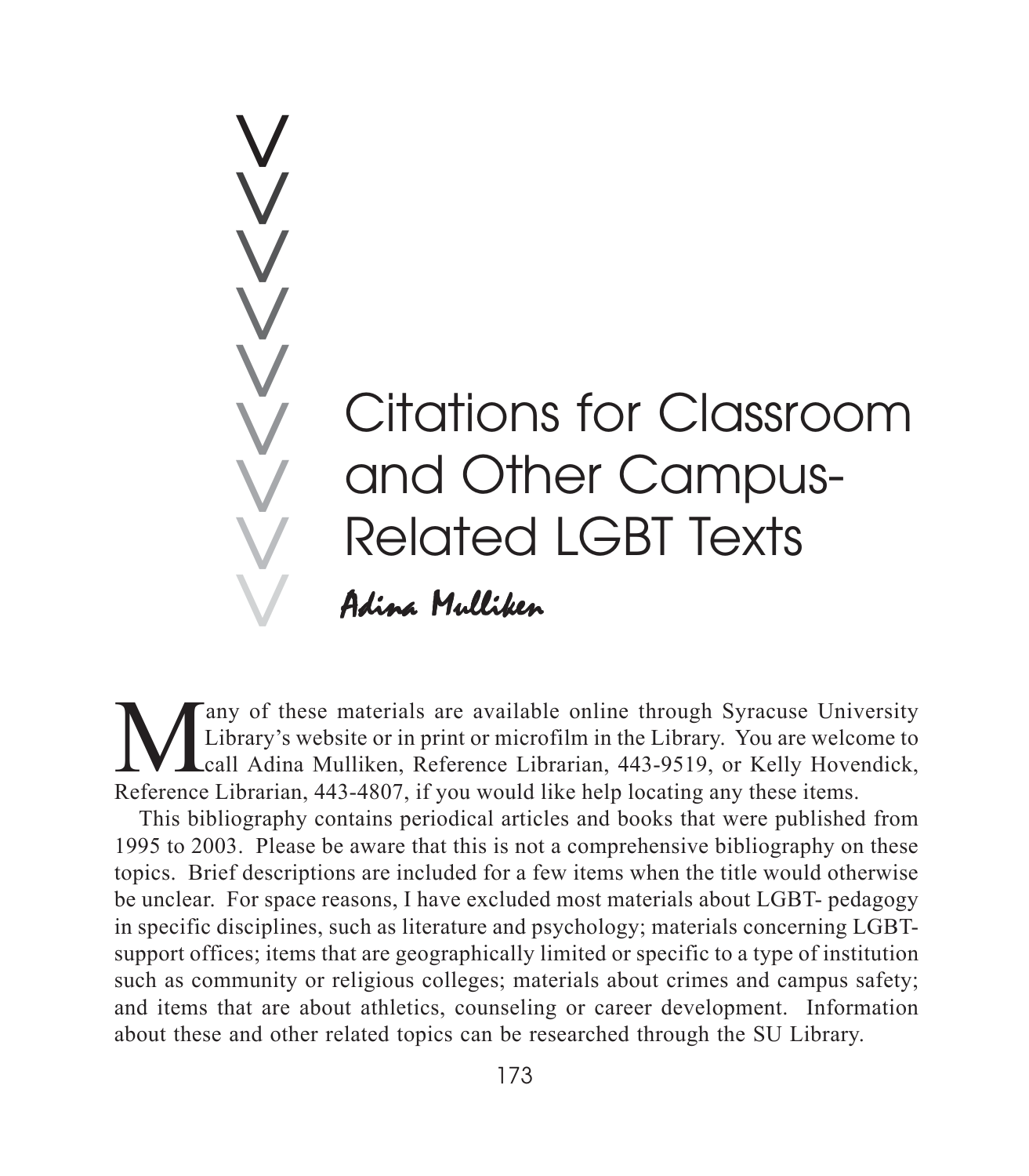# Citations for Classroom and Other Campus-Related LGBT Texts

*Adina Mulliken*

Many of these materials are available online through Syracuse University Library's website or in print or microfilm in the Library. You are welcome to call Adina Mulliken, Reference Librarian, 443-9519, or Kelly Hovendick, Reference Librarian, 443-4807, if you would like help locating any these items.

This bibliography contains periodical articles and books that were published from 1995 to 2003. Please be aware that this is not a comprehensive bibliography on these topics. Brief descriptions are included for a few items when the title would otherwise be unclear. For space reasons, I have excluded most materials about LGBT- pedagogy in specific disciplines, such as literature and psychology; materials concerning LGBT-support offices; items that are geographically limited or specific to a type of institution such as community or religious colleges; materials about crimes and campus safety; and items that are about athletics, counseling or career development. Information about these and other related topics can be researched through the SU Library.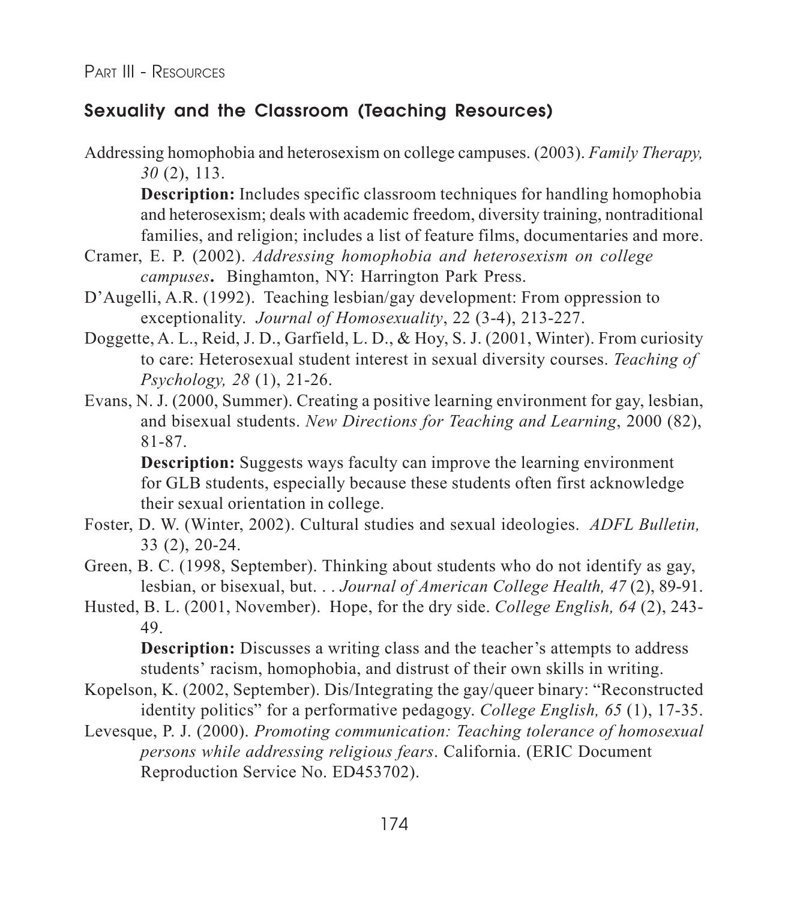## Sexuality and the Classroom (Teaching Resources)

Addressing homophobia and heterosexism on college campuses. (2003). *Family Therapy, 30* (2), 113.

**Description:** Includes specific classroom techniques for handling homophobia and heterosexism; deals with academic freedom, diversity training, nontraditional families, and religion; includes a list of feature films, documentaries and more.

Cramer, E. P. (2002). *Addressing homophobia and heterosexism on college campuses***.** Binghamton, NY: Harrington Park Press.

D'Augelli, A.R. (1992). Teaching lesbian/gay development: From oppression to exceptionality. *Journal of Homosexuality*, 22 (3-4), 213-227.

Doggette, A. L., Reid, J. D., Garfield, L. D., & Hoy, S. J. (2001, Winter). From curiosity to care: Heterosexual student interest in sexual diversity courses. *Teaching of Psychology, 28* (1), 21-26.

Evans, N. J. (2000, Summer). Creating a positive learning environment for gay, lesbian, and bisexual students. *New Directions for Teaching and Learning*, 2000 (82), 81-87.

**Description:** Suggests ways faculty can improve the learning environment for GLB students, especially because these students often first acknowledge their sexual orientation in college.

Foster, D. W. (Winter, 2002). Cultural studies and sexual ideologies. *ADFL Bulletin,* 33 (2), 20-24.

Green, B. C. (1998, September). Thinking about students who do not identify as gay, lesbian, or bisexual, but. . . *Journal of American College Health, 47* (2), 89-91.

Husted, B. L. (2001, November). Hope, for the dry side. *College English, 64* (2), 243-49.

**Description:** Discusses a writing class and the teacher's attempts to address students' racism, homophobia, and distrust of their own skills in writing.

Kopelson, K. (2002, September). Dis/Integrating the gay/queer binary: "Reconstructed identity politics" for a performative pedagogy. *College English, 65* (1), 17-35.

Levesque, P. J. (2000). *Promoting communication: Teaching tolerance of homosexual persons while addressing religious fears*. California. (ERIC Document Reproduction Service No. ED453702).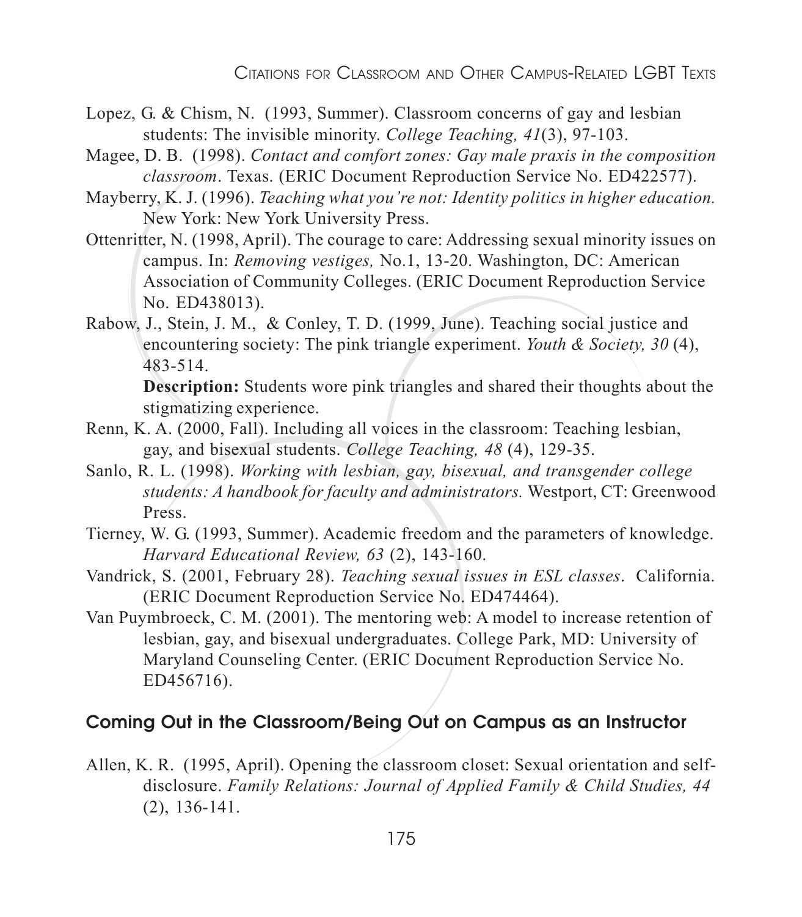Lopez, G. & Chism, N. (1993, Summer). Classroom concerns of gay and lesbian students: The invisible minority. *College Teaching, 41*(3), 97-103.

Magee, D. B. (1998). *Contact and comfort zones: Gay male praxis in the composition classroom*. Texas. (ERIC Document Reproduction Service No. ED422577).

Mayberry, K. J. (1996). *Teaching what you're not: Identity politics in higher education.* New York: New York University Press.

Ottenritter, N. (1998, April). The courage to care: Addressing sexual minority issues on campus. In: *Removing vestiges,* No.1, 13-20. Washington, DC: American Association of Community Colleges. (ERIC Document Reproduction Service No. ED438013).

Rabow, J., Stein, J. M., & Conley, T. D. (1999, June). Teaching social justice and encountering society: The pink triangle experiment. *Youth & Society, 30* (4), 483-514.

**Description:** Students wore pink triangles and shared their thoughts about the stigmatizing experience.

Renn, K. A. (2000, Fall). Including all voices in the classroom: Teaching lesbian, gay, and bisexual students. *College Teaching, 48* (4), 129-35.

Sanlo, R. L. (1998). *Working with lesbian, gay, bisexual, and transgender college students: A handbook for faculty and administrators.* Westport, CT: Greenwood Press.

Tierney, W. G. (1993, Summer). Academic freedom and the parameters of knowledge. *Harvard Educational Review, 63* (2), 143-160.

Vandrick, S. (2001, February 28). *Teaching sexual issues in ESL classes*. California. (ERIC Document Reproduction Service No. ED474464).

Van Puymbroeck, C. M. (2001). The mentoring web: A model to increase retention of lesbian, gay, and bisexual undergraduates. College Park, MD: University of Maryland Counseling Center. (ERIC Document Reproduction Service No. ED456716).

## Coming Out in the Classroom/Being Out on Campus as an Instructor

Allen, K. R. (1995, April). Opening the classroom closet: Sexual orientation and self-disclosure. *Family Relations: Journal of Applied Family & Child Studies, 44* (2), 136-141.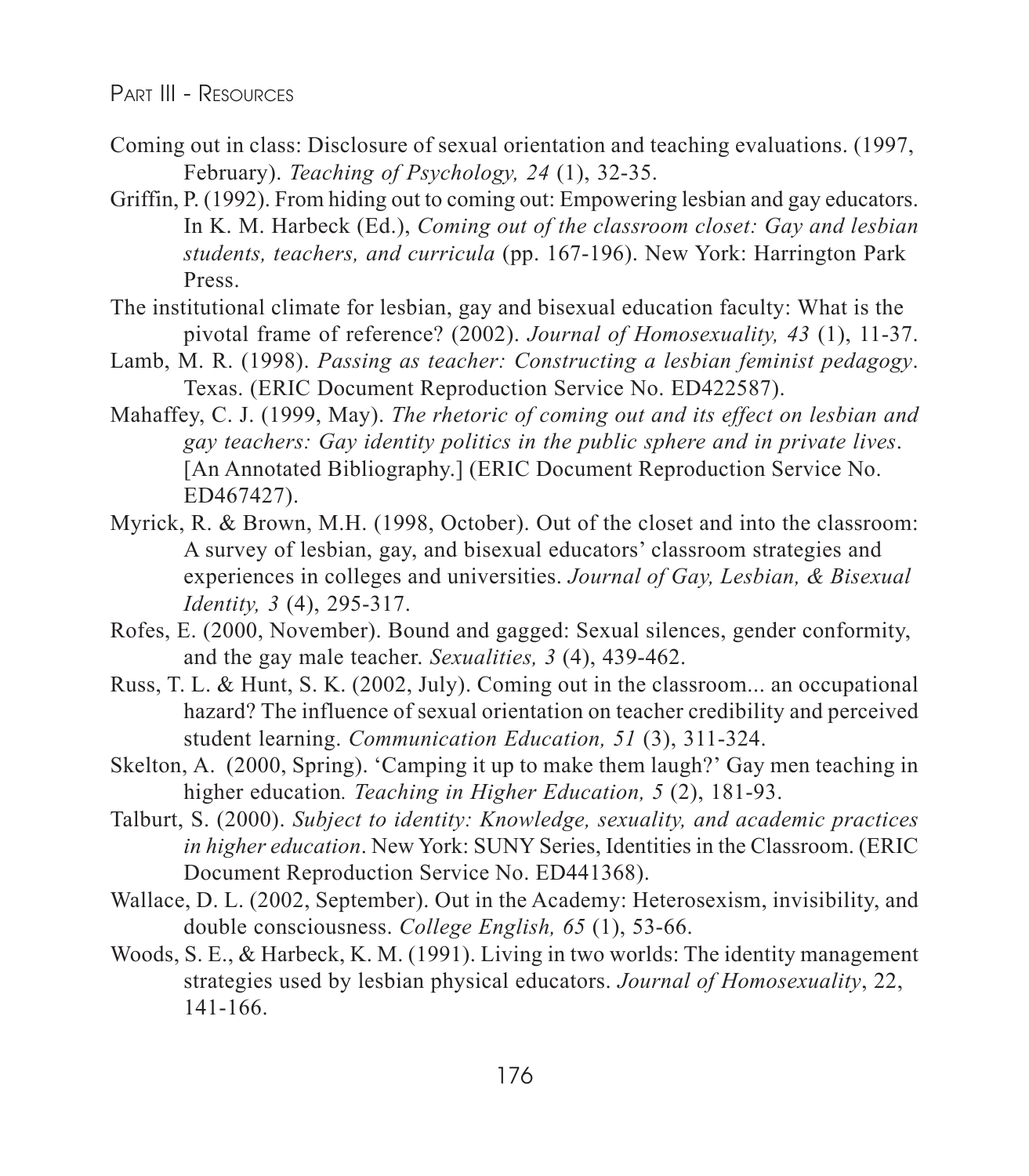Coming out in class: Disclosure of sexual orientation and teaching evaluations. (1997, February). *Teaching of Psychology, 24* (1), 32-35.

Griffin, P. (1992). From hiding out to coming out: Empowering lesbian and gay educators. In K. M. Harbeck (Ed.), *Coming out of the classroom closet: Gay and lesbian students, teachers, and curricula* (pp. 167-196). New York: Harrington Park Press.

The institutional climate for lesbian, gay and bisexual education faculty: What is the pivotal frame of reference? (2002). *Journal of Homosexuality, 43* (1), 11-37.

Lamb, M. R. (1998). *Passing as teacher: Constructing a lesbian feminist pedagogy*. Texas. (ERIC Document Reproduction Service No. ED422587).

Mahaffey, C. J. (1999, May). *The rhetoric of coming out and its effect on lesbian and gay teachers: Gay identity politics in the public sphere and in private lives*. [An Annotated Bibliography.] (ERIC Document Reproduction Service No. ED467427).

Myrick, R. & Brown, M.H. (1998, October). Out of the closet and into the classroom: A survey of lesbian, gay, and bisexual educators' classroom strategies and experiences in colleges and universities. *Journal of Gay, Lesbian, & Bisexual Identity, 3* (4), 295-317.

Rofes, E. (2000, November). Bound and gagged: Sexual silences, gender conformity, and the gay male teacher. *Sexualities, 3* (4), 439-462.

Russ, T. L. & Hunt, S. K. (2002, July). Coming out in the classroom... an occupational hazard? The influence of sexual orientation on teacher credibility and perceived student learning. *Communication Education, 51* (3), 311-324.

Skelton, A. (2000, Spring). 'Camping it up to make them laugh?' Gay men teaching in higher education. *Teaching in Higher Education, 5* (2), 181-93.

Talburt, S. (2000). *Subject to identity: Knowledge, sexuality, and academic practices in higher education*. New York: SUNY Series, Identities in the Classroom. (ERIC Document Reproduction Service No. ED441368).

Wallace, D. L. (2002, September). Out in the Academy: Heterosexism, invisibility, and double consciousness. *College English, 65* (1), 53-66.

Woods, S. E., & Harbeck, K. M. (1991). Living in two worlds: The identity management strategies used by lesbian physical educators. *Journal of Homosexuality*, 22, 141-166.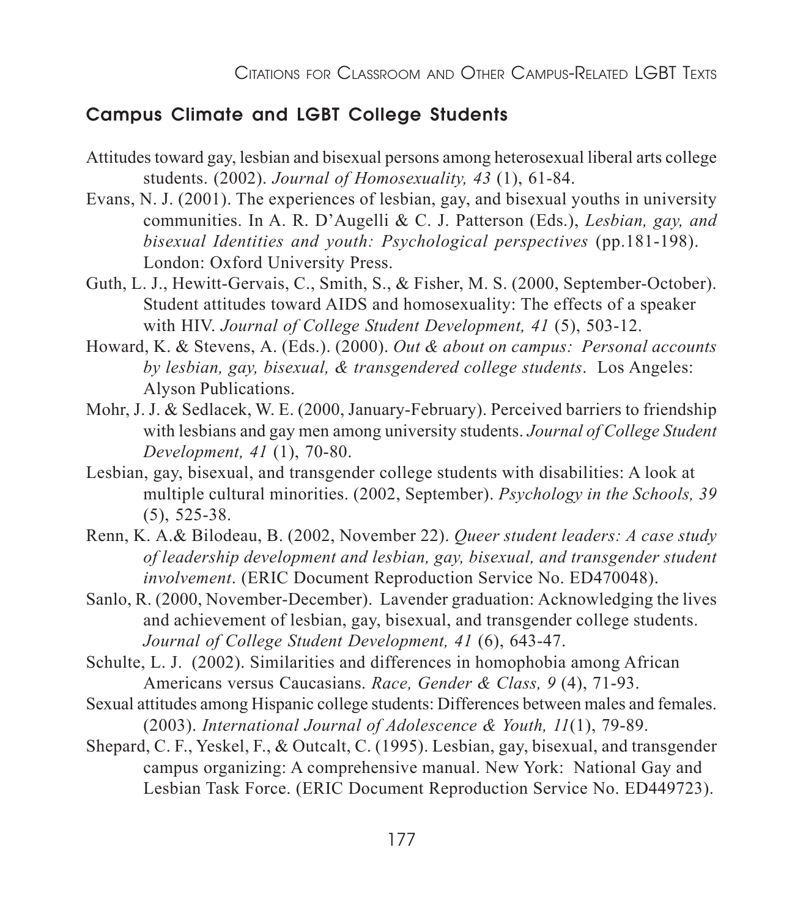## Campus Climate and LGBT College Students

Attitudes toward gay, lesbian and bisexual persons among heterosexual liberal arts college students. (2002). *Journal of Homosexuality, 43* (1), 61-84.

Evans, N. J. (2001). The experiences of lesbian, gay, and bisexual youths in university communities. In A. R. D'Augelli & C. J. Patterson (Eds.), *Lesbian, gay, and bisexual Identities and youth: Psychological perspectives* (pp.181-198). London: Oxford University Press.

Guth, L. J., Hewitt-Gervais, C., Smith, S., & Fisher, M. S. (2000, September-October). Student attitudes toward AIDS and homosexuality: The effects of a speaker with HIV. *Journal of College Student Development, 41* (5), 503-12.

Howard, K. & Stevens, A. (Eds.). (2000). *Out & about on campus: Personal accounts by lesbian, gay, bisexual, & transgendered college students*. Los Angeles: Alyson Publications.

Mohr, J. J. & Sedlacek, W. E. (2000, January-February). Perceived barriers to friendship with lesbians and gay men among university students. *Journal of College Student Development, 41* (1), 70-80.

Lesbian, gay, bisexual, and transgender college students with disabilities: A look at multiple cultural minorities. (2002, September). *Psychology in the Schools, 39* (5), 525-38.

Renn, K. A.& Bilodeau, B. (2002, November 22). *Queer student leaders: A case study of leadership development and lesbian, gay, bisexual, and transgender student involvement*. (ERIC Document Reproduction Service No. ED470048).

Sanlo, R. (2000, November-December). Lavender graduation: Acknowledging the lives and achievement of lesbian, gay, bisexual, and transgender college students. *Journal of College Student Development, 41* (6), 643-47.

Schulte, L. J. (2002). Similarities and differences in homophobia among African Americans versus Caucasians. *Race, Gender & Class, 9* (4), 71-93.

Sexual attitudes among Hispanic college students: Differences between males and females. (2003). *International Journal of Adolescence & Youth, 11*(1), 79-89.

Shepard, C. F., Yeskel, F., & Outcalt, C. (1995). Lesbian, gay, bisexual, and transgender campus organizing: A comprehensive manual. New York: National Gay and Lesbian Task Force. (ERIC Document Reproduction Service No. ED449723).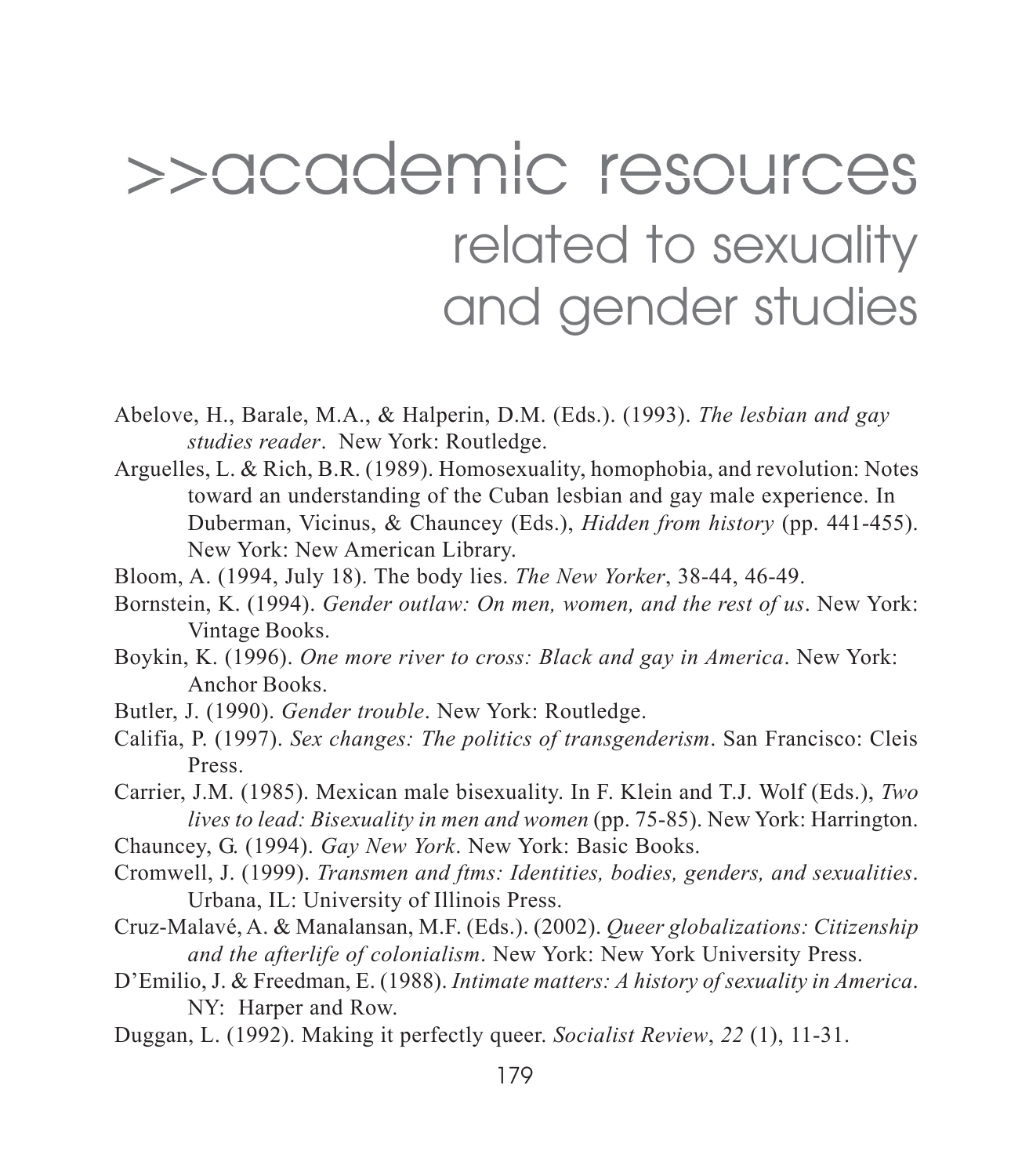# >>academic resources related to sexuality and gender studies

Abelove, H., Barale, M.A., & Halperin, D.M. (Eds.). (1993). *The lesbian and gay studies reader*. New York: Routledge.

Arguelles, L. & Rich, B.R. (1989). Homosexuality, homophobia, and revolution: Notes toward an understanding of the Cuban lesbian and gay male experience. In Duberman, Vicinus, & Chauncey (Eds.), *Hidden from history* (pp. 441-455). New York: New American Library.

Bloom, A. (1994, July 18). The body lies. *The New Yorker*, 38-44, 46-49.

Bornstein, K. (1994). *Gender outlaw: On men, women, and the rest of us*. New York: Vintage Books.

Boykin, K. (1996). *One more river to cross: Black and gay in America*. New York: Anchor Books.

Butler, J. (1990). *Gender trouble*. New York: Routledge.

Califia, P. (1997). *Sex changes: The politics of transgenderism*. San Francisco: Cleis Press.

Carrier, J.M. (1985). Mexican male bisexuality. In F. Klein and T.J. Wolf (Eds.), *Two lives to lead: Bisexuality in men and women* (pp. 75-85). New York: Harrington.

Chauncey, G. (1994). *Gay New York*. New York: Basic Books.

Cromwell, J. (1999). *Transmen and ftms: Identities, bodies, genders, and sexualities*. Urbana, IL: University of Illinois Press.

Cruz-Malavé, A. & Manalansan, M.F. (Eds.). (2002). *Queer globalizations: Citizenship and the afterlife of colonialism*. New York: New York University Press.

D'Emilio, J. & Freedman, E. (1988). *Intimate matters: A history of sexuality in America*. NY: Harper and Row.

Duggan, L. (1992). Making it perfectly queer. *Socialist Review*, *22* (1), 11-31.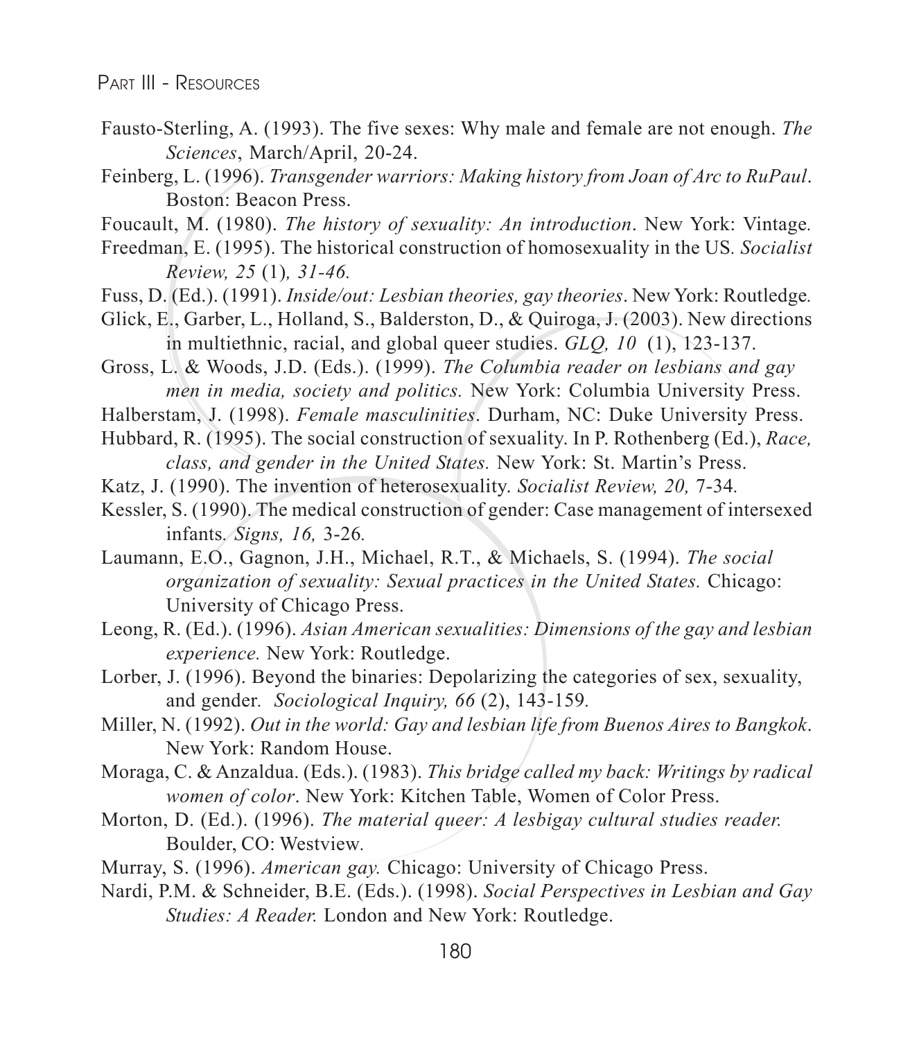Fausto-Sterling, A. (1993). The five sexes: Why male and female are not enough. *The Sciences*, March/April, 20-24.

Feinberg, L. (1996). *Transgender warriors: Making history from Joan of Arc to RuPaul*. Boston: Beacon Press.

Foucault, M. (1980). *The history of sexuality: An introduction*. New York: Vintage.

Freedman, E. (1995). The historical construction of homosexuality in the US. *Socialist Review, 25* (1)*, 31-46.*

Fuss, D. (Ed.). (1991). *Inside/out: Lesbian theories, gay theories*. New York: Routledge.

Glick, E., Garber, L., Holland, S., Balderston, D., & Quiroga, J. (2003). New directions in multiethnic, racial, and global queer studies. *GLQ, 10* (1), 123-137.

Gross, L. & Woods, J.D. (Eds.). (1999). *The Columbia reader on lesbians and gay men in media, society and politics.* New York: Columbia University Press.

Halberstam, J. (1998). *Female masculinities*. Durham, NC: Duke University Press.

Hubbard, R. (1995). The social construction of sexuality. In P. Rothenberg (Ed.), *Race, class, and gender in the United States.* New York: St. Martin's Press.

Katz, J. (1990). The invention of heterosexuality. *Socialist Review, 20,* 7-34.

Kessler, S. (1990). The medical construction of gender: Case management of intersexed infants. *Signs, 16,* 3-26.

Laumann, E.O., Gagnon, J.H., Michael, R.T., & Michaels, S. (1994). *The social organization of sexuality: Sexual practices in the United States.* Chicago: University of Chicago Press.

Leong, R. (Ed.). (1996). *Asian American sexualities: Dimensions of the gay and lesbian experience.* New York: Routledge.

Lorber, J. (1996). Beyond the binaries: Depolarizing the categories of sex, sexuality, and gender. *Sociological Inquiry, 66* (2), 143-159.

Miller, N. (1992). *Out in the world: Gay and lesbian life from Buenos Aires to Bangkok*. New York: Random House.

Moraga, C. & Anzaldua. (Eds.). (1983). *This bridge called my back: Writings by radical women of color*. New York: Kitchen Table, Women of Color Press.

Morton, D. (Ed.). (1996). *The material queer: A lesbigay cultural studies reader.* Boulder, CO: Westview.

Murray, S. (1996). *American gay.* Chicago: University of Chicago Press.

Nardi, P.M. & Schneider, B.E. (Eds.). (1998). *Social Perspectives in Lesbian and Gay Studies: A Reader.* London and New York: Routledge.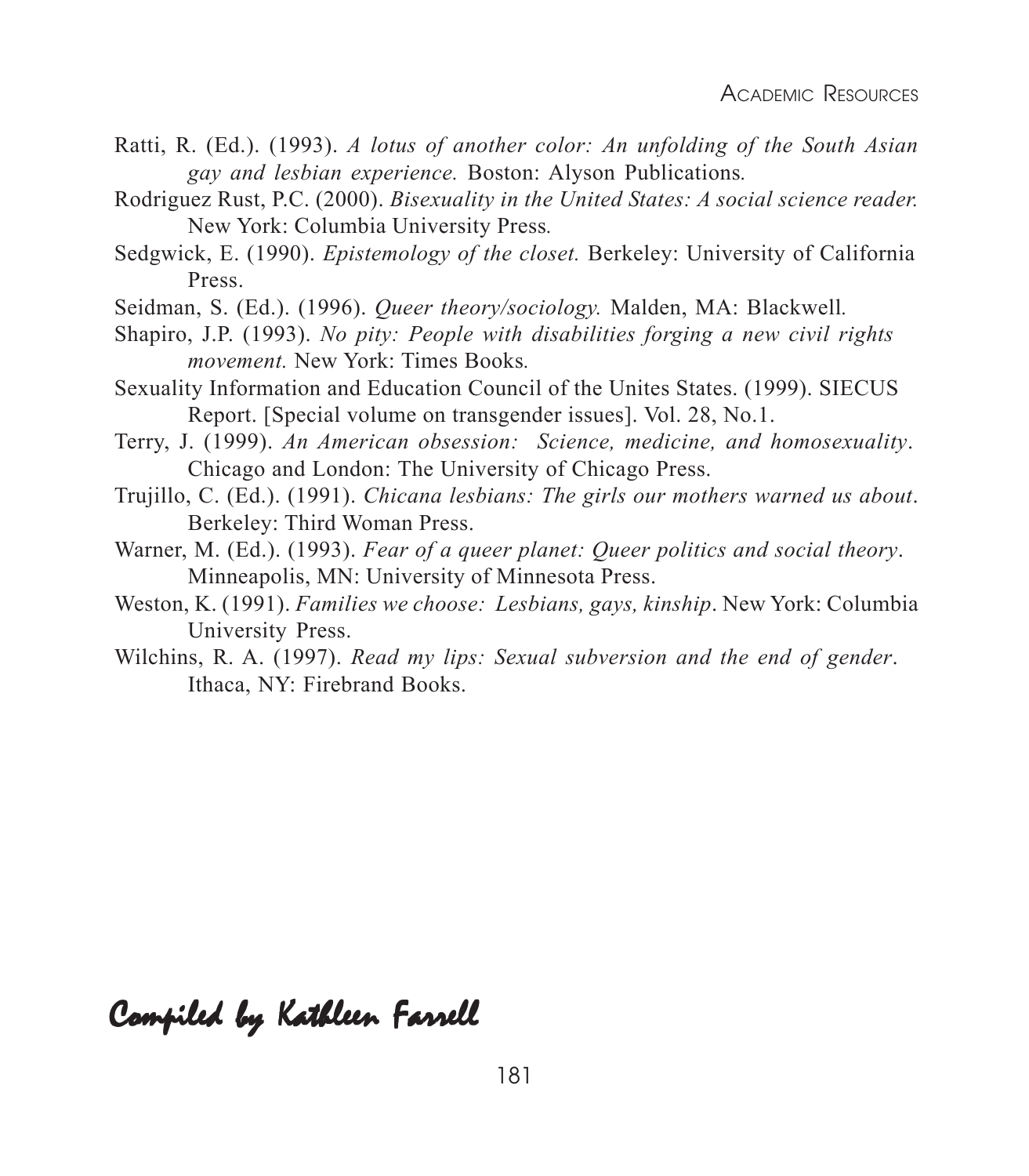Ratti, R. (Ed.). (1993). *A lotus of another color: An unfolding of the South Asian gay and lesbian experience.* Boston: Alyson Publications.

Rodriguez Rust, P.C. (2000). *Bisexuality in the United States: A social science reader.* New York: Columbia University Press.

Sedgwick, E. (1990). *Epistemology of the closet.* Berkeley: University of California Press.

Seidman, S. (Ed.). (1996). *Queer theory/sociology.* Malden, MA: Blackwell.

Shapiro, J.P. (1993). *No pity: People with disabilities forging a new civil rights movement.* New York: Times Books.

Sexuality Information and Education Council of the Unites States. (1999). SIECUS Report. [Special volume on transgender issues]. Vol. 28, No.1.

Terry, J. (1999). *An American obsession: Science, medicine, and homosexuality*. Chicago and London: The University of Chicago Press.

Trujillo, C. (Ed.). (1991). *Chicana lesbians: The girls our mothers warned us about*. Berkeley: Third Woman Press.

Warner, M. (Ed.). (1993). *Fear of a queer planet: Queer politics and social theory*. Minneapolis, MN: University of Minnesota Press.

Weston, K. (1991). *Families we choose: Lesbians, gays, kinship*. New York: Columbia University Press.

Wilchins, R. A. (1997). *Read my lips: Sexual subversion and the end of gender*. Ithaca, NY: Firebrand Books.

*Compiled by Kathleen Farrell*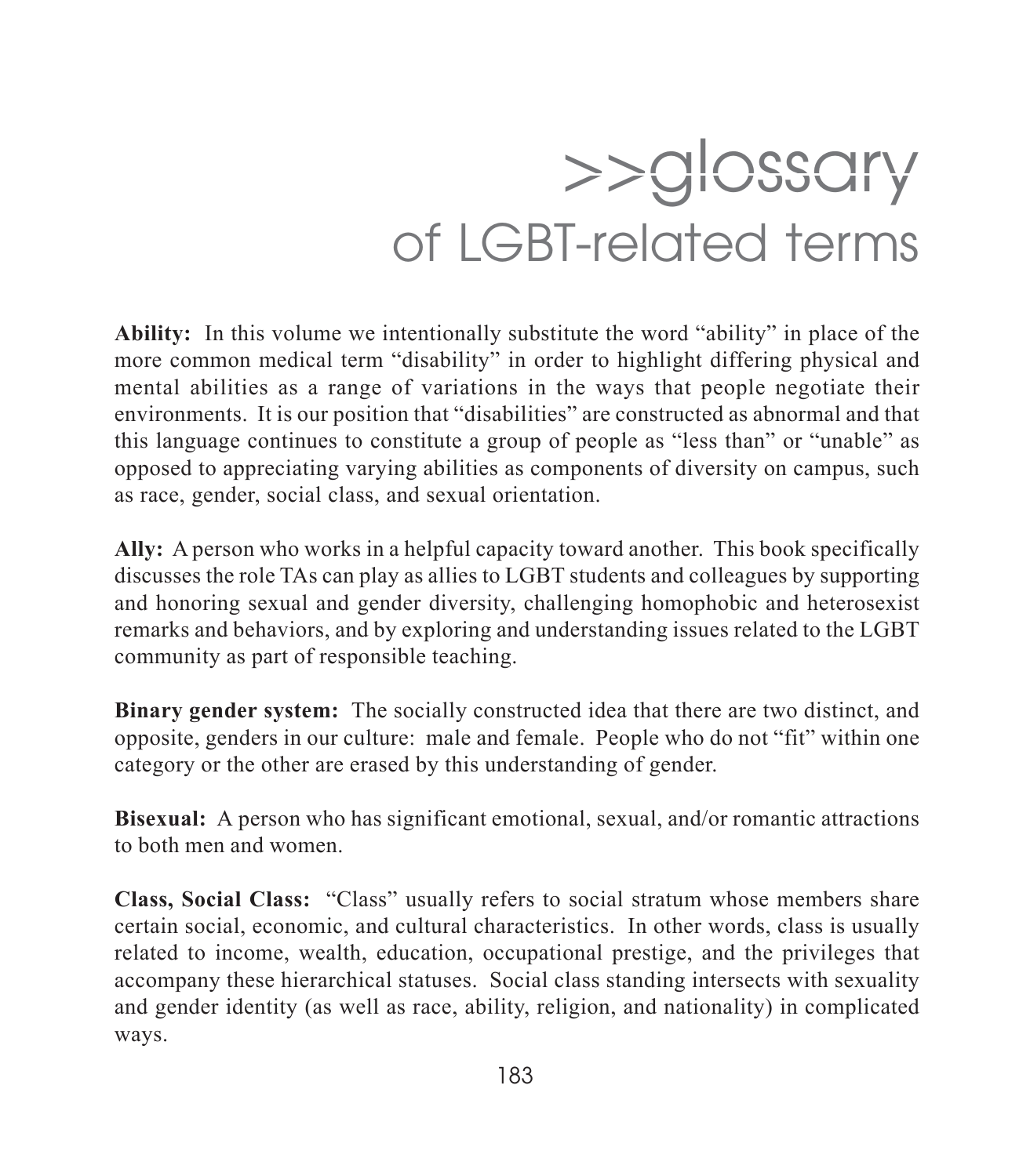# >>glossary
## of LGBT-related terms

**Ability:** In this volume we intentionally substitute the word "ability" in place of the more common medical term "disability" in order to highlight differing physical and mental abilities as a range of variations in the ways that people negotiate their environments. It is our position that "disabilities" are constructed as abnormal and that this language continues to constitute a group of people as "less than" or "unable" as opposed to appreciating varying abilities as components of diversity on campus, such as race, gender, social class, and sexual orientation.

**Ally:** A person who works in a helpful capacity toward another. This book specifically discusses the role TAs can play as allies to LGBT students and colleagues by supporting and honoring sexual and gender diversity, challenging homophobic and heterosexist remarks and behaviors, and by exploring and understanding issues related to the LGBT community as part of responsible teaching.

**Binary gender system:** The socially constructed idea that there are two distinct, and opposite, genders in our culture: male and female. People who do not "fit" within one category or the other are erased by this understanding of gender.

**Bisexual:** A person who has significant emotional, sexual, and/or romantic attractions to both men and women.

**Class, Social Class:** "Class" usually refers to social stratum whose members share certain social, economic, and cultural characteristics. In other words, class is usually related to income, wealth, education, occupational prestige, and the privileges that accompany these hierarchical statuses. Social class standing intersects with sexuality and gender identity (as well as race, ability, religion, and nationality) in complicated ways.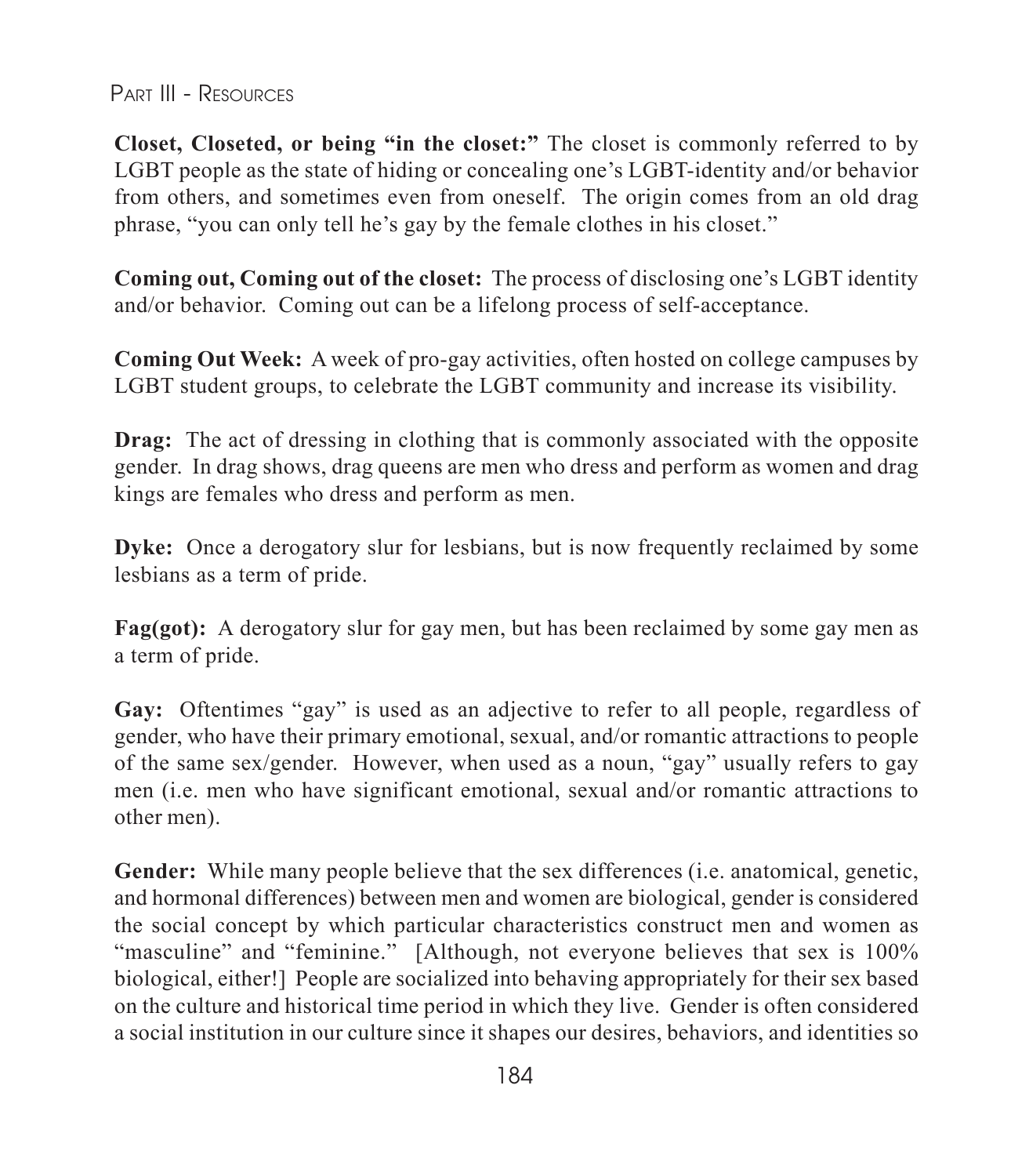**Closet, Closeted, or being "in the closet:"** The closet is commonly referred to by LGBT people as the state of hiding or concealing one's LGBT-identity and/or behavior from others, and sometimes even from oneself. The origin comes from an old drag phrase, "you can only tell he's gay by the female clothes in his closet."

**Coming out, Coming out of the closet:** The process of disclosing one's LGBT identity and/or behavior. Coming out can be a lifelong process of self-acceptance.

**Coming Out Week:** A week of pro-gay activities, often hosted on college campuses by LGBT student groups, to celebrate the LGBT community and increase its visibility.

**Drag:** The act of dressing in clothing that is commonly associated with the opposite gender. In drag shows, drag queens are men who dress and perform as women and drag kings are females who dress and perform as men.

**Dyke:** Once a derogatory slur for lesbians, but is now frequently reclaimed by some lesbians as a term of pride.

**Fag(got):** A derogatory slur for gay men, but has been reclaimed by some gay men as a term of pride.

**Gay:** Oftentimes "gay" is used as an adjective to refer to all people, regardless of gender, who have their primary emotional, sexual, and/or romantic attractions to people of the same sex/gender. However, when used as a noun, "gay" usually refers to gay men (i.e. men who have significant emotional, sexual and/or romantic attractions to other men).

**Gender:** While many people believe that the sex differences (i.e. anatomical, genetic, and hormonal differences) between men and women are biological, gender is considered the social concept by which particular characteristics construct men and women as "masculine" and "feminine." [Although, not everyone believes that sex is 100% biological, either!] People are socialized into behaving appropriately for their sex based on the culture and historical time period in which they live. Gender is often considered a social institution in our culture since it shapes our desires, behaviors, and identities so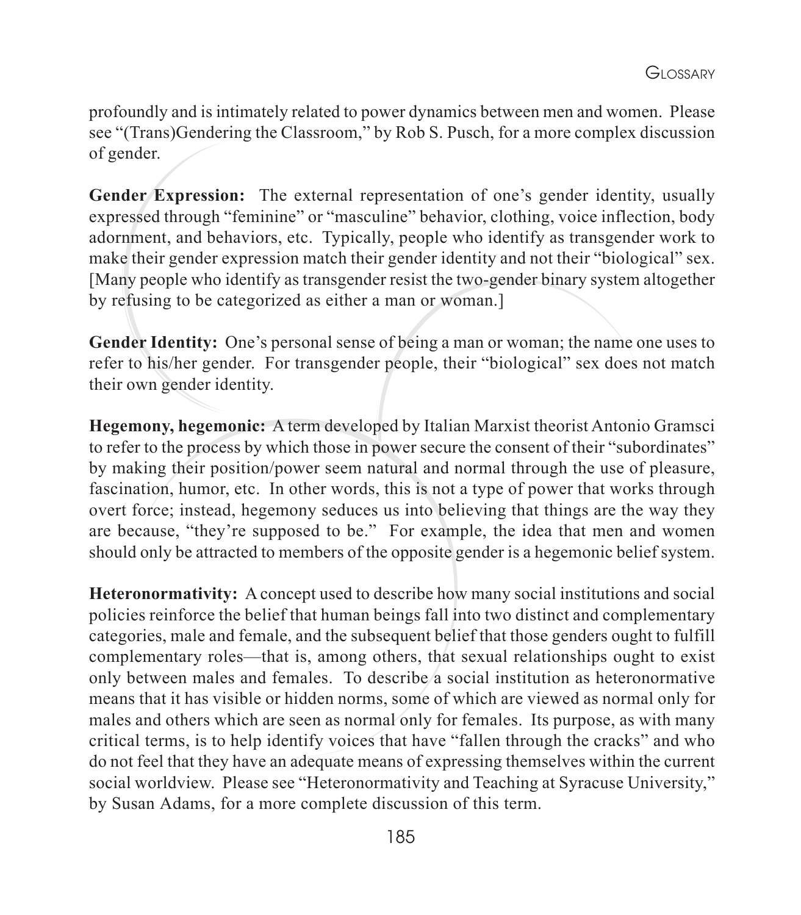profoundly and is intimately related to power dynamics between men and women. Please see "(Trans)Gendering the Classroom," by Rob S. Pusch, for a more complex discussion of gender.

**Gender Expression:** The external representation of one's gender identity, usually expressed through "feminine" or "masculine" behavior, clothing, voice inflection, body adornment, and behaviors, etc. Typically, people who identify as transgender work to make their gender expression match their gender identity and not their "biological" sex. [Many people who identify as transgender resist the two-gender binary system altogether by refusing to be categorized as either a man or woman.]

**Gender Identity:** One's personal sense of being a man or woman; the name one uses to refer to his/her gender. For transgender people, their "biological" sex does not match their own gender identity.

**Hegemony, hegemonic:** A term developed by Italian Marxist theorist Antonio Gramsci to refer to the process by which those in power secure the consent of their "subordinates" by making their position/power seem natural and normal through the use of pleasure, fascination, humor, etc. In other words, this is not a type of power that works through overt force; instead, hegemony seduces us into believing that things are the way they are because, "they're supposed to be." For example, the idea that men and women should only be attracted to members of the opposite gender is a hegemonic belief system.

**Heteronormativity:** A concept used to describe how many social institutions and social policies reinforce the belief that human beings fall into two distinct and complementary categories, male and female, and the subsequent belief that those genders ought to fulfill complementary roles—that is, among others, that sexual relationships ought to exist only between males and females. To describe a social institution as heteronormative means that it has visible or hidden norms, some of which are viewed as normal only for males and others which are seen as normal only for females. Its purpose, as with many critical terms, is to help identify voices that have "fallen through the cracks" and who do not feel that they have an adequate means of expressing themselves within the current social worldview. Please see "Heteronormativity and Teaching at Syracuse University," by Susan Adams, for a more complete discussion of this term.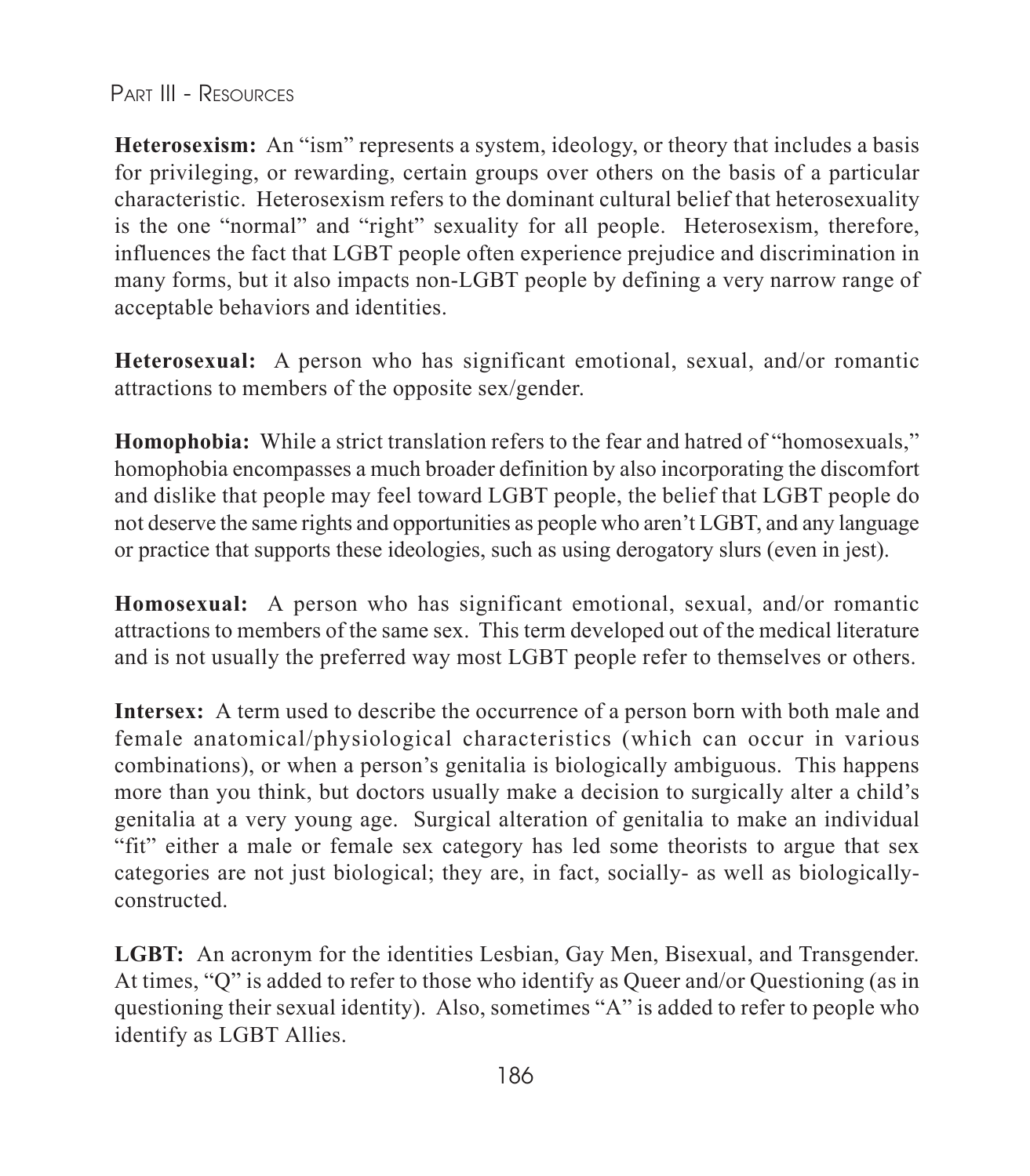**Heterosexism:** An "ism" represents a system, ideology, or theory that includes a basis for privileging, or rewarding, certain groups over others on the basis of a particular characteristic. Heterosexism refers to the dominant cultural belief that heterosexuality is the one "normal" and "right" sexuality for all people. Heterosexism, therefore, influences the fact that LGBT people often experience prejudice and discrimination in many forms, but it also impacts non-LGBT people by defining a very narrow range of acceptable behaviors and identities.

**Heterosexual:** A person who has significant emotional, sexual, and/or romantic attractions to members of the opposite sex/gender.

**Homophobia:** While a strict translation refers to the fear and hatred of "homosexuals," homophobia encompasses a much broader definition by also incorporating the discomfort and dislike that people may feel toward LGBT people, the belief that LGBT people do not deserve the same rights and opportunities as people who aren't LGBT, and any language or practice that supports these ideologies, such as using derogatory slurs (even in jest).

**Homosexual:** A person who has significant emotional, sexual, and/or romantic attractions to members of the same sex. This term developed out of the medical literature and is not usually the preferred way most LGBT people refer to themselves or others.

**Intersex:** A term used to describe the occurrence of a person born with both male and female anatomical/physiological characteristics (which can occur in various combinations), or when a person's genitalia is biologically ambiguous. This happens more than you think, but doctors usually make a decision to surgically alter a child's genitalia at a very young age. Surgical alteration of genitalia to make an individual "fit" either a male or female sex category has led some theorists to argue that sex categories are not just biological; they are, in fact, socially- as well as biologically-constructed.

**LGBT:** An acronym for the identities Lesbian, Gay Men, Bisexual, and Transgender. At times, "Q" is added to refer to those who identify as Queer and/or Questioning (as in questioning their sexual identity). Also, sometimes "A" is added to refer to people who identify as LGBT Allies.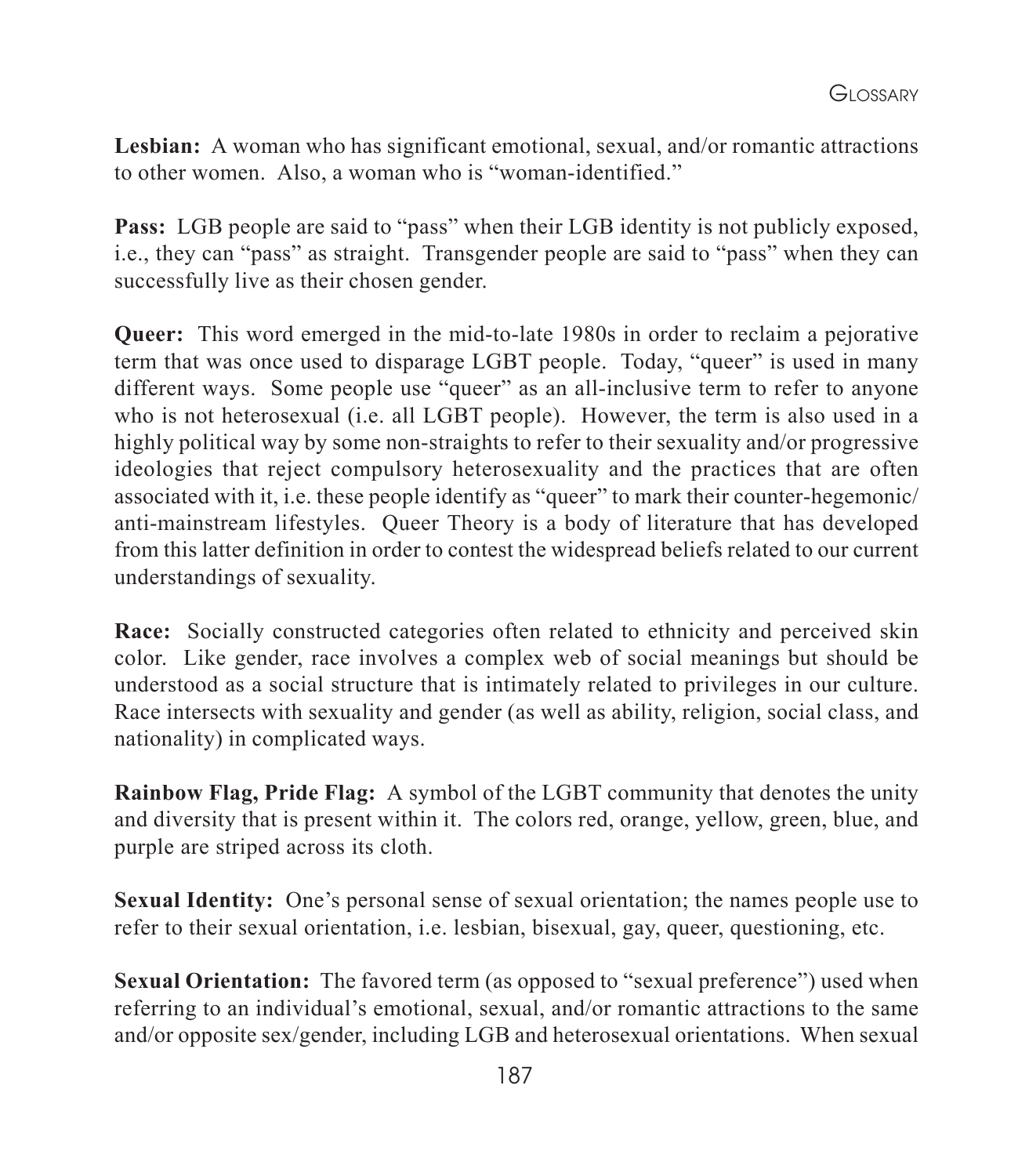**Lesbian:** A woman who has significant emotional, sexual, and/or romantic attractions to other women. Also, a woman who is "woman-identified."

**Pass:** LGB people are said to "pass" when their LGB identity is not publicly exposed, i.e., they can "pass" as straight. Transgender people are said to "pass" when they can successfully live as their chosen gender.

**Queer:** This word emerged in the mid-to-late 1980s in order to reclaim a pejorative term that was once used to disparage LGBT people. Today, "queer" is used in many different ways. Some people use "queer" as an all-inclusive term to refer to anyone who is not heterosexual (i.e. all LGBT people). However, the term is also used in a highly political way by some non-straights to refer to their sexuality and/or progressive ideologies that reject compulsory heterosexuality and the practices that are often associated with it, i.e. these people identify as "queer" to mark their counter-hegemonic/anti-mainstream lifestyles. Queer Theory is a body of literature that has developed from this latter definition in order to contest the widespread beliefs related to our current understandings of sexuality.

**Race:** Socially constructed categories often related to ethnicity and perceived skin color. Like gender, race involves a complex web of social meanings but should be understood as a social structure that is intimately related to privileges in our culture. Race intersects with sexuality and gender (as well as ability, religion, social class, and nationality) in complicated ways.

**Rainbow Flag, Pride Flag:** A symbol of the LGBT community that denotes the unity and diversity that is present within it. The colors red, orange, yellow, green, blue, and purple are striped across its cloth.

**Sexual Identity:** One's personal sense of sexual orientation; the names people use to refer to their sexual orientation, i.e. lesbian, bisexual, gay, queer, questioning, etc.

**Sexual Orientation:** The favored term (as opposed to "sexual preference") used when referring to an individual's emotional, sexual, and/or romantic attractions to the same and/or opposite sex/gender, including LGB and heterosexual orientations. When sexual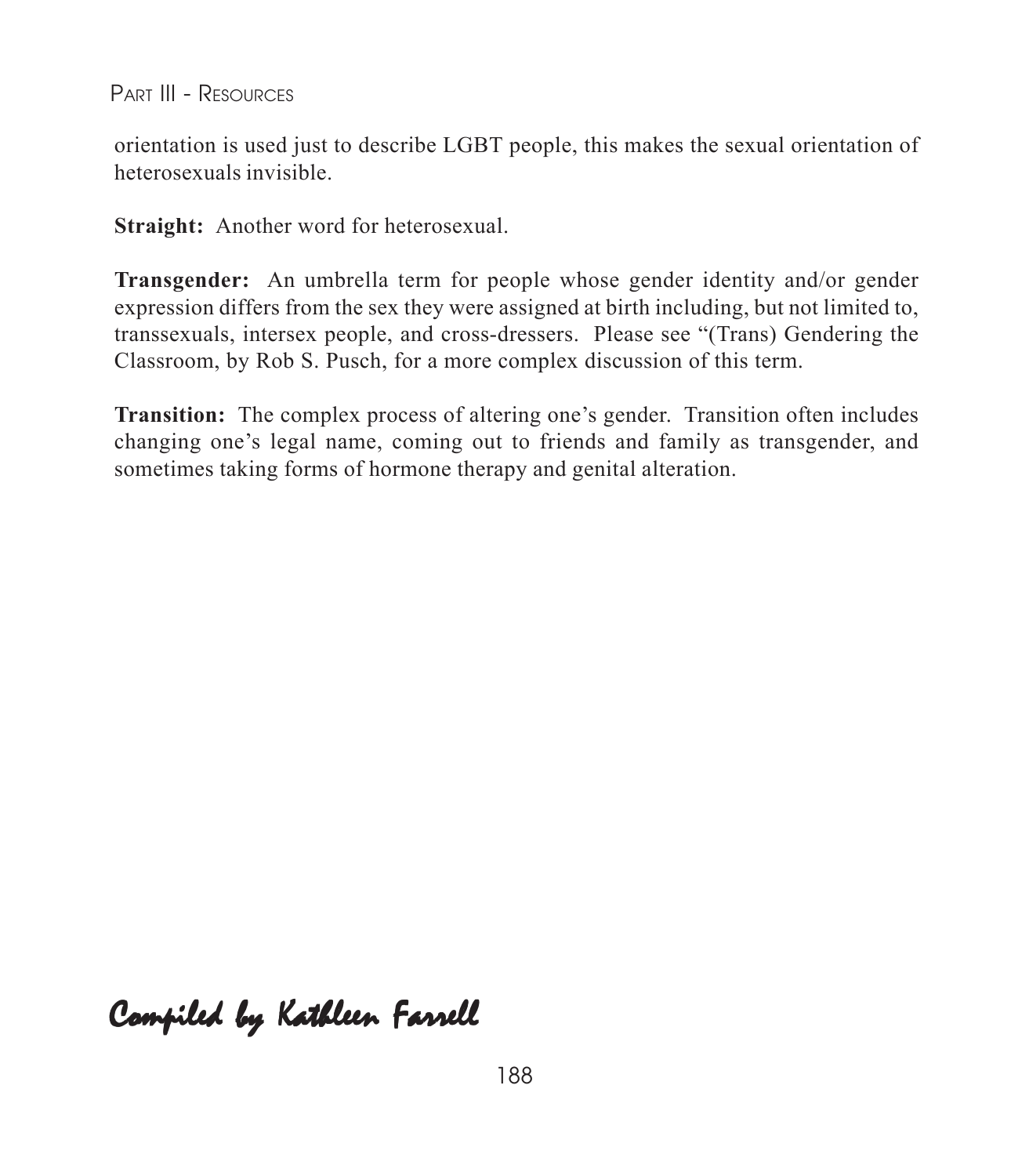orientation is used just to describe LGBT people, this makes the sexual orientation of heterosexuals invisible.

**Straight:** Another word for heterosexual.

**Transgender:** An umbrella term for people whose gender identity and/or gender expression differs from the sex they were assigned at birth including, but not limited to, transsexuals, intersex people, and cross-dressers. Please see "(Trans) Gendering the Classroom, by Rob S. Pusch, for a more complex discussion of this term.

**Transition:** The complex process of altering one's gender. Transition often includes changing one's legal name, coming out to friends and family as transgender, and sometimes taking forms of hormone therapy and genital alteration.

*Compiled by Kathleen Farrell*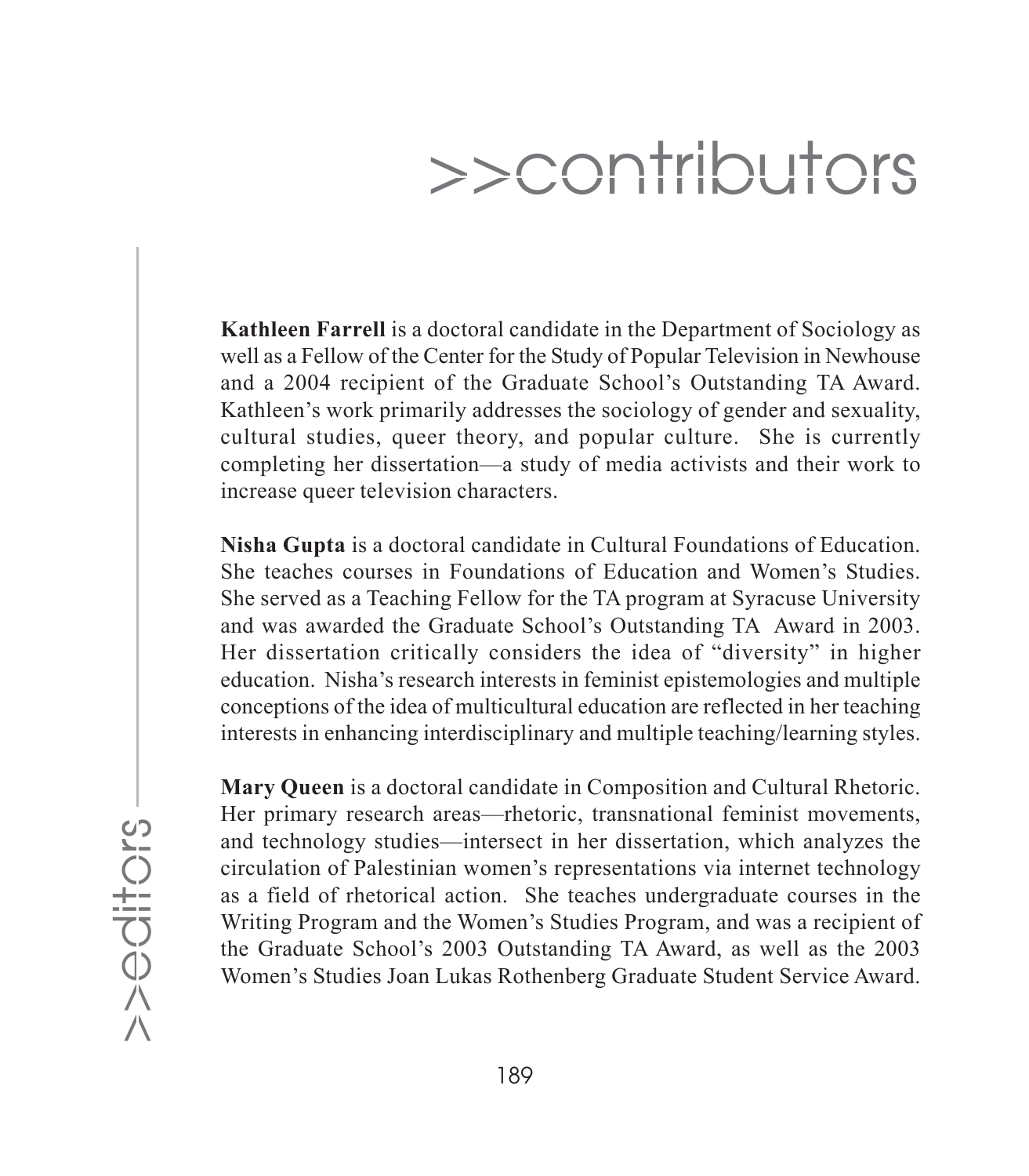# >>contributors

>>editors

**Kathleen Farrell** is a doctoral candidate in the Department of Sociology as well as a Fellow of the Center for the Study of Popular Television in Newhouse and a 2004 recipient of the Graduate School's Outstanding TA Award. Kathleen's work primarily addresses the sociology of gender and sexuality, cultural studies, queer theory, and popular culture. She is currently completing her dissertation—a study of media activists and their work to increase queer television characters.

**Nisha Gupta** is a doctoral candidate in Cultural Foundations of Education. She teaches courses in Foundations of Education and Women's Studies. She served as a Teaching Fellow for the TA program at Syracuse University and was awarded the Graduate School's Outstanding TA Award in 2003. Her dissertation critically considers the idea of "diversity" in higher education. Nisha's research interests in feminist epistemologies and multiple conceptions of the idea of multicultural education are reflected in her teaching interests in enhancing interdisciplinary and multiple teaching/learning styles.

**Mary Queen** is a doctoral candidate in Composition and Cultural Rhetoric. Her primary research areas—rhetoric, transnational feminist movements, and technology studies—intersect in her dissertation, which analyzes the circulation of Palestinian women's representations via internet technology as a field of rhetorical action. She teaches undergraduate courses in the Writing Program and the Women's Studies Program, and was a recipient of the Graduate School's 2003 Outstanding TA Award, as well as the 2003 Women's Studies Joan Lukas Rothenberg Graduate Student Service Award.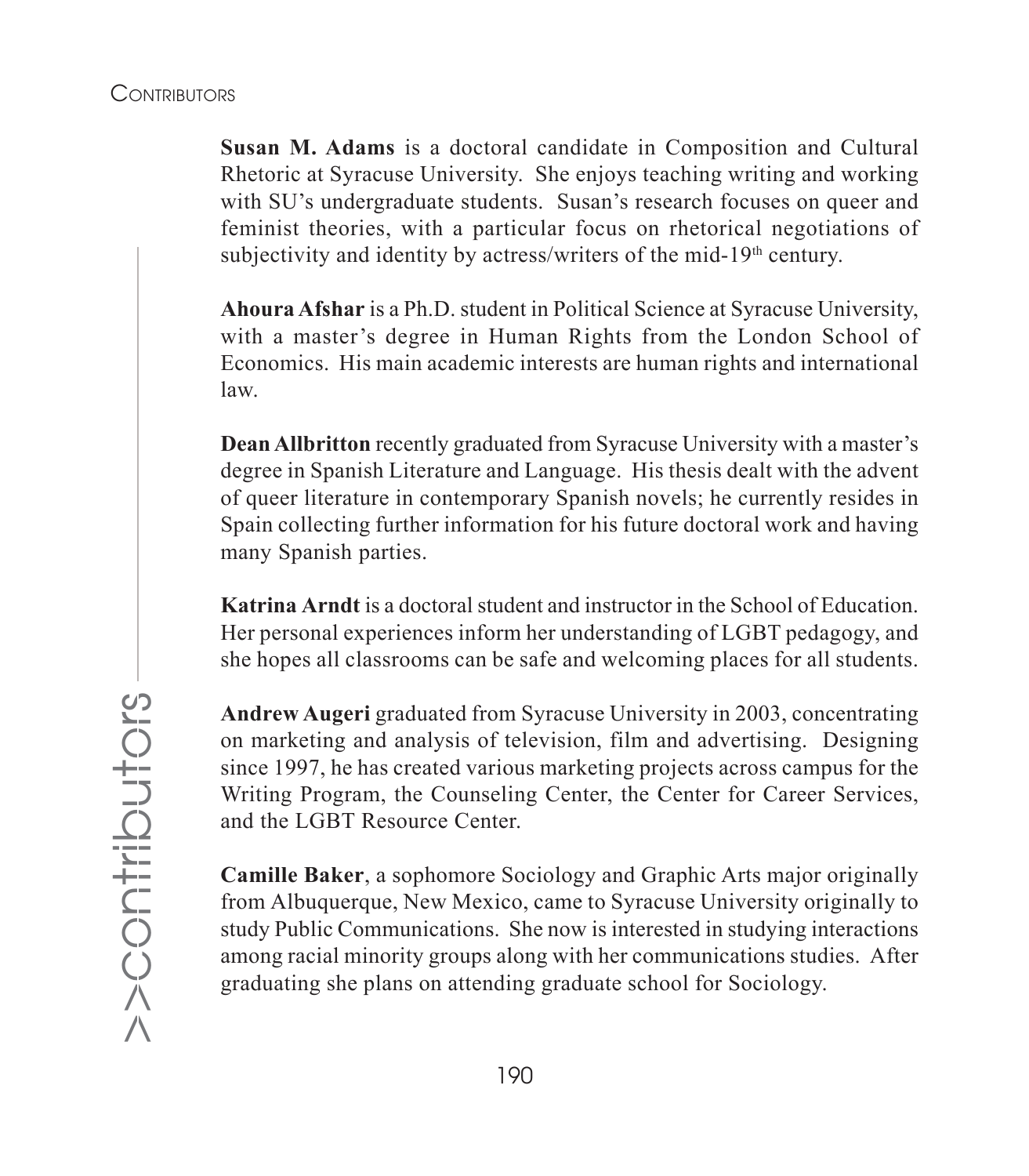**Susan M. Adams** is a doctoral candidate in Composition and Cultural Rhetoric at Syracuse University. She enjoys teaching writing and working with SU's undergraduate students. Susan's research focuses on queer and feminist theories, with a particular focus on rhetorical negotiations of subjectivity and identity by actress/writers of the mid-19th century.

**Ahoura Afshar** is a Ph.D. student in Political Science at Syracuse University, with a master's degree in Human Rights from the London School of Economics. His main academic interests are human rights and international law.

**Dean Allbritton** recently graduated from Syracuse University with a master's degree in Spanish Literature and Language. His thesis dealt with the advent of queer literature in contemporary Spanish novels; he currently resides in Spain collecting further information for his future doctoral work and having many Spanish parties.

**Katrina Arndt** is a doctoral student and instructor in the School of Education. Her personal experiences inform her understanding of LGBT pedagogy, and she hopes all classrooms can be safe and welcoming places for all students.

**Andrew Augeri** graduated from Syracuse University in 2003, concentrating on marketing and analysis of television, film and advertising. Designing since 1997, he has created various marketing projects across campus for the Writing Program, the Counseling Center, the Center for Career Services, and the LGBT Resource Center.

**Camille Baker**, a sophomore Sociology and Graphic Arts major originally from Albuquerque, New Mexico, came to Syracuse University originally to study Public Communications. She now is interested in studying interactions among racial minority groups along with her communications studies. After graduating she plans on attending graduate school for Sociology.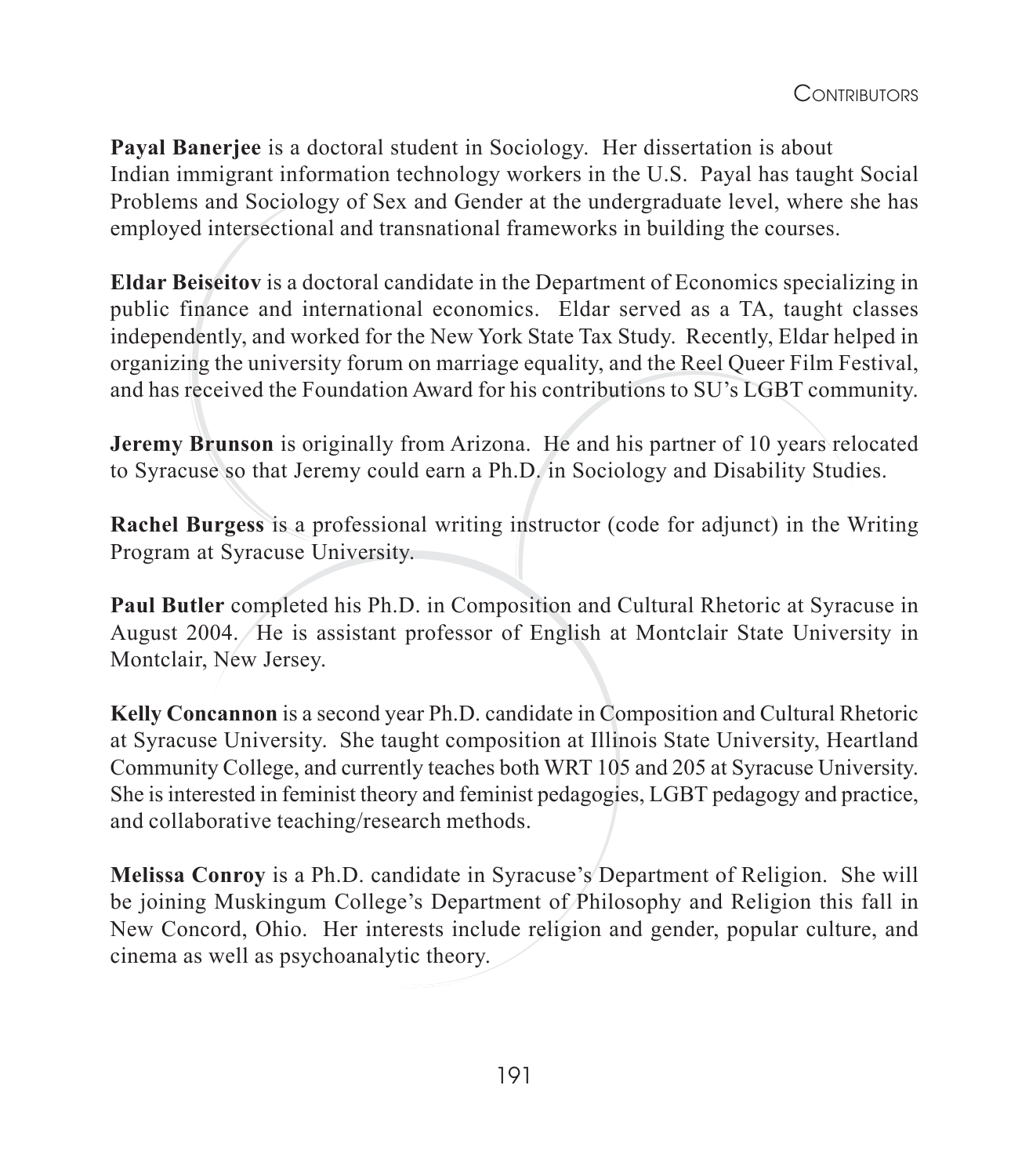**Payal Banerjee** is a doctoral student in Sociology. Her dissertation is about Indian immigrant information technology workers in the U.S. Payal has taught Social Problems and Sociology of Sex and Gender at the undergraduate level, where she has employed intersectional and transnational frameworks in building the courses.

**Eldar Beiseitov** is a doctoral candidate in the Department of Economics specializing in public finance and international economics. Eldar served as a TA, taught classes independently, and worked for the New York State Tax Study. Recently, Eldar helped in organizing the university forum on marriage equality, and the Reel Queer Film Festival, and has received the Foundation Award for his contributions to SU's LGBT community.

**Jeremy Brunson** is originally from Arizona. He and his partner of 10 years relocated to Syracuse so that Jeremy could earn a Ph.D. in Sociology and Disability Studies.

**Rachel Burgess** is a professional writing instructor (code for adjunct) in the Writing Program at Syracuse University.

**Paul Butler** completed his Ph.D. in Composition and Cultural Rhetoric at Syracuse in August 2004. He is assistant professor of English at Montclair State University in Montclair, New Jersey.

**Kelly Concannon** is a second year Ph.D. candidate in Composition and Cultural Rhetoric at Syracuse University. She taught composition at Illinois State University, Heartland Community College, and currently teaches both WRT 105 and 205 at Syracuse University. She is interested in feminist theory and feminist pedagogies, LGBT pedagogy and practice, and collaborative teaching/research methods.

**Melissa Conroy** is a Ph.D. candidate in Syracuse's Department of Religion. She will be joining Muskingum College's Department of Philosophy and Religion this fall in New Concord, Ohio. Her interests include religion and gender, popular culture, and cinema as well as psychoanalytic theory.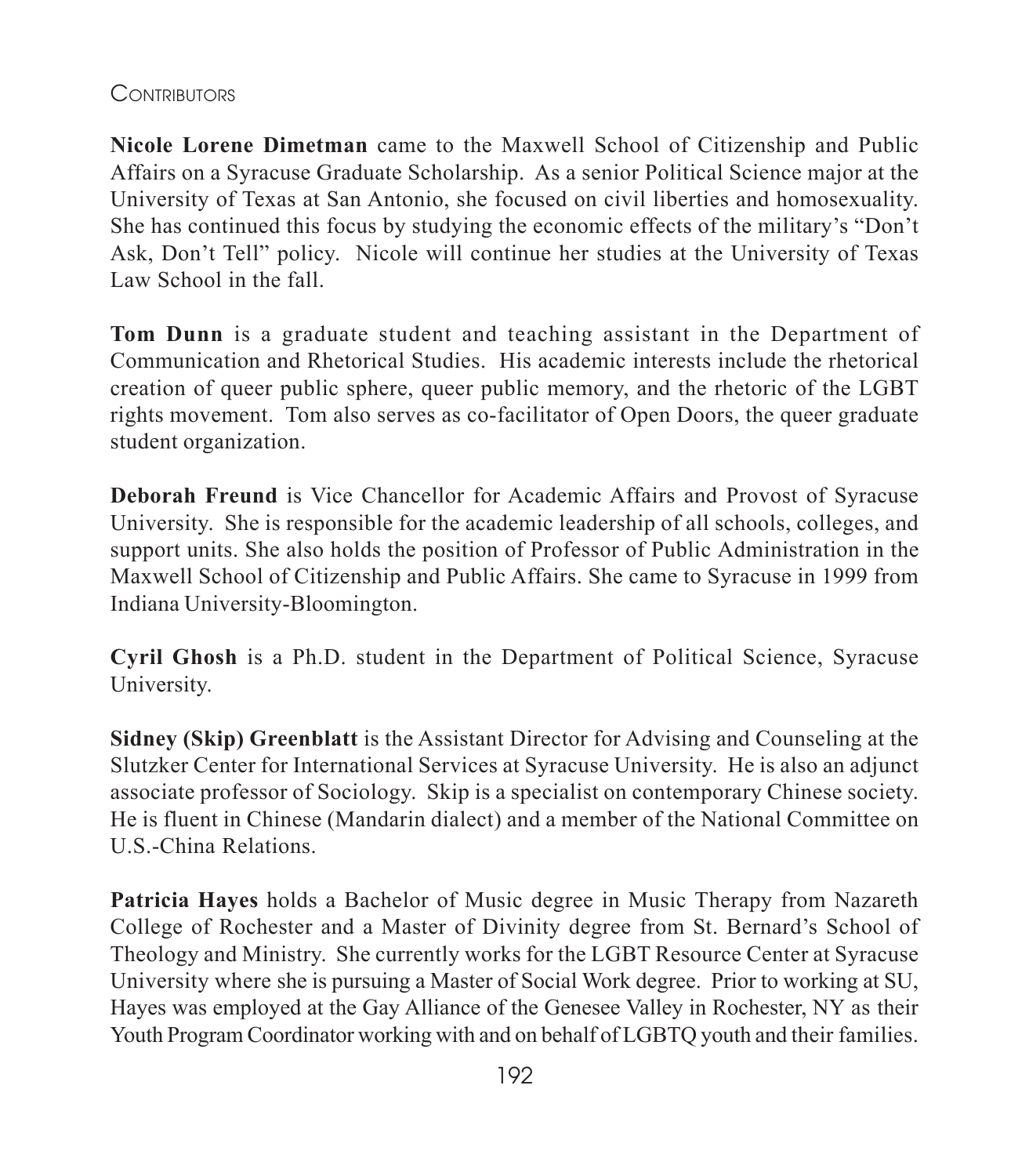Contributors

**Nicole Lorene Dimetman** came to the Maxwell School of Citizenship and Public Affairs on a Syracuse Graduate Scholarship. As a senior Political Science major at the University of Texas at San Antonio, she focused on civil liberties and homosexuality. She has continued this focus by studying the economic effects of the military's "Don't Ask, Don't Tell" policy. Nicole will continue her studies at the University of Texas Law School in the fall.

**Tom Dunn** is a graduate student and teaching assistant in the Department of Communication and Rhetorical Studies. His academic interests include the rhetorical creation of queer public sphere, queer public memory, and the rhetoric of the LGBT rights movement. Tom also serves as co-facilitator of Open Doors, the queer graduate student organization.

**Deborah Freund** is Vice Chancellor for Academic Affairs and Provost of Syracuse University. She is responsible for the academic leadership of all schools, colleges, and support units. She also holds the position of Professor of Public Administration in the Maxwell School of Citizenship and Public Affairs. She came to Syracuse in 1999 from Indiana University-Bloomington.

**Cyril Ghosh** is a Ph.D. student in the Department of Political Science, Syracuse University.

**Sidney (Skip) Greenblatt** is the Assistant Director for Advising and Counseling at the Slutzker Center for International Services at Syracuse University. He is also an adjunct associate professor of Sociology. Skip is a specialist on contemporary Chinese society. He is fluent in Chinese (Mandarin dialect) and a member of the National Committee on U.S.-China Relations.

**Patricia Hayes** holds a Bachelor of Music degree in Music Therapy from Nazareth College of Rochester and a Master of Divinity degree from St. Bernard's School of Theology and Ministry. She currently works for the LGBT Resource Center at Syracuse University where she is pursuing a Master of Social Work degree. Prior to working at SU, Hayes was employed at the Gay Alliance of the Genesee Valley in Rochester, NY as their Youth Program Coordinator working with and on behalf of LGBTQ youth and their families.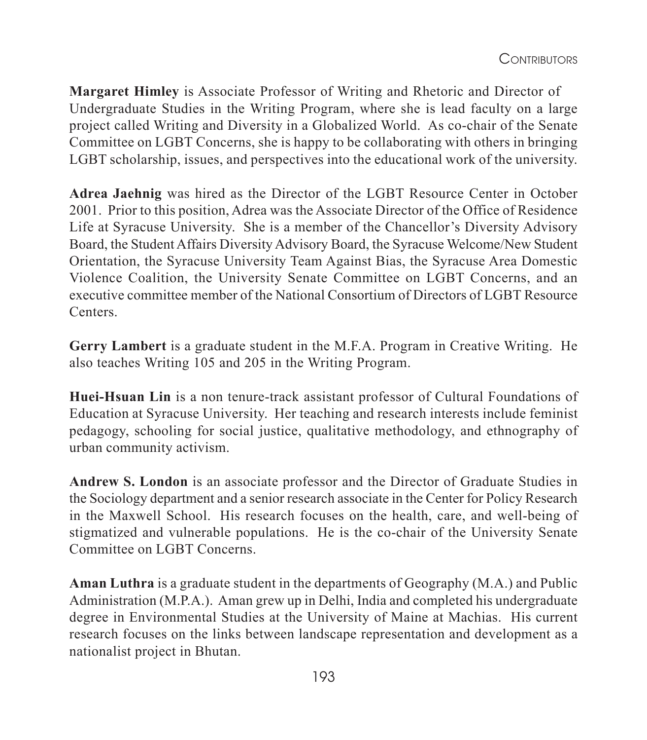**Margaret Himley** is Associate Professor of Writing and Rhetoric and Director of Undergraduate Studies in the Writing Program, where she is lead faculty on a large project called Writing and Diversity in a Globalized World. As co-chair of the Senate Committee on LGBT Concerns, she is happy to be collaborating with others in bringing LGBT scholarship, issues, and perspectives into the educational work of the university.

**Adrea Jaehnig** was hired as the Director of the LGBT Resource Center in October 2001. Prior to this position, Adrea was the Associate Director of the Office of Residence Life at Syracuse University. She is a member of the Chancellor's Diversity Advisory Board, the Student Affairs Diversity Advisory Board, the Syracuse Welcome/New Student Orientation, the Syracuse University Team Against Bias, the Syracuse Area Domestic Violence Coalition, the University Senate Committee on LGBT Concerns, and an executive committee member of the National Consortium of Directors of LGBT Resource Centers.

**Gerry Lambert** is a graduate student in the M.F.A. Program in Creative Writing. He also teaches Writing 105 and 205 in the Writing Program.

**Huei-Hsuan Lin** is a non tenure-track assistant professor of Cultural Foundations of Education at Syracuse University. Her teaching and research interests include feminist pedagogy, schooling for social justice, qualitative methodology, and ethnography of urban community activism.

**Andrew S. London** is an associate professor and the Director of Graduate Studies in the Sociology department and a senior research associate in the Center for Policy Research in the Maxwell School. His research focuses on the health, care, and well-being of stigmatized and vulnerable populations. He is the co-chair of the University Senate Committee on LGBT Concerns.

**Aman Luthra** is a graduate student in the departments of Geography (M.A.) and Public Administration (M.P.A.). Aman grew up in Delhi, India and completed his undergraduate degree in Environmental Studies at the University of Maine at Machias. His current research focuses on the links between landscape representation and development as a nationalist project in Bhutan.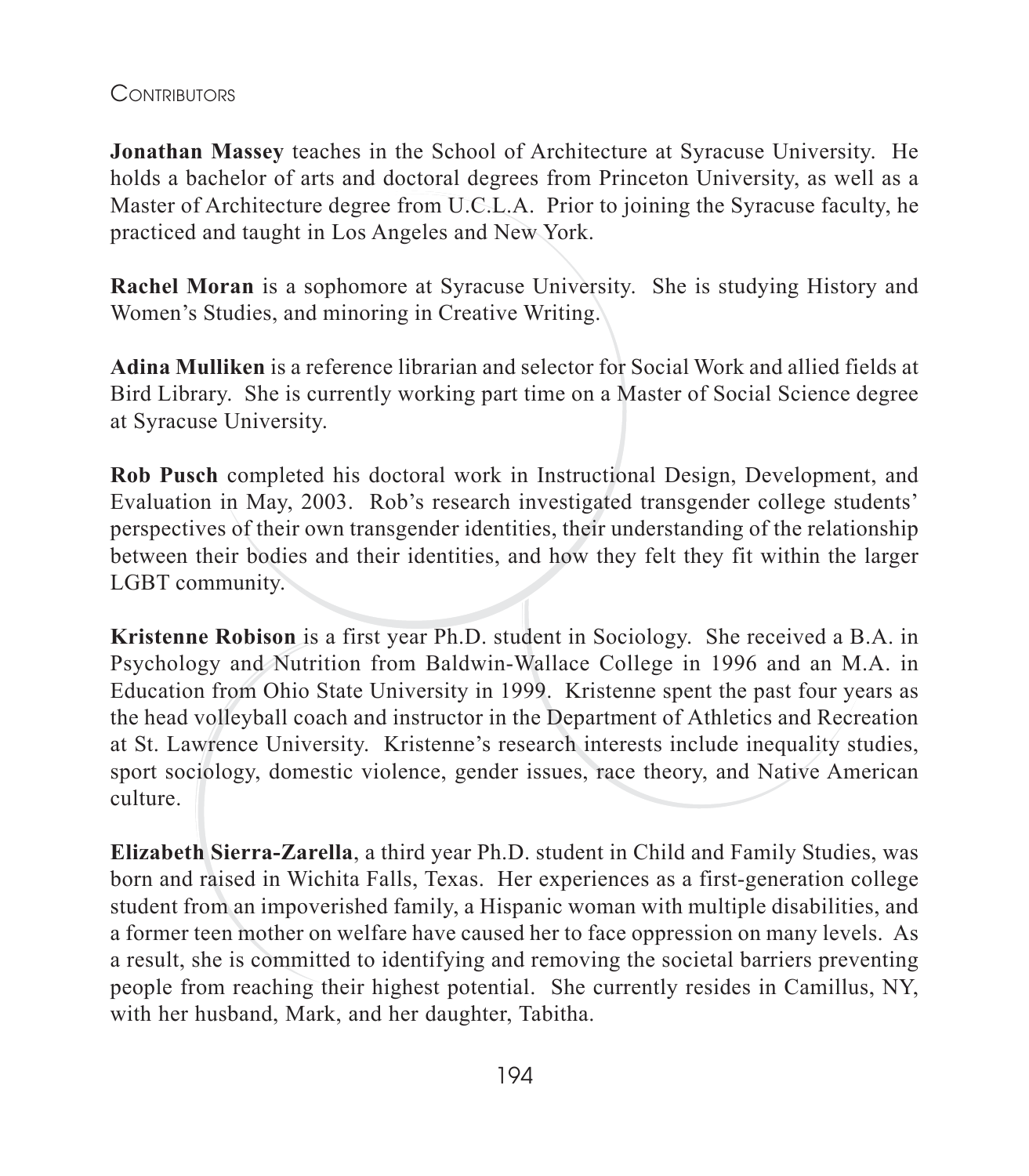Contributors

**Jonathan Massey** teaches in the School of Architecture at Syracuse University. He holds a bachelor of arts and doctoral degrees from Princeton University, as well as a Master of Architecture degree from U.C.L.A. Prior to joining the Syracuse faculty, he practiced and taught in Los Angeles and New York.

**Rachel Moran** is a sophomore at Syracuse University. She is studying History and Women's Studies, and minoring in Creative Writing.

**Adina Mulliken** is a reference librarian and selector for Social Work and allied fields at Bird Library. She is currently working part time on a Master of Social Science degree at Syracuse University.

**Rob Pusch** completed his doctoral work in Instructional Design, Development, and Evaluation in May, 2003. Rob's research investigated transgender college students' perspectives of their own transgender identities, their understanding of the relationship between their bodies and their identities, and how they felt they fit within the larger LGBT community.

**Kristenne Robison** is a first year Ph.D. student in Sociology. She received a B.A. in Psychology and Nutrition from Baldwin-Wallace College in 1996 and an M.A. in Education from Ohio State University in 1999. Kristenne spent the past four years as the head volleyball coach and instructor in the Department of Athletics and Recreation at St. Lawrence University. Kristenne's research interests include inequality studies, sport sociology, domestic violence, gender issues, race theory, and Native American culture.

**Elizabeth Sierra-Zarella**, a third year Ph.D. student in Child and Family Studies, was born and raised in Wichita Falls, Texas. Her experiences as a first-generation college student from an impoverished family, a Hispanic woman with multiple disabilities, and a former teen mother on welfare have caused her to face oppression on many levels. As a result, she is committed to identifying and removing the societal barriers preventing people from reaching their highest potential. She currently resides in Camillus, NY, with her husband, Mark, and her daughter, Tabitha.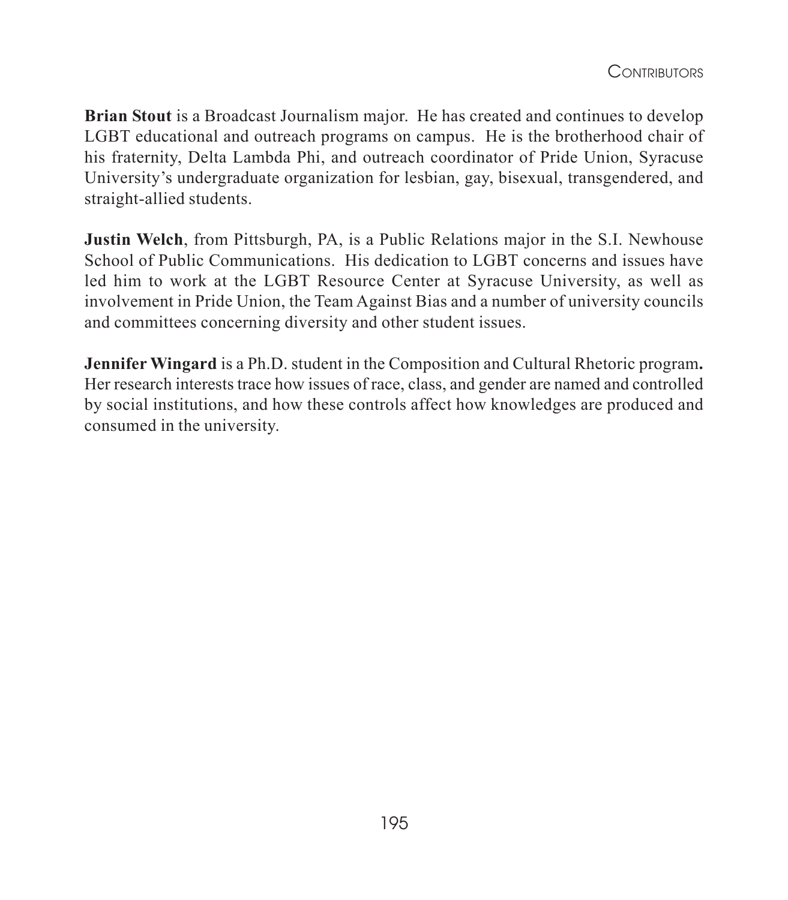**Brian Stout** is a Broadcast Journalism major. He has created and continues to develop LGBT educational and outreach programs on campus. He is the brotherhood chair of his fraternity, Delta Lambda Phi, and outreach coordinator of Pride Union, Syracuse University's undergraduate organization for lesbian, gay, bisexual, transgendered, and straight-allied students.

**Justin Welch**, from Pittsburgh, PA, is a Public Relations major in the S.I. Newhouse School of Public Communications. His dedication to LGBT concerns and issues have led him to work at the LGBT Resource Center at Syracuse University, as well as involvement in Pride Union, the Team Against Bias and a number of university councils and committees concerning diversity and other student issues.

**Jennifer Wingard** is a Ph.D. student in the Composition and Cultural Rhetoric program. Her research interests trace how issues of race, class, and gender are named and controlled by social institutions, and how these controls affect how knowledges are produced and consumed in the university.